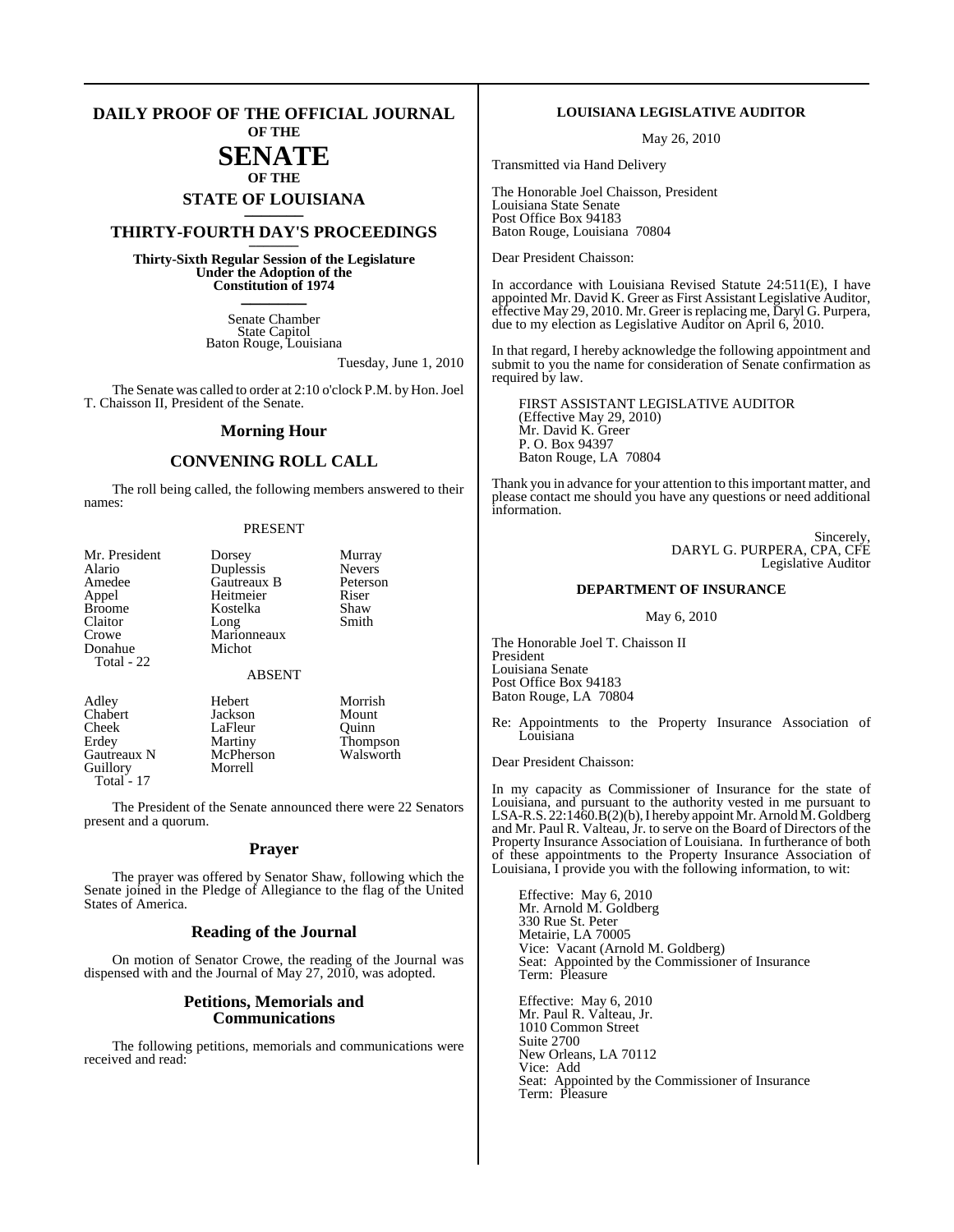# DAILY PROOF OF THE OFFICIAL JOURNAL OF THE SENATE OF THE STATE OF LOUISIANA

## THIRTY-FOURTH DAY'S PROCEEDINGS

**Thirty-Sixth Regular Session of the Legislature Under the Adoption of the Constitution of 1974**

Senate Chamber
State Capitol
Baton Rouge, Louisiana

Tuesday, June 1, 2010

The Senate was called to order at 2:10 o'clock P.M. by Hon. Joel T. Chaisson II, President of the Senate.

## Morning Hour

## CONVENING ROLL CALL

The roll being called, the following members answered to their names:

PRESENT

| | | |
|---|---|---|
| Mr. President | Dorsey | Murray |
| Alario | Duplessis | Nevers |
| Amedee | Gautreaux B | Peterson |
| Appel | Heitmeier | Riser |
| Broome | Kostelka | Shaw |
| Claitor | Long | Smith |
| Crowe | Marionneaux | |
| Donahue | Michot | |

Total - 22

ABSENT

| | | |
|---|---|---|
| Adley | Hebert | Morrish |
| Chabert | Jackson | Mount |
| Cheek | LaFleur | Quinn |
| Erdey | Martiny | Thompson |
| Gautreaux N | McPherson | Walsworth |
| Guillory | Morrell | |

Total - 17

The President of the Senate announced there were 22 Senators present and a quorum.

## Prayer

The prayer was offered by Senator Shaw, following which the Senate joined in the Pledge of Allegiance to the flag of the United States of America.

## Reading of the Journal

On motion of Senator Crowe, the reading of the Journal was dispensed with and the Journal of May 27, 2010, was adopted.

## Petitions, Memorials and Communications

The following petitions, memorials and communications were received and read:

### LOUISIANA LEGISLATIVE AUDITOR

May 26, 2010

Transmitted via Hand Delivery

The Honorable Joel Chaisson, President
Louisiana State Senate
Post Office Box 94183
Baton Rouge, Louisiana 70804

Dear President Chaisson:

In accordance with Louisiana Revised Statute 24:511(E), I have appointed Mr. David K. Greer as First Assistant Legislative Auditor, effective May 29, 2010. Mr. Greer is replacing me, Daryl G. Purpera, due to my election as Legislative Auditor on April 6, 2010.

In that regard, I hereby acknowledge the following appointment and submit to you the name for consideration of Senate confirmation as required by law.

FIRST ASSISTANT LEGISLATIVE AUDITOR
(Effective May 29, 2010)
Mr. David K. Greer
P. O. Box 94397
Baton Rouge, LA 70804

Thank you in advance for your attention to this important matter, and please contact me should you have any questions or need additional information.

Sincerely,
DARYL G. PURPERA, CPA, CFE
Legislative Auditor

### DEPARTMENT OF INSURANCE

May 6, 2010

The Honorable Joel T. Chaisson II
President
Louisiana Senate
Post Office Box 94183
Baton Rouge, LA 70804

Re: Appointments to the Property Insurance Association of Louisiana

Dear President Chaisson:

In my capacity as Commissioner of Insurance for the state of Louisiana, and pursuant to the authority vested in me pursuant to LSA-R.S. 22:1460.B(2)(b), I hereby appoint Mr. Arnold M. Goldberg and Mr. Paul R. Valteau, Jr. to serve on the Board of Directors of the Property Insurance Association of Louisiana. In furtherance of both of these appointments to the Property Insurance Association of Louisiana, I provide you with the following information, to wit:

Effective: May 6, 2010
Mr. Arnold M. Goldberg
330 Rue St. Peter
Metairie, LA 70005
Vice: Vacant (Arnold M. Goldberg)
Seat: Appointed by the Commissioner of Insurance
Term: Pleasure

Effective: May 6, 2010
Mr. Paul R. Valteau, Jr.
1010 Common Street
Suite 2700
New Orleans, LA 70112
Vice: Add
Seat: Appointed by the Commissioner of Insurance
Term: Pleasure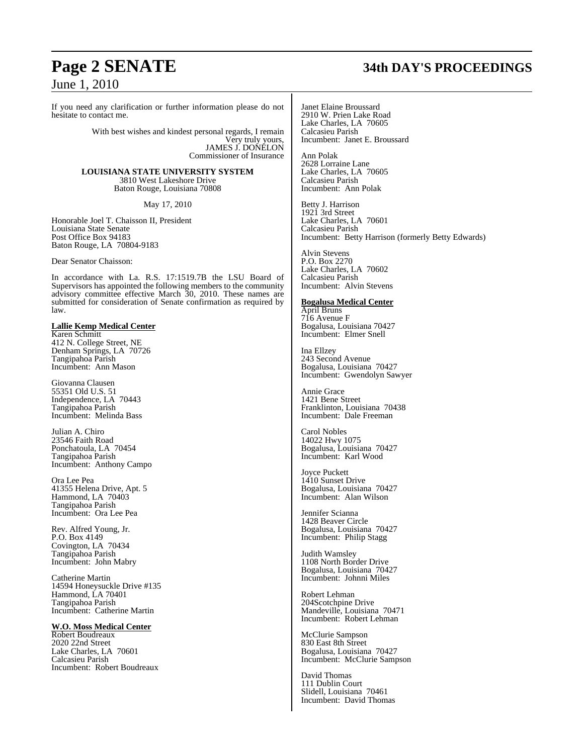If you need any clarification or further information please do not hesitate to contact me.

With best wishes and kindest personal regards, I remain
Very truly yours,
JAMES J. DONELON
Commissioner of Insurance

**LOUISIANA STATE UNIVERSITY SYSTEM**
3810 West Lakeshore Drive
Baton Rouge, Louisiana 70808

May 17, 2010

Honorable Joel T. Chaisson II, President
Louisiana State Senate
Post Office Box 94183
Baton Rouge, LA 70804-9183

Dear Senator Chaisson:

In accordance with La. R.S. 17:1519.7B the LSU Board of Supervisors has appointed the following members to the community advisory committee effective March 30, 2010. These names are submitted for consideration of Senate confirmation as required by law.

**Lallie Kemp Medical Center**

Karen Schmitt
412 N. College Street, NE
Denham Springs, LA 70726
Tangipahoa Parish
Incumbent: Ann Mason

Giovanna Clausen
55351 Old U.S. 51
Independence, LA 70443
Tangipahoa Parish
Incumbent: Melinda Bass

Julian A. Chiro
23546 Faith Road
Ponchatoula, LA 70454
Tangipahoa Parish
Incumbent: Anthony Campo

Ora Lee Pea
41355 Helena Drive, Apt. 5
Hammond, LA 70403
Tangipahoa Parish
Incumbent: Ora Lee Pea

Rev. Alfred Young, Jr.
P.O. Box 4149
Covington, LA 70434
Tangipahoa Parish
Incumbent: John Mabry

Catherine Martin
14594 Honeysuckle Drive #135
Hammond, LA 70401
Tangipahoa Parish
Incumbent: Catherine Martin

**W.O. Moss Medical Center**

Robert Boudreaux
2020 22nd Street
Lake Charles, LA 70601
Calcasieu Parish
Incumbent: Robert Boudreaux

Janet Elaine Broussard
2910 W. Prien Lake Road
Lake Charles, LA 70605
Calcasieu Parish
Incumbent: Janet E. Broussard

Ann Polak
2628 Lorraine Lane
Lake Charles, LA 70605
Calcasieu Parish
Incumbent: Ann Polak

Betty J. Harrison
1921 3rd Street
Lake Charles, LA 70601
Calcasieu Parish
Incumbent: Betty Harrison (formerly Betty Edwards)

Alvin Stevens
P.O. Box 2270
Lake Charles, LA 70602
Calcasieu Parish
Incumbent: Alvin Stevens

**Bogalusa Medical Center**

April Bruns
716 Avenue F
Bogalusa, Louisiana 70427
Incumbent: Elmer Snell

Ina Ellzey
243 Second Avenue
Bogalusa, Louisiana 70427
Incumbent: Gwendolyn Sawyer

Annie Grace
1421 Bene Street
Franklinton, Louisiana 70438
Incumbent: Dale Freeman

Carol Nobles
14022 Hwy 1075
Bogalusa, Louisiana 70427
Incumbent: Karl Wood

Joyce Puckett
1410 Sunset Drive
Bogalusa, Louisiana 70427
Incumbent: Alan Wilson

Jennifer Scianna
1428 Beaver Circle
Bogalusa, Louisiana 70427
Incumbent: Philip Stagg

Judith Wamsley
1108 North Border Drive
Bogalusa, Louisiana 70427
Incumbent: Johnni Miles

Robert Lehman
204Scotchpine Drive
Mandeville, Louisiana 70471
Incumbent: Robert Lehman

McClurie Sampson
830 East 8th Street
Bogalusa, Louisiana 70427
Incumbent: McClurie Sampson

David Thomas
111 Dublin Court
Slidell, Louisiana 70461
Incumbent: David Thomas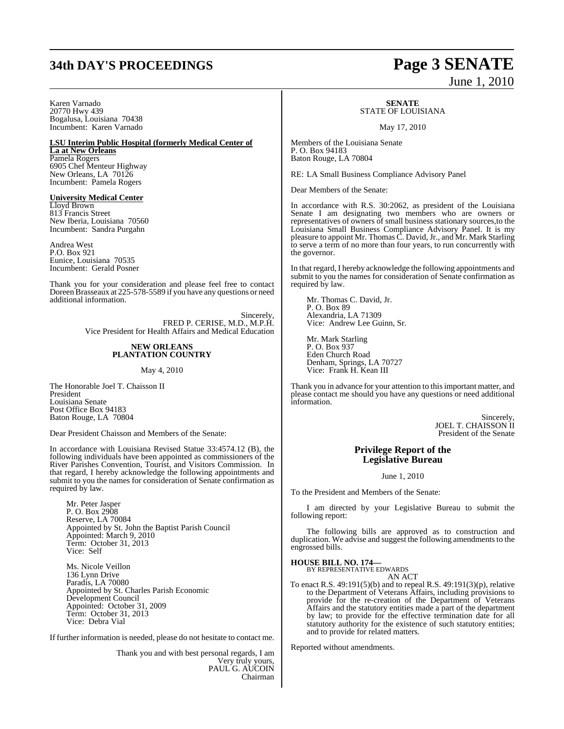Karen Varnado
20770 Hwy 439
Bogalusa, Louisiana 70438
Incumbent: Karen Varnado

**LSU Interim Public Hospital (formerly Medical Center of La at New Orleans)**
Pamela Rogers
6905 Chef Menteur Highway
New Orleans, LA 70126
Incumbent: Pamela Rogers

**University Medical Center**
Lloyd Brown
813 Francis Street
New Iberia, Louisiana 70560
Incumbent: Sandra Purgahn

Andrea West
P.O. Box 921
Eunice, Louisiana 70535
Incumbent: Gerald Posner

Thank you for your consideration and please feel free to contact Doreen Brasseaux at 225-578-5589 if you have any questions or need additional information.

Sincerely,
FRED P. CERISE, M.D., M.P.H.
Vice President for Health Affairs and Medical Education

**NEW ORLEANS PLANTATION COUNTRY**

May 4, 2010

The Honorable Joel T. Chaisson II
President
Louisiana Senate
Post Office Box 94183
Baton Rouge, LA 70804

Dear President Chaisson and Members of the Senate:

In accordance with Louisiana Revised Statue 33:4574.12 (B), the following individuals have been appointed as commissioners of the River Parishes Convention, Tourist, and Visitors Commission. In that regard, I hereby acknowledge the following appointments and submit to you the names for consideration of Senate confirmation as required by law.

Mr. Peter Jasper
P. O. Box 2908
Reserve, LA 70084
Appointed by St. John the Baptist Parish Council
Appointed: March 9, 2010
Term: October 31, 2013
Vice: Self

Ms. Nicole Veillon
136 Lynn Drive
Paradis, LA 70080
Appointed by St. Charles Parish Economic Development Council
Appointed: October 31, 2009
Term: October 31, 2013
Vice: Debra Vial

If further information is needed, please do not hesitate to contact me.

Thank you and with best personal regards, I am
Very truly yours,
PAUL G. AUCOIN
Chairman

**SENATE**
STATE OF LOUISIANA

May 17, 2010

Members of the Louisiana Senate
P. O. Box 94183
Baton Rouge, LA 70804

RE: LA Small Business Compliance Advisory Panel

Dear Members of the Senate:

In accordance with R.S. 30:2062, as president of the Louisiana Senate I am designating two members who are owners or representatives of owners of small business stationary sources,to the Louisiana Small Business Compliance Advisory Panel. It is my pleasure to appoint Mr. Thomas C. David, Jr., and Mr. Mark Starling to serve a term of no more than four years, to run concurrently with the governor.

In that regard, I hereby acknowledge the following appointments and submit to you the names for consideration of Senate confirmation as required by law.

Mr. Thomas C. David, Jr.
P. O. Box 89
Alexandria, LA 71309
Vice: Andrew Lee Guinn, Sr.

Mr. Mark Starling
P. O. Box 937
Eden Church Road
Denham, Springs, LA 70727
Vice: Frank H. Kean III

Thank you in advance for your attention to this important matter, and please contact me should you have any questions or need additional information.

Sincerely,
JOEL T. CHAISSON II
President of the Senate

## Privilege Report of the Legislative Bureau

June 1, 2010

To the President and Members of the Senate:

I am directed by your Legislative Bureau to submit the following report:

The following bills are approved as to construction and duplication. We advise and suggest the following amendments to the engrossed bills.

**HOUSE BILL NO. 174—**
BY REPRESENTATIVE EDWARDS
AN ACT

To enact R.S. 49:191(5)(b) and to repeal R.S. 49:191(3)(p), relative to the Department of Veterans Affairs, including provisions to provide for the re-creation of the Department of Veterans Affairs and the statutory entities made a part of the department by law; to provide for the effective termination date for all statutory authority for the existence of such statutory entities; and to provide for related matters.

Reported without amendments.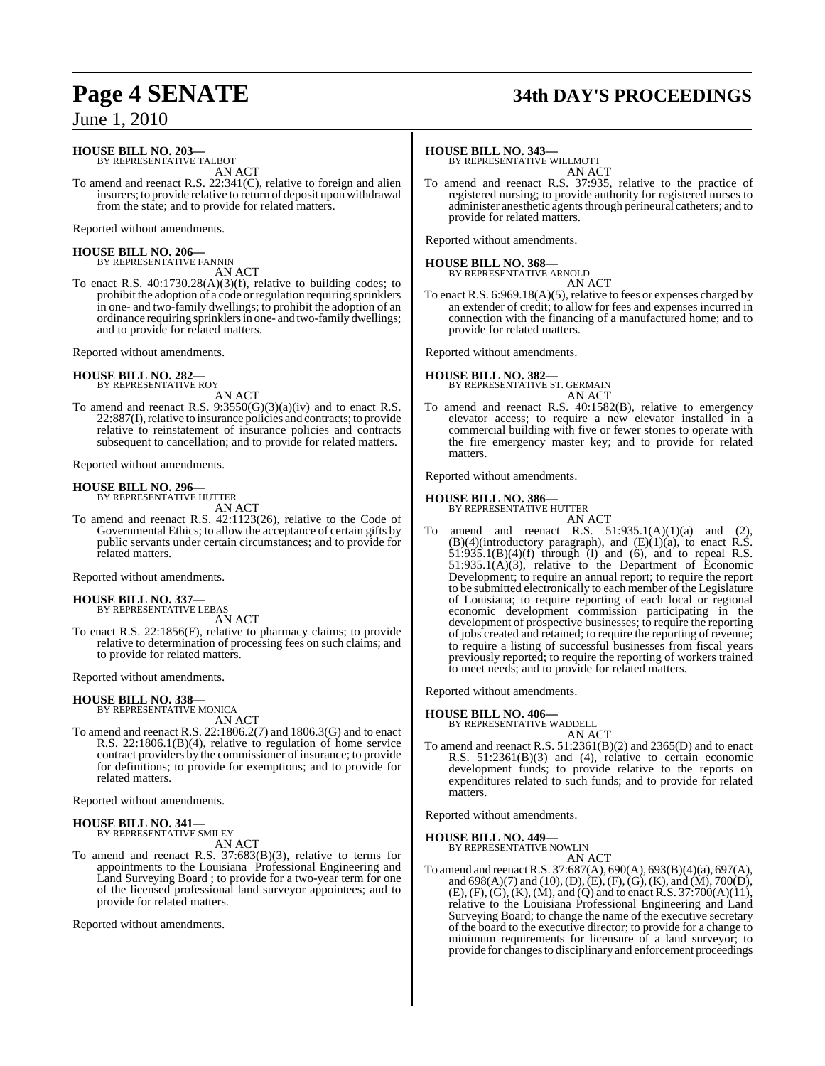**HOUSE BILL NO. 203—**
BY REPRESENTATIVE TALBOT

AN ACT

To amend and reenact R.S. 22:341(C), relative to foreign and alien insurers; to provide relative to return of deposit upon withdrawal from the state; and to provide for related matters.

Reported without amendments.

**HOUSE BILL NO. 206—**
BY REPRESENTATIVE FANNIN

AN ACT

To enact R.S. 40:1730.28(A)(3)(f), relative to building codes; to prohibit the adoption of a code or regulation requiring sprinklers in one- and two-family dwellings; to prohibit the adoption of an ordinance requiring sprinklers in one- and two-family dwellings; and to provide for related matters.

Reported without amendments.

**HOUSE BILL NO. 282—**
BY REPRESENTATIVE ROY

AN ACT

To amend and reenact R.S. 9:3550(G)(3)(a)(iv) and to enact R.S. 22:887(I), relative to insurance policies and contracts; to provide relative to reinstatement of insurance policies and contracts subsequent to cancellation; and to provide for related matters.

Reported without amendments.

**HOUSE BILL NO. 296—**
BY REPRESENTATIVE HUTTER

AN ACT

To amend and reenact R.S. 42:1123(26), relative to the Code of Governmental Ethics; to allow the acceptance of certain gifts by public servants under certain circumstances; and to provide for related matters.

Reported without amendments.

**HOUSE BILL NO. 337—**
BY REPRESENTATIVE LEBAS

AN ACT

To enact R.S. 22:1856(F), relative to pharmacy claims; to provide relative to determination of processing fees on such claims; and to provide for related matters.

Reported without amendments.

**HOUSE BILL NO. 338—**
BY REPRESENTATIVE MONICA

AN ACT

To amend and reenact R.S. 22:1806.2(7) and 1806.3(G) and to enact R.S. 22:1806.1(B)(4), relative to regulation of home service contract providers by the commissioner of insurance; to provide for definitions; to provide for exemptions; and to provide for related matters.

Reported without amendments.

**HOUSE BILL NO. 341—**
BY REPRESENTATIVE SMILEY

AN ACT

To amend and reenact R.S. 37:683(B)(3), relative to terms for appointments to the Louisiana Professional Engineering and Land Surveying Board ; to provide for a two-year term for one of the licensed professional land surveyor appointees; and to provide for related matters.

Reported without amendments.

**HOUSE BILL NO. 343—**
BY REPRESENTATIVE WILLMOTT

AN ACT

To amend and reenact R.S. 37:935, relative to the practice of registered nursing; to provide authority for registered nurses to administer anesthetic agents through perineural catheters; and to provide for related matters.

Reported without amendments.

**HOUSE BILL NO. 368—**
BY REPRESENTATIVE ARNOLD

AN ACT

To enact R.S. 6:969.18(A)(5), relative to fees or expenses charged by an extender of credit; to allow for fees and expenses incurred in connection with the financing of a manufactured home; and to provide for related matters.

Reported without amendments.

**HOUSE BILL NO. 382—**
BY REPRESENTATIVE ST. GERMAIN

AN ACT

To amend and reenact R.S. 40:1582(B), relative to emergency elevator access; to require a new elevator installed in a commercial building with five or fewer stories to operate with the fire emergency master key; and to provide for related matters.

Reported without amendments.

**HOUSE BILL NO. 386—**
BY REPRESENTATIVE HUTTER

AN ACT

To amend and reenact R.S. 51:935.1(A)(1)(a) and (2), (B)(4)(introductory paragraph), and (E)(1)(a), to enact R.S. 51:935.1(B)(4)(f) through (l) and (6), and to repeal R.S. 51:935.1(A)(3), relative to the Department of Economic Development; to require an annual report; to require the report to be submitted electronically to each member of the Legislature of Louisiana; to require reporting of each local or regional economic development commission participating in the development of prospective businesses; to require the reporting of jobs created and retained; to require the reporting of revenue; to require a listing of successful businesses from fiscal years previously reported; to require the reporting of workers trained to meet needs; and to provide for related matters.

Reported without amendments.

**HOUSE BILL NO. 406—**
BY REPRESENTATIVE WADDELL

AN ACT

To amend and reenact R.S. 51:2361(B)(2) and 2365(D) and to enact R.S. 51:2361(B)(3) and (4), relative to certain economic development funds; to provide relative to the reports on expenditures related to such funds; and to provide for related matters.

Reported without amendments.

**HOUSE BILL NO. 449—**
BY REPRESENTATIVE NOWLIN

AN ACT

To amend and reenact R.S. 37:687(A), 690(A), 693(B)(4)(a), 697(A), and 698(A)(7) and (10), (D), (E), (F), (G), (K), and (M), 700(D), (E), (F), (G), (K), (M), and (Q) and to enact R.S. 37:700(A)(11), relative to the Louisiana Professional Engineering and Land Surveying Board; to change the name of the executive secretary of the board to the executive director; to provide for a change to minimum requirements for licensure of a land surveyor; to provide for changes to disciplinary and enforcement proceedings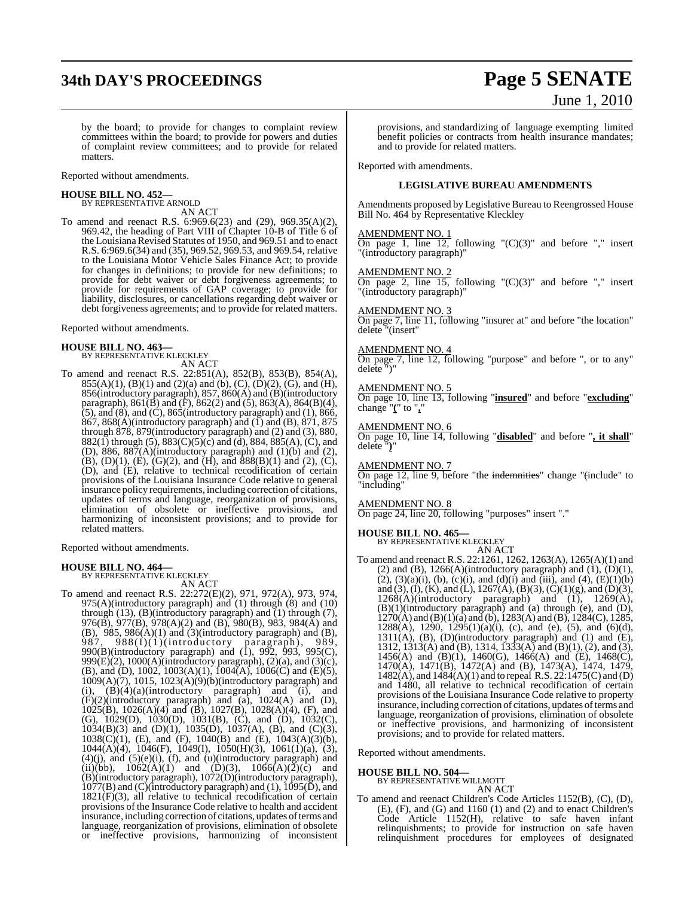by the board; to provide for changes to complaint review committees within the board; to provide for powers and duties of complaint review committees; and to provide for related matters.

Reported without amendments.

**HOUSE BILL NO. 452—**
BY REPRESENTATIVE ARNOLD

AN ACT

To amend and reenact R.S. 6:969.6(23) and (29), 969.35(A)(2), 969.42, the heading of Part VIII of Chapter 10-B of Title 6 of the Louisiana Revised Statutes of 1950, and 969.51 and to enact R.S. 6:969.6(34) and (35), 969.52, 969.53, and 969.54, relative to the Louisiana Motor Vehicle Sales Finance Act; to provide for changes in definitions; to provide for new definitions; to provide for debt waiver or debt forgiveness agreements; to provide for requirements of GAP coverage; to provide for liability, disclosures, or cancellations regarding debt waiver or debt forgiveness agreements; and to provide for related matters.

Reported without amendments.

**HOUSE BILL NO. 463—**
BY REPRESENTATIVE KLECKLEY

AN ACT

To amend and reenact R.S. 22:851(A), 852(B), 853(B), 854(A), 855(A)(1), (B)(1) and (2)(a) and (b), (C), (D)(2), (G), and (H), 856(introductory paragraph), 857, 860(A) and (B)(introductory paragraph), 861(B) and (F), 862(2) and (5), 863(A), 864(B)(4), (5), and (8), and (C), 865(introductory paragraph) and (1), 866, 867, 868(A)(introductory paragraph) and (1) and (B), 871, 875 through 878, 879(introductory paragraph) and (2) and (3), 880, 882(1) through (5), 883(C)(5)(c) and (d), 884, 885(A), (C), and (D), 886, 887(A)(introductory paragraph) and (1)(b) and (2), (B), (D)(1), (E), (G)(2), and (H), and 888(B)(1) and (2), (C), (D), and (E), relative to technical recodification of certain provisions of the Louisiana Insurance Code relative to general insurance policy requirements, including correction of citations, updates of terms and language, reorganization of provisions, elimination of obsolete or ineffective provisions, and harmonizing of inconsistent provisions; and to provide for related matters.

Reported without amendments.

**HOUSE BILL NO. 464—**
BY REPRESENTATIVE KLECKLEY

AN ACT

To amend and reenact R.S. 22:272(E)(2), 971, 972(A), 973, 974, 975(A)(introductory paragraph) and (1) through (8) and (10) through (13), (B)(introductory paragraph) and (1) through (7), 976(B), 977(B), 978(A)(2) and (B), 980(B), 983, 984(A) and (B), 985, 986(A)(1) and (3)(introductory paragraph) and (B), 987, 988(I)(1)(introductory paragraph), 989, 990(B)(introductory paragraph) and (1), 992, 993, 995(C), 999(E)(2), 1000(A)(introductory paragraph), (2)(a), and (3)(c), (B), and (D), 1002, 1003(A)(1), 1004(A), 1006(C) and (E)(5), 1009(A)(7), 1015, 1023(A)(9)(b)(introductory paragraph) and (i), (B)(4)(a)(introductory paragraph) and (i), and (F)(2)(introductory paragraph) and (a), 1024(A) and (D), 1025(B), 1026(A)(4) and (B), 1027(B), 1028(A)(4), (F), and (G), 1029(D), 1030(D), 1031(B), (C), and (D), 1032(C), 1034(B)(3) and (D)(1), 1035(D), 1037(A), (B), and (C)(3), 1038(C)(1), (E), and (F), 1040(B) and (E), 1043(A)(3)(b), 1044(A)(4), 1046(F), 1049(I), 1050(H)(3), 1061(1)(a), (3), (4)(j), and (5)(e)(i), (f), and (u)(introductory paragraph) and (ii)(bb), 1062(A)(1) and (D)(3), 1066(A)(2)(c) and (B)(introductory paragraph), 1072(D)(introductory paragraph), 1077(B) and (C)(introductory paragraph) and (1), 1095(D), and 1821(F)(3), all relative to technical recodification of certain provisions of the Insurance Code relative to health and accident insurance, including correction of citations, updates of terms and language, reorganization of provisions, elimination of obsolete or ineffective provisions, harmonizing of inconsistent provisions, and standardizing of language exempting limited benefit policies or contracts from health insurance mandates; and to provide for related matters.

Reported with amendments.

**LEGISLATIVE BUREAU AMENDMENTS**

Amendments proposed by Legislative Bureau to Reengrossed House Bill No. 464 by Representative Kleckley

AMENDMENT NO. 1
On page 1, line 12, following "(C)(3)" and before "," insert "(introductory paragraph)"

AMENDMENT NO. 2
On page 2, line 15, following "(C)(3)" and before "," insert "(introductory paragraph)"

AMENDMENT NO. 3
On page 7, line 11, following "insurer at" and before "the location" delete "(insert"

AMENDMENT NO. 4
On page 7, line 12, following "purpose" and before ", or to any" delete ")"

AMENDMENT NO. 5
On page 10, line 13, following "**insured**" and before "**excluding**" change "**(**" to "**,**"

AMENDMENT NO. 6
On page 10, line 14, following "**disabled**" and before "**, it shall**" delete "**)**"

AMENDMENT NO. 7
On page 12, line 9, before "the ~~indemnities~~" change "(include" to "including"

AMENDMENT NO. 8
On page 24, line 20, following "purposes" insert "."

**HOUSE BILL NO. 465—**
BY REPRESENTATIVE KLECKLEY

AN ACT

To amend and reenact R.S. 22:1261, 1262, 1263(A), 1265(A)(1) and (2) and (B), 1266(A)(introductory paragraph) and (1), (D)(1), (2), (3)(a)(i), (b), (c)(i), and (d)(i) and (iii), and (4), (E)(1)(b) and (3), (I), (K), and (L), 1267(A), (B)(3), (C)(1)(g), and (D)(3), 1268(A)(introductory paragraph) and (1), 1269(A), (B)(1)(introductory paragraph) and (a) through (e), and (D), 1270(A) and (B)(1)(a) and (b), 1283(A) and (B), 1284(C), 1285, 1288(A), 1290, 1295(1)(a)(i), (c), and (e), (5), and (6)(d), 1311(A), (B), (D)(introductory paragraph) and (1) and (E), 1312, 1313(A) and (B), 1314, 1333(A) and (B)(1), (2), and (3), 1456(A) and (B)(1), 1460(G), 1466(A) and (E), 1468(C), 1470(A), 1471(B), 1472(A) and (B), 1473(A), 1474, 1479, 1482(A), and 1484(A)(1) and to repeal R.S. 22:1475(C) and (D) and 1480, all relative to technical recodification of certain provisions of the Louisiana Insurance Code relative to property insurance, including correction of citations, updates of terms and language, reorganization of provisions, elimination of obsolete or ineffective provisions, and harmonizing of inconsistent provisions; and to provide for related matters.

Reported without amendments.

**HOUSE BILL NO. 504—**
BY REPRESENTATIVE WILLMOTT

AN ACT

To amend and reenact Children's Code Articles 1152(B), (C), (D), (E), (F), and (G) and 1160 (1) and (2) and to enact Children's Code Article 1152(H), relative to safe haven infant relinquishments; to provide for instruction on safe haven relinquishment procedures for employees of designated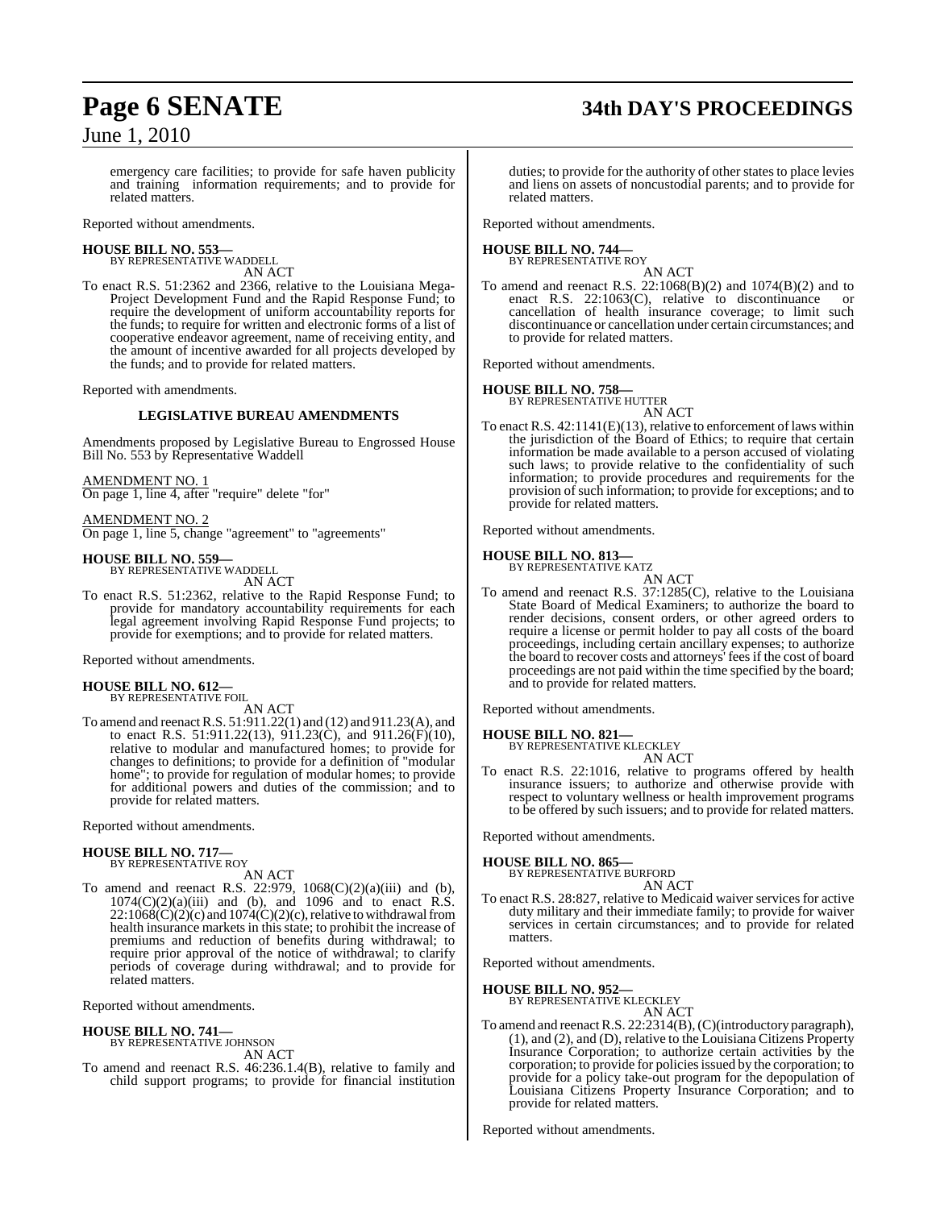emergency care facilities; to provide for safe haven publicity and training information requirements; and to provide for related matters.

Reported without amendments.

**HOUSE BILL NO. 553—**
BY REPRESENTATIVE WADDELL
AN ACT

To enact R.S. 51:2362 and 2366, relative to the Louisiana Mega-Project Development Fund and the Rapid Response Fund; to require the development of uniform accountability reports for the funds; to require for written and electronic forms of a list of cooperative endeavor agreement, name of receiving entity, and the amount of incentive awarded for all projects developed by the funds; and to provide for related matters.

Reported with amendments.

**LEGISLATIVE BUREAU AMENDMENTS**

Amendments proposed by Legislative Bureau to Engrossed House Bill No. 553 by Representative Waddell

AMENDMENT NO. 1
On page 1, line 4, after "require" delete "for"

AMENDMENT NO. 2
On page 1, line 5, change "agreement" to "agreements"

**HOUSE BILL NO. 559—**
BY REPRESENTATIVE WADDELL
AN ACT

To enact R.S. 51:2362, relative to the Rapid Response Fund; to provide for mandatory accountability requirements for each legal agreement involving Rapid Response Fund projects; to provide for exemptions; and to provide for related matters.

Reported without amendments.

**HOUSE BILL NO. 612—**
BY REPRESENTATIVE FOIL
AN ACT

To amend and reenact R.S. 51:911.22(1) and (12) and 911.23(A), and to enact R.S. 51:911.22(13), 911.23(C), and 911.26(F)(10), relative to modular and manufactured homes; to provide for changes to definitions; to provide for a definition of "modular home"; to provide for regulation of modular homes; to provide for additional powers and duties of the commission; and to provide for related matters.

Reported without amendments.

**HOUSE BILL NO. 717—**
BY REPRESENTATIVE ROY
AN ACT

To amend and reenact R.S. 22:979, 1068(C)(2)(a)(iii) and (b), 1074(C)(2)(a)(iii) and (b), and 1096 and to enact R.S. 22:1068(C)(2)(c) and 1074(C)(2)(c), relative to withdrawal from health insurance markets in this state; to prohibit the increase of premiums and reduction of benefits during withdrawal; to require prior approval of the notice of withdrawal; to clarify periods of coverage during withdrawal; and to provide for related matters.

Reported without amendments.

**HOUSE BILL NO. 741—**
BY REPRESENTATIVE JOHNSON
AN ACT

To amend and reenact R.S. 46:236.1.4(B), relative to family and child support programs; to provide for financial institution duties; to provide for the authority of other states to place levies and liens on assets of noncustodial parents; and to provide for related matters.

Reported without amendments.

**HOUSE BILL NO. 744—**
BY REPRESENTATIVE ROY
AN ACT

To amend and reenact R.S. 22:1068(B)(2) and 1074(B)(2) and to enact R.S. 22:1063(C), relative to discontinuance or cancellation of health insurance coverage; to limit such discontinuance or cancellation under certain circumstances; and to provide for related matters.

Reported without amendments.

**HOUSE BILL NO. 758—**
BY REPRESENTATIVE HUTTER
AN ACT

To enact R.S. 42:1141(E)(13), relative to enforcement of laws within the jurisdiction of the Board of Ethics; to require that certain information be made available to a person accused of violating such laws; to provide relative to the confidentiality of such information; to provide procedures and requirements for the provision of such information; to provide for exceptions; and to provide for related matters.

Reported without amendments.

**HOUSE BILL NO. 813—**
BY REPRESENTATIVE KATZ
AN ACT

To amend and reenact R.S. 37:1285(C), relative to the Louisiana State Board of Medical Examiners; to authorize the board to render decisions, consent orders, or other agreed orders to require a license or permit holder to pay all costs of the board proceedings, including certain ancillary expenses; to authorize the board to recover costs and attorneys' fees if the cost of board proceedings are not paid within the time specified by the board; and to provide for related matters.

Reported without amendments.

**HOUSE BILL NO. 821—**
BY REPRESENTATIVE KLECKLEY
AN ACT

To enact R.S. 22:1016, relative to programs offered by health insurance issuers; to authorize and otherwise provide with respect to voluntary wellness or health improvement programs to be offered by such issuers; and to provide for related matters.

Reported without amendments.

**HOUSE BILL NO. 865—**
BY REPRESENTATIVE BURFORD
AN ACT

To enact R.S. 28:827, relative to Medicaid waiver services for active duty military and their immediate family; to provide for waiver services in certain circumstances; and to provide for related matters.

Reported without amendments.

**HOUSE BILL NO. 952—**
BY REPRESENTATIVE KLECKLEY
AN ACT

To amend and reenact R.S. 22:2314(B), (C)(introductory paragraph), (1), and (2), and (D), relative to the Louisiana Citizens Property Insurance Corporation; to authorize certain activities by the corporation; to provide for policies issued by the corporation; to provide for a policy take-out program for the depopulation of Louisiana Citizens Property Insurance Corporation; and to provide for related matters.

Reported without amendments.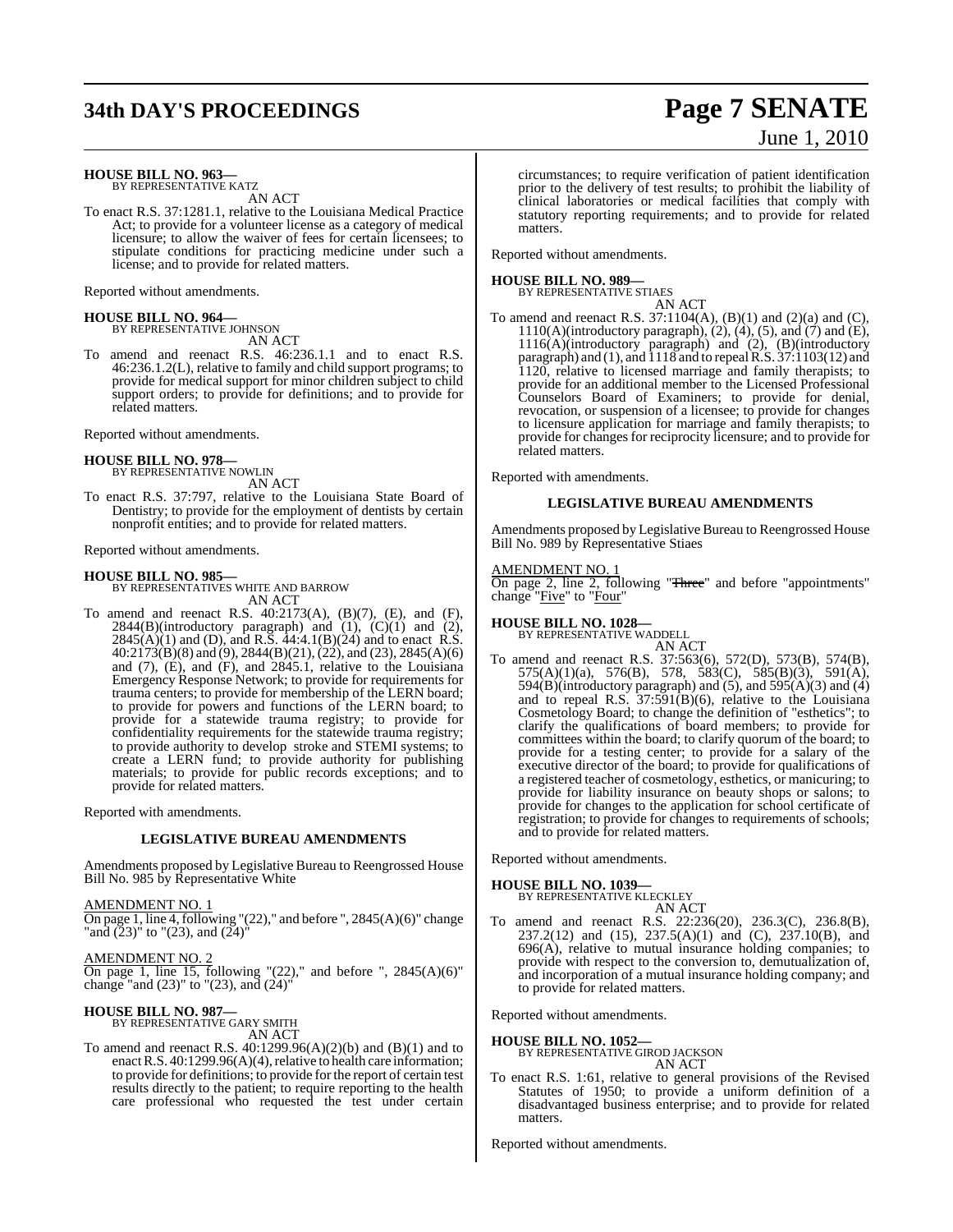**HOUSE BILL NO. 963—**
BY REPRESENTATIVE KATZ
AN ACT

To enact R.S. 37:1281.1, relative to the Louisiana Medical Practice Act; to provide for a volunteer license as a category of medical licensure; to allow the waiver of fees for certain licensees; to stipulate conditions for practicing medicine under such a license; and to provide for related matters.

Reported without amendments.

**HOUSE BILL NO. 964—**
BY REPRESENTATIVE JOHNSON
AN ACT

To amend and reenact R.S. 46:236.1.1 and to enact R.S. 46:236.1.2(L), relative to family and child support programs; to provide for medical support for minor children subject to child support orders; to provide for definitions; and to provide for related matters.

Reported without amendments.

**HOUSE BILL NO. 978—**
BY REPRESENTATIVE NOWLIN
AN ACT

To enact R.S. 37:797, relative to the Louisiana State Board of Dentistry; to provide for the employment of dentists by certain nonprofit entities; and to provide for related matters.

Reported without amendments.

**HOUSE BILL NO. 985—**
BY REPRESENTATIVES WHITE AND BARROW
AN ACT

To amend and reenact R.S. 40:2173(A), (B)(7), (E), and (F), 2844(B)(introductory paragraph) and (1), (C)(1) and (2), 2845(A)(1) and (D), and R.S. 44:4.1(B)(24) and to enact R.S. 40:2173(B)(8) and (9), 2844(B)(21), (22), and (23), 2845(A)(6) and (7), (E), and (F), and 2845.1, relative to the Louisiana Emergency Response Network; to provide for requirements for trauma centers; to provide for membership of the LERN board; to provide for powers and functions of the LERN board; to provide for a statewide trauma registry; to provide for confidentiality requirements for the statewide trauma registry; to provide authority to develop stroke and STEMI systems; to create a LERN fund; to provide authority for publishing materials; to provide for public records exceptions; and to provide for related matters.

Reported with amendments.

**LEGISLATIVE BUREAU AMENDMENTS**

Amendments proposed by Legislative Bureau to Reengrossed House Bill No. 985 by Representative White

AMENDMENT NO. 1
On page 1, line 4, following "(22)," and before ", 2845(A)(6)" change "and (23)" to "(23), and (24)"

AMENDMENT NO. 2
On page 1, line 15, following "(22)," and before ", 2845(A)(6)" change "and (23)" to "(23), and (24)"

**HOUSE BILL NO. 987—**
BY REPRESENTATIVE GARY SMITH
AN ACT

To amend and reenact R.S. 40:1299.96(A)(2)(b) and (B)(1) and to enact R.S. 40:1299.96(A)(4), relative to health care information; to provide for definitions; to provide for the report of certain test results directly to the patient; to require reporting to the health care professional who requested the test under certain circumstances; to require verification of patient identification prior to the delivery of test results; to prohibit the liability of clinical laboratories or medical facilities that comply with statutory reporting requirements; and to provide for related matters.

Reported without amendments.

**HOUSE BILL NO. 989—**
BY REPRESENTATIVE STIAES
AN ACT

To amend and reenact R.S. 37:1104(A), (B)(1) and (2)(a) and (C), 1110(A)(introductory paragraph), (2), (4), (5), and (7) and (E), 1116(A)(introductory paragraph) and (2), (B)(introductory paragraph) and (1), and 1118 and to repeal R.S. 37:1103(12) and 1120, relative to licensed marriage and family therapists; to provide for an additional member to the Licensed Professional Counselors Board of Examiners; to provide for denial, revocation, or suspension of a licensee; to provide for changes to licensure application for marriage and family therapists; to provide for changes for reciprocity licensure; and to provide for related matters.

Reported with amendments.

**LEGISLATIVE BUREAU AMENDMENTS**

Amendments proposed by Legislative Bureau to Reengrossed House Bill No. 989 by Representative Stiaes

AMENDMENT NO. 1
On page 2, line 2, following "~~Three~~" and before "appointments" change "Five" to "Four"

**HOUSE BILL NO. 1028—**
BY REPRESENTATIVE WADDELL
AN ACT

To amend and reenact R.S. 37:563(6), 572(D), 573(B), 574(B), 575(A)(1)(a), 576(B), 578, 583(C), 585(B)(3), 591(A), 594(B)(introductory paragraph) and (5), and 595(A)(3) and (4) and to repeal R.S. 37:591(B)(6), relative to the Louisiana Cosmetology Board; to change the definition of "esthetics"; to clarify the qualifications of board members; to provide for committees within the board; to clarify quorum of the board; to provide for a testing center; to provide for a salary of the executive director of the board; to provide for qualifications of a registered teacher of cosmetology, esthetics, or manicuring; to provide for liability insurance on beauty shops or salons; to provide for changes to the application for school certificate of registration; to provide for changes to requirements of schools; and to provide for related matters.

Reported without amendments.

**HOUSE BILL NO. 1039—**
BY REPRESENTATIVE KLECKLEY
AN ACT

To amend and reenact R.S. 22:236(20), 236.3(C), 236.8(B), 237.2(12) and (15), 237.5(A)(1) and (C), 237.10(B), and 696(A), relative to mutual insurance holding companies; to provide with respect to the conversion to, demutualization of, and incorporation of a mutual insurance holding company; and to provide for related matters.

Reported without amendments.

**HOUSE BILL NO. 1052—**
BY REPRESENTATIVE GIROD JACKSON
AN ACT

To enact R.S. 1:61, relative to general provisions of the Revised Statutes of 1950; to provide a uniform definition of a disadvantaged business enterprise; and to provide for related matters.

Reported without amendments.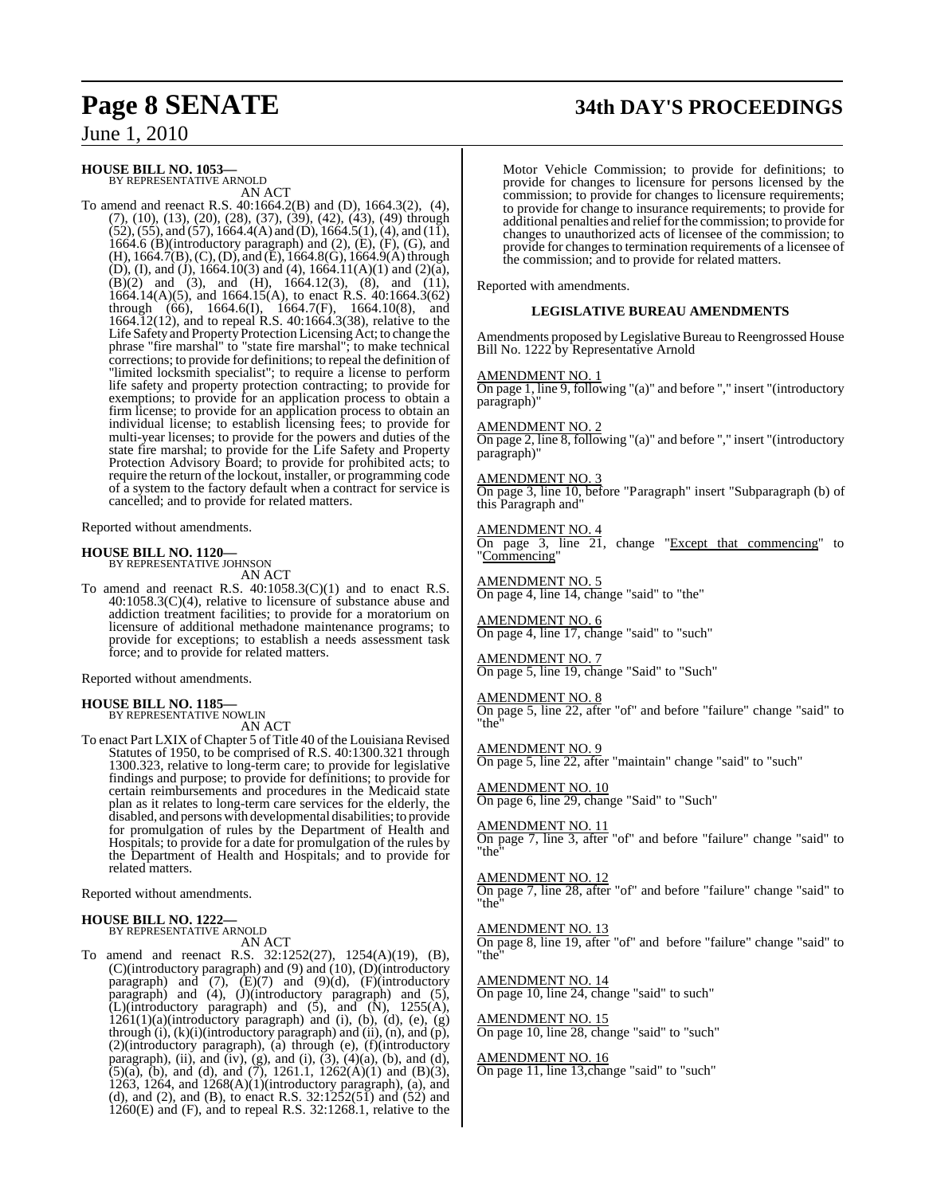**HOUSE BILL NO. 1053—**
BY REPRESENTATIVE ARNOLD

AN ACT

To amend and reenact R.S. 40:1664.2(B) and (D), 1664.3(2), (4), (7), (10), (13), (20), (28), (37), (39), (42), (43), (49) through (52), (55), and (57), 1664.4(A) and (D), 1664.5(1), (4), and (11), 1664.6 (B)(introductory paragraph) and (2), (E), (F), (G), and (H), 1664.7(B), (C), (D), and (E), 1664.8(G), 1664.9(A) through (D), (I), and (J), 1664.10(3) and (4), 1664.11(A)(1) and (2)(a), (B)(2) and (3), and (H), 1664.12(3), (8), and (11), 1664.14(A)(5), and 1664.15(A), to enact R.S. 40:1664.3(62) through (66), 1664.6(I), 1664.7(F), 1664.10(8), and 1664.12(12), and to repeal R.S. 40:1664.3(38), relative to the Life Safety and Property Protection Licensing Act; to change the phrase "fire marshal" to "state fire marshal"; to make technical corrections; to provide for definitions; to repeal the definition of "limited locksmith specialist"; to require a license to perform life safety and property protection contracting; to provide for exemptions; to provide for an application process to obtain a firm license; to provide for an application process to obtain an individual license; to establish licensing fees; to provide for multi-year licenses; to provide for the powers and duties of the state fire marshal; to provide for the Life Safety and Property Protection Advisory Board; to provide for prohibited acts; to require the return of the lockout, installer, or programming code of a system to the factory default when a contract for service is cancelled; and to provide for related matters.

Reported without amendments.

**HOUSE BILL NO. 1120—**
BY REPRESENTATIVE JOHNSON

AN ACT

To amend and reenact R.S. 40:1058.3(C)(1) and to enact R.S. 40:1058.3(C)(4), relative to licensure of substance abuse and addiction treatment facilities; to provide for a moratorium on licensure of additional methadone maintenance programs; to provide for exceptions; to establish a needs assessment task force; and to provide for related matters.

Reported without amendments.

**HOUSE BILL NO. 1185—**
BY REPRESENTATIVE NOWLIN

AN ACT

To enact Part LXIX of Chapter 5 of Title 40 of the Louisiana Revised Statutes of 1950, to be comprised of R.S. 40:1300.321 through 1300.323, relative to long-term care; to provide for legislative findings and purpose; to provide for definitions; to provide for certain reimbursements and procedures in the Medicaid state plan as it relates to long-term care services for the elderly, the disabled, and persons with developmental disabilities; to provide for promulgation of rules by the Department of Health and Hospitals; to provide for a date for promulgation of the rules by the Department of Health and Hospitals; and to provide for related matters.

Reported without amendments.

**HOUSE BILL NO. 1222—**
BY REPRESENTATIVE ARNOLD

AN ACT

To amend and reenact R.S. 32:1252(27), 1254(A)(19), (B), (C)(introductory paragraph) and (9) and (10), (D)(introductory paragraph) and (7), (E)(7) and (9)(d), (F)(introductory paragraph) and (4), (J)(introductory paragraph) and (5), (L)(introductory paragraph) and (5), and (N), 1255(A), 1261(1)(a)(introductory paragraph) and (i), (b), (d), (e), (g) through (i), (k)(i)(introductory paragraph) and (ii), (n), and (p), (2)(introductory paragraph), (a) through (e), (f)(introductory paragraph), (ii), and (iv), (g), and (i), (3), (4)(a), (b), and (d), (5)(a), (b), and (d), and (7), 1261.1, 1262(A)(1) and (B)(3), 1263, 1264, and 1268(A)(1)(introductory paragraph), (a), and (d), and (2), and (B), to enact R.S. 32:1252(51) and (52) and 1260(E) and (F), and to repeal R.S. 32:1268.1, relative to the Motor Vehicle Commission; to provide for definitions; to provide for changes to licensure for persons licensed by the commission; to provide for changes to licensure requirements; to provide for change to insurance requirements; to provide for additional penalties and relief for the commission; to provide for changes to unauthorized acts of licensee of the commission; to provide for changes to termination requirements of a licensee of the commission; and to provide for related matters.

Reported with amendments.

**LEGISLATIVE BUREAU AMENDMENTS**

Amendments proposed by Legislative Bureau to Reengrossed House Bill No. 1222 by Representative Arnold

AMENDMENT NO. 1
On page 1, line 9, following "(a)" and before "," insert "(introductory paragraph)"

AMENDMENT NO. 2
On page 2, line 8, following "(a)" and before "," insert "(introductory paragraph)"

AMENDMENT NO. 3
On page 3, line 10, before "Paragraph" insert "Subparagraph (b) of this Paragraph and"

AMENDMENT NO. 4
On page 3, line 21, change "Except that commencing" to "Commencing"

AMENDMENT NO. 5
On page 4, line 14, change "said" to "the"

AMENDMENT NO. 6
On page 4, line 17, change "said" to "such"

AMENDMENT NO. 7
On page 5, line 19, change "Said" to "Such"

AMENDMENT NO. 8
On page 5, line 22, after "of" and before "failure" change "said" to "the"

AMENDMENT NO. 9
On page 5, line 22, after "maintain" change "said" to "such"

AMENDMENT NO. 10
On page 6, line 29, change "Said" to "Such"

AMENDMENT NO. 11
On page 7, line 3, after "of" and before "failure" change "said" to "the"

AMENDMENT NO. 12
On page 7, line 28, after "of" and before "failure" change "said" to "the"

AMENDMENT NO. 13
On page 8, line 19, after "of" and before "failure" change "said" to "the"

AMENDMENT NO. 14
On page 10, line 24, change "said" to such"

AMENDMENT NO. 15
On page 10, line 28, change "said" to "such"

AMENDMENT NO. 16
On page 11, line 13,change "said" to "such"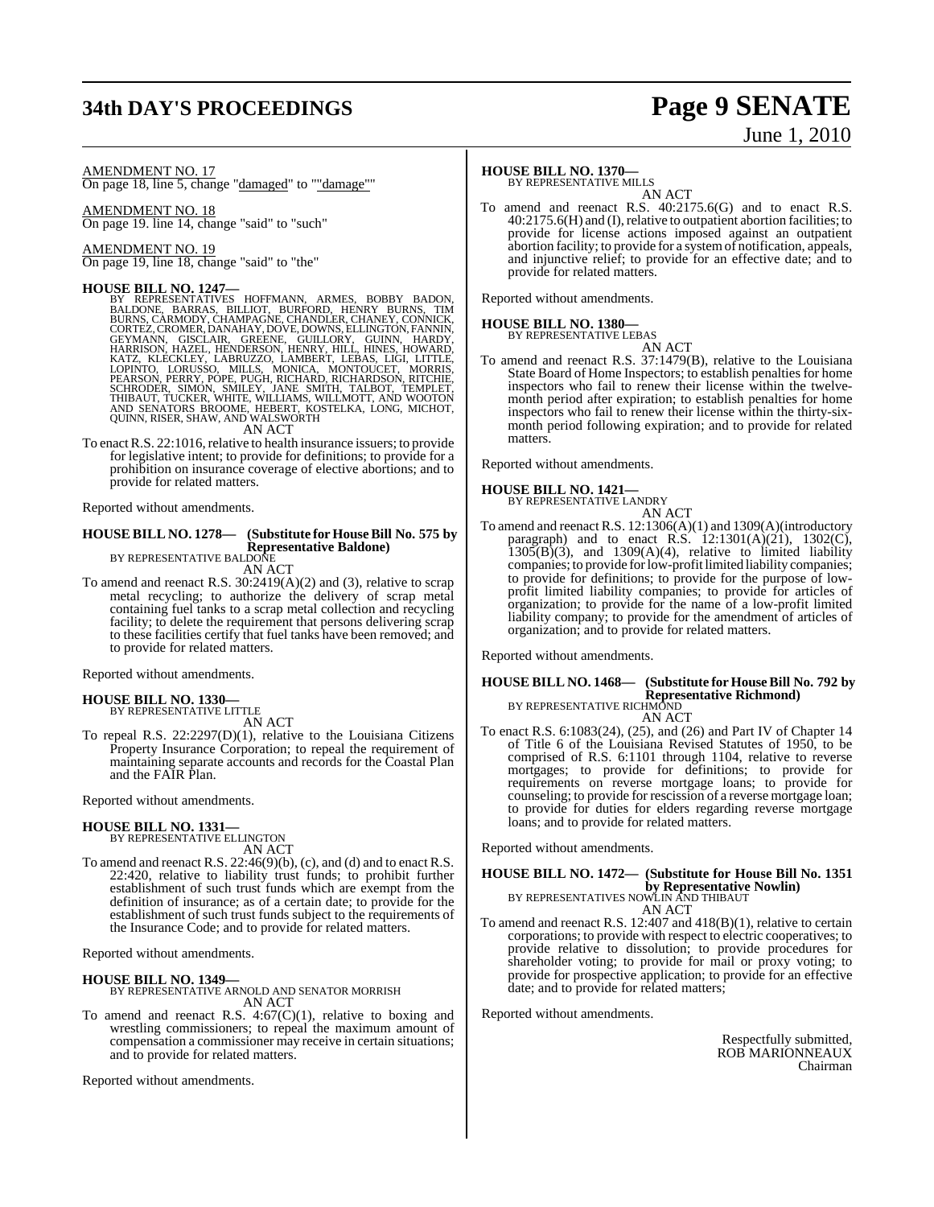AMENDMENT NO. 17

On page 18, line 5, change "damaged" to ""damage""

AMENDMENT NO. 18

On page 19. line 14, change "said" to "such"

AMENDMENT NO. 19

On page 19, line 18, change "said" to "the"

**HOUSE BILL NO. 1247—**

BY REPRESENTATIVES HOFFMANN, ARMES, BOBBY BADON, BALDONE, BARRAS, BILLIOT, BURFORD, HENRY BURNS, TIM BURNS, CARMODY, CHAMPAGNE, CHANDLER, CHANEY, CONNICK, CORTEZ, CROMER, DANAHAY, DOVE, DOWNS, ELLINGTON, FANNIN, GEYMANN, GISCLAIR, GREENE, GUILLORY, GUINN, HARDY, HARRISON, HAZEL, HENDERSON, HENRY, HILL, HINES, HOWARD, KATZ, KLECKLEY, LABRUZZO, LAMBERT, LEBAS, LIGI, LITTLE, LOPINTO, LORUSSO, MILLS, MONICA, MONTOUCET, MORRIS, PEARSON, PERRY, POPE, PUGH, RICHARD, RICHARDSON, RITCHIE, SCHRODER, SIMON, SMILEY, JANE SMITH, TALBOT, TEMPLET, THIBAUT, TUCKER, WHITE, WILLIAMS, WILLMOTT, AND WOOTON AND SENATORS BROOME, HEBERT, KOSTELKA, LONG, MICHOT, QUINN, RISER, SHAW, AND WALSWORTH

AN ACT

To enact R.S. 22:1016, relative to health insurance issuers; to provide for legislative intent; to provide for definitions; to provide for a prohibition on insurance coverage of elective abortions; and to provide for related matters.

Reported without amendments.

**HOUSE BILL NO. 1278— (Substitute for House Bill No. 575 by Representative Baldone)**

BY REPRESENTATIVE BALDONE

AN ACT

To amend and reenact R.S. 30:2419(A)(2) and (3), relative to scrap metal recycling; to authorize the delivery of scrap metal containing fuel tanks to a scrap metal collection and recycling facility; to delete the requirement that persons delivering scrap to these facilities certify that fuel tanks have been removed; and to provide for related matters.

Reported without amendments.

**HOUSE BILL NO. 1330—**

BY REPRESENTATIVE LITTLE

AN ACT

To repeal R.S. 22:2297(D)(1), relative to the Louisiana Citizens Property Insurance Corporation; to repeal the requirement of maintaining separate accounts and records for the Coastal Plan and the FAIR Plan.

Reported without amendments.

**HOUSE BILL NO. 1331—**

BY REPRESENTATIVE ELLINGTON

AN ACT

To amend and reenact R.S. 22:46(9)(b), (c), and (d) and to enact R.S. 22:420, relative to liability trust funds; to prohibit further establishment of such trust funds which are exempt from the definition of insurance; as of a certain date; to provide for the establishment of such trust funds subject to the requirements of the Insurance Code; and to provide for related matters.

Reported without amendments.

**HOUSE BILL NO. 1349—**

BY REPRESENTATIVE ARNOLD AND SENATOR MORRISH

AN ACT

To amend and reenact R.S. 4:67(C)(1), relative to boxing and wrestling commissioners; to repeal the maximum amount of compensation a commissioner may receive in certain situations; and to provide for related matters.

Reported without amendments.

**HOUSE BILL NO. 1370—**

BY REPRESENTATIVE MILLS

AN ACT

To amend and reenact R.S. 40:2175.6(G) and to enact R.S. 40:2175.6(H) and (I), relative to outpatient abortion facilities; to provide for license actions imposed against an outpatient abortion facility; to provide for a system of notification, appeals, and injunctive relief; to provide for an effective date; and to provide for related matters.

Reported without amendments.

**HOUSE BILL NO. 1380—**

BY REPRESENTATIVE LEBAS

AN ACT

To amend and reenact R.S. 37:1479(B), relative to the Louisiana State Board of Home Inspectors; to establish penalties for home inspectors who fail to renew their license within the twelve-month period after expiration; to establish penalties for home inspectors who fail to renew their license within the thirty-six-month period following expiration; and to provide for related matters.

Reported without amendments.

**HOUSE BILL NO. 1421—**

BY REPRESENTATIVE LANDRY

AN ACT

To amend and reenact R.S. 12:1306(A)(1) and 1309(A)(introductory paragraph) and to enact R.S. 12:1301(A)(21), 1302(C), 1305(B)(3), and 1309(A)(4), relative to limited liability companies; to provide for low-profit limited liability companies; to provide for definitions; to provide for the purpose of low-profit limited liability companies; to provide for articles of organization; to provide for the name of a low-profit limited liability company; to provide for the amendment of articles of organization; and to provide for related matters.

Reported without amendments.

**HOUSE BILL NO. 1468— (Substitute for House Bill No. 792 by Representative Richmond)**

BY REPRESENTATIVE RICHMOND

AN ACT

To enact R.S. 6:1083(24), (25), and (26) and Part IV of Chapter 14 of Title 6 of the Louisiana Revised Statutes of 1950, to be comprised of R.S. 6:1101 through 1104, relative to reverse mortgages; to provide for definitions; to provide for requirements on reverse mortgage loans; to provide for counseling; to provide for rescission of a reverse mortgage loan; to provide for duties for elders regarding reverse mortgage loans; and to provide for related matters.

Reported without amendments.

**HOUSE BILL NO. 1472— (Substitute for House Bill No. 1351 by Representative Nowlin)**

BY REPRESENTATIVES NOWLIN AND THIBAUT

AN ACT

To amend and reenact R.S. 12:407 and 418(B)(1), relative to certain corporations; to provide with respect to electric cooperatives; to provide relative to dissolution; to provide procedures for shareholder voting; to provide for mail or proxy voting; to provide for prospective application; to provide for an effective date; and to provide for related matters;

Reported without amendments.

Respectfully submitted,
ROB MARIONNEAUX
Chairman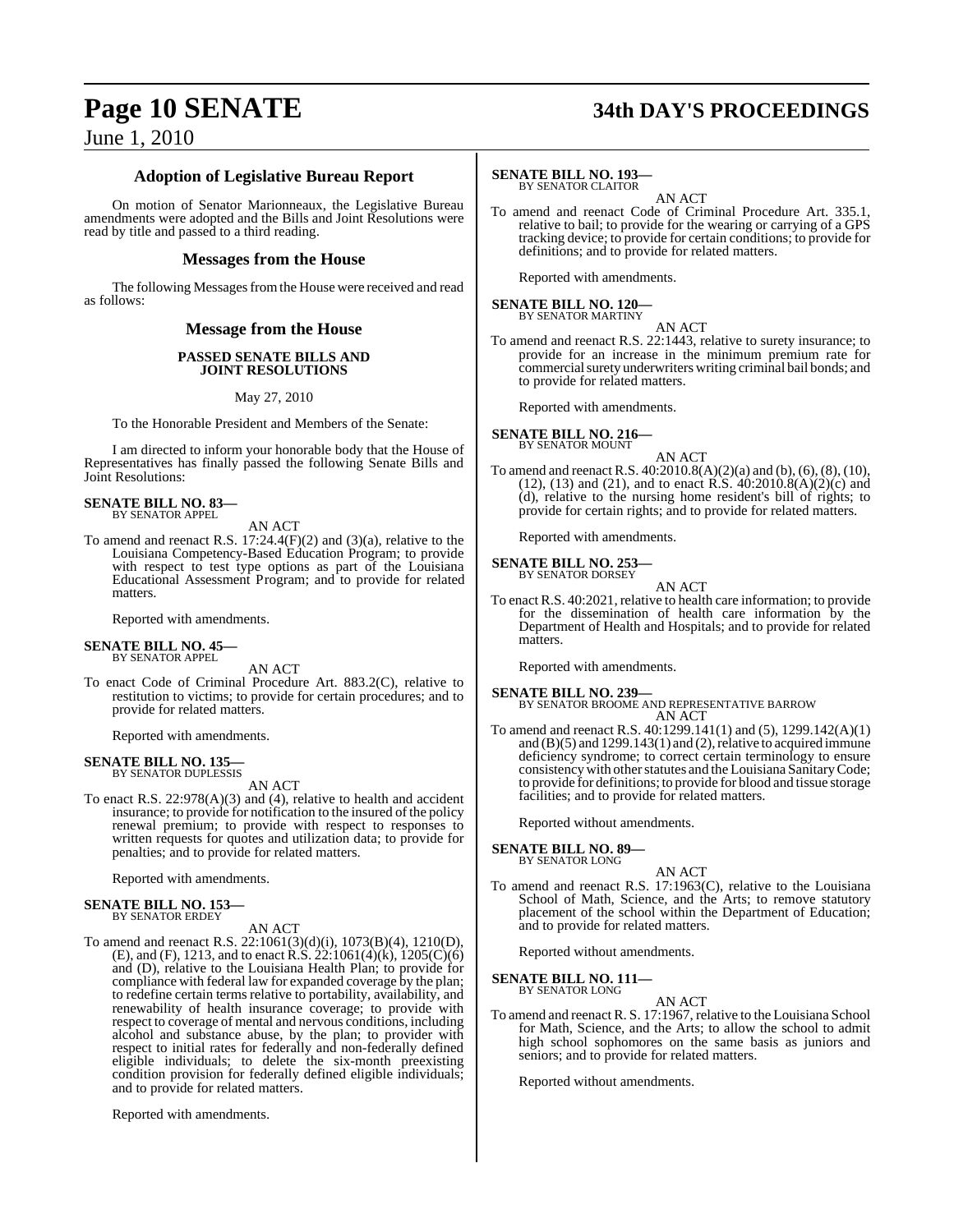### Adoption of Legislative Bureau Report

On motion of Senator Marionneaux, the Legislative Bureau amendments were adopted and the Bills and Joint Resolutions were read by title and passed to a third reading.

### Messages from the House

The following Messages from the House were received and read as follows:

### Message from the House

**PASSED SENATE BILLS AND JOINT RESOLUTIONS**

May 27, 2010

To the Honorable President and Members of the Senate:

I am directed to inform your honorable body that the House of Representatives has finally passed the following Senate Bills and Joint Resolutions:

**SENATE BILL NO. 83—**
BY SENATOR APPEL

AN ACT

To amend and reenact R.S. 17:24.4(F)(2) and (3)(a), relative to the Louisiana Competency-Based Education Program; to provide with respect to test type options as part of the Louisiana Educational Assessment Program; and to provide for related matters.

Reported with amendments.

**SENATE BILL NO. 45—**
BY SENATOR APPEL

AN ACT

To enact Code of Criminal Procedure Art. 883.2(C), relative to restitution to victims; to provide for certain procedures; and to provide for related matters.

Reported with amendments.

**SENATE BILL NO. 135—**
BY SENATOR DUPLESSIS

AN ACT

To enact R.S. 22:978(A)(3) and (4), relative to health and accident insurance; to provide for notification to the insured of the policy renewal premium; to provide with respect to responses to written requests for quotes and utilization data; to provide for penalties; and to provide for related matters.

Reported with amendments.

**SENATE BILL NO. 153—**
BY SENATOR ERDEY

AN ACT

To amend and reenact R.S. 22:1061(3)(d)(i), 1073(B)(4), 1210(D), (E), and (F), 1213, and to enact R.S. 22:1061(4)(k), 1205(C)(6) and (D), relative to the Louisiana Health Plan; to provide for compliance with federal law for expanded coverage by the plan; to redefine certain terms relative to portability, availability, and renewability of health insurance coverage; to provide with respect to coverage of mental and nervous conditions, including alcohol and substance abuse, by the plan; to provider with respect to initial rates for federally and non-federally defined eligible individuals; to delete the six-month preexisting condition provision for federally defined eligible individuals; and to provide for related matters.

Reported with amendments.

**SENATE BILL NO. 193—**
BY SENATOR CLAITOR

AN ACT

To amend and reenact Code of Criminal Procedure Art. 335.1, relative to bail; to provide for the wearing or carrying of a GPS tracking device; to provide for certain conditions; to provide for definitions; and to provide for related matters.

Reported with amendments.

**SENATE BILL NO. 120—**
BY SENATOR MARTINY

AN ACT

To amend and reenact R.S. 22:1443, relative to surety insurance; to provide for an increase in the minimum premium rate for commercial surety underwriters writing criminal bail bonds; and to provide for related matters.

Reported with amendments.

**SENATE BILL NO. 216—**
BY SENATOR MOUNT

AN ACT

To amend and reenact R.S. 40:2010.8(A)(2)(a) and (b), (6), (8), (10), (12), (13) and (21), and to enact R.S. 40:2010.8(A)(2)(c) and (d), relative to the nursing home resident's bill of rights; to provide for certain rights; and to provide for related matters.

Reported with amendments.

**SENATE BILL NO. 253—**
BY SENATOR DORSEY

AN ACT

To enact R.S. 40:2021, relative to health care information; to provide for the dissemination of health care information by the Department of Health and Hospitals; and to provide for related matters.

Reported with amendments.

**SENATE BILL NO. 239—**
BY SENATOR BROOME AND REPRESENTATIVE BARROW

AN ACT

To amend and reenact R.S. 40:1299.141(1) and (5), 1299.142(A)(1) and (B)(5) and 1299.143(1) and (2), relative to acquired immune deficiency syndrome; to correct certain terminology to ensure consistency with other statutes and the Louisiana Sanitary Code; to provide for definitions; to provide for blood and tissue storage facilities; and to provide for related matters.

Reported without amendments.

**SENATE BILL NO. 89—**
BY SENATOR LONG

AN ACT

To amend and reenact R.S. 17:1963(C), relative to the Louisiana School of Math, Science, and the Arts; to remove statutory placement of the school within the Department of Education; and to provide for related matters.

Reported without amendments.

**SENATE BILL NO. 111—**
BY SENATOR LONG

AN ACT

To amend and reenact R. S. 17:1967, relative to the Louisiana School for Math, Science, and the Arts; to allow the school to admit high school sophomores on the same basis as juniors and seniors; and to provide for related matters.

Reported without amendments.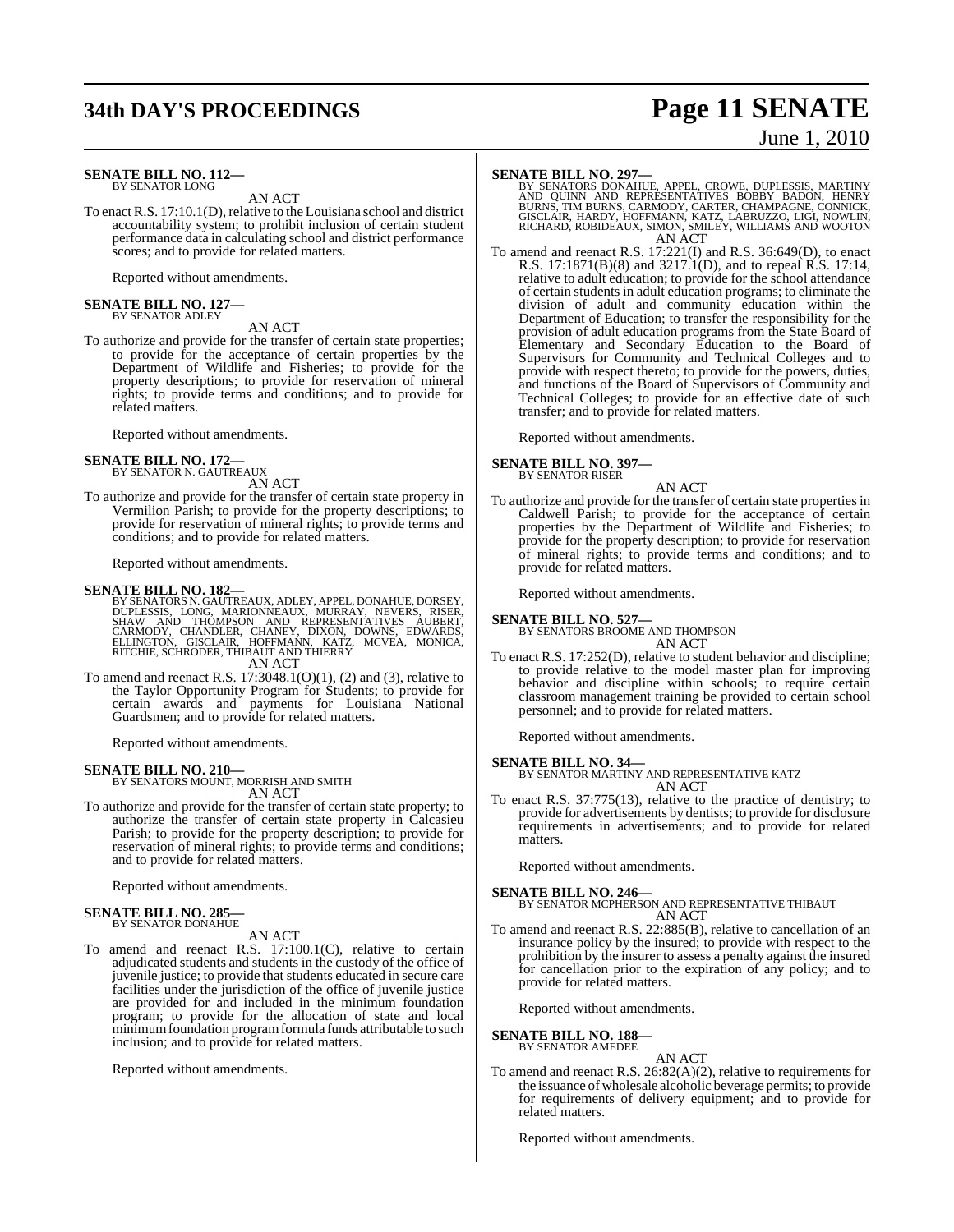**SENATE BILL NO. 112—**
BY SENATOR LONG

AN ACT

To enact R.S. 17:10.1(D), relative to the Louisiana school and district accountability system; to prohibit inclusion of certain student performance data in calculating school and district performance scores; and to provide for related matters.

Reported without amendments.

**SENATE BILL NO. 127—**
BY SENATOR ADLEY

AN ACT

To authorize and provide for the transfer of certain state properties; to provide for the acceptance of certain properties by the Department of Wildlife and Fisheries; to provide for the property descriptions; to provide for reservation of mineral rights; to provide terms and conditions; and to provide for related matters.

Reported without amendments.

**SENATE BILL NO. 172—**
BY SENATOR N. GAUTREAUX

AN ACT

To authorize and provide for the transfer of certain state property in Vermilion Parish; to provide for the property descriptions; to provide for reservation of mineral rights; to provide terms and conditions; and to provide for related matters.

Reported without amendments.

**SENATE BILL NO. 182—**
BY SENATORS N. GAUTREAUX, ADLEY, APPEL, DONAHUE, DORSEY, DUPLESSIS, LONG, MARIONNEAUX, MURRAY, NEVERS, RISER, SHAW AND THOMPSON AND REPRESENTATIVES AUBERT, CARMODY, CHANDLER, CHANEY, DIXON, DOWNS, EDWARDS, ELLINGTON, GISCLAIR, HOFFMANN, KATZ, MCVEA, MONICA, RITCHIE, SCHRODER, THIBAUT AND THIERRY

AN ACT

To amend and reenact R.S. 17:3048.1(O)(1), (2) and (3), relative to the Taylor Opportunity Program for Students; to provide for certain awards and payments for Louisiana National Guardsmen; and to provide for related matters.

Reported without amendments.

**SENATE BILL NO. 210—**
BY SENATORS MOUNT, MORRISH AND SMITH

AN ACT

To authorize and provide for the transfer of certain state property; to authorize the transfer of certain state property in Calcasieu Parish; to provide for the property description; to provide for reservation of mineral rights; to provide terms and conditions; and to provide for related matters.

Reported without amendments.

**SENATE BILL NO. 285—**
BY SENATOR DONAHUE

AN ACT

To amend and reenact R.S. 17:100.1(C), relative to certain adjudicated students and students in the custody of the office of juvenile justice; to provide that students educated in secure care facilities under the jurisdiction of the office of juvenile justice are provided for and included in the minimum foundation program; to provide for the allocation of state and local minimum foundation program formula funds attributable to such inclusion; and to provide for related matters.

Reported without amendments.

**SENATE BILL NO. 297—**
BY SENATORS DONAHUE, APPEL, CROWE, DUPLESSIS, MARTINY AND QUINN AND REPRESENTATIVES BOBBY BADON, HENRY BURNS, TIM BURNS, CARMODY, CARTER, CHAMPAGNE, CONNICK, GISCLAIR, HARDY, HOFFMANN, KATZ, LABRUZZO, LIGI, NOWLIN, RICHARD, ROBIDEAUX, SIMON, SMILEY, WILLIAMS AND WOOTON

AN ACT

To amend and reenact R.S. 17:221(I) and R.S. 36:649(D), to enact R.S. 17:1871(B)(8) and 3217.1(D), and to repeal R.S. 17:14, relative to adult education; to provide for the school attendance of certain students in adult education programs; to eliminate the division of adult and community education within the Department of Education; to transfer the responsibility for the provision of adult education programs from the State Board of Elementary and Secondary Education to the Board of Supervisors for Community and Technical Colleges and to provide with respect thereto; to provide for the powers, duties, and functions of the Board of Supervisors of Community and Technical Colleges; to provide for an effective date of such transfer; and to provide for related matters.

Reported without amendments.

**SENATE BILL NO. 397—**
BY SENATOR RISER

AN ACT

To authorize and provide for the transfer of certain state properties in Caldwell Parish; to provide for the acceptance of certain properties by the Department of Wildlife and Fisheries; to provide for the property description; to provide for reservation of mineral rights; to provide terms and conditions; and to provide for related matters.

Reported without amendments.

**SENATE BILL NO. 527—**
BY SENATORS BROOME AND THOMPSON

AN ACT

To enact R.S. 17:252(D), relative to student behavior and discipline; to provide relative to the model master plan for improving behavior and discipline within schools; to require certain classroom management training be provided to certain school personnel; and to provide for related matters.

Reported without amendments.

**SENATE BILL NO. 34—**
BY SENATOR MARTINY AND REPRESENTATIVE KATZ

AN ACT

To enact R.S. 37:775(13), relative to the practice of dentistry; to provide for advertisements by dentists; to provide for disclosure requirements in advertisements; and to provide for related matters.

Reported without amendments.

**SENATE BILL NO. 246—**
BY SENATOR MCPHERSON AND REPRESENTATIVE THIBAUT

AN ACT

To amend and reenact R.S. 22:885(B), relative to cancellation of an insurance policy by the insured; to provide with respect to the prohibition by the insurer to assess a penalty against the insured for cancellation prior to the expiration of any policy; and to provide for related matters.

Reported without amendments.

**SENATE BILL NO. 188—**
BY SENATOR AMEDEE

AN ACT

To amend and reenact R.S. 26:82(A)(2), relative to requirements for the issuance of wholesale alcoholic beverage permits; to provide for requirements of delivery equipment; and to provide for related matters.

Reported without amendments.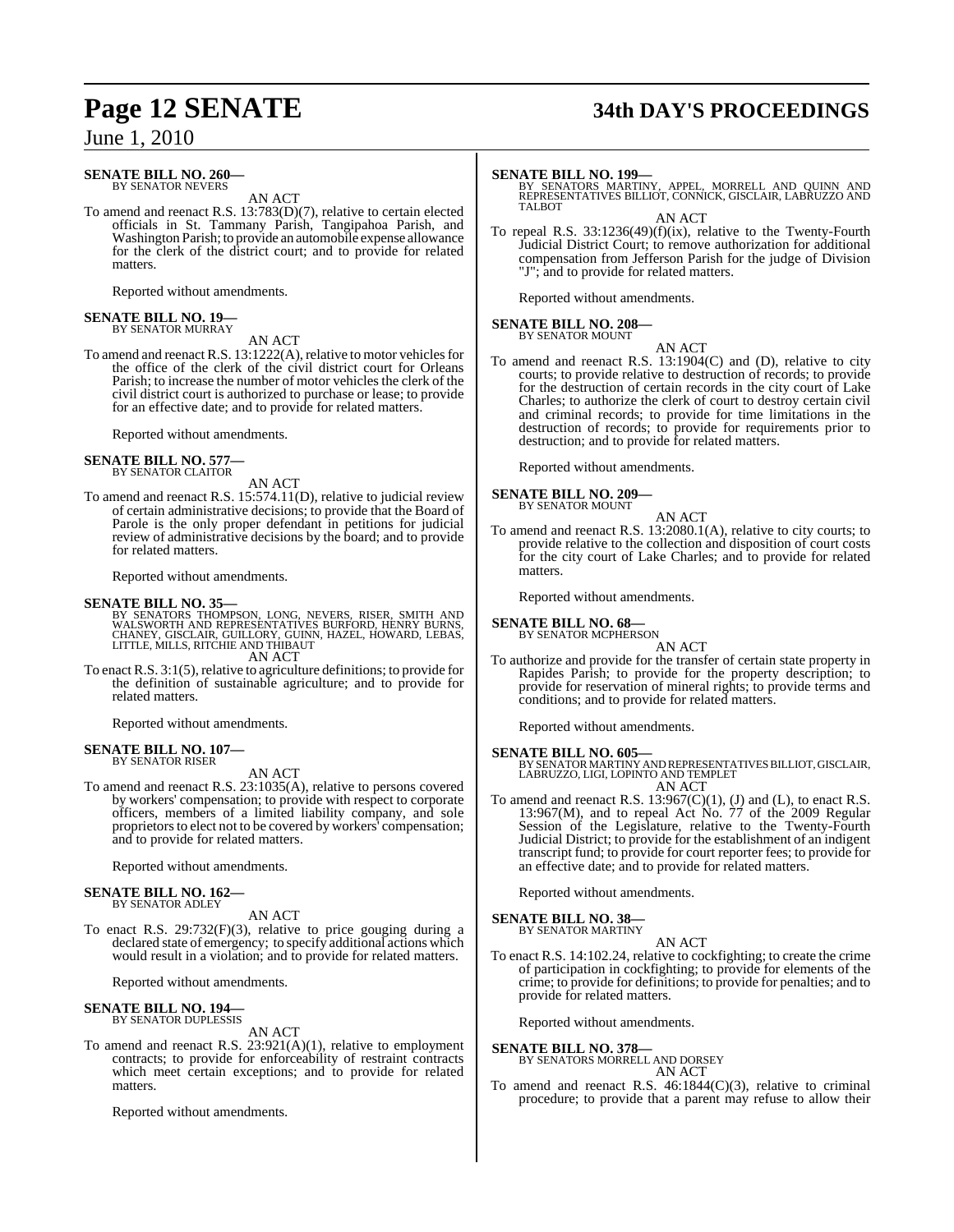**SENATE BILL NO. 260—**
BY SENATOR NEVERS

AN ACT

To amend and reenact R.S. 13:783(D)(7), relative to certain elected officials in St. Tammany Parish, Tangipahoa Parish, and Washington Parish; to provide an automobile expense allowance for the clerk of the district court; and to provide for related matters.

Reported without amendments.

**SENATE BILL NO. 19—**
BY SENATOR MURRAY

AN ACT

To amend and reenact R.S. 13:1222(A), relative to motor vehicles for the office of the clerk of the civil district court for Orleans Parish; to increase the number of motor vehicles the clerk of the civil district court is authorized to purchase or lease; to provide for an effective date; and to provide for related matters.

Reported without amendments.

**SENATE BILL NO. 577—**
BY SENATOR CLAITOR

AN ACT

To amend and reenact R.S. 15:574.11(D), relative to judicial review of certain administrative decisions; to provide that the Board of Parole is the only proper defendant in petitions for judicial review of administrative decisions by the board; and to provide for related matters.

Reported without amendments.

**SENATE BILL NO. 35—**
BY SENATORS THOMPSON, LONG, NEVERS, RISER, SMITH AND WALSWORTH AND REPRESENTATIVES BURFORD, HENRY BURNS, CHANEY, GISCLAIR, GUILLORY, GUINN, HAZEL, HOWARD, LEBAS, LITTLE, MILLS, RITCHIE AND THIBAUT

AN ACT

To enact R.S. 3:1(5), relative to agriculture definitions; to provide for the definition of sustainable agriculture; and to provide for related matters.

Reported without amendments.

**SENATE BILL NO. 107—**
BY SENATOR RISER

AN ACT

To amend and reenact R.S. 23:1035(A), relative to persons covered by workers' compensation; to provide with respect to corporate officers, members of a limited liability company, and sole proprietors to elect not to be covered by workers' compensation; and to provide for related matters.

Reported without amendments.

**SENATE BILL NO. 162—**
BY SENATOR ADLEY

AN ACT

To enact R.S. 29:732(F)(3), relative to price gouging during a declared state of emergency; to specify additional actions which would result in a violation; and to provide for related matters.

Reported without amendments.

**SENATE BILL NO. 194—**
BY SENATOR DUPLESSIS

AN ACT

To amend and reenact R.S. 23:921(A)(1), relative to employment contracts; to provide for enforceability of restraint contracts which meet certain exceptions; and to provide for related matters.

Reported without amendments.

**SENATE BILL NO. 199—**
BY SENATORS MARTINY, APPEL, MORRELL AND QUINN AND REPRESENTATIVES BILLIOT, CONNICK, GISCLAIR, LABRUZZO AND TALBOT

AN ACT

To repeal R.S. 33:1236(49)(f)(ix), relative to the Twenty-Fourth Judicial District Court; to remove authorization for additional compensation from Jefferson Parish for the judge of Division "J"; and to provide for related matters.

Reported without amendments.

**SENATE BILL NO. 208—**
BY SENATOR MOUNT

AN ACT

To amend and reenact R.S. 13:1904(C) and (D), relative to city courts; to provide relative to destruction of records; to provide for the destruction of certain records in the city court of Lake Charles; to authorize the clerk of court to destroy certain civil and criminal records; to provide for time limitations in the destruction of records; to provide for requirements prior to destruction; and to provide for related matters.

Reported without amendments.

**SENATE BILL NO. 209—**
BY SENATOR MOUNT

AN ACT

To amend and reenact R.S. 13:2080.1(A), relative to city courts; to provide relative to the collection and disposition of court costs for the city court of Lake Charles; and to provide for related matters.

Reported without amendments.

**SENATE BILL NO. 68—**
BY SENATOR MCPHERSON

AN ACT

To authorize and provide for the transfer of certain state property in Rapides Parish; to provide for the property description; to provide for reservation of mineral rights; to provide terms and conditions; and to provide for related matters.

Reported without amendments.

**SENATE BILL NO. 605—**
BY SENATOR MARTINY AND REPRESENTATIVES BILLIOT, GISCLAIR, LABRUZZO, LIGI, LOPINTO AND TEMPLET

AN ACT

To amend and reenact R.S. 13:967(C)(1), (J) and (L), to enact R.S. 13:967(M), and to repeal Act No. 77 of the 2009 Regular Session of the Legislature, relative to the Twenty-Fourth Judicial District; to provide for the establishment of an indigent transcript fund; to provide for court reporter fees; to provide for an effective date; and to provide for related matters.

Reported without amendments.

**SENATE BILL NO. 38—**
BY SENATOR MARTINY

AN ACT

To enact R.S. 14:102.24, relative to cockfighting; to create the crime of participation in cockfighting; to provide for elements of the crime; to provide for definitions; to provide for penalties; and to provide for related matters.

Reported without amendments.

**SENATE BILL NO. 378—**
BY SENATORS MORRELL AND DORSEY

AN ACT

To amend and reenact R.S. 46:1844(C)(3), relative to criminal procedure; to provide that a parent may refuse to allow their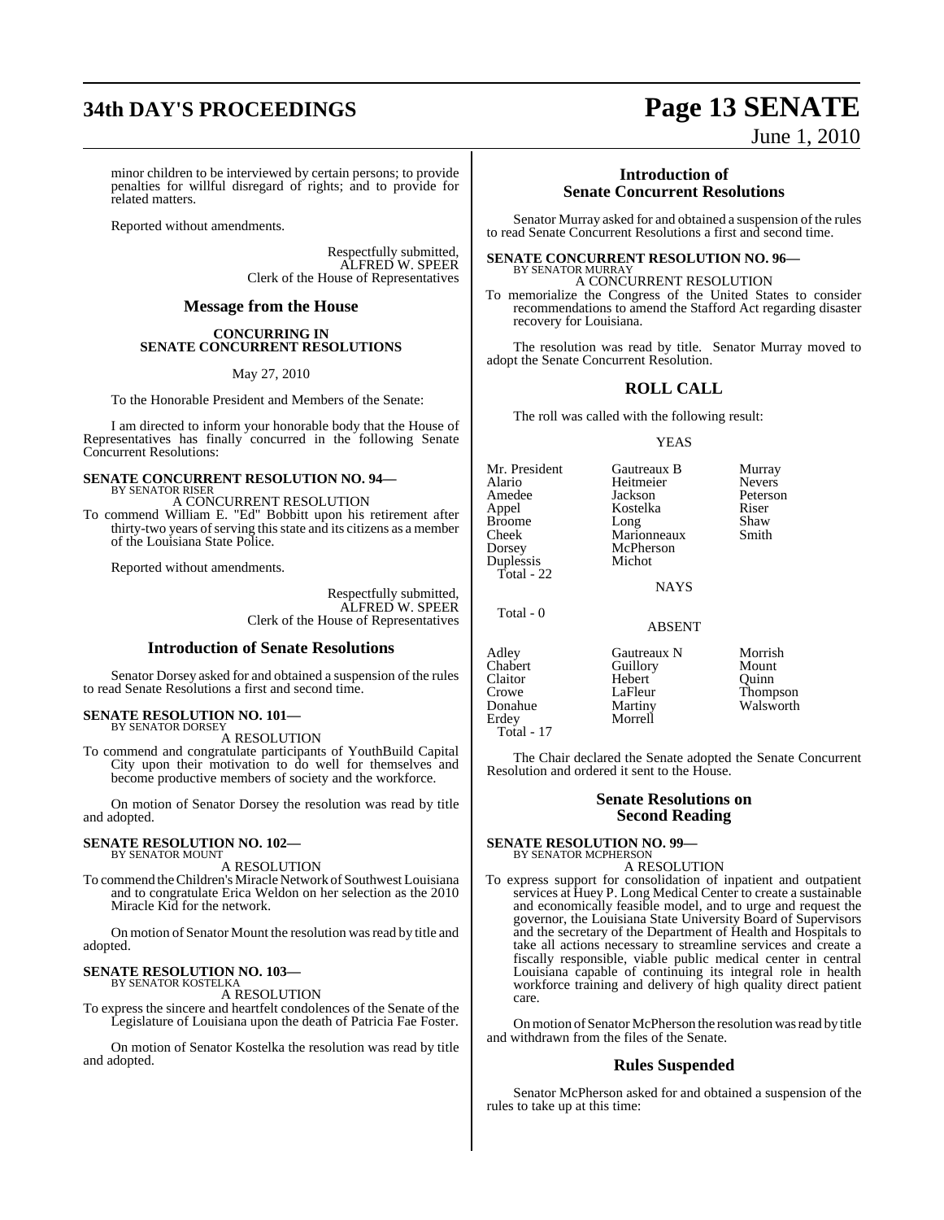minor children to be interviewed by certain persons; to provide penalties for willful disregard of rights; and to provide for related matters.

Reported without amendments.

Respectfully submitted,
ALFRED W. SPEER
Clerk of the House of Representatives

## Message from the House

### CONCURRING IN SENATE CONCURRENT RESOLUTIONS

May 27, 2010

To the Honorable President and Members of the Senate:

I am directed to inform your honorable body that the House of Representatives has finally concurred in the following Senate Concurrent Resolutions:

**SENATE CONCURRENT RESOLUTION NO. 94—**
BY SENATOR RISER

A CONCURRENT RESOLUTION

To commend William E. "Ed" Bobbitt upon his retirement after thirty-two years of serving this state and its citizens as a member of the Louisiana State Police.

Reported without amendments.

Respectfully submitted,
ALFRED W. SPEER
Clerk of the House of Representatives

## Introduction of Senate Resolutions

Senator Dorsey asked for and obtained a suspension of the rules to read Senate Resolutions a first and second time.

**SENATE RESOLUTION NO. 101—**
BY SENATOR DORSEY

A RESOLUTION

To commend and congratulate participants of YouthBuild Capital City upon their motivation to do well for themselves and become productive members of society and the workforce.

On motion of Senator Dorsey the resolution was read by title and adopted.

**SENATE RESOLUTION NO. 102—**
BY SENATOR MOUNT

A RESOLUTION

To commend the Children's Miracle Network of Southwest Louisiana and to congratulate Erica Weldon on her selection as the 2010 Miracle Kid for the network.

On motion of Senator Mount the resolution was read by title and adopted.

**SENATE RESOLUTION NO. 103—**
BY SENATOR KOSTELKA

A RESOLUTION

To express the sincere and heartfelt condolences of the Senate of the Legislature of Louisiana upon the death of Patricia Fae Foster.

On motion of Senator Kostelka the resolution was read by title and adopted.

## Introduction of Senate Concurrent Resolutions

Senator Murray asked for and obtained a suspension of the rules to read Senate Concurrent Resolutions a first and second time.

**SENATE CONCURRENT RESOLUTION NO. 96—**
BY SENATOR MURRAY

A CONCURRENT RESOLUTION

To memorialize the Congress of the United States to consider recommendations to amend the Stafford Act regarding disaster recovery for Louisiana.

The resolution was read by title. Senator Murray moved to adopt the Senate Concurrent Resolution.

## ROLL CALL

The roll was called with the following result:

YEAS

| | | |
|---|---|---|
| Mr. President | Gautreaux B | Murray |
| Alario | Heitmeier | Nevers |
| Amedee | Jackson | Peterson |
| Appel | Kostelka | Riser |
| Broome | Long | Shaw |
| Cheek | Marionneaux | Smith |
| Dorsey | McPherson | |
| Duplessis | Michot | |

Total - 22

NAYS

Total - 0

ABSENT

| | | |
|---|---|---|
| Adley | Gautreaux N | Morrish |
| Chabert | Guillory | Mount |
| Claitor | Hebert | Quinn |
| Crowe | LaFleur | Thompson |
| Donahue | Martiny | Walsworth |
| Erdey | Morrell | |

Total - 17

The Chair declared the Senate adopted the Senate Concurrent Resolution and ordered it sent to the House.

## Senate Resolutions on Second Reading

**SENATE RESOLUTION NO. 99—**
BY SENATOR MCPHERSON

A RESOLUTION

To express support for consolidation of inpatient and outpatient services at Huey P. Long Medical Center to create a sustainable and economically feasible model, and to urge and request the governor, the Louisiana State University Board of Supervisors and the secretary of the Department of Health and Hospitals to take all actions necessary to streamline services and create a fiscally responsible, viable public medical center in central Louisiana capable of continuing its integral role in health workforce training and delivery of high quality direct patient care.

On motion of Senator McPherson the resolution was read by title and withdrawn from the files of the Senate.

## Rules Suspended

Senator McPherson asked for and obtained a suspension of the rules to take up at this time: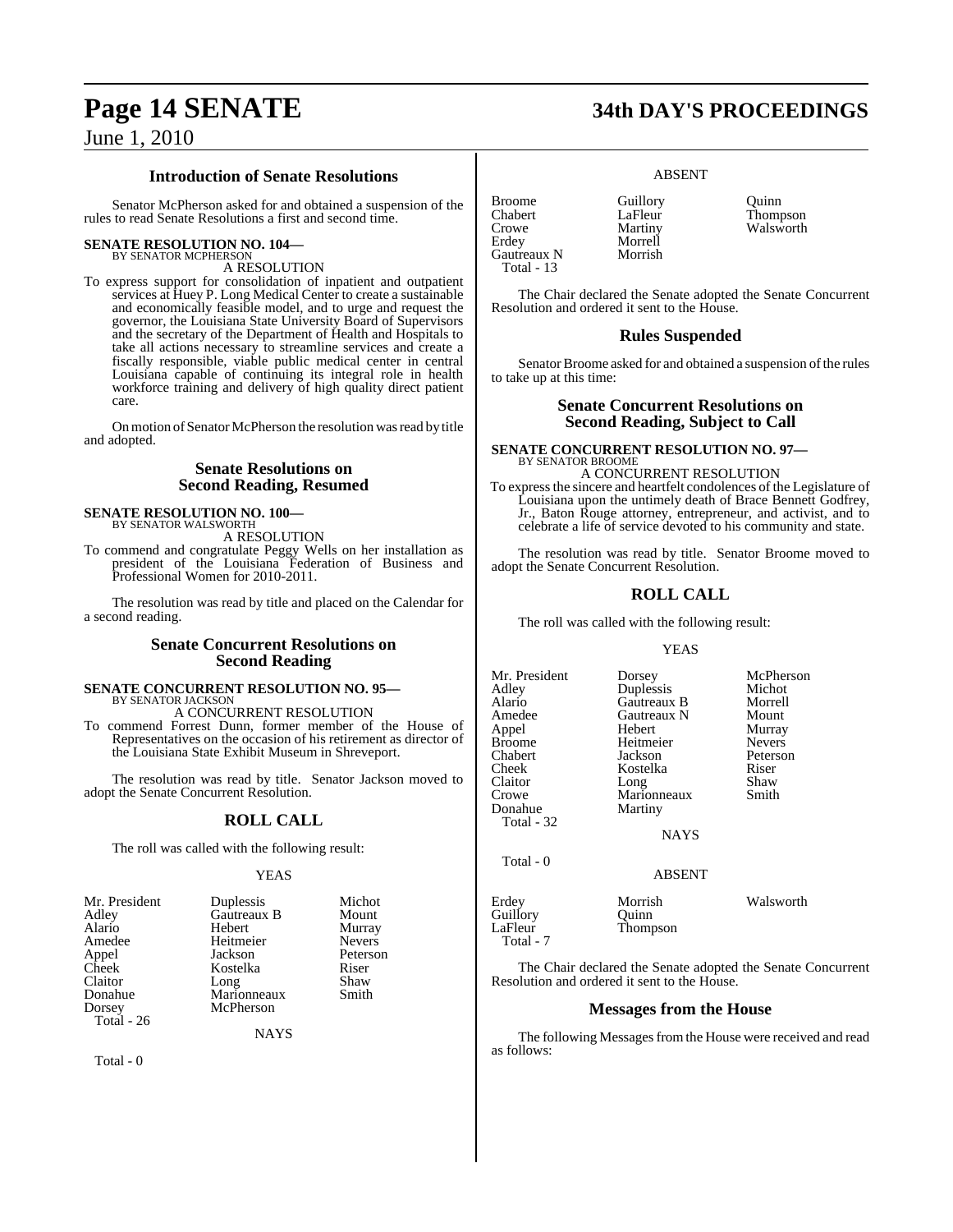### Introduction of Senate Resolutions

Senator McPherson asked for and obtained a suspension of the rules to read Senate Resolutions a first and second time.

**SENATE RESOLUTION NO. 104—**
BY SENATOR MCPHERSON

A RESOLUTION

To express support for consolidation of inpatient and outpatient services at Huey P. Long Medical Center to create a sustainable and economically feasible model, and to urge and request the governor, the Louisiana State University Board of Supervisors and the secretary of the Department of Health and Hospitals to take all actions necessary to streamline services and create a fiscally responsible, viable public medical center in central Louisiana capable of continuing its integral role in health workforce training and delivery of high quality direct patient care.

On motion of Senator McPherson the resolution was read by title and adopted.

### Senate Resolutions on Second Reading, Resumed

**SENATE RESOLUTION NO. 100—**
BY SENATOR WALSWORTH

A RESOLUTION

To commend and congratulate Peggy Wells on her installation as president of the Louisiana Federation of Business and Professional Women for 2010-2011.

The resolution was read by title and placed on the Calendar for a second reading.

### Senate Concurrent Resolutions on Second Reading

**SENATE CONCURRENT RESOLUTION NO. 95—**
BY SENATOR JACKSON

A CONCURRENT RESOLUTION

To commend Forrest Dunn, former member of the House of Representatives on the occasion of his retirement as director of the Louisiana State Exhibit Museum in Shreveport.

The resolution was read by title. Senator Jackson moved to adopt the Senate Concurrent Resolution.

## ROLL CALL

The roll was called with the following result:

YEAS

| | | |
|---|---|---|
| Mr. President | Duplessis | Michot |
| Adley | Gautreaux B | Mount |
| Alario | Hebert | Murray |
| Amedee | Heitmeier | Nevers |
| Appel | Jackson | Peterson |
| Cheek | Kostelka | Riser |
| Claitor | Long | Shaw |
| Donahue | Marionneaux | Smith |
| Dorsey | McPherson | |
| Total - 26 | | |

NAYS

Total - 0

ABSENT

| | | |
|---|---|---|
| Broome | Guillory | Quinn |
| Chabert | LaFleur | Thompson |
| Crowe | Martiny | Walsworth |
| Erdey | Morrell | |
| Gautreaux N | Morrish | |
| Total - 13 | | |

The Chair declared the Senate adopted the Senate Concurrent Resolution and ordered it sent to the House.

### Rules Suspended

Senator Broome asked for and obtained a suspension of the rules to take up at this time:

### Senate Concurrent Resolutions on Second Reading, Subject to Call

**SENATE CONCURRENT RESOLUTION NO. 97—**
BY SENATOR BROOME

A CONCURRENT RESOLUTION

To express the sincere and heartfelt condolences of the Legislature of Louisiana upon the untimely death of Brace Bennett Godfrey, Jr., Baton Rouge attorney, entrepreneur, and activist, and to celebrate a life of service devoted to his community and state.

The resolution was read by title. Senator Broome moved to adopt the Senate Concurrent Resolution.

## ROLL CALL

The roll was called with the following result:

YEAS

| | | |
|---|---|---|
| Mr. President | Dorsey | McPherson |
| Adley | Duplessis | Michot |
| Alario | Gautreaux B | Morrell |
| Amedee | Gautreaux N | Mount |
| Appel | Hebert | Murray |
| Broome | Heitmeier | Nevers |
| Chabert | Jackson | Peterson |
| Cheek | Kostelka | Riser |
| Claitor | Long | Shaw |
| Crowe | Marionneaux | Smith |
| Donahue | Martiny | |
| Total - 32 | | |

NAYS

Total - 0

ABSENT

| | | |
|---|---|---|
| Erdey | Morrish | Walsworth |
| Guillory | Quinn | |
| LaFleur | Thompson | |
| Total - 7 | | |

The Chair declared the Senate adopted the Senate Concurrent Resolution and ordered it sent to the House.

### Messages from the House

The following Messages from the House were received and read as follows: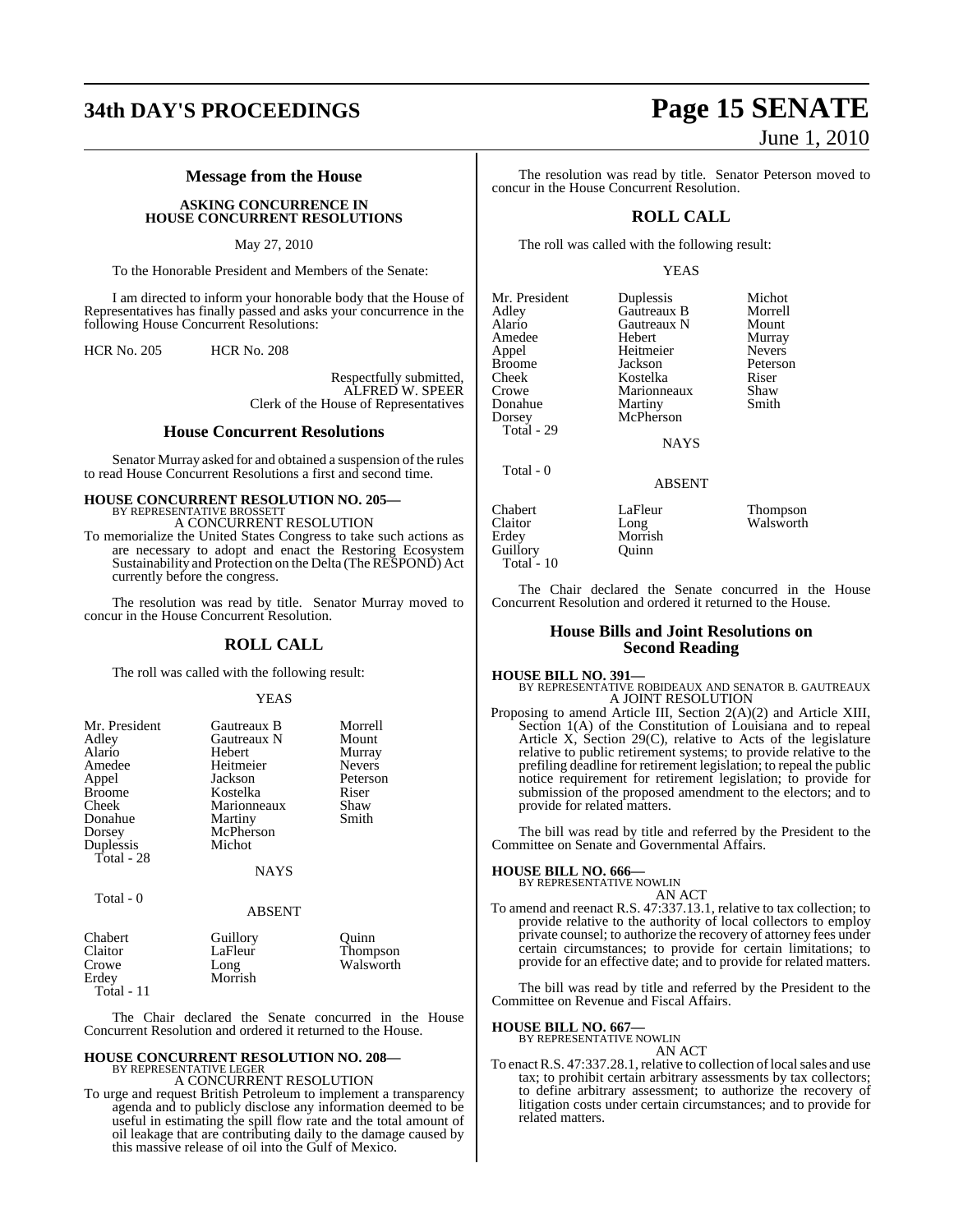## Message from the House

### ASKING CONCURRENCE IN HOUSE CONCURRENT RESOLUTIONS

May 27, 2010

To the Honorable President and Members of the Senate:

I am directed to inform your honorable body that the House of Representatives has finally passed and asks your concurrence in the following House Concurrent Resolutions:

HCR No. 205 HCR No. 208

Respectfully submitted,
ALFRED W. SPEER
Clerk of the House of Representatives

## House Concurrent Resolutions

Senator Murray asked for and obtained a suspension of the rules to read House Concurrent Resolutions a first and second time.

**HOUSE CONCURRENT RESOLUTION NO. 205—**
BY REPRESENTATIVE BROSSETT
A CONCURRENT RESOLUTION

To memorialize the United States Congress to take such actions as are necessary to adopt and enact the Restoring Ecosystem Sustainability and Protection on the Delta (The RESPOND) Act currently before the congress.

The resolution was read by title. Senator Murray moved to concur in the House Concurrent Resolution.

## ROLL CALL

The roll was called with the following result:

YEAS

| | | |
|---|---|---|
| Mr. President | Gautreaux B | Morrell |
| Adley | Gautreaux N | Mount |
| Alario | Hebert | Murray |
| Amedee | Heitmeier | Nevers |
| Appel | Jackson | Peterson |
| Broome | Kostelka | Riser |
| Cheek | Marionneaux | Shaw |
| Donahue | Martiny | Smith |
| Dorsey | McPherson | |
| Duplessis | Michot | |

Total - 28

NAYS

Total - 0

ABSENT

| | | |
|---|---|---|
| Chabert | Guillory | Quinn |
| Claitor | LaFleur | Thompson |
| Crowe | Long | Walsworth |
| Erdey | Morrish | |

Total - 11

The Chair declared the Senate concurred in the House Concurrent Resolution and ordered it returned to the House.

**HOUSE CONCURRENT RESOLUTION NO. 208—**
BY REPRESENTATIVE LEGER
A CONCURRENT RESOLUTION

To urge and request British Petroleum to implement a transparency agenda and to publicly disclose any information deemed to be useful in estimating the spill flow rate and the total amount of oil leakage that are contributing daily to the damage caused by this massive release of oil into the Gulf of Mexico.

The resolution was read by title. Senator Peterson moved to concur in the House Concurrent Resolution.

## ROLL CALL

The roll was called with the following result:

YEAS

| | | |
|---|---|---|
| Mr. President | Duplessis | Michot |
| Adley | Gautreaux B | Morrell |
| Alario | Gautreaux N | Mount |
| Amedee | Hebert | Murray |
| Appel | Heitmeier | Nevers |
| Broome | Jackson | Peterson |
| Cheek | Kostelka | Riser |
| Crowe | Marionneaux | Shaw |
| Donahue | Martiny | Smith |
| Dorsey | McPherson | |

Total - 29

NAYS

Total - 0

ABSENT

| | | |
|---|---|---|
| Chabert | LaFleur | Thompson |
| Claitor | Long | Walsworth |
| Erdey | Morrish | |
| Guillory | Quinn | |

Total - 10

The Chair declared the Senate concurred in the House Concurrent Resolution and ordered it returned to the House.

## House Bills and Joint Resolutions on Second Reading

**HOUSE BILL NO. 391—**
BY REPRESENTATIVE ROBIDEAUX AND SENATOR B. GAUTREAUX
A JOINT RESOLUTION

Proposing to amend Article III, Section 2(A)(2) and Article XIII, Section 1(A) of the Constitution of Louisiana and to repeal Article X, Section 29(C), relative to Acts of the legislature relative to public retirement systems; to provide relative to the prefiling deadline for retirement legislation; to repeal the public notice requirement for retirement legislation; to provide for submission of the proposed amendment to the electors; and to provide for related matters.

The bill was read by title and referred by the President to the Committee on Senate and Governmental Affairs.

**HOUSE BILL NO. 666—**
BY REPRESENTATIVE NOWLIN
AN ACT

To amend and reenact R.S. 47:337.13.1, relative to tax collection; to provide relative to the authority of local collectors to employ private counsel; to authorize the recovery of attorney fees under certain circumstances; to provide for certain limitations; to provide for an effective date; and to provide for related matters.

The bill was read by title and referred by the President to the Committee on Revenue and Fiscal Affairs.

**HOUSE BILL NO. 667—**
BY REPRESENTATIVE NOWLIN
AN ACT

To enact R.S. 47:337.28.1, relative to collection of local sales and use tax; to prohibit certain arbitrary assessments by tax collectors; to define arbitrary assessment; to authorize the recovery of litigation costs under certain circumstances; and to provide for related matters.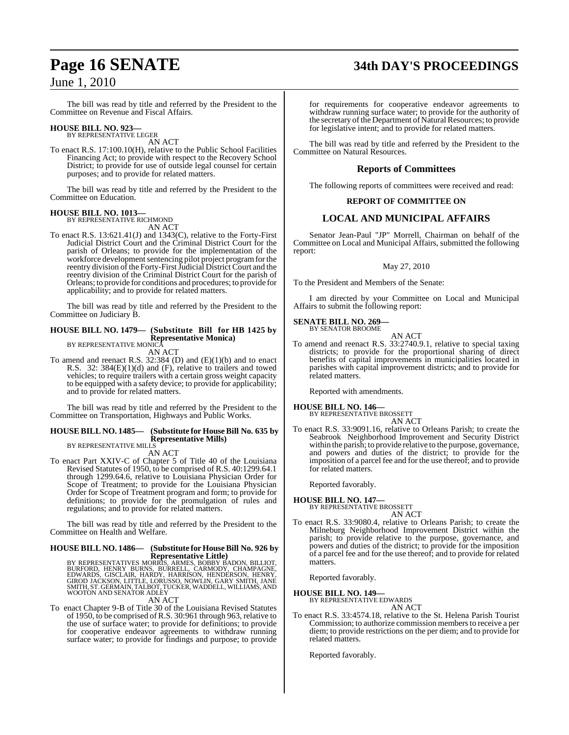The bill was read by title and referred by the President to the Committee on Revenue and Fiscal Affairs.

**HOUSE BILL NO. 923—**
BY REPRESENTATIVE LEGER
AN ACT

To enact R.S. 17:100.10(H), relative to the Public School Facilities Financing Act; to provide with respect to the Recovery School District; to provide for use of outside legal counsel for certain purposes; and to provide for related matters.

The bill was read by title and referred by the President to the Committee on Education.

**HOUSE BILL NO. 1013—**
BY REPRESENTATIVE RICHMOND
AN ACT

To enact R.S. 13:621.41(J) and 1343(C), relative to the Forty-First Judicial District Court and the Criminal District Court for the parish of Orleans; to provide for the implementation of the workforce development sentencing pilot project program for the reentry division of the Forty-First Judicial District Court and the reentry division of the Criminal District Court for the parish of Orleans; to provide for conditions and procedures; to provide for applicability; and to provide for related matters.

The bill was read by title and referred by the President to the Committee on Judiciary B.

**HOUSE BILL NO. 1479— (Substitute Bill for HB 1425 by Representative Monica)**
BY REPRESENTATIVE MONICA
AN ACT

To amend and reenact R.S. 32:384 (D) and (E)(1)(b) and to enact R.S. 32: 384(E)(1)(d) and (F), relative to trailers and towed vehicles; to require trailers with a certain gross weight capacity to be equipped with a safety device; to provide for applicability; and to provide for related matters.

The bill was read by title and referred by the President to the Committee on Transportation, Highways and Public Works.

**HOUSE BILL NO. 1485— (Substitute for House Bill No. 635 by Representative Mills)**
BY REPRESENTATIVE MILLS
AN ACT

To enact Part XXIV-C of Chapter 5 of Title 40 of the Louisiana Revised Statutes of 1950, to be comprised of R.S. 40:1299.64.1 through 1299.64.6, relative to Louisiana Physician Order for Scope of Treatment; to provide for the Louisiana Physician Order for Scope of Treatment program and form; to provide for definitions; to provide for the promulgation of rules and regulations; and to provide for related matters.

The bill was read by title and referred by the President to the Committee on Health and Welfare.

**HOUSE BILL NO. 1486— (Substitute for House Bill No. 926 by Representative Little)**
BY REPRESENTATIVES MORRIS, ARMES, BOBBY BADON, BILLIOT, BURFORD, HENRY BURNS, BURRELL, CARMODY, CHAMPAGNE, EDWARDS, GISCLAIR, HARDY, HARRISON, HENDERSON, HENRY, GIROD JACKSON, LITTLE, LORUSSO, NOWLIN, GARY SMITH, JANE SMITH, ST. GERMAIN, TALBOT, TUCKER, WADDELL, WILLIAMS, AND WOOTON AND SENATOR ADLEY
AN ACT

To enact Chapter 9-B of Title 30 of the Louisiana Revised Statutes of 1950, to be comprised of R.S. 30:961 through 963, relative to the use of surface water; to provide for definitions; to provide for cooperative endeavor agreements to withdraw running surface water; to provide for findings and purpose; to provide for requirements for cooperative endeavor agreements to withdraw running surface water; to provide for the authority of the secretary of the Department of Natural Resources; to provide for legislative intent; and to provide for related matters.

The bill was read by title and referred by the President to the Committee on Natural Resources.

## Reports of Committees

The following reports of committees were received and read:

**REPORT OF COMMITTEE ON**

## LOCAL AND MUNICIPAL AFFAIRS

Senator Jean-Paul "JP" Morrell, Chairman on behalf of the Committee on Local and Municipal Affairs, submitted the following report:

May 27, 2010

To the President and Members of the Senate:

I am directed by your Committee on Local and Municipal Affairs to submit the following report:

**SENATE BILL NO. 269—**
BY SENATOR BROOME
AN ACT

To amend and reenact R.S. 33:2740.9.1, relative to special taxing districts; to provide for the proportional sharing of direct benefits of capital improvements in municipalities located in parishes with capital improvement districts; and to provide for related matters.

Reported with amendments.

**HOUSE BILL NO. 146—**
BY REPRESENTATIVE BROSSETT
AN ACT

To enact R.S. 33:9091.16, relative to Orleans Parish; to create the Seabrook Neighborhood Improvement and Security District within the parish; to provide relative to the purpose, governance, and powers and duties of the district; to provide for the imposition of a parcel fee and for the use thereof; and to provide for related matters.

Reported favorably.

**HOUSE BILL NO. 147—**
BY REPRESENTATIVE BROSSETT
AN ACT

To enact R.S. 33:9080.4, relative to Orleans Parish; to create the Milneburg Neighborhood Improvement District within the parish; to provide relative to the purpose, governance, and powers and duties of the district; to provide for the imposition of a parcel fee and for the use thereof; and to provide for related matters.

Reported favorably.

**HOUSE BILL NO. 149—**
BY REPRESENTATIVE EDWARDS
AN ACT

To enact R.S. 33:4574.18, relative to the St. Helena Parish Tourist Commission; to authorize commission members to receive a per diem; to provide restrictions on the per diem; and to provide for related matters.

Reported favorably.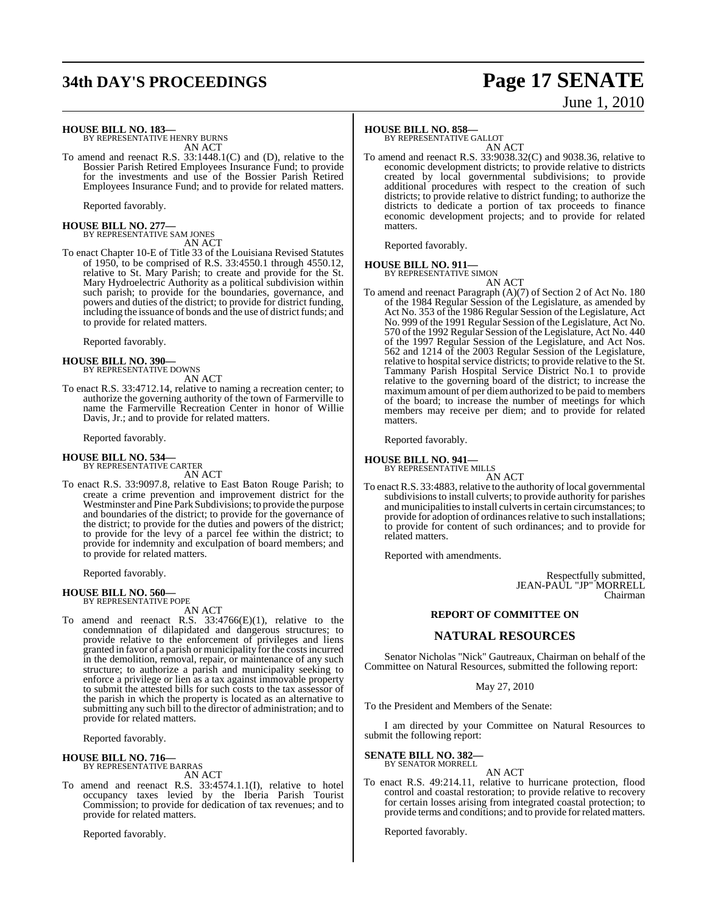**HOUSE BILL NO. 183—**
BY REPRESENTATIVE HENRY BURNS

AN ACT

To amend and reenact R.S. 33:1448.1(C) and (D), relative to the Bossier Parish Retired Employees Insurance Fund; to provide for the investments and use of the Bossier Parish Retired Employees Insurance Fund; and to provide for related matters.

Reported favorably.

**HOUSE BILL NO. 277—**
BY REPRESENTATIVE SAM JONES

AN ACT

To enact Chapter 10-E of Title 33 of the Louisiana Revised Statutes of 1950, to be comprised of R.S. 33:4550.1 through 4550.12, relative to St. Mary Parish; to create and provide for the St. Mary Hydroelectric Authority as a political subdivision within such parish; to provide for the boundaries, governance, and powers and duties of the district; to provide for district funding, including the issuance of bonds and the use of district funds; and to provide for related matters.

Reported favorably.

**HOUSE BILL NO. 390—**
BY REPRESENTATIVE DOWNS

AN ACT

To enact R.S. 33:4712.14, relative to naming a recreation center; to authorize the governing authority of the town of Farmerville to name the Farmerville Recreation Center in honor of Willie Davis, Jr.; and to provide for related matters.

Reported favorably.

**HOUSE BILL NO. 534—**
BY REPRESENTATIVE CARTER

AN ACT

To enact R.S. 33:9097.8, relative to East Baton Rouge Parish; to create a crime prevention and improvement district for the Westminster and Pine Park Subdivisions; to provide the purpose and boundaries of the district; to provide for the governance of the district; to provide for the duties and powers of the district; to provide for the levy of a parcel fee within the district; to provide for indemnity and exculpation of board members; and to provide for related matters.

Reported favorably.

**HOUSE BILL NO. 560—**
BY REPRESENTATIVE POPE

AN ACT

To amend and reenact R.S. 33:4766(E)(1), relative to the condemnation of dilapidated and dangerous structures; to provide relative to the enforcement of privileges and liens granted in favor of a parish or municipality for the costs incurred in the demolition, removal, repair, or maintenance of any such structure; to authorize a parish and municipality seeking to enforce a privilege or lien as a tax against immovable property to submit the attested bills for such costs to the tax assessor of the parish in which the property is located as an alternative to submitting any such bill to the director of administration; and to provide for related matters.

Reported favorably.

**HOUSE BILL NO. 716—**
BY REPRESENTATIVE BARRAS

AN ACT

To amend and reenact R.S. 33:4574.1.1(I), relative to hotel occupancy taxes levied by the Iberia Parish Tourist Commission; to provide for dedication of tax revenues; and to provide for related matters.

Reported favorably.

**HOUSE BILL NO. 858—**
BY REPRESENTATIVE GALLOT

AN ACT

To amend and reenact R.S. 33:9038.32(C) and 9038.36, relative to economic development districts; to provide relative to districts created by local governmental subdivisions; to provide additional procedures with respect to the creation of such districts; to provide relative to district funding; to authorize the districts to dedicate a portion of tax proceeds to finance economic development projects; and to provide for related matters.

Reported favorably.

**HOUSE BILL NO. 911—**
BY REPRESENTATIVE SIMON

AN ACT

To amend and reenact Paragraph (A)(7) of Section 2 of Act No. 180 of the 1984 Regular Session of the Legislature, as amended by Act No. 353 of the 1986 Regular Session of the Legislature, Act No. 999 of the 1991 Regular Session of the Legislature, Act No. 570 of the 1992 Regular Session of the Legislature, Act No. 440 of the 1997 Regular Session of the Legislature, and Act Nos. 562 and 1214 of the 2003 Regular Session of the Legislature, relative to hospital service districts; to provide relative to the St. Tammany Parish Hospital Service District No.1 to provide relative to the governing board of the district; to increase the maximum amount of per diem authorized to be paid to members of the board; to increase the number of meetings for which members may receive per diem; and to provide for related matters.

Reported favorably.

**HOUSE BILL NO. 941—**
BY REPRESENTATIVE MILLS

AN ACT

To enact R.S. 33:4883, relative to the authority of local governmental subdivisions to install culverts; to provide authority for parishes and municipalities to install culverts in certain circumstances; to provide for adoption of ordinances relative to such installations; to provide for content of such ordinances; and to provide for related matters.

Reported with amendments.

Respectfully submitted,
JEAN-PAUL "JP" MORRELL
Chairman

## REPORT OF COMMITTEE ON

## NATURAL RESOURCES

Senator Nicholas "Nick" Gautreaux, Chairman on behalf of the Committee on Natural Resources, submitted the following report:

May 27, 2010

To the President and Members of the Senate:

I am directed by your Committee on Natural Resources to submit the following report:

**SENATE BILL NO. 382—**
BY SENATOR MORRELL

AN ACT

To enact R.S. 49:214.11, relative to hurricane protection, flood control and coastal restoration; to provide relative to recovery for certain losses arising from integrated coastal protection; to provide terms and conditions; and to provide for related matters.

Reported favorably.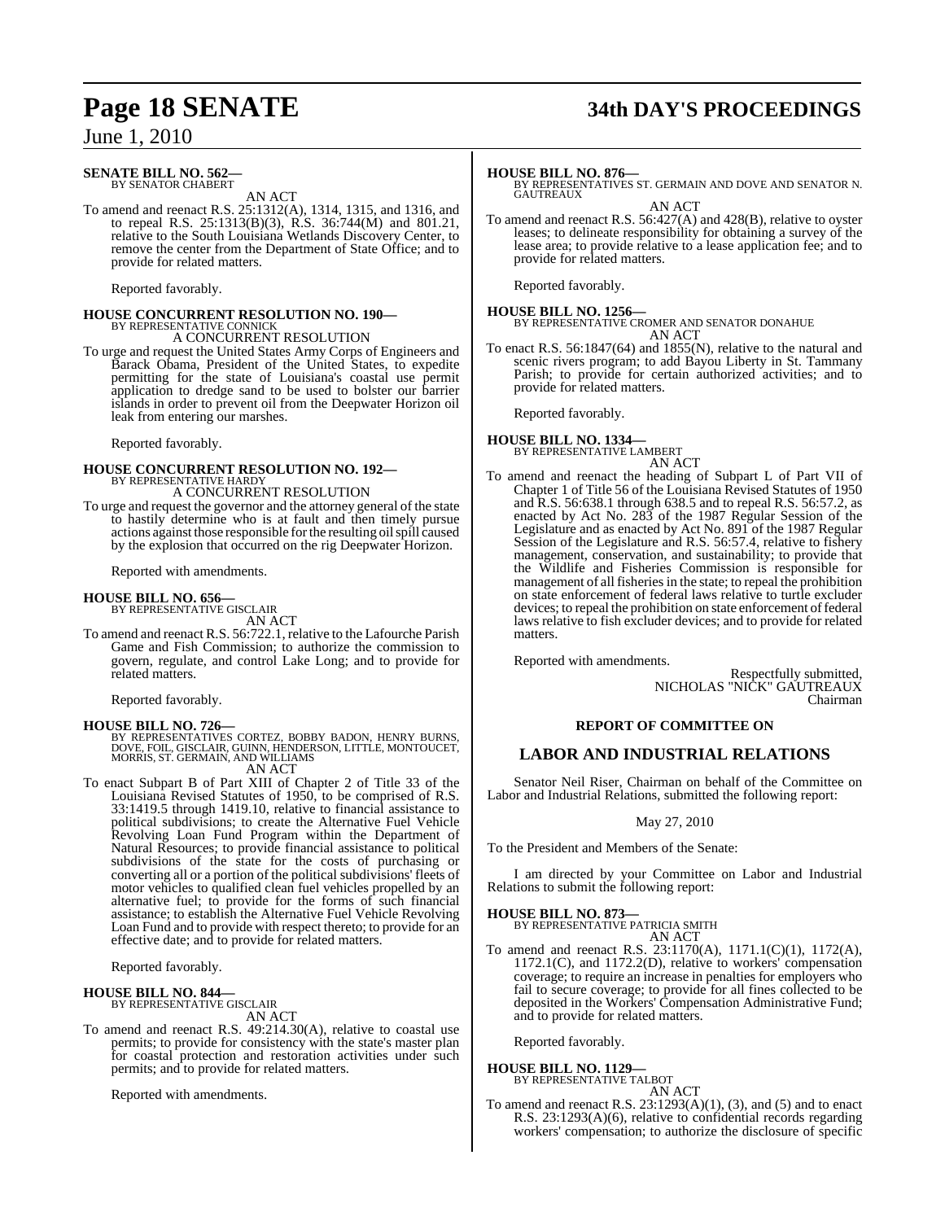**SENATE BILL NO. 562—**
BY SENATOR CHABERT

AN ACT

To amend and reenact R.S. 25:1312(A), 1314, 1315, and 1316, and to repeal R.S. 25:1313(B)(3), R.S. 36:744(M) and 801.21, relative to the South Louisiana Wetlands Discovery Center, to remove the center from the Department of State Office; and to provide for related matters.

Reported favorably.

**HOUSE CONCURRENT RESOLUTION NO. 190—**
BY REPRESENTATIVE CONNICK

A CONCURRENT RESOLUTION

To urge and request the United States Army Corps of Engineers and Barack Obama, President of the United States, to expedite permitting for the state of Louisiana's coastal use permit application to dredge sand to be used to bolster our barrier islands in order to prevent oil from the Deepwater Horizon oil leak from entering our marshes.

Reported favorably.

**HOUSE CONCURRENT RESOLUTION NO. 192—**
BY REPRESENTATIVE HARDY

A CONCURRENT RESOLUTION

To urge and request the governor and the attorney general of the state to hastily determine who is at fault and then timely pursue actions against those responsible for the resulting oil spill caused by the explosion that occurred on the rig Deepwater Horizon.

Reported with amendments.

**HOUSE BILL NO. 656—**
BY REPRESENTATIVE GISCLAIR

AN ACT

To amend and reenact R.S. 56:722.1, relative to the Lafourche Parish Game and Fish Commission; to authorize the commission to govern, regulate, and control Lake Long; and to provide for related matters.

Reported favorably.

**HOUSE BILL NO. 726—**
BY REPRESENTATIVES CORTEZ, BOBBY BADON, HENRY BURNS, DOVE, FOIL, GISCLAIR, GUINN, HENDERSON, LITTLE, MONTOUCET, MORRIS, ST. GERMAIN, AND WILLIAMS

AN ACT

To enact Subpart B of Part XIII of Chapter 2 of Title 33 of the Louisiana Revised Statutes of 1950, to be comprised of R.S. 33:1419.5 through 1419.10, relative to financial assistance to political subdivisions; to create the Alternative Fuel Vehicle Revolving Loan Fund Program within the Department of Natural Resources; to provide financial assistance to political subdivisions of the state for the costs of purchasing or converting all or a portion of the political subdivisions' fleets of motor vehicles to qualified clean fuel vehicles propelled by an alternative fuel; to provide for the forms of such financial assistance; to establish the Alternative Fuel Vehicle Revolving Loan Fund and to provide with respect thereto; to provide for an effective date; and to provide for related matters.

Reported favorably.

**HOUSE BILL NO. 844—**
BY REPRESENTATIVE GISCLAIR

AN ACT

To amend and reenact R.S. 49:214.30(A), relative to coastal use permits; to provide for consistency with the state's master plan for coastal protection and restoration activities under such permits; and to provide for related matters.

Reported with amendments.

**HOUSE BILL NO. 876—**
BY REPRESENTATIVES ST. GERMAIN AND DOVE AND SENATOR N. GAUTREAUX

AN ACT

To amend and reenact R.S. 56:427(A) and 428(B), relative to oyster leases; to delineate responsibility for obtaining a survey of the lease area; to provide relative to a lease application fee; and to provide for related matters.

Reported favorably.

**HOUSE BILL NO. 1256—**
BY REPRESENTATIVE CROMER AND SENATOR DONAHUE

AN ACT

To enact R.S. 56:1847(64) and 1855(N), relative to the natural and scenic rivers program; to add Bayou Liberty in St. Tammany Parish; to provide for certain authorized activities; and to provide for related matters.

Reported favorably.

**HOUSE BILL NO. 1334—**
BY REPRESENTATIVE LAMBERT

AN ACT

To amend and reenact the heading of Subpart L of Part VII of Chapter 1 of Title 56 of the Louisiana Revised Statutes of 1950 and R.S. 56:638.1 through 638.5 and to repeal R.S. 56:57.2, as enacted by Act No. 283 of the 1987 Regular Session of the Legislature and as enacted by Act No. 891 of the 1987 Regular Session of the Legislature and R.S. 56:57.4, relative to fishery management, conservation, and sustainability; to provide that the Wildlife and Fisheries Commission is responsible for management of all fisheries in the state; to repeal the prohibition on state enforcement of federal laws relative to turtle excluder devices; to repeal the prohibition on state enforcement of federal laws relative to fish excluder devices; and to provide for related matters.

Reported with amendments.

Respectfully submitted,
NICHOLAS "NICK" GAUTREAUX
Chairman

**REPORT OF COMMITTEE ON**

## LABOR AND INDUSTRIAL RELATIONS

Senator Neil Riser, Chairman on behalf of the Committee on Labor and Industrial Relations, submitted the following report:

May 27, 2010

To the President and Members of the Senate:

I am directed by your Committee on Labor and Industrial Relations to submit the following report:

**HOUSE BILL NO. 873—**
BY REPRESENTATIVE PATRICIA SMITH

AN ACT

To amend and reenact R.S. 23:1170(A), 1171.1(C)(1), 1172(A), 1172.1(C), and 1172.2(D), relative to workers' compensation coverage; to require an increase in penalties for employers who fail to secure coverage; to provide for all fines collected to be deposited in the Workers' Compensation Administrative Fund; and to provide for related matters.

Reported favorably.

**HOUSE BILL NO. 1129—**
BY REPRESENTATIVE TALBOT

AN ACT

To amend and reenact R.S. 23:1293(A)(1), (3), and (5) and to enact R.S. 23:1293(A)(6), relative to confidential records regarding workers' compensation; to authorize the disclosure of specific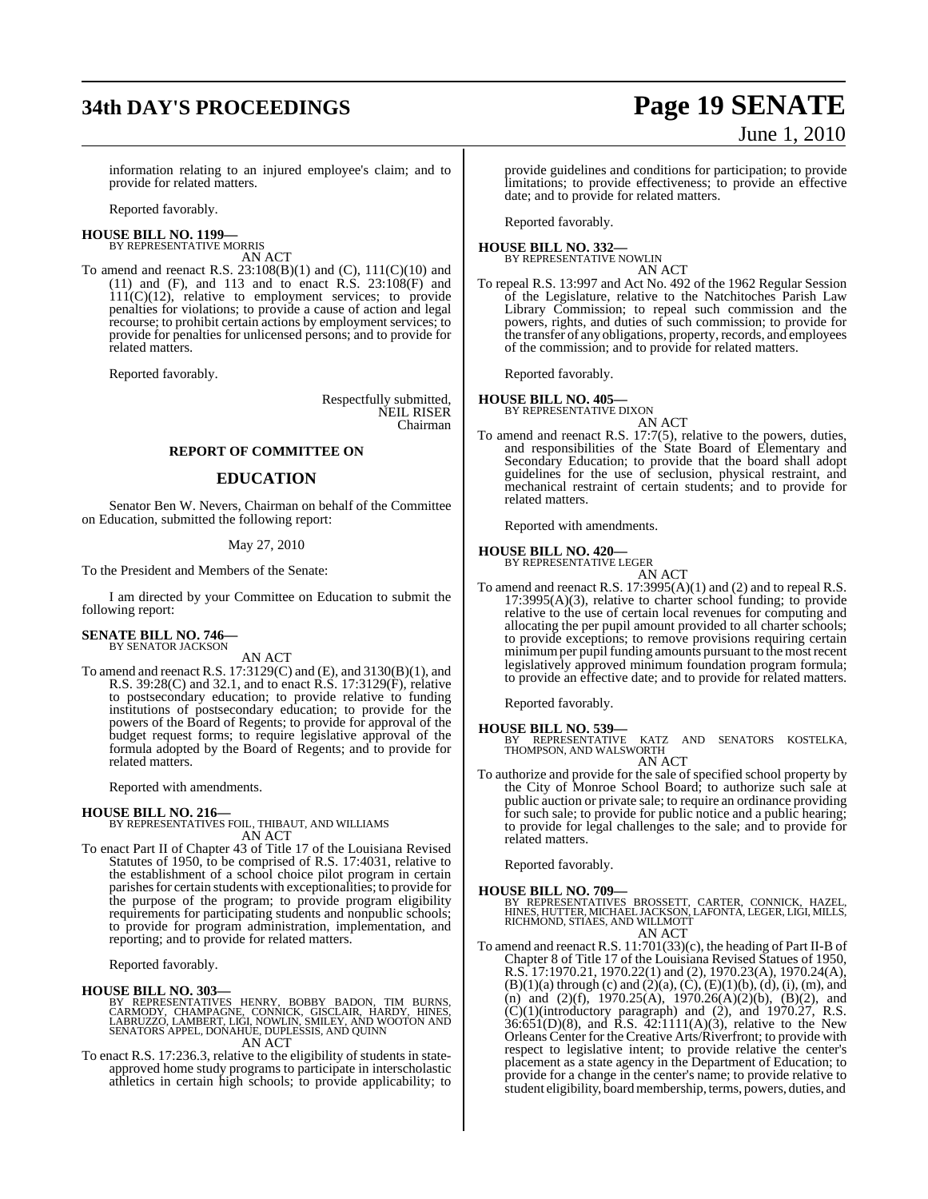information relating to an injured employee's claim; and to provide for related matters.

Reported favorably.

**HOUSE BILL NO. 1199—**
BY REPRESENTATIVE MORRIS
AN ACT

To amend and reenact R.S. 23:108(B)(1) and (C), 111(C)(10) and (11) and (F), and 113 and to enact R.S. 23:108(F) and 111(C)(12), relative to employment services; to provide penalties for violations; to provide a cause of action and legal recourse; to prohibit certain actions by employment services; to provide for penalties for unlicensed persons; and to provide for related matters.

Reported favorably.

Respectfully submitted,
NEIL RISER
Chairman

## REPORT OF COMMITTEE ON

## EDUCATION

Senator Ben W. Nevers, Chairman on behalf of the Committee on Education, submitted the following report:

May 27, 2010

To the President and Members of the Senate:

I am directed by your Committee on Education to submit the following report:

**SENATE BILL NO. 746—**
BY SENATOR JACKSON
AN ACT

To amend and reenact R.S. 17:3129(C) and (E), and 3130(B)(1), and R.S. 39:28(C) and 32.1, and to enact R.S. 17:3129(F), relative to postsecondary education; to provide relative to funding institutions of postsecondary education; to provide for the powers of the Board of Regents; to provide for approval of the budget request forms; to require legislative approval of the formula adopted by the Board of Regents; and to provide for related matters.

Reported with amendments.

**HOUSE BILL NO. 216—**
BY REPRESENTATIVES FOIL, THIBAUT, AND WILLIAMS
AN ACT

To enact Part II of Chapter 43 of Title 17 of the Louisiana Revised Statutes of 1950, to be comprised of R.S. 17:4031, relative to the establishment of a school choice pilot program in certain parishes for certain students with exceptionalities; to provide for the purpose of the program; to provide program eligibility requirements for participating students and nonpublic schools; to provide for program administration, implementation, and reporting; and to provide for related matters.

Reported favorably.

**HOUSE BILL NO. 303—**
BY REPRESENTATIVES HENRY, BOBBY BADON, TIM BURNS, CARMODY, CHAMPAGNE, CONNICK, GISCLAIR, HARDY, HINES, LABRUZZO, LAMBERT, LIGI, NOWLIN, SMILEY, AND WOOTON AND SENATORS APPEL, DONAHUE, DUPLESSIS, AND QUINN
AN ACT

To enact R.S. 17:236.3, relative to the eligibility of students in state-approved home study programs to participate in interscholastic athletics in certain high schools; to provide applicability; to provide guidelines and conditions for participation; to provide limitations; to provide effectiveness; to provide an effective date; and to provide for related matters.

Reported favorably.

**HOUSE BILL NO. 332—**
BY REPRESENTATIVE NOWLIN
AN ACT

To repeal R.S. 13:997 and Act No. 492 of the 1962 Regular Session of the Legislature, relative to the Natchitoches Parish Law Library Commission; to repeal such commission and the powers, rights, and duties of such commission; to provide for the transfer of any obligations, property, records, and employees of the commission; and to provide for related matters.

Reported favorably.

**HOUSE BILL NO. 405—**
BY REPRESENTATIVE DIXON
AN ACT

To amend and reenact R.S. 17:7(5), relative to the powers, duties, and responsibilities of the State Board of Elementary and Secondary Education; to provide that the board shall adopt guidelines for the use of seclusion, physical restraint, and mechanical restraint of certain students; and to provide for related matters.

Reported with amendments.

**HOUSE BILL NO. 420—**
BY REPRESENTATIVE LEGER
AN ACT

To amend and reenact R.S. 17:3995(A)(1) and (2) and to repeal R.S. 17:3995(A)(3), relative to charter school funding; to provide relative to the use of certain local revenues for computing and allocating the per pupil amount provided to all charter schools; to provide exceptions; to remove provisions requiring certain minimum per pupil funding amounts pursuant to the most recent legislatively approved minimum foundation program formula; to provide an effective date; and to provide for related matters.

Reported favorably.

**HOUSE BILL NO. 539—**
BY REPRESENTATIVE KATZ AND SENATORS KOSTELKA, THOMPSON, AND WALSWORTH
AN ACT

To authorize and provide for the sale of specified school property by the City of Monroe School Board; to authorize such sale at public auction or private sale; to require an ordinance providing for such sale; to provide for public notice and a public hearing; to provide for legal challenges to the sale; and to provide for related matters.

Reported favorably.

**HOUSE BILL NO. 709—**
BY REPRESENTATIVES BROSSETT, CARTER, CONNICK, HAZEL, HINES, HUTTER, MICHAEL JACKSON, LAFONTA, LEGER, LIGI, MILLS, RICHMOND, STIAES, AND WILLMOTT
AN ACT

To amend and reenact R.S. 11:701(33)(c), the heading of Part II-B of Chapter 8 of Title 17 of the Louisiana Revised Statues of 1950, R.S. 17:1970.21, 1970.22(1) and (2), 1970.23(A), 1970.24(A), (B)(1)(a) through (c) and (2)(a), (C), (E)(1)(b), (d), (i), (m), and (n) and (2)(f), 1970.25(A), 1970.26(A)(2)(b), (B)(2), and (C)(1)(introductory paragraph) and (2), and 1970.27, R.S. 36:651(D)(8), and R.S. 42:1111(A)(3), relative to the New Orleans Center for the Creative Arts/Riverfront; to provide with respect to legislative intent; to provide relative the center's placement as a state agency in the Department of Education; to provide for a change in the center's name; to provide relative to student eligibility, board membership, terms, powers, duties, and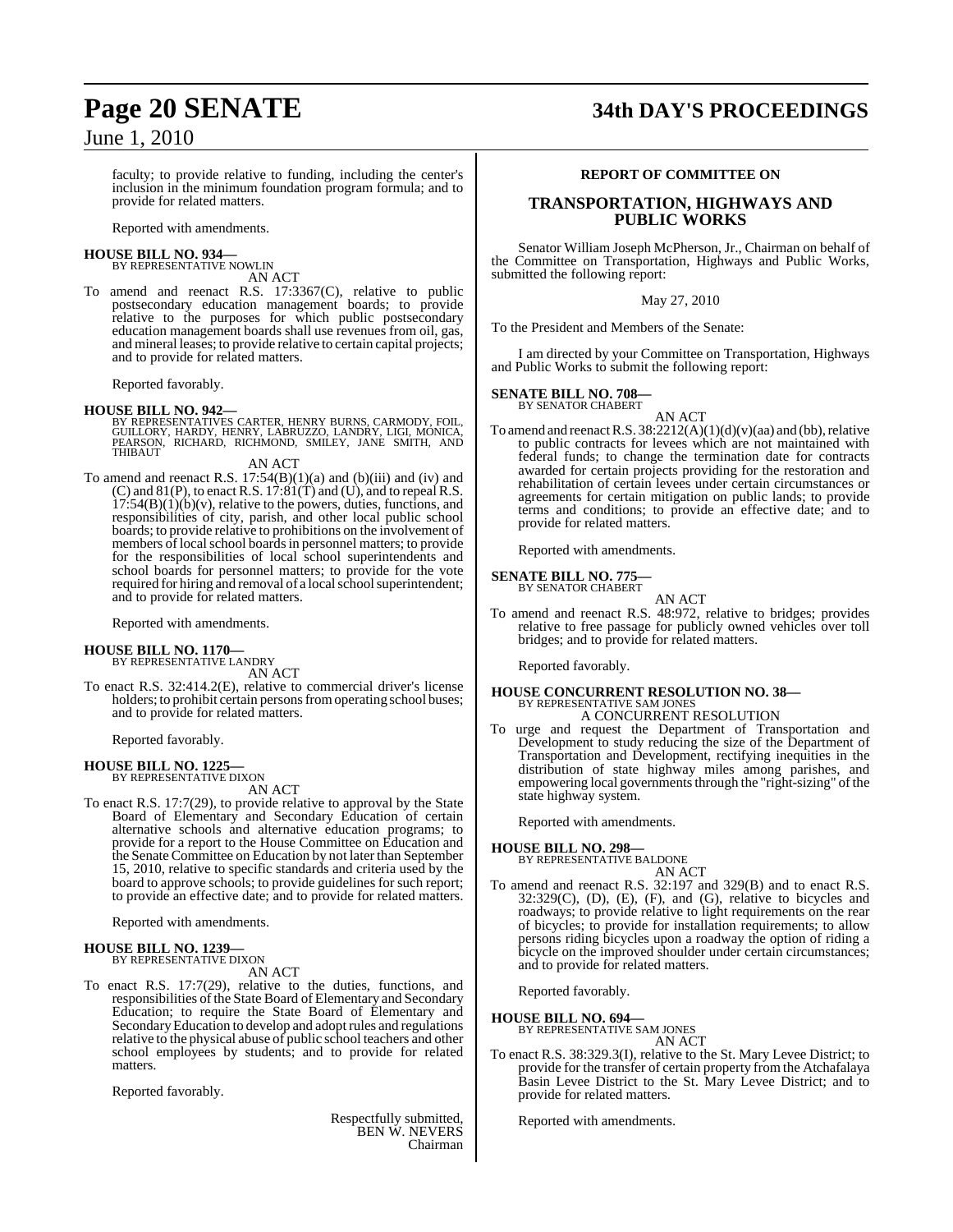faculty; to provide relative to funding, including the center's inclusion in the minimum foundation program formula; and to provide for related matters.

Reported with amendments.

**HOUSE BILL NO. 934—**
BY REPRESENTATIVE NOWLIN

AN ACT

To amend and reenact R.S. 17:3367(C), relative to public postsecondary education management boards; to provide relative to the purposes for which public postsecondary education management boards shall use revenues from oil, gas, and mineral leases; to provide relative to certain capital projects; and to provide for related matters.

Reported favorably.

**HOUSE BILL NO. 942—**
BY REPRESENTATIVES CARTER, HENRY BURNS, CARMODY, FOIL, GUILLORY, HARDY, HENRY, LABRUZZO, LANDRY, LIGI, MONICA, PEARSON, RICHARD, RICHMOND, SMILEY, JANE SMITH, AND THIBAUT

AN ACT

To amend and reenact R.S. 17:54(B)(1)(a) and (b)(iii) and (iv) and (C) and 81(P), to enact R.S. 17:81(T) and (U), and to repeal R.S. 17:54(B)(1)(b)(v), relative to the powers, duties, functions, and responsibilities of city, parish, and other local public school boards; to provide relative to prohibitions on the involvement of members of local school boards in personnel matters; to provide for the responsibilities of local school superintendents and school boards for personnel matters; to provide for the vote required for hiring and removal of a local school superintendent; and to provide for related matters.

Reported with amendments.

**HOUSE BILL NO. 1170—**
BY REPRESENTATIVE LANDRY

AN ACT

To enact R.S. 32:414.2(E), relative to commercial driver's license holders; to prohibit certain persons from operating school buses; and to provide for related matters.

Reported favorably.

**HOUSE BILL NO. 1225—**
BY REPRESENTATIVE DIXON

AN ACT

To enact R.S. 17:7(29), to provide relative to approval by the State Board of Elementary and Secondary Education of certain alternative schools and alternative education programs; to provide for a report to the House Committee on Education and the Senate Committee on Education by not later than September 15, 2010, relative to specific standards and criteria used by the board to approve schools; to provide guidelines for such report; to provide an effective date; and to provide for related matters.

Reported with amendments.

**HOUSE BILL NO. 1239—**
BY REPRESENTATIVE DIXON

AN ACT

To enact R.S. 17:7(29), relative to the duties, functions, and responsibilities of the State Board of Elementary and Secondary Education; to require the State Board of Elementary and Secondary Education to develop and adopt rules and regulations relative to the physical abuse of public school teachers and other school employees by students; and to provide for related matters.

Reported favorably.

Respectfully submitted,
BEN W. NEVERS
Chairman

## REPORT OF COMMITTEE ON

## TRANSPORTATION, HIGHWAYS AND PUBLIC WORKS

Senator William Joseph McPherson, Jr., Chairman on behalf of the Committee on Transportation, Highways and Public Works, submitted the following report:

May 27, 2010

To the President and Members of the Senate:

I am directed by your Committee on Transportation, Highways and Public Works to submit the following report:

**SENATE BILL NO. 708—**
BY SENATOR CHABERT

AN ACT

To amend and reenact R.S. 38:2212(A)(1)(d)(v)(aa) and (bb), relative to public contracts for levees which are not maintained with federal funds; to change the termination date for contracts awarded for certain projects providing for the restoration and rehabilitation of certain levees under certain circumstances or agreements for certain mitigation on public lands; to provide terms and conditions; to provide an effective date; and to provide for related matters.

Reported with amendments.

**SENATE BILL NO. 775—**
BY SENATOR CHABERT

AN ACT

To amend and reenact R.S. 48:972, relative to bridges; provides relative to free passage for publicly owned vehicles over toll bridges; and to provide for related matters.

Reported favorably.

**HOUSE CONCURRENT RESOLUTION NO. 38—**
BY REPRESENTATIVE SAM JONES

A CONCURRENT RESOLUTION

To urge and request the Department of Transportation and Development to study reducing the size of the Department of Transportation and Development, rectifying inequities in the distribution of state highway miles among parishes, and empowering local governments through the "right-sizing" of the state highway system.

Reported with amendments.

**HOUSE BILL NO. 298—**
BY REPRESENTATIVE BALDONE

AN ACT

To amend and reenact R.S. 32:197 and 329(B) and to enact R.S. 32:329(C), (D), (E), (F), and (G), relative to bicycles and roadways; to provide relative to light requirements on the rear of bicycles; to provide for installation requirements; to allow persons riding bicycles upon a roadway the option of riding a bicycle on the improved shoulder under certain circumstances; and to provide for related matters.

Reported favorably.

**HOUSE BILL NO. 694—**
BY REPRESENTATIVE SAM JONES

AN ACT

To enact R.S. 38:329.3(I), relative to the St. Mary Levee District; to provide for the transfer of certain property from the Atchafalaya Basin Levee District to the St. Mary Levee District; and to provide for related matters.

Reported with amendments.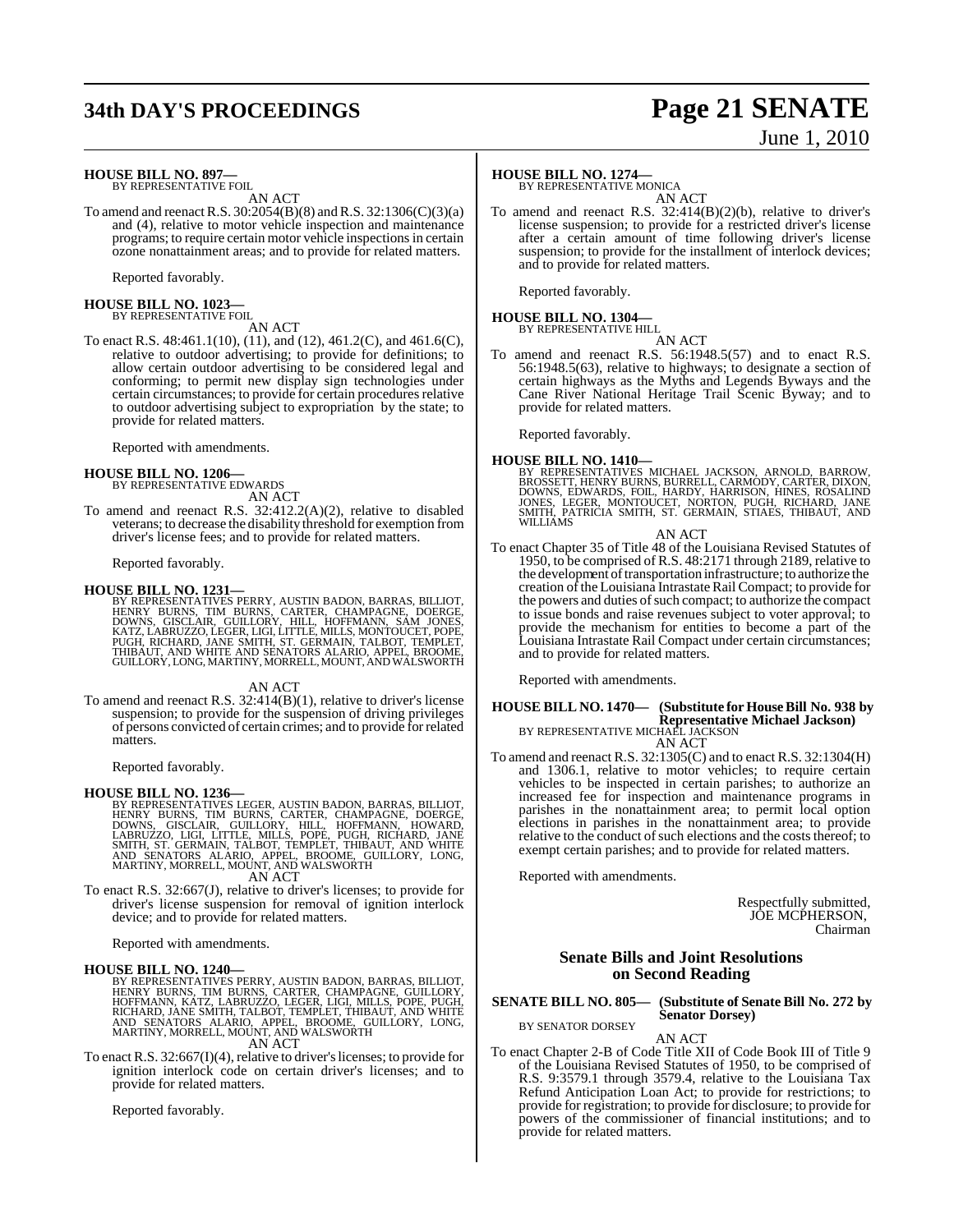**HOUSE BILL NO. 897—**
BY REPRESENTATIVE FOIL

AN ACT

To amend and reenact R.S. 30:2054(B)(8) and R.S. 32:1306(C)(3)(a) and (4), relative to motor vehicle inspection and maintenance programs; to require certain motor vehicle inspections in certain ozone nonattainment areas; and to provide for related matters.

Reported favorably.

**HOUSE BILL NO. 1023—**
BY REPRESENTATIVE FOIL

AN ACT

To enact R.S. 48:461.1(10), (11), and (12), 461.2(C), and 461.6(C), relative to outdoor advertising; to provide for definitions; to allow certain outdoor advertising to be considered legal and conforming; to permit new display sign technologies under certain circumstances; to provide for certain procedures relative to outdoor advertising subject to expropriation by the state; to provide for related matters.

Reported with amendments.

**HOUSE BILL NO. 1206—**
BY REPRESENTATIVE EDWARDS

AN ACT

To amend and reenact R.S. 32:412.2(A)(2), relative to disabled veterans; to decrease the disability threshold for exemption from driver's license fees; and to provide for related matters.

Reported favorably.

**HOUSE BILL NO. 1231—**
BY REPRESENTATIVES PERRY, AUSTIN BADON, BARRAS, BILLIOT, HENRY BURNS, TIM BURNS, CARTER, CHAMPAGNE, DOERGE, DOWNS, GISCLAIR, GUILLORY, HILL, HOFFMANN, SAM JONES, KATZ, LABRUZZO, LEGER, LIGI, LITTLE, MILLS, MONTOUCET, POPE, PUGH, RICHARD, JANE SMITH, ST. GERMAIN, TALBOT, TEMPLET, THIBAUT, AND WHITE AND SENATORS ALARIO, APPEL, BROOME, GUILLORY, LONG, MARTINY, MORRELL, MOUNT, AND WALSWORTH

AN ACT

To amend and reenact R.S. 32:414(B)(1), relative to driver's license suspension; to provide for the suspension of driving privileges of persons convicted of certain crimes; and to provide for related matters.

Reported favorably.

**HOUSE BILL NO. 1236—**
BY REPRESENTATIVES LEGER, AUSTIN BADON, BARRAS, BILLIOT, HENRY BURNS, TIM BURNS, CARTER, CHAMPAGNE, DOERGE, DOWNS, GISCLAIR, GUILLORY, HILL, HOFFMANN, HOWARD, LABRUZZO, LIGI, LITTLE, MILLS, POPE, PUGH, RICHARD, JANE SMITH, ST. GERMAIN, TALBOT, TEMPLET, THIBAUT, AND WHITE AND SENATORS ALARIO, APPEL, BROOME, GUILLORY, LONG, MARTINY, MORRELL, MOUNT, AND WALSWORTH

AN ACT

To enact R.S. 32:667(J), relative to driver's licenses; to provide for driver's license suspension for removal of ignition interlock device; and to provide for related matters.

Reported with amendments.

**HOUSE BILL NO. 1240—**
BY REPRESENTATIVES PERRY, AUSTIN BADON, BARRAS, BILLIOT, HENRY BURNS, TIM BURNS, CARTER, CHAMPAGNE, GUILLORY, HOFFMANN, KATZ, LABRUZZO, LEGER, LIGI, MILLS, POPE, PUGH, RICHARD, JANE SMITH, TALBOT, TEMPLET, THIBAUT, AND WHITE AND SENATORS ALARIO, APPEL, BROOME, GUILLORY, LONG, MARTINY, MORRELL, MOUNT, AND WALSWORTH

AN ACT

To enact R.S. 32:667(I)(4), relative to driver's licenses; to provide for ignition interlock code on certain driver's licenses; and to provide for related matters.

Reported favorably.

**HOUSE BILL NO. 1274—**
BY REPRESENTATIVE MONICA

AN ACT

To amend and reenact R.S. 32:414(B)(2)(b), relative to driver's license suspension; to provide for a restricted driver's license after a certain amount of time following driver's license suspension; to provide for the installment of interlock devices; and to provide for related matters.

Reported favorably.

**HOUSE BILL NO. 1304—**
BY REPRESENTATIVE HILL

AN ACT

To amend and reenact R.S. 56:1948.5(57) and to enact R.S. 56:1948.5(63), relative to highways; to designate a section of certain highways as the Myths and Legends Byways and the Cane River National Heritage Trail Scenic Byway; and to provide for related matters.

Reported favorably.

**HOUSE BILL NO. 1410—**
BY REPRESENTATIVES MICHAEL JACKSON, ARNOLD, BARROW, BROSSETT, HENRY BURNS, BURRELL, CARMODY, CARTER, DIXON, DOWNS, EDWARDS, FOIL, HARDY, HARRISON, HINES, ROSALIND JONES, LEGER, MONTOUCET, NORTON, PUGH, RICHARD, JANE SMITH, PATRICIA SMITH, ST. GERMAIN, STIAES, THIBAUT, AND WILLIAMS

AN ACT

To enact Chapter 35 of Title 48 of the Louisiana Revised Statutes of 1950, to be comprised of R.S. 48:2171 through 2189, relative to the development of transportation infrastructure; to authorize the creation of the Louisiana Intrastate Rail Compact; to provide for the powers and duties of such compact; to authorize the compact to issue bonds and raise revenues subject to voter approval; to provide the mechanism for entities to become a part of the Louisiana Intrastate Rail Compact under certain circumstances; and to provide for related matters.

Reported with amendments.

**HOUSE BILL NO. 1470— (Substitute for House Bill No. 938 by Representative Michael Jackson)**
BY REPRESENTATIVE MICHAEL JACKSON

AN ACT

To amend and reenact R.S. 32:1305(C) and to enact R.S. 32:1304(H) and 1306.1, relative to motor vehicles; to require certain vehicles to be inspected in certain parishes; to authorize an increased fee for inspection and maintenance programs in parishes in the nonattainment area; to permit local option elections in parishes in the nonattainment area; to provide relative to the conduct of such elections and the costs thereof; to exempt certain parishes; and to provide for related matters.

Reported with amendments.

Respectfully submitted,
JOE MCPHERSON,
Chairman

## Senate Bills and Joint Resolutions on Second Reading

**SENATE BILL NO. 805— (Substitute of Senate Bill No. 272 by Senator Dorsey)**
BY SENATOR DORSEY

AN ACT

To enact Chapter 2-B of Code Title XII of Code Book III of Title 9 of the Louisiana Revised Statutes of 1950, to be comprised of R.S. 9:3579.1 through 3579.4, relative to the Louisiana Tax Refund Anticipation Loan Act; to provide for restrictions; to provide for registration; to provide for disclosure; to provide for powers of the commissioner of financial institutions; and to provide for related matters.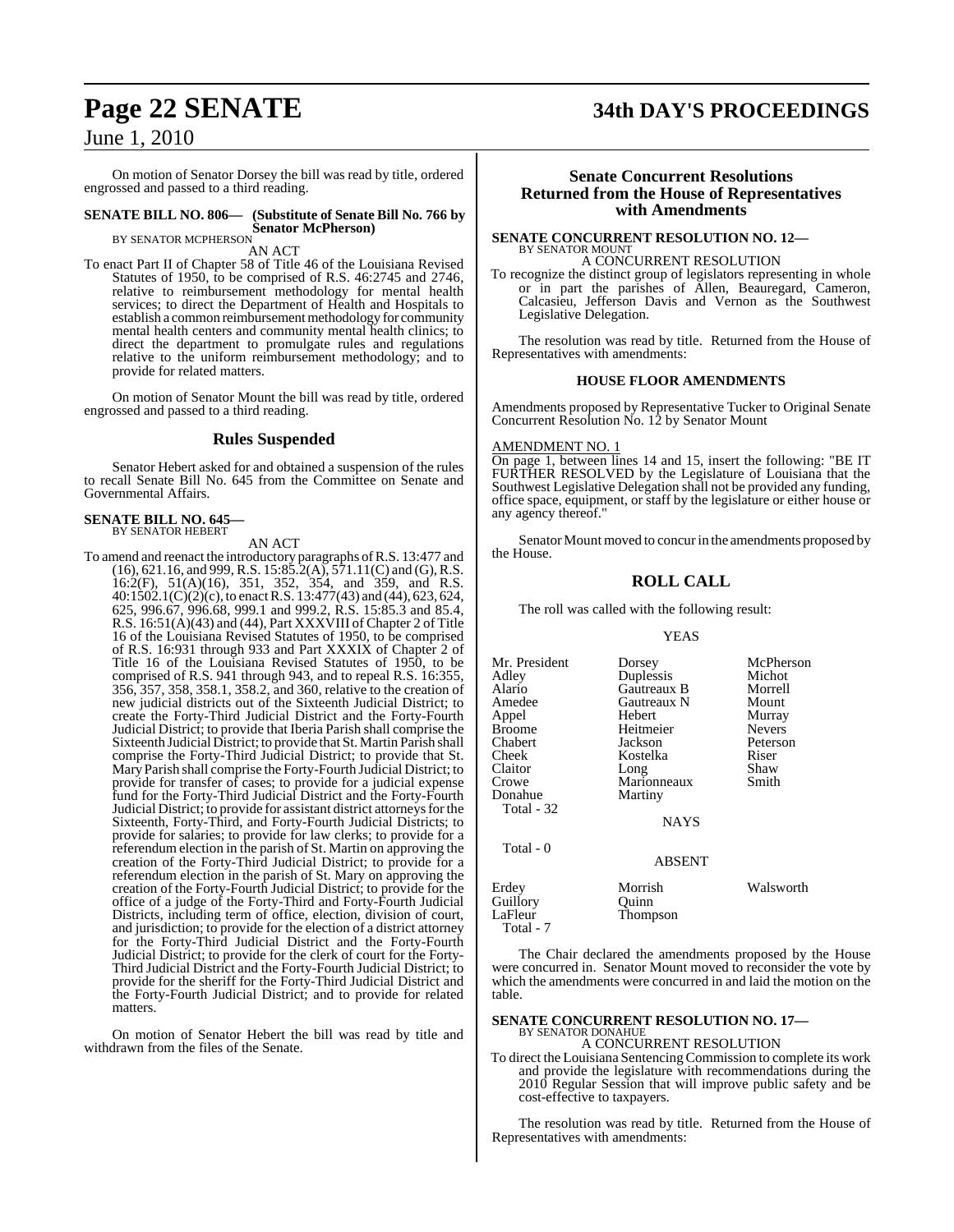On motion of Senator Dorsey the bill was read by title, ordered engrossed and passed to a third reading.

**SENATE BILL NO. 806— (Substitute of Senate Bill No. 766 by Senator McPherson)**
BY SENATOR MCPHERSON

AN ACT

To enact Part II of Chapter 58 of Title 46 of the Louisiana Revised Statutes of 1950, to be comprised of R.S. 46:2745 and 2746, relative to reimbursement methodology for mental health services; to direct the Department of Health and Hospitals to establish a common reimbursement methodology for community mental health centers and community mental health clinics; to direct the department to promulgate rules and regulations relative to the uniform reimbursement methodology; and to provide for related matters.

On motion of Senator Mount the bill was read by title, ordered engrossed and passed to a third reading.

## Rules Suspended

Senator Hebert asked for and obtained a suspension of the rules to recall Senate Bill No. 645 from the Committee on Senate and Governmental Affairs.

**SENATE BILL NO. 645—**
BY SENATOR HEBERT

AN ACT

To amend and reenact the introductory paragraphs of R.S. 13:477 and (16), 621.16, and 999, R.S. 15:85.2(A), 571.11(C) and (G), R.S. 16:2(F), 51(A)(16), 351, 352, 354, and 359, and R.S. 40:1502.1(C)(2)(c), to enact R.S. 13:477(43) and (44), 623, 624, 625, 996.67, 996.68, 999.1 and 999.2, R.S. 15:85.3 and 85.4, R.S. 16:51(A)(43) and (44), Part XXXVIII of Chapter 2 of Title 16 of the Louisiana Revised Statutes of 1950, to be comprised of R.S. 16:931 through 933 and Part XXXIX of Chapter 2 of Title 16 of the Louisiana Revised Statutes of 1950, to be comprised of R.S. 941 through 943, and to repeal R.S. 16:355, 356, 357, 358, 358.1, 358.2, and 360, relative to the creation of new judicial districts out of the Sixteenth Judicial District; to create the Forty-Third Judicial District and the Forty-Fourth Judicial District; to provide that Iberia Parish shall comprise the Sixteenth Judicial District; to provide that St. Martin Parish shall comprise the Forty-Third Judicial District; to provide that St. Mary Parish shall comprise the Forty-Fourth Judicial District; to provide for transfer of cases; to provide for a judicial expense fund for the Forty-Third Judicial District and the Forty-Fourth Judicial District; to provide for assistant district attorneys for the Sixteenth, Forty-Third, and Forty-Fourth Judicial Districts; to provide for salaries; to provide for law clerks; to provide for a referendum election in the parish of St. Martin on approving the creation of the Forty-Third Judicial District; to provide for a referendum election in the parish of St. Mary on approving the creation of the Forty-Fourth Judicial District; to provide for the office of a judge of the Forty-Third and Forty-Fourth Judicial Districts, including term of office, election, division of court, and jurisdiction; to provide for the election of a district attorney for the Forty-Third Judicial District and the Forty-Fourth Judicial District; to provide for the clerk of court for the Forty-Third Judicial District and the Forty-Fourth Judicial District; to provide for the sheriff for the Forty-Third Judicial District and the Forty-Fourth Judicial District; and to provide for related matters.

On motion of Senator Hebert the bill was read by title and withdrawn from the files of the Senate.

## Senate Concurrent Resolutions Returned from the House of Representatives with Amendments

**SENATE CONCURRENT RESOLUTION NO. 12—**
BY SENATOR MOUNT

A CONCURRENT RESOLUTION

To recognize the distinct group of legislators representing in whole or in part the parishes of Allen, Beauregard, Cameron, Calcasieu, Jefferson Davis and Vernon as the Southwest Legislative Delegation.

The resolution was read by title. Returned from the House of Representatives with amendments:

### HOUSE FLOOR AMENDMENTS

Amendments proposed by Representative Tucker to Original Senate Concurrent Resolution No. 12 by Senator Mount

AMENDMENT NO. 1

On page 1, between lines 14 and 15, insert the following: "BE IT FURTHER RESOLVED by the Legislature of Louisiana that the Southwest Legislative Delegation shall not be provided any funding, office space, equipment, or staff by the legislature or either house or any agency thereof."

Senator Mount moved to concur in the amendments proposed by the House.

## ROLL CALL

The roll was called with the following result:

YEAS

| | | |
|---|---|---|
| Mr. President | Dorsey | McPherson |
| Adley | Duplessis | Michot |
| Alario | Gautreaux B | Morrell |
| Amedee | Gautreaux N | Mount |
| Appel | Hebert | Murray |
| Broome | Heitmeier | Nevers |
| Chabert | Jackson | Peterson |
| Cheek | Kostelka | Riser |
| Claitor | Long | Shaw |
| Crowe | Marionneaux | Smith |
| Donahue | Martiny | |

Total - 32

NAYS

Total - 0

ABSENT

| | | |
|---|---|---|
| Erdey | Morrish | Walsworth |
| Guillory | Quinn | |
| LaFleur | Thompson | |

Total - 7

The Chair declared the amendments proposed by the House were concurred in. Senator Mount moved to reconsider the vote by which the amendments were concurred in and laid the motion on the table.

**SENATE CONCURRENT RESOLUTION NO. 17—**
BY SENATOR DONAHUE

A CONCURRENT RESOLUTION

To direct the Louisiana Sentencing Commission to complete its work and provide the legislature with recommendations during the 2010 Regular Session that will improve public safety and be cost-effective to taxpayers.

The resolution was read by title. Returned from the House of Representatives with amendments: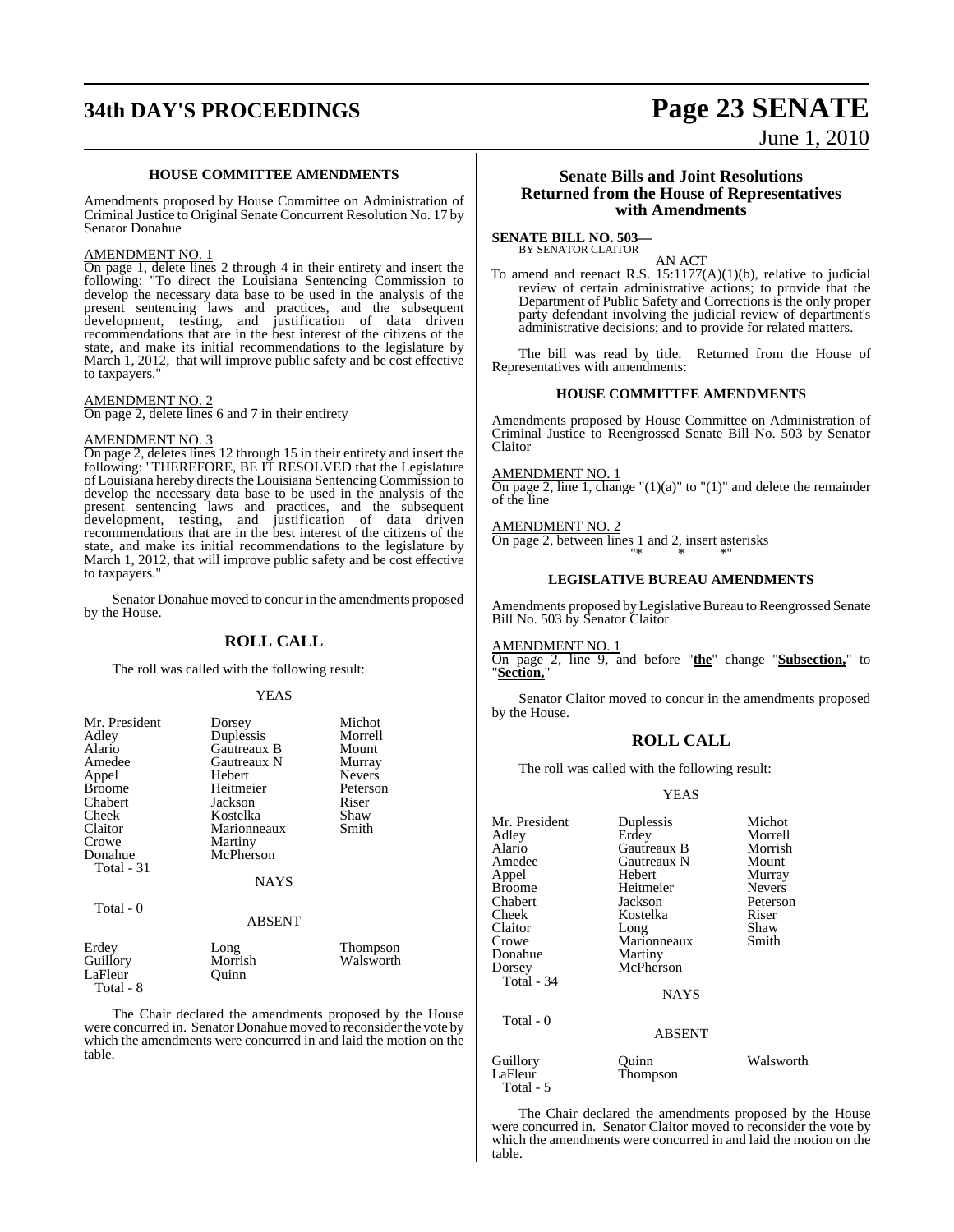### HOUSE COMMITTEE AMENDMENTS

Amendments proposed by House Committee on Administration of Criminal Justice to Original Senate Concurrent Resolution No. 17 by Senator Donahue

AMENDMENT NO. 1

On page 1, delete lines 2 through 4 in their entirety and insert the following: "To direct the Louisiana Sentencing Commission to develop the necessary data base to be used in the analysis of the present sentencing laws and practices, and the subsequent development, testing, and justification of data driven recommendations that are in the best interest of the citizens of the state, and make its initial recommendations to the legislature by March 1, 2012, that will improve public safety and be cost effective to taxpayers."

AMENDMENT NO. 2

On page 2, delete lines 6 and 7 in their entirety

AMENDMENT NO. 3

On page 2, deletes lines 12 through 15 in their entirety and insert the following: "THEREFORE, BE IT RESOLVED that the Legislature of Louisiana hereby directs the Louisiana Sentencing Commission to develop the necessary data base to be used in the analysis of the present sentencing laws and practices, and the subsequent development, testing, and justification of data driven recommendations that are in the best interest of the citizens of the state, and make its initial recommendations to the legislature by March 1, 2012, that will improve public safety and be cost effective to taxpayers."

Senator Donahue moved to concur in the amendments proposed by the House.

## ROLL CALL

The roll was called with the following result:

YEAS

| | | |
|---|---|---|
| Mr. President | Dorsey | Michot |
| Adley | Duplessis | Morrell |
| Alario | Gautreaux B | Mount |
| Amedee | Gautreaux N | Murray |
| Appel | Hebert | Nevers |
| Broome | Heitmeier | Peterson |
| Chabert | Jackson | Riser |
| Cheek | Kostelka | Shaw |
| Claitor | Marionneaux | Smith |
| Crowe | Martiny | |
| Donahue | McPherson | |
| Total - 31 | | |

NAYS

Total - 0

ABSENT

| | | |
|---|---|---|
| Erdey | Long | Thompson |
| Guillory | Morrish | Walsworth |
| LaFleur | Quinn | |
| Total - 8 | | |

The Chair declared the amendments proposed by the House were concurred in. Senator Donahue moved to reconsider the vote by which the amendments were concurred in and laid the motion on the table.

## Senate Bills and Joint Resolutions Returned from the House of Representatives with Amendments

**SENATE BILL NO. 503—**
BY SENATOR CLAITOR

AN ACT

To amend and reenact R.S. 15:1177(A)(1)(b), relative to judicial review of certain administrative actions; to provide that the Department of Public Safety and Corrections is the only proper party defendant involving the judicial review of department's administrative decisions; and to provide for related matters.

The bill was read by title. Returned from the House of Representatives with amendments:

### HOUSE COMMITTEE AMENDMENTS

Amendments proposed by House Committee on Administration of Criminal Justice to Reengrossed Senate Bill No. 503 by Senator Claitor

AMENDMENT NO. 1

On page 2, line 1, change "(1)(a)" to "(1)" and delete the remainder of the line

AMENDMENT NO. 2

On page 2, between lines 1 and 2, insert asterisks
"* * *"

### LEGISLATIVE BUREAU AMENDMENTS

Amendments proposed by Legislative Bureau to Reengrossed Senate Bill No. 503 by Senator Claitor

AMENDMENT NO. 1

On page 2, line 9, and before "**the**" change "**Subsection,**" to "**Section,**"

Senator Claitor moved to concur in the amendments proposed by the House.

## ROLL CALL

The roll was called with the following result:

YEAS

| | | |
|---|---|---|
| Mr. President | Duplessis | Michot |
| Adley | Erdey | Morrell |
| Alario | Gautreaux B | Morrish |
| Amedee | Gautreaux N | Mount |
| Appel | Hebert | Murray |
| Broome | Heitmeier | Nevers |
| Chabert | Jackson | Peterson |
| Cheek | Kostelka | Riser |
| Claitor | Long | Shaw |
| Crowe | Marionneaux | Smith |
| Donahue | Martiny | |
| Dorsey | McPherson | |
| Total - 34 | | |

NAYS

Total - 0

ABSENT

| | | |
|---|---|---|
| Guillory | Quinn | Walsworth |
| LaFleur | Thompson | |
| Total - 5 | | |

The Chair declared the amendments proposed by the House were concurred in. Senator Claitor moved to reconsider the vote by which the amendments were concurred in and laid the motion on the table.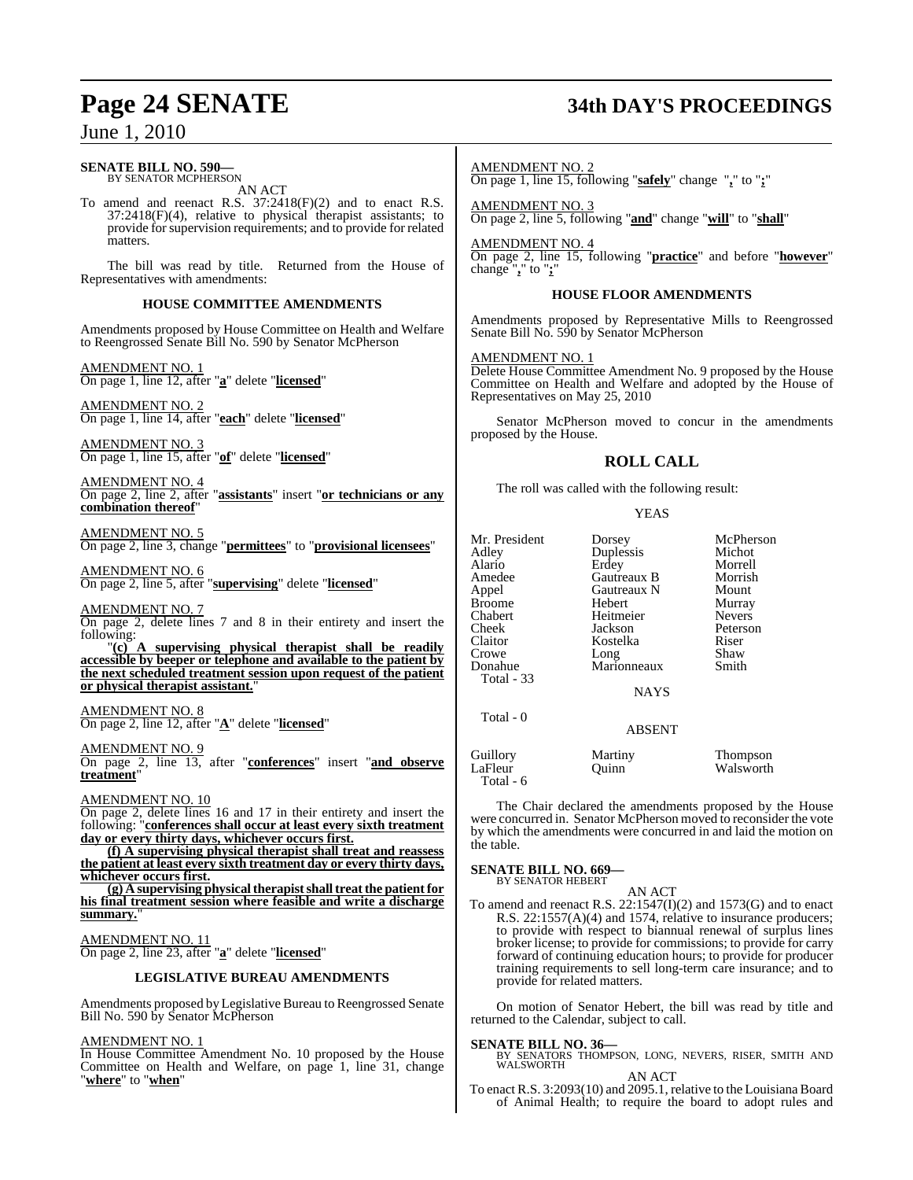**SENATE BILL NO. 590—**
BY SENATOR MCPHERSON

AN ACT

To amend and reenact R.S. 37:2418(F)(2) and to enact R.S. 37:2418(F)(4), relative to physical therapist assistants; to provide for supervision requirements; and to provide for related matters.

The bill was read by title. Returned from the House of Representatives with amendments:

### HOUSE COMMITTEE AMENDMENTS

Amendments proposed by House Committee on Health and Welfare to Reengrossed Senate Bill No. 590 by Senator McPherson

AMENDMENT NO. 1
On page 1, line 12, after "**a**" delete "**licensed**"

AMENDMENT NO. 2
On page 1, line 14, after "**each**" delete "**licensed**"

AMENDMENT NO. 3
On page 1, line 15, after "**of**" delete "**licensed**"

AMENDMENT NO. 4
On page 2, line 2, after "**assistants**" insert "**or technicians or any combination thereof**"

AMENDMENT NO. 5
On page 2, line 3, change "**permittees**" to "**provisional licensees**"

AMENDMENT NO. 6
On page 2, line 5, after "**supervising**" delete "**licensed**"

AMENDMENT NO. 7
On page 2, delete lines 7 and 8 in their entirety and insert the following:

"**(c) A supervising physical therapist shall be readily accessible by beeper or telephone and available to the patient by the next scheduled treatment session upon request of the patient or physical therapist assistant.**"

AMENDMENT NO. 8
On page 2, line 12, after "**A**" delete "**licensed**"

AMENDMENT NO. 9
On page 2, line 13, after "**conferences**" insert "**and observe treatment**"

AMENDMENT NO. 10
On page 2, delete lines 16 and 17 in their entirety and insert the following: "**conferences shall occur at least every sixth treatment day or every thirty days, whichever occurs first.**

**(f) A supervising physical therapist shall treat and reassess the patient at least every sixth treatment day or every thirty days, whichever occurs first.**

**(g) A supervising physical therapist shall treat the patient for his final treatment session where feasible and write a discharge summary.**"

AMENDMENT NO. 11
On page 2, line 23, after "**a**" delete "**licensed**"

### LEGISLATIVE BUREAU AMENDMENTS

Amendments proposed by Legislative Bureau to Reengrossed Senate Bill No. 590 by Senator McPherson

AMENDMENT NO. 1
In House Committee Amendment No. 10 proposed by the House Committee on Health and Welfare, on page 1, line 31, change "**where**" to "**when**"

AMENDMENT NO. 2
On page 1, line 15, following "**safely**" change "**,**" to "**;**"

AMENDMENT NO. 3
On page 2, line 5, following "**and**" change "**will**" to "**shall**"

AMENDMENT NO. 4
On page 2, line 15, following "**practice**" and before "**however**" change "**,**" to "**;**"

### HOUSE FLOOR AMENDMENTS

Amendments proposed by Representative Mills to Reengrossed Senate Bill No. 590 by Senator McPherson

AMENDMENT NO. 1
Delete House Committee Amendment No. 9 proposed by the House Committee on Health and Welfare and adopted by the House of Representatives on May 25, 2010

Senator McPherson moved to concur in the amendments proposed by the House.

## ROLL CALL

The roll was called with the following result:

YEAS

| | | |
|---|---|---|
| Mr. President | Dorsey | McPherson |
| Adley | Duplessis | Michot |
| Alario | Erdey | Morrell |
| Amedee | Gautreaux B | Morrish |
| Appel | Gautreaux N | Mount |
| Broome | Hebert | Murray |
| Chabert | Heitmeier | Nevers |
| Cheek | Jackson | Peterson |
| Claitor | Kostelka | Riser |
| Crowe | Long | Shaw |
| Donahue | Marionneaux | Smith |

Total - 33

NAYS

Total - 0

ABSENT

| | | |
|---|---|---|
| Guillory | Martiny | Thompson |
| LaFleur | Quinn | Walsworth |

Total - 6

The Chair declared the amendments proposed by the House were concurred in. Senator McPherson moved to reconsider the vote by which the amendments were concurred in and laid the motion on the table.

**SENATE BILL NO. 669—**
BY SENATOR HEBERT

AN ACT

To amend and reenact R.S. 22:1547(I)(2) and 1573(G) and to enact R.S. 22:1557(A)(4) and 1574, relative to insurance producers; to provide with respect to biannual renewal of surplus lines broker license; to provide for commissions; to provide for carry forward of continuing education hours; to provide for producer training requirements to sell long-term care insurance; and to provide for related matters.

On motion of Senator Hebert, the bill was read by title and returned to the Calendar, subject to call.

**SENATE BILL NO. 36—**
BY SENATORS THOMPSON, LONG, NEVERS, RISER, SMITH AND WALSWORTH

AN ACT

To enact R.S. 3:2093(10) and 2095.1, relative to the Louisiana Board of Animal Health; to require the board to adopt rules and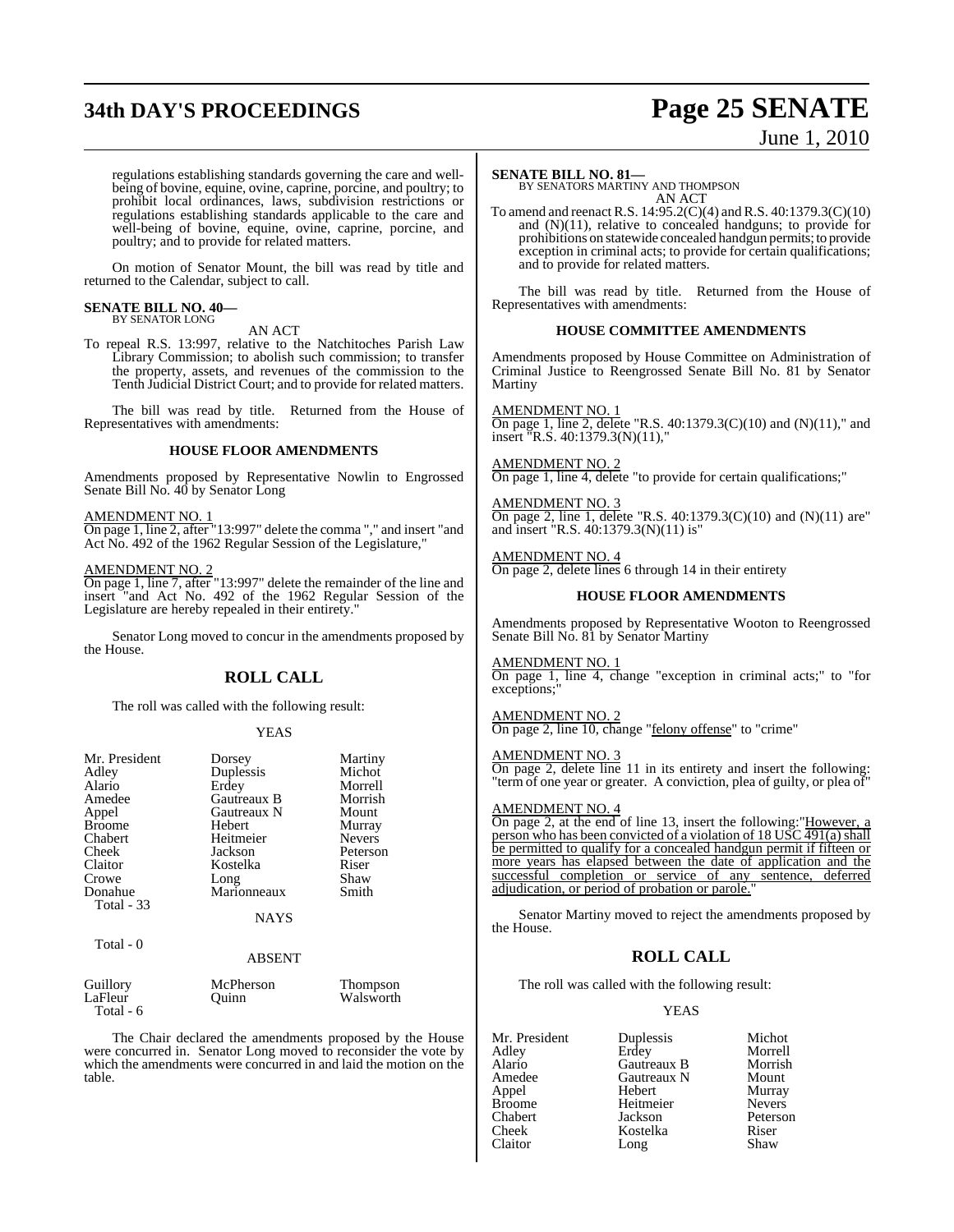regulations establishing standards governing the care and well-being of bovine, equine, ovine, caprine, porcine, and poultry; to prohibit local ordinances, laws, subdivision restrictions or regulations establishing standards applicable to the care and well-being of bovine, equine, ovine, caprine, porcine, and poultry; and to provide for related matters.

On motion of Senator Mount, the bill was read by title and returned to the Calendar, subject to call.

**SENATE BILL NO. 40—**
BY SENATOR LONG

AN ACT

To repeal R.S. 13:997, relative to the Natchitoches Parish Law Library Commission; to abolish such commission; to transfer the property, assets, and revenues of the commission to the Tenth Judicial District Court; and to provide for related matters.

The bill was read by title. Returned from the House of Representatives with amendments:

**HOUSE FLOOR AMENDMENTS**

Amendments proposed by Representative Nowlin to Engrossed Senate Bill No. 40 by Senator Long

AMENDMENT NO. 1
On page 1, line 2, after "13:997" delete the comma "," and insert "and Act No. 492 of the 1962 Regular Session of the Legislature,"

AMENDMENT NO. 2
On page 1, line 7, after "13:997" delete the remainder of the line and insert "and Act No. 492 of the 1962 Regular Session of the Legislature are hereby repealed in their entirety."

Senator Long moved to concur in the amendments proposed by the House.

## ROLL CALL

The roll was called with the following result:

YEAS

| | | |
|---|---|---|
| Mr. President | Dorsey | Martiny |
| Adley | Duplessis | Michot |
| Alario | Erdey | Morrell |
| Amedee | Gautreaux B | Morrish |
| Appel | Gautreaux N | Mount |
| Broome | Hebert | Murray |
| Chabert | Heitmeier | Nevers |
| Cheek | Jackson | Peterson |
| Claitor | Kostelka | Riser |
| Crowe | Long | Shaw |
| Donahue | Marionneaux | Smith |

Total - 33

NAYS

Total - 0

ABSENT

| | | |
|---|---|---|
| Guillory | McPherson | Thompson |
| LaFleur | Quinn | Walsworth |

Total - 6

The Chair declared the amendments proposed by the House were concurred in. Senator Long moved to reconsider the vote by which the amendments were concurred in and laid the motion on the table.

**SENATE BILL NO. 81—**
BY SENATORS MARTINY AND THOMPSON

AN ACT

To amend and reenact R.S. 14:95.2(C)(4) and R.S. 40:1379.3(C)(10) and (N)(11), relative to concealed handguns; to provide for prohibitions on statewide concealed handgun permits; to provide exception in criminal acts; to provide for certain qualifications; and to provide for related matters.

The bill was read by title. Returned from the House of Representatives with amendments:

**HOUSE COMMITTEE AMENDMENTS**

Amendments proposed by House Committee on Administration of Criminal Justice to Reengrossed Senate Bill No. 81 by Senator Martiny

AMENDMENT NO. 1
On page 1, line 2, delete "R.S. 40:1379.3(C)(10) and (N)(11)," and insert "R.S. 40:1379.3(N)(11),"

AMENDMENT NO. 2
On page 1, line 4, delete "to provide for certain qualifications;"

AMENDMENT NO. 3
On page 2, line 1, delete "R.S. 40:1379.3(C)(10) and (N)(11) are" and insert "R.S. 40:1379.3(N)(11) is"

AMENDMENT NO. 4
On page 2, delete lines 6 through 14 in their entirety

**HOUSE FLOOR AMENDMENTS**

Amendments proposed by Representative Wooton to Reengrossed Senate Bill No. 81 by Senator Martiny

AMENDMENT NO. 1
On page 1, line 4, change "exception in criminal acts;" to "for exceptions;"

AMENDMENT NO. 2
On page 2, line 10, change "felony offense" to "crime"

AMENDMENT NO. 3
On page 2, delete line 11 in its entirety and insert the following: "term of one year or greater. A conviction, plea of guilty, or plea of"

AMENDMENT NO. 4
On page 2, at the end of line 13, insert the following:"However, a person who has been convicted of a violation of 18 USC 491(a) shall be permitted to qualify for a concealed handgun permit if fifteen or more years has elapsed between the date of application and the successful completion or service of any sentence, deferred adjudication, or period of probation or parole."

Senator Martiny moved to reject the amendments proposed by the House.

## ROLL CALL

The roll was called with the following result:

YEAS

| | | |
|---|---|---|
| Mr. President | Duplessis | Michot |
| Adley | Erdey | Morrell |
| Alario | Gautreaux B | Morrish |
| Amedee | Gautreaux N | Mount |
| Appel | Hebert | Murray |
| Broome | Heitmeier | Nevers |
| Chabert | Jackson | Peterson |
| Cheek | Kostelka | Riser |
| Claitor | Long | Shaw |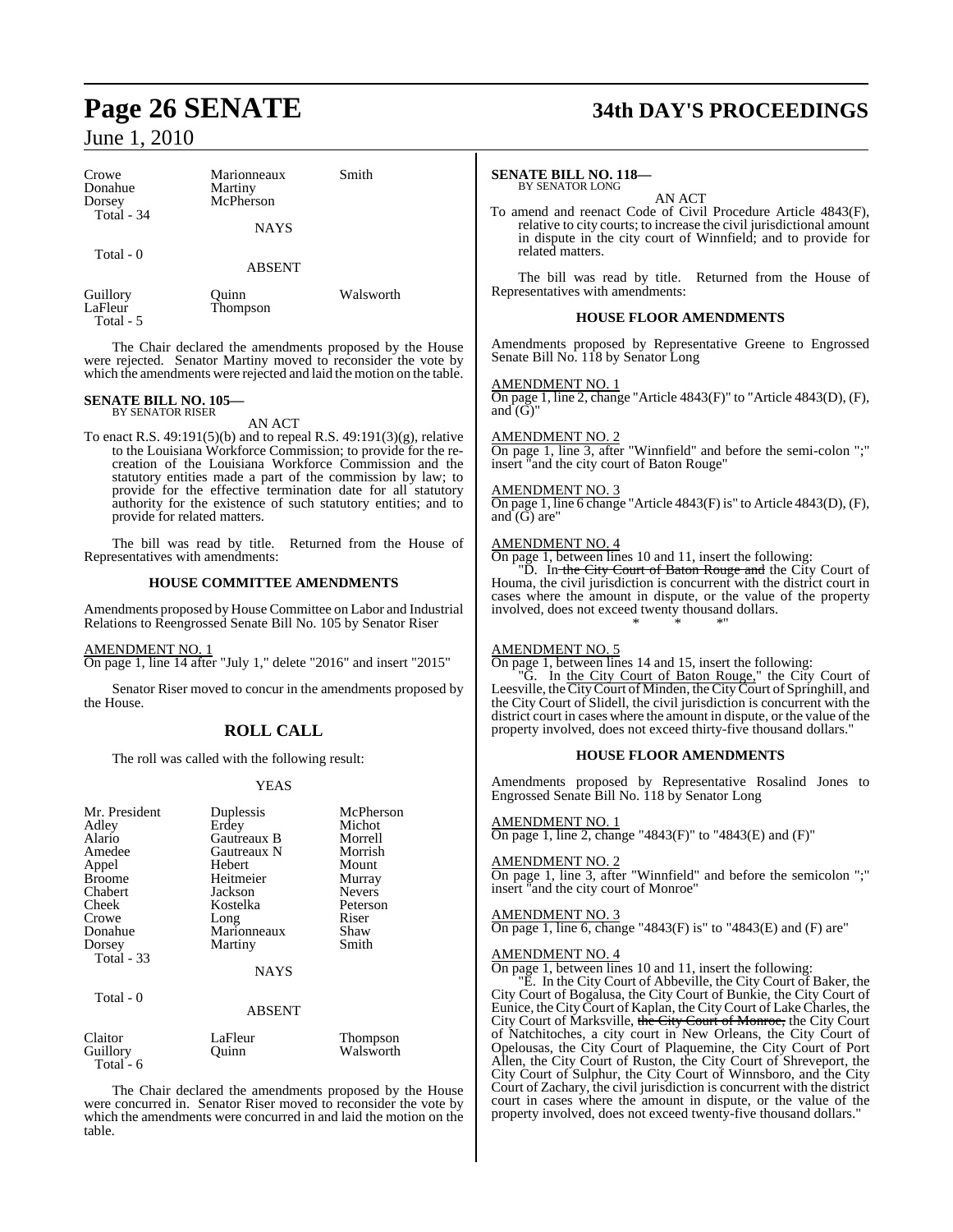| Crowe | Marionneaux | Smith |
|---|---|---|
| Donahue | Martiny | |
| Dorsey | McPherson | |
| Total - 34 | | |

NAYS

Total - 0

ABSENT

| Guillory | Quinn | Walsworth |
|---|---|---|
| LaFleur | Thompson | |
| Total - 5 | | |

The Chair declared the amendments proposed by the House were rejected. Senator Martiny moved to reconsider the vote by which the amendments were rejected and laid the motion on the table.

**SENATE BILL NO. 105—**
BY SENATOR RISER

AN ACT

To enact R.S. 49:191(5)(b) and to repeal R.S. 49:191(3)(g), relative to the Louisiana Workforce Commission; to provide for the re-creation of the Louisiana Workforce Commission and the statutory entities made a part of the commission by law; to provide for the effective termination date for all statutory authority for the existence of such statutory entities; and to provide for related matters.

The bill was read by title. Returned from the House of Representatives with amendments:

**HOUSE COMMITTEE AMENDMENTS**

Amendments proposed by House Committee on Labor and Industrial Relations to Reengrossed Senate Bill No. 105 by Senator Riser

AMENDMENT NO. 1
On page 1, line 14 after "July 1," delete "2016" and insert "2015"

Senator Riser moved to concur in the amendments proposed by the House.

## ROLL CALL

The roll was called with the following result:

YEAS

| Mr. President | Duplessis | McPherson |
|---|---|---|
| Adley | Erdey | Michot |
| Alario | Gautreaux B | Morrell |
| Amedee | Gautreaux N | Morrish |
| Appel | Hebert | Mount |
| Broome | Heitmeier | Murray |
| Chabert | Jackson | Nevers |
| Cheek | Kostelka | Peterson |
| Crowe | Long | Riser |
| Donahue | Marionneaux | Shaw |
| Dorsey | Martiny | Smith |
| Total - 33 | | |

NAYS

Total - 0

ABSENT

| Claitor | LaFleur | Thompson |
|---|---|---|
| Guillory | Quinn | Walsworth |
| Total - 6 | | |

The Chair declared the amendments proposed by the House were concurred in. Senator Riser moved to reconsider the vote by which the amendments were concurred in and laid the motion on the table.

**SENATE BILL NO. 118—**
BY SENATOR LONG

AN ACT

To amend and reenact Code of Civil Procedure Article 4843(F), relative to city courts; to increase the civil jurisdictional amount in dispute in the city court of Winnfield; and to provide for related matters.

The bill was read by title. Returned from the House of Representatives with amendments:

**HOUSE FLOOR AMENDMENTS**

Amendments proposed by Representative Greene to Engrossed Senate Bill No. 118 by Senator Long

AMENDMENT NO. 1
On page 1, line 2, change "Article 4843(F)" to "Article 4843(D), (F), and (G)"

AMENDMENT NO. 2
On page 1, line 3, after "Winnfield" and before the semi-colon ";" insert "and the city court of Baton Rouge"

AMENDMENT NO. 3
On page 1, line 6 change "Article 4843(F) is" to Article 4843(D), (F), and (G) are"

AMENDMENT NO. 4
On page 1, between lines 10 and 11, insert the following:

"D. In ~~the City Court of Baton Rouge and~~ the City Court of Houma, the civil jurisdiction is concurrent with the district court in cases where the amount in dispute, or the value of the property involved, does not exceed twenty thousand dollars.

\* \* \*"

AMENDMENT NO. 5
On page 1, between lines 14 and 15, insert the following:

"G. In the City Court of Baton Rouge," the City Court of Leesville, the City Court of Minden, the City Court of Springhill, and the City Court of Slidell, the civil jurisdiction is concurrent with the district court in cases where the amount in dispute, or the value of the property involved, does not exceed thirty-five thousand dollars."

**HOUSE FLOOR AMENDMENTS**

Amendments proposed by Representative Rosalind Jones to Engrossed Senate Bill No. 118 by Senator Long

AMENDMENT NO. 1
On page 1, line 2, change "4843(F)" to "4843(E) and (F)"

AMENDMENT NO. 2
On page 1, line 3, after "Winnfield" and before the semicolon ";" insert "and the city court of Monroe"

AMENDMENT NO. 3
On page 1, line 6, change "4843(F) is" to "4843(E) and (F) are"

AMENDMENT NO. 4
On page 1, between lines 10 and 11, insert the following:

"E. In the City Court of Abbeville, the City Court of Baker, the City Court of Bogalusa, the City Court of Bunkie, the City Court of Eunice, the City Court of Kaplan, the City Court of Lake Charles, the City Court of Marksville, ~~the City Court of Monroe,~~ the City Court of Natchitoches, a city court in New Orleans, the City Court of Opelousas, the City Court of Plaquemine, the City Court of Port Allen, the City Court of Ruston, the City Court of Shreveport, the City Court of Sulphur, the City Court of Winnsboro, and the City Court of Zachary, the civil jurisdiction is concurrent with the district court in cases where the amount in dispute, or the value of the property involved, does not exceed twenty-five thousand dollars."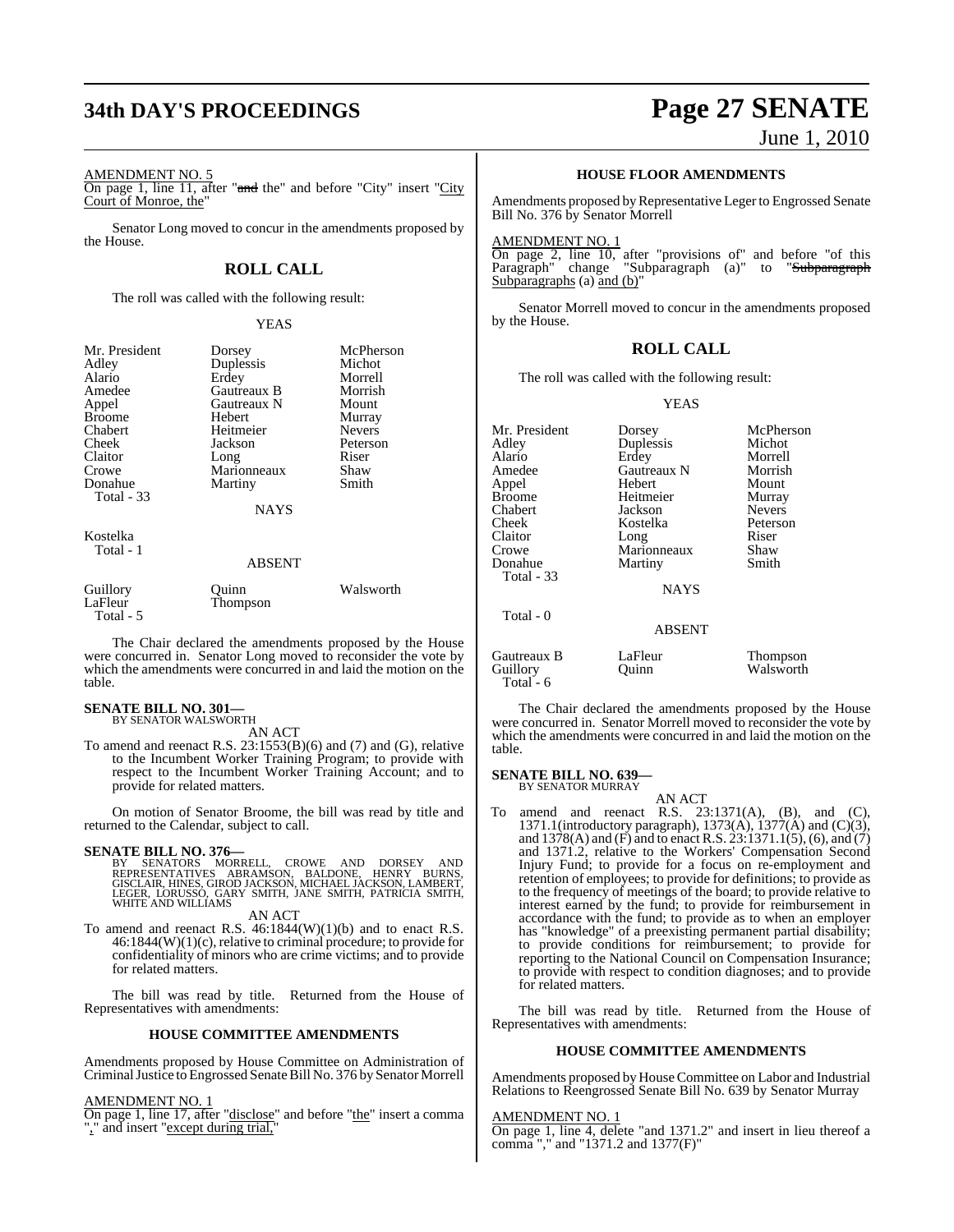AMENDMENT NO. 5

On page 1, line 11, after "~~and~~ the" and before "City" insert "City Court of Monroe, the"

Senator Long moved to concur in the amendments proposed by the House.

## ROLL CALL

The roll was called with the following result:

YEAS

| | | |
|---|---|---|
| Mr. President | Dorsey | McPherson |
| Adley | Duplessis | Michot |
| Alario | Erdey | Morrell |
| Amedee | Gautreaux B | Morrish |
| Appel | Gautreaux N | Mount |
| Broome | Hebert | Murray |
| Chabert | Heitmeier | Nevers |
| Cheek | Jackson | Peterson |
| Claitor | Long | Riser |
| Crowe | Marionneaux | Shaw |
| Donahue | Martiny | Smith |
| Total - 33 | | |

NAYS

Kostelka
Total - 1

ABSENT

| | | |
|---|---|---|
| Guillory | Quinn | Walsworth |
| LaFleur | Thompson | |
| Total - 5 | | |

The Chair declared the amendments proposed by the House were concurred in. Senator Long moved to reconsider the vote by which the amendments were concurred in and laid the motion on the table.

**SENATE BILL NO. 301—**
BY SENATOR WALSWORTH

AN ACT

To amend and reenact R.S. 23:1553(B)(6) and (7) and (G), relative to the Incumbent Worker Training Program; to provide with respect to the Incumbent Worker Training Account; and to provide for related matters.

On motion of Senator Broome, the bill was read by title and returned to the Calendar, subject to call.

**SENATE BILL NO. 376—**
BY SENATORS MORRELL, CROWE AND DORSEY AND REPRESENTATIVES ABRAMSON, BALDONE, HENRY BURNS, GISCLAIR, HINES, GIROD JACKSON, MICHAEL JACKSON, LAMBERT, LEGER, LORUSSO, GARY SMITH, JANE SMITH, PATRICIA SMITH, WHITE AND WILLIAMS

AN ACT

To amend and reenact R.S. 46:1844(W)(1)(b) and to enact R.S. 46:1844(W)(1)(c), relative to criminal procedure; to provide for confidentiality of minors who are crime victims; and to provide for related matters.

The bill was read by title. Returned from the House of Representatives with amendments:

### HOUSE COMMITTEE AMENDMENTS

Amendments proposed by House Committee on Administration of Criminal Justice to Engrossed Senate Bill No. 376 by Senator Morrell

AMENDMENT NO. 1

On page 1, line 17, after "disclose" and before "the" insert a comma "," and insert "except during trial,"

### HOUSE FLOOR AMENDMENTS

Amendments proposed by Representative Leger to Engrossed Senate Bill No. 376 by Senator Morrell

AMENDMENT NO. 1

On page 2, line 10, after "provisions of" and before "of this Paragraph" change "Subparagraph (a)" to "~~Subparagraph~~ Subparagraphs (a) and (b)"

Senator Morrell moved to concur in the amendments proposed by the House.

## ROLL CALL

The roll was called with the following result:

YEAS

| | | |
|---|---|---|
| Mr. President | Dorsey | McPherson |
| Adley | Duplessis | Michot |
| Alario | Erdey | Morrell |
| Amedee | Gautreaux N | Morrish |
| Appel | Hebert | Mount |
| Broome | Heitmeier | Murray |
| Chabert | Jackson | Nevers |
| Cheek | Kostelka | Peterson |
| Claitor | Long | Riser |
| Crowe | Marionneaux | Shaw |
| Donahue | Martiny | Smith |
| Total - 33 | | |

NAYS

Total - 0

ABSENT

| | | |
|---|---|---|
| Gautreaux B | LaFleur | Thompson |
| Guillory | Quinn | Walsworth |
| Total - 6 | | |

The Chair declared the amendments proposed by the House were concurred in. Senator Morrell moved to reconsider the vote by which the amendments were concurred in and laid the motion on the table.

**SENATE BILL NO. 639—**
BY SENATOR MURRAY

AN ACT

To amend and reenact R.S. 23:1371(A), (B), and (C), 1371.1(introductory paragraph), 1373(A), 1377(A) and (C)(3), and 1378(A) and (F) and to enact R.S. 23:1371.1(5), (6), and (7) and 1371.2, relative to the Workers' Compensation Second Injury Fund; to provide for a focus on re-employment and retention of employees; to provide for definitions; to provide as to the frequency of meetings of the board; to provide relative to interest earned by the fund; to provide for reimbursement in accordance with the fund; to provide as to when an employer has "knowledge" of a preexisting permanent partial disability; to provide conditions for reimbursement; to provide for reporting to the National Council on Compensation Insurance; to provide with respect to condition diagnoses; and to provide for related matters.

The bill was read by title. Returned from the House of Representatives with amendments:

### HOUSE COMMITTEE AMENDMENTS

Amendments proposed by House Committee on Labor and Industrial Relations to Reengrossed Senate Bill No. 639 by Senator Murray

AMENDMENT NO. 1

On page 1, line 4, delete "and 1371.2" and insert in lieu thereof a comma "," and "1371.2 and 1377(F)"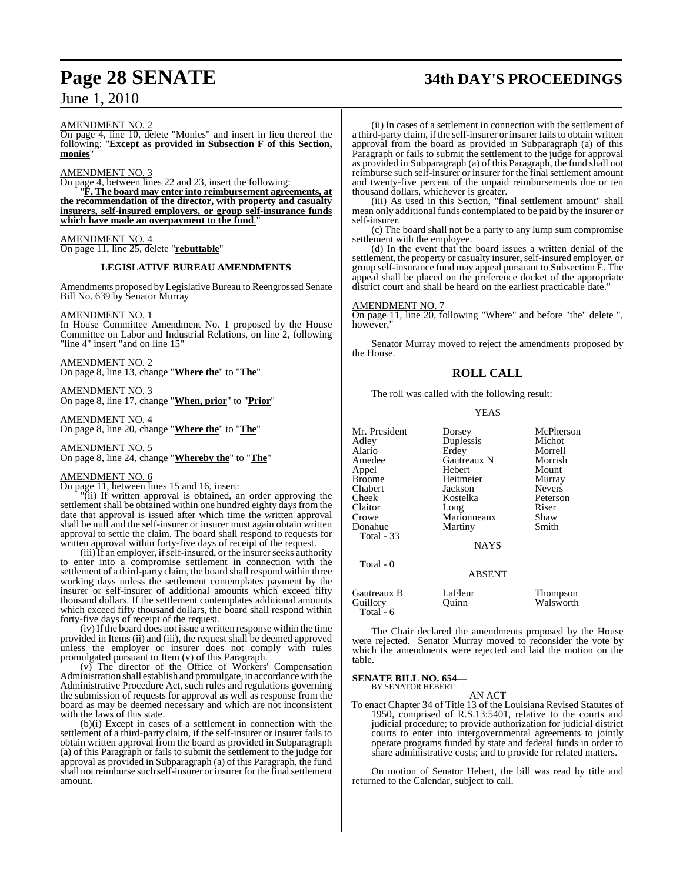AMENDMENT NO. 2

On page 4, line 10, delete "Monies" and insert in lieu thereof the following: "**Except as provided in Subsection F of this Section, monies**"

AMENDMENT NO. 3

On page 4, between lines 22 and 23, insert the following:

"**F. The board may enter into reimbursement agreements, at the recommendation of the director, with property and casualty insurers, self-insured employers, or group self-insurance funds which have made an overpayment to the fund.**"

AMENDMENT NO. 4

On page 11, line 25, delete "**rebuttable**"

## LEGISLATIVE BUREAU AMENDMENTS

Amendments proposed by Legislative Bureau to Reengrossed Senate Bill No. 639 by Senator Murray

AMENDMENT NO. 1

In House Committee Amendment No. 1 proposed by the House Committee on Labor and Industrial Relations, on line 2, following "line 4" insert "and on line 15"

AMENDMENT NO. 2

On page 8, line 13, change "**Where the**" to "**The**"

AMENDMENT NO. 3

On page 8, line 17, change "**When, prior**" to "**Prior**"

AMENDMENT NO. 4

On page 8, line 20, change "**Where the**" to "**The**"

AMENDMENT NO. 5

On page 8, line 24, change "**Whereby the**" to "**The**"

AMENDMENT NO. 6

On page 11, between lines 15 and 16, insert:

"(ii) If written approval is obtained, an order approving the settlement shall be obtained within one hundred eighty days from the date that approval is issued after which time the written approval shall be null and the self-insurer or insurer must again obtain written approval to settle the claim. The board shall respond to requests for written approval within forty-five days of receipt of the request.

(iii) If an employer, if self-insured, or the insurer seeks authority to enter into a compromise settlement in connection with the settlement of a third-party claim, the board shall respond within three working days unless the settlement contemplates payment by the insurer or self-insurer of additional amounts which exceed fifty thousand dollars. If the settlement contemplates additional amounts which exceed fifty thousand dollars, the board shall respond within forty-five days of receipt of the request.

(iv) If the board does not issue a written response within the time provided in Items (ii) and (iii), the request shall be deemed approved unless the employer or insurer does not comply with rules promulgated pursuant to Item (v) of this Paragraph.

(v) The director of the Office of Workers' Compensation Administration shall establish and promulgate, in accordance with the Administrative Procedure Act, such rules and regulations governing the submission of requests for approval as well as response from the board as may be deemed necessary and which are not inconsistent with the laws of this state.

(b)(i) Except in cases of a settlement in connection with the settlement of a third-party claim, if the self-insurer or insurer fails to obtain written approval from the board as provided in Subparagraph (a) of this Paragraph or fails to submit the settlement to the judge for approval as provided in Subparagraph (a) of this Paragraph, the fund shall not reimburse such self-insurer or insurer for the final settlement amount.

(ii) In cases of a settlement in connection with the settlement of a third-party claim, if the self-insurer or insurer fails to obtain written approval from the board as provided in Subparagraph (a) of this Paragraph or fails to submit the settlement to the judge for approval as provided in Subparagraph (a) of this Paragraph, the fund shall not reimburse such self-insurer or insurer for the final settlement amount and twenty-five percent of the unpaid reimbursements due or ten thousand dollars, whichever is greater.

(iii) As used in this Section, "final settlement amount" shall mean only additional funds contemplated to be paid by the insurer or self-insurer.

(c) The board shall not be a party to any lump sum compromise settlement with the employee.

(d) In the event that the board issues a written denial of the settlement, the property or casualty insurer, self-insured employer, or group self-insurance fund may appeal pursuant to Subsection E. The appeal shall be placed on the preference docket of the appropriate district court and shall be heard on the earliest practicable date."

AMENDMENT NO. 7

On page 11, line 20, following "Where" and before "the" delete ", however,"

Senator Murray moved to reject the amendments proposed by the House.

## ROLL CALL

The roll was called with the following result:

YEAS

| | | |
|---|---|---|
| Mr. President | Dorsey | McPherson |
| Adley | Duplessis | Michot |
| Alario | Erdey | Morrell |
| Amedee | Gautreaux N | Morrish |
| Appel | Hebert | Mount |
| Broome | Heitmeier | Murray |
| Chabert | Jackson | Nevers |
| Cheek | Kostelka | Peterson |
| Claitor | Long | Riser |
| Crowe | Marionneaux | Shaw |
| Donahue | Martiny | Smith |
| Total - 33 | | |

NAYS

Total - 0

ABSENT

| | | |
|---|---|---|
| Gautreaux B | LaFleur | Thompson |
| Guillory | Quinn | Walsworth |
| Total - 6 | | |

The Chair declared the amendments proposed by the House were rejected. Senator Murray moved to reconsider the vote by which the amendments were rejected and laid the motion on the table.

**SENATE BILL NO. 654—**
BY SENATOR HEBERT

AN ACT

To enact Chapter 34 of Title 13 of the Louisiana Revised Statutes of 1950, comprised of R.S.13:5401, relative to the courts and judicial procedure; to provide authorization for judicial district courts to enter into intergovernmental agreements to jointly operate programs funded by state and federal funds in order to share administrative costs; and to provide for related matters.

On motion of Senator Hebert, the bill was read by title and returned to the Calendar, subject to call.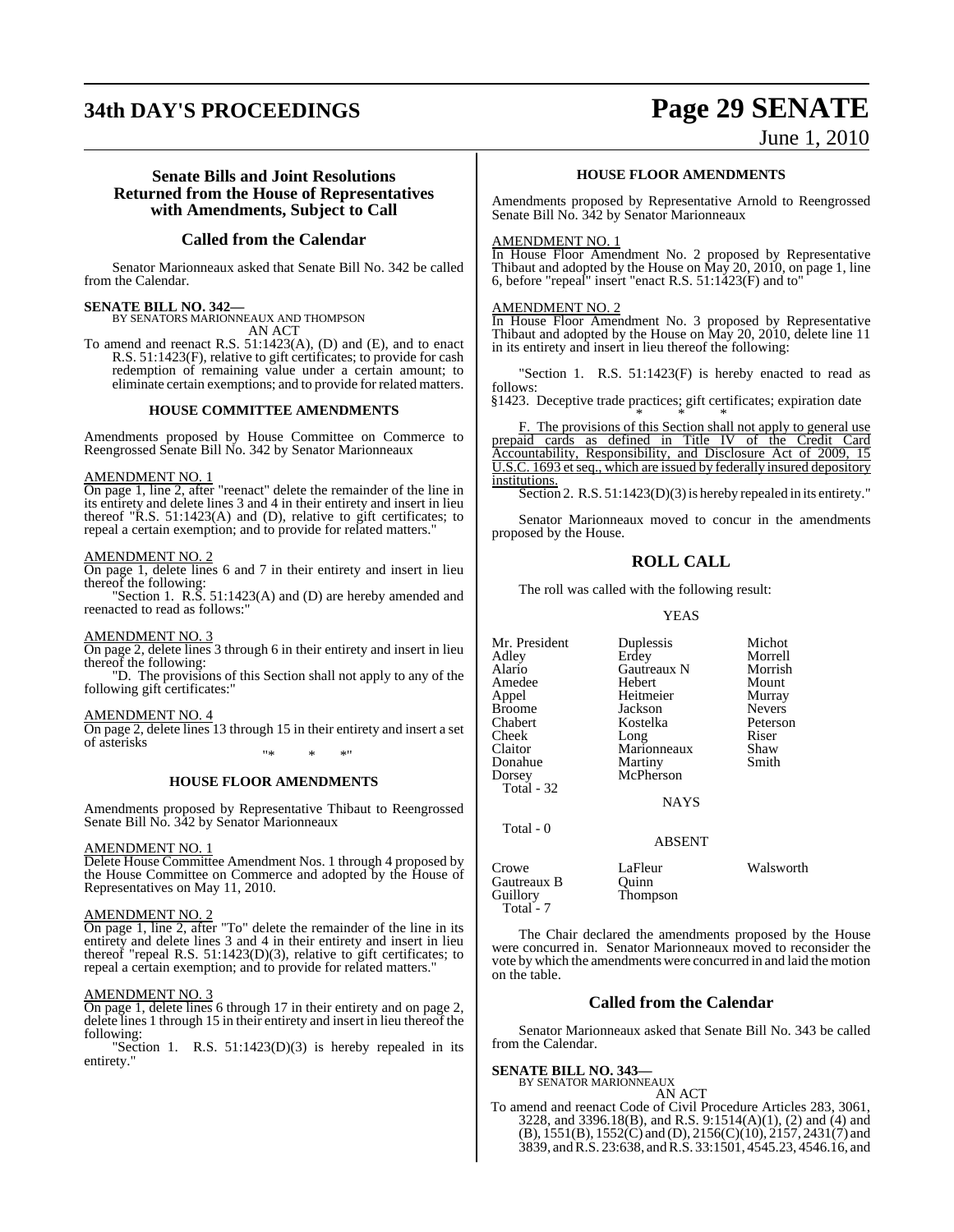## Senate Bills and Joint Resolutions Returned from the House of Representatives with Amendments, Subject to Call

### Called from the Calendar

Senator Marionneaux asked that Senate Bill No. 342 be called from the Calendar.

**SENATE BILL NO. 342—**
BY SENATORS MARIONNEAUX AND THOMPSON
AN ACT

To amend and reenact R.S. 51:1423(A), (D) and (E), and to enact R.S. 51:1423(F), relative to gift certificates; to provide for cash redemption of remaining value under a certain amount; to eliminate certain exemptions; and to provide for related matters.

#### HOUSE COMMITTEE AMENDMENTS

Amendments proposed by House Committee on Commerce to Reengrossed Senate Bill No. 342 by Senator Marionneaux

AMENDMENT NO. 1
On page 1, line 2, after "reenact" delete the remainder of the line in its entirety and delete lines 3 and 4 in their entirety and insert in lieu thereof "R.S. 51:1423(A) and (D), relative to gift certificates; to repeal a certain exemption; and to provide for related matters."

AMENDMENT NO. 2
On page 1, delete lines 6 and 7 in their entirety and insert in lieu thereof the following:
"Section 1. R.S. 51:1423(A) and (D) are hereby amended and reenacted to read as follows:"

AMENDMENT NO. 3
On page 2, delete lines 3 through 6 in their entirety and insert in lieu thereof the following:
"D. The provisions of this Section shall not apply to any of the following gift certificates:"

AMENDMENT NO. 4
On page 2, delete lines 13 through 15 in their entirety and insert a set of asterisks
"* * *"

#### HOUSE FLOOR AMENDMENTS

Amendments proposed by Representative Thibaut to Reengrossed Senate Bill No. 342 by Senator Marionneaux

AMENDMENT NO. 1
Delete House Committee Amendment Nos. 1 through 4 proposed by the House Committee on Commerce and adopted by the House of Representatives on May 11, 2010.

AMENDMENT NO. 2
On page 1, line 2, after "To" delete the remainder of the line in its entirety and delete lines 3 and 4 in their entirety and insert in lieu thereof "repeal R.S. 51:1423(D)(3), relative to gift certificates; to repeal a certain exemption; and to provide for related matters."

AMENDMENT NO. 3
On page 1, delete lines 6 through 17 in their entirety and on page 2, delete lines 1 through 15 in their entirety and insert in lieu thereof the following:
"Section 1. R.S. 51:1423(D)(3) is hereby repealed in its entirety."

#### HOUSE FLOOR AMENDMENTS

Amendments proposed by Representative Arnold to Reengrossed Senate Bill No. 342 by Senator Marionneaux

AMENDMENT NO. 1
In House Floor Amendment No. 2 proposed by Representative Thibaut and adopted by the House on May 20, 2010, on page 1, line 6, before "repeal" insert "enact R.S. 51:1423(F) and to"

AMENDMENT NO. 2
In House Floor Amendment No. 3 proposed by Representative Thibaut and adopted by the House on May 20, 2010, delete line 11 in its entirety and insert in lieu thereof the following:

"Section 1. R.S. 51:1423(F) is hereby enacted to read as follows:
§1423. Deceptive trade practices; gift certificates; expiration date
\* \* \*

F. The provisions of this Section shall not apply to general use prepaid cards as defined in Title IV of the Credit Card Accountability, Responsibility, and Disclosure Act of 2009, 15 U.S.C. 1693 et seq., which are issued by federally insured depository institutions.

Section 2. R.S. 51:1423(D)(3) is hereby repealed in its entirety."

Senator Marionneaux moved to concur in the amendments proposed by the House.

### ROLL CALL

The roll was called with the following result:

YEAS

| | | |
|---|---|---|
| Mr. President | Duplessis | Michot |
| Adley | Erdey | Morrell |
| Alario | Gautreaux N | Morrish |
| Amedee | Hebert | Mount |
| Appel | Heitmeier | Murray |
| Broome | Jackson | Nevers |
| Chabert | Kostelka | Peterson |
| Cheek | Long | Riser |
| Claitor | Marionneaux | Shaw |
| Donahue | Martiny | Smith |
| Dorsey | McPherson | |

Total - 32

NAYS

Total - 0

ABSENT

| | | |
|---|---|---|
| Crowe | LaFleur | Walsworth |
| Gautreaux B | Quinn | |
| Guillory | Thompson | |

Total - 7

The Chair declared the amendments proposed by the House were concurred in. Senator Marionneaux moved to reconsider the vote by which the amendments were concurred in and laid the motion on the table.

### Called from the Calendar

Senator Marionneaux asked that Senate Bill No. 343 be called from the Calendar.

**SENATE BILL NO. 343—**
BY SENATOR MARIONNEAUX
AN ACT

To amend and reenact Code of Civil Procedure Articles 283, 3061, 3228, and 3396.18(B), and R.S. 9:1514(A)(1), (2) and (4) and (B), 1551(B), 1552(C) and (D), 2156(C)(10), 2157, 2431(7) and 3839, and R.S. 23:638, and R.S. 33:1501, 4545.23, 4546.16, and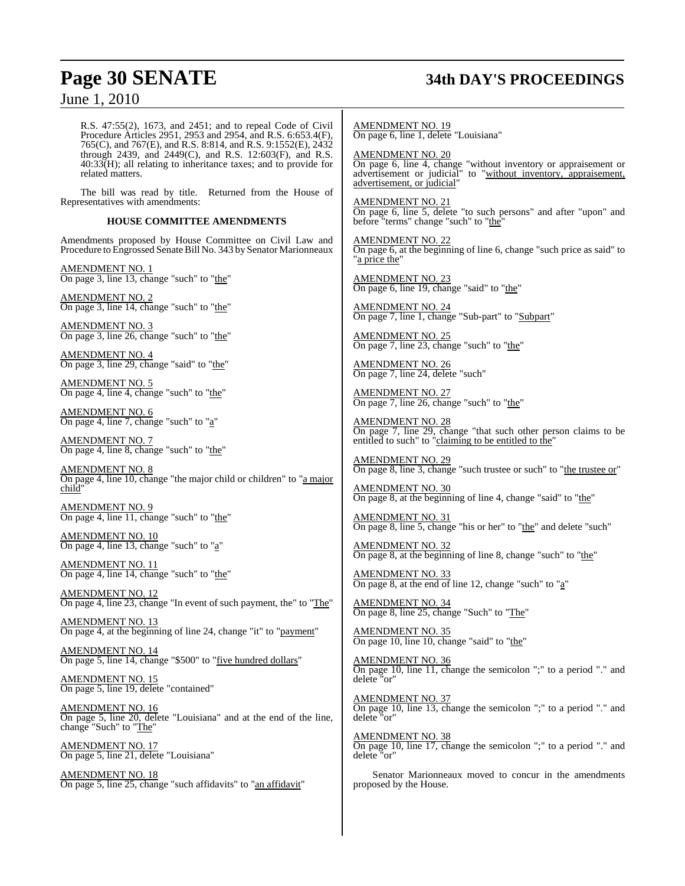R.S. 47:55(2), 1673, and 2451; and to repeal Code of Civil Procedure Articles 2951, 2953 and 2954, and R.S. 6:653.4(F), 765(C), and 767(E), and R.S. 8:814, and R.S. 9:1552(E), 2432 through 2439, and 2449(C), and R.S. 12:603(F), and R.S. 40:33(H); all relating to inheritance taxes; and to provide for related matters.

The bill was read by title. Returned from the House of Representatives with amendments:

**HOUSE COMMITTEE AMENDMENTS**

Amendments proposed by House Committee on Civil Law and Procedure to Engrossed Senate Bill No. 343 by Senator Marionneaux

AMENDMENT NO. 1
On page 3, line 13, change "such" to "the"

AMENDMENT NO. 2
On page 3, line 14, change "such" to "the"

AMENDMENT NO. 3
On page 3, line 26, change "such" to "the"

AMENDMENT NO. 4
On page 3, line 29, change "said" to "the"

AMENDMENT NO. 5
On page 4, line 4, change "such" to "the"

AMENDMENT NO. 6
On page 4, line 7, change "such" to "a"

AMENDMENT NO. 7
On page 4, line 8, change "such" to "the"

AMENDMENT NO. 8
On page 4, line 10, change "the major child or children" to "a major child"

AMENDMENT NO. 9
On page 4, line 11, change "such" to "the"

AMENDMENT NO. 10
On page 4, line 13, change "such" to "a"

AMENDMENT NO. 11
On page 4, line 14, change "such" to "the"

AMENDMENT NO. 12
On page 4, line 23, change "In event of such payment, the" to "The"

AMENDMENT NO. 13
On page 4, at the beginning of line 24, change "it" to "payment"

AMENDMENT NO. 14
On page 5, line 14, change "$500" to "five hundred dollars"

AMENDMENT NO. 15
On page 5, line 19, delete "contained"

AMENDMENT NO. 16
On page 5, line 20, delete "Louisiana" and at the end of the line, change "Such" to "The"

AMENDMENT NO. 17
On page 5, line 21, delete "Louisiana"

AMENDMENT NO. 18
On page 5, line 25, change "such affidavits" to "an affidavit"

AMENDMENT NO. 19
On page 6, line 1, delete "Louisiana"

AMENDMENT NO. 20
On page 6, line 4, change "without inventory or appraisement or advertisement or judicial" to "without inventory, appraisement, advertisement, or judicial"

AMENDMENT NO. 21
On page 6, line 5, delete "to such persons" and after "upon" and before "terms" change "such" to "the"

AMENDMENT NO. 22
On page 6, at the beginning of line 6, change "such price as said" to "a price the"

AMENDMENT NO. 23
On page 6, line 19, change "said" to "the"

AMENDMENT NO. 24
On page 7, line 1, change "Sub-part" to "Subpart"

AMENDMENT NO. 25
On page 7, line 23, change "such" to "the"

AMENDMENT NO. 26
On page 7, line 24, delete "such"

AMENDMENT NO. 27
On page 7, line 26, change "such" to "the"

AMENDMENT NO. 28
On page 7, line 29, change "that such other person claims to be entitled to such" to "claiming to be entitled to the"

AMENDMENT NO. 29
On page 8, line 3, change "such trustee or such" to "the trustee or"

AMENDMENT NO. 30
On page 8, at the beginning of line 4, change "said" to "the"

AMENDMENT NO. 31
On page 8, line 5, change "his or her" to "the" and delete "such"

AMENDMENT NO. 32
On page 8, at the beginning of line 8, change "such" to "the"

AMENDMENT NO. 33
On page 8, at the end of line 12, change "such" to "a"

AMENDMENT NO. 34
On page 8, line 25, change "Such" to "The"

AMENDMENT NO. 35
On page 10, line 10, change "said" to "the"

AMENDMENT NO. 36
On page 10, line 11, change the semicolon ";" to a period "." and delete "or"

AMENDMENT NO. 37
On page 10, line 13, change the semicolon ";" to a period "." and delete "or"

AMENDMENT NO. 38
On page 10, line 17, change the semicolon ";" to a period "." and delete "or"

Senator Marionneaux moved to concur in the amendments proposed by the House.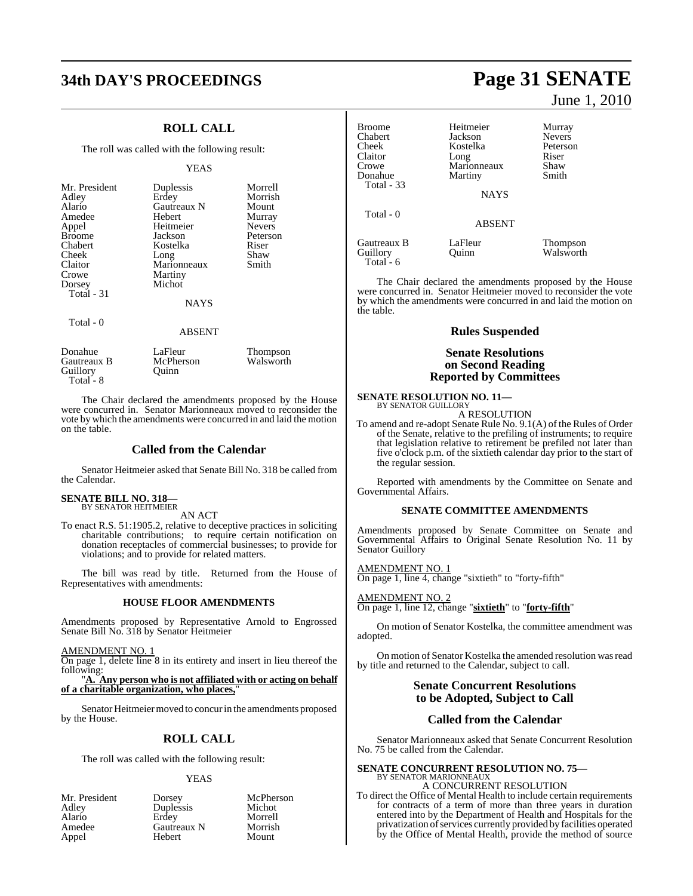## ROLL CALL

The roll was called with the following result:

YEAS

| | | |
|---|---|---|
| Mr. President | Duplessis | Morrell |
| Adley | Erdey | Morrish |
| Alario | Gautreaux N | Mount |
| Amedee | Hebert | Murray |
| Appel | Heitmeier | Nevers |
| Broome | Jackson | Peterson |
| Chabert | Kostelka | Riser |
| Cheek | Long | Shaw |
| Claitor | Marionneaux | Smith |
| Crowe | Martiny | |
| Dorsey | Michot | |
| Total - 31 | | |

NAYS

Total - 0

ABSENT

| | | |
|---|---|---|
| Donahue | LaFleur | Thompson |
| Gautreaux B | McPherson | Walsworth |
| Guillory | Quinn | |
| Total - 8 | | |

The Chair declared the amendments proposed by the House were concurred in. Senator Marionneaux moved to reconsider the vote by which the amendments were concurred in and laid the motion on the table.

## Called from the Calendar

Senator Heitmeier asked that Senate Bill No. 318 be called from the Calendar.

**SENATE BILL NO. 318—**
BY SENATOR HEITMEIER

AN ACT

To enact R.S. 51:1905.2, relative to deceptive practices in soliciting charitable contributions; to require certain notification on donation receptacles of commercial businesses; to provide for violations; and to provide for related matters.

The bill was read by title. Returned from the House of Representatives with amendments:

### HOUSE FLOOR AMENDMENTS

Amendments proposed by Representative Arnold to Engrossed Senate Bill No. 318 by Senator Heitmeier

AMENDMENT NO. 1
On page 1, delete line 8 in its entirety and insert in lieu thereof the following:
"**A. Any person who is not affiliated with or acting on behalf of a charitable organization, who places,**"

Senator Heitmeier moved to concur in the amendments proposed by the House.

## ROLL CALL

The roll was called with the following result:

YEAS

| | | |
|---|---|---|
| Mr. President | Dorsey | McPherson |
| Adley | Duplessis | Michot |
| Alario | Erdey | Morrell |
| Amedee | Gautreaux N | Morrish |
| Appel | Hebert | Mount |
| Broome | Heitmeier | Murray |
| Chabert | Jackson | Nevers |
| Cheek | Kostelka | Peterson |
| Claitor | Long | Riser |
| Crowe | Marionneaux | Shaw |
| Donahue | Martiny | Smith |
| Total - 33 | | |

NAYS

Total - 0

ABSENT

| | | |
|---|---|---|
| Gautreaux B | LaFleur | Thompson |
| Guillory | Quinn | Walsworth |
| Total - 6 | | |

The Chair declared the amendments proposed by the House were concurred in. Senator Heitmeier moved to reconsider the vote by which the amendments were concurred in and laid the motion on the table.

## Rules Suspended

## Senate Resolutions on Second Reading Reported by Committees

**SENATE RESOLUTION NO. 11—**
BY SENATOR GUILLORY

A RESOLUTION

To amend and re-adopt Senate Rule No. 9.1(A) of the Rules of Order of the Senate, relative to the prefiling of instruments; to require that legislation relative to retirement be prefiled not later than five o'clock p.m. of the sixtieth calendar day prior to the start of the regular session.

Reported with amendments by the Committee on Senate and Governmental Affairs.

### SENATE COMMITTEE AMENDMENTS

Amendments proposed by Senate Committee on Senate and Governmental Affairs to Original Senate Resolution No. 11 by Senator Guillory

AMENDMENT NO. 1
On page 1, line 4, change "sixtieth" to "forty-fifth"

AMENDMENT NO. 2
On page 1, line 12, change "**sixtieth**" to "**forty-fifth**"

On motion of Senator Kostelka, the committee amendment was adopted.

On motion of Senator Kostelka the amended resolution was read by title and returned to the Calendar, subject to call.

## Senate Concurrent Resolutions to be Adopted, Subject to Call

## Called from the Calendar

Senator Marionneaux asked that Senate Concurrent Resolution No. 75 be called from the Calendar.

**SENATE CONCURRENT RESOLUTION NO. 75—**
BY SENATOR MARIONNEAUX

A CONCURRENT RESOLUTION

To direct the Office of Mental Health to include certain requirements for contracts of a term of more than three years in duration entered into by the Department of Health and Hospitals for the privatization of services currently provided by facilities operated by the Office of Mental Health, provide the method of source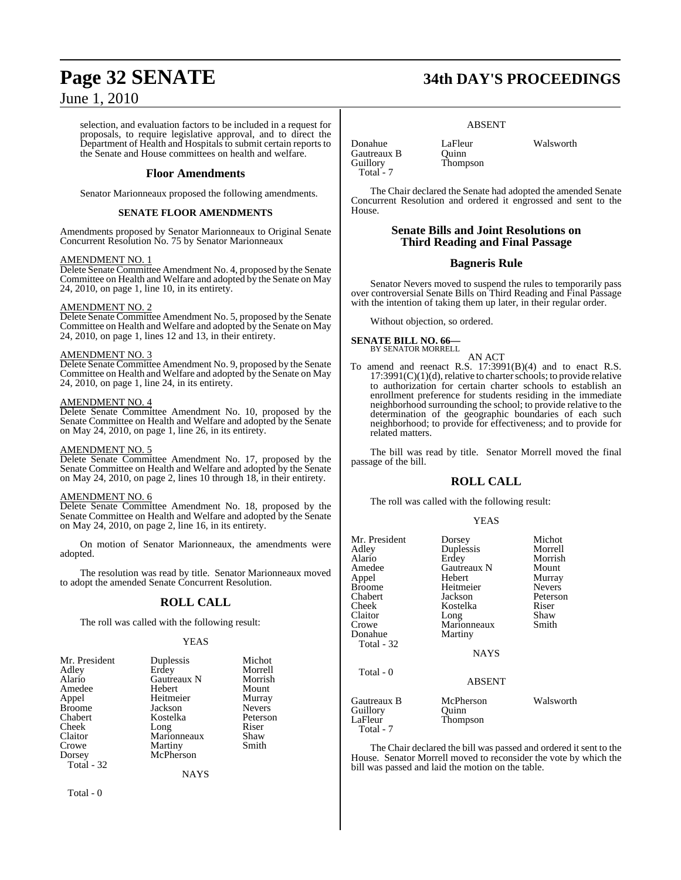selection, and evaluation factors to be included in a request for proposals, to require legislative approval, and to direct the Department of Health and Hospitals to submit certain reports to the Senate and House committees on health and welfare.

## Floor Amendments

Senator Marionneaux proposed the following amendments.

### SENATE FLOOR AMENDMENTS

Amendments proposed by Senator Marionneaux to Original Senate Concurrent Resolution No. 75 by Senator Marionneaux

AMENDMENT NO. 1
Delete Senate Committee Amendment No. 4, proposed by the Senate Committee on Health and Welfare and adopted by the Senate on May 24, 2010, on page 1, line 10, in its entirety.

AMENDMENT NO. 2
Delete Senate Committee Amendment No. 5, proposed by the Senate Committee on Health and Welfare and adopted by the Senate on May 24, 2010, on page 1, lines 12 and 13, in their entirety.

AMENDMENT NO. 3
Delete Senate Committee Amendment No. 9, proposed by the Senate Committee on Health and Welfare and adopted by the Senate on May 24, 2010, on page 1, line 24, in its entirety.

AMENDMENT NO. 4
Delete Senate Committee Amendment No. 10, proposed by the Senate Committee on Health and Welfare and adopted by the Senate on May 24, 2010, on page 1, line 26, in its entirety.

AMENDMENT NO. 5
Delete Senate Committee Amendment No. 17, proposed by the Senate Committee on Health and Welfare and adopted by the Senate on May 24, 2010, on page 2, lines 10 through 18, in their entirety.

AMENDMENT NO. 6
Delete Senate Committee Amendment No. 18, proposed by the Senate Committee on Health and Welfare and adopted by the Senate on May 24, 2010, on page 2, line 16, in its entirety.

On motion of Senator Marionneaux, the amendments were adopted.

The resolution was read by title. Senator Marionneaux moved to adopt the amended Senate Concurrent Resolution.

## ROLL CALL

The roll was called with the following result:

YEAS

| | | |
|---|---|---|
| Mr. President | Duplessis | Michot |
| Adley | Erdey | Morrell |
| Alario | Gautreaux N | Morrish |
| Amedee | Hebert | Mount |
| Appel | Heitmeier | Murray |
| Broome | Jackson | Nevers |
| Chabert | Kostelka | Peterson |
| Cheek | Long | Riser |
| Claitor | Marionneaux | Shaw |
| Crowe | Martiny | Smith |
| Dorsey | McPherson | |

Total - 32

NAYS

Total - 0

ABSENT

| | | |
|---|---|---|
| Donahue | LaFleur | Walsworth |
| Gautreaux B | Quinn | |
| Guillory | Thompson | |

Total - 7

The Chair declared the Senate had adopted the amended Senate Concurrent Resolution and ordered it engrossed and sent to the House.

## Senate Bills and Joint Resolutions on Third Reading and Final Passage

## Bagneris Rule

Senator Nevers moved to suspend the rules to temporarily pass over controversial Senate Bills on Third Reading and Final Passage with the intention of taking them up later, in their regular order.

Without objection, so ordered.

**SENATE BILL NO. 66—**
BY SENATOR MORRELL

AN ACT

To amend and reenact R.S. 17:3991(B)(4) and to enact R.S. 17:3991(C)(1)(d), relative to charter schools; to provide relative to authorization for certain charter schools to establish an enrollment preference for students residing in the immediate neighborhood surrounding the school; to provide relative to the determination of the geographic boundaries of each such neighborhood; to provide for effectiveness; and to provide for related matters.

The bill was read by title. Senator Morrell moved the final passage of the bill.

## ROLL CALL

The roll was called with the following result:

YEAS

| | | |
|---|---|---|
| Mr. President | Dorsey | Michot |
| Adley | Duplessis | Morrell |
| Alario | Erdey | Morrish |
| Amedee | Gautreaux N | Mount |
| Appel | Hebert | Murray |
| Broome | Heitmeier | Nevers |
| Chabert | Jackson | Peterson |
| Cheek | Kostelka | Riser |
| Claitor | Long | Shaw |
| Crowe | Marionneaux | Smith |
| Donahue | Martiny | |

Total - 32

NAYS

Total - 0

ABSENT

| | | |
|---|---|---|
| Gautreaux B | McPherson | Walsworth |
| Guillory | Quinn | |
| LaFleur | Thompson | |

Total - 7

The Chair declared the bill was passed and ordered it sent to the House. Senator Morrell moved to reconsider the vote by which the bill was passed and laid the motion on the table.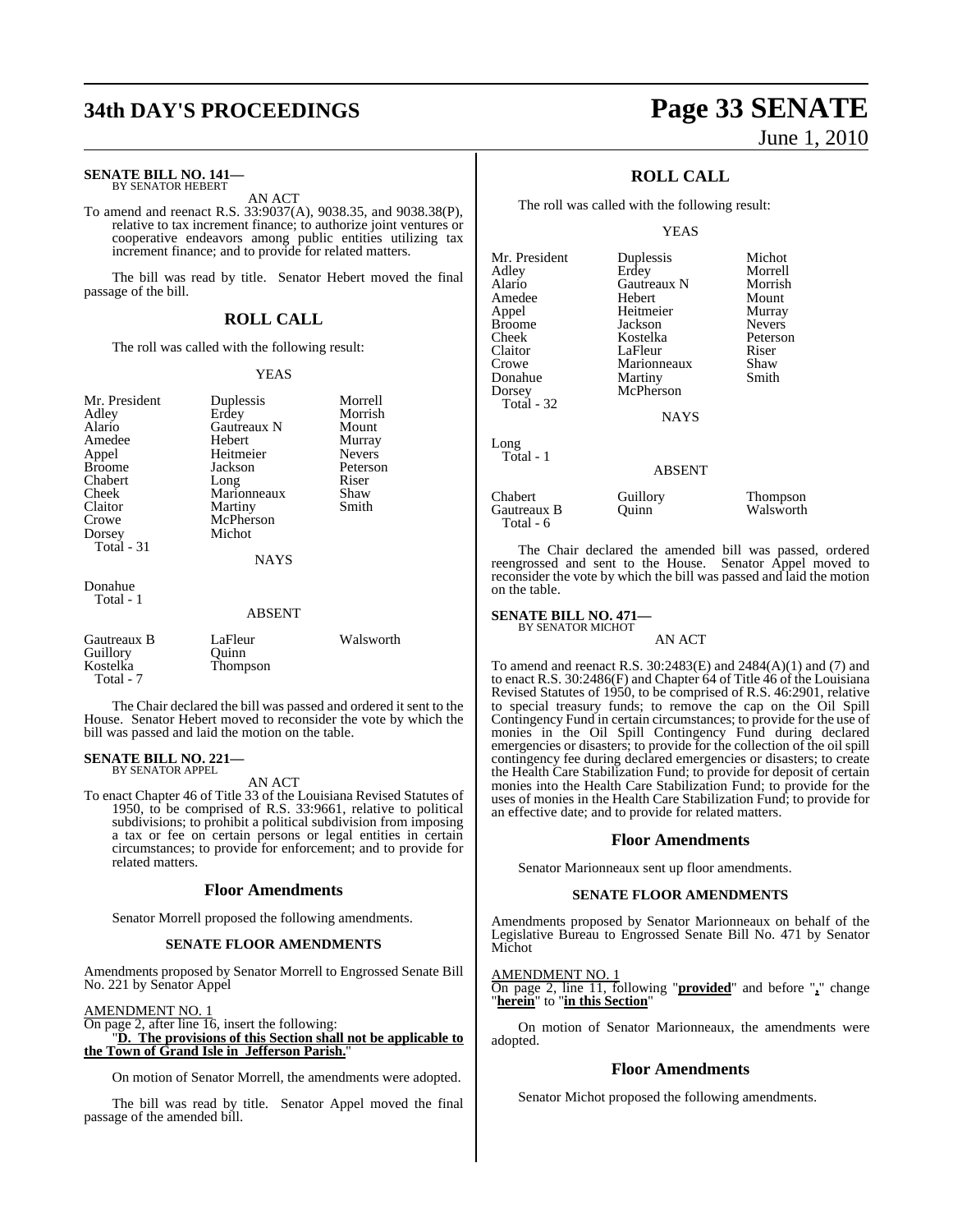**SENATE BILL NO. 141—**
BY SENATOR HEBERT

AN ACT

To amend and reenact R.S. 33:9037(A), 9038.35, and 9038.38(P), relative to tax increment finance; to authorize joint ventures or cooperative endeavors among public entities utilizing tax increment finance; and to provide for related matters.

The bill was read by title. Senator Hebert moved the final passage of the bill.

## ROLL CALL

The roll was called with the following result:

YEAS

| | | |
|---|---|---|
| Mr. President | Duplessis | Morrell |
| Adley | Erdey | Morrish |
| Alario | Gautreaux N | Mount |
| Amedee | Hebert | Murray |
| Appel | Heitmeier | Nevers |
| Broome | Jackson | Peterson |
| Chabert | Long | Riser |
| Cheek | Marionneaux | Shaw |
| Claitor | Martiny | Smith |
| Crowe | McPherson | |
| Dorsey | Michot | |
| Total - 31 | | |

NAYS

Donahue
Total - 1

ABSENT

| | | |
|---|---|---|
| Gautreaux B | LaFleur | Walsworth |
| Guillory | Quinn | |
| Kostelka | Thompson | |
| Total - 7 | | |

The Chair declared the bill was passed and ordered it sent to the House. Senator Hebert moved to reconsider the vote by which the bill was passed and laid the motion on the table.

**SENATE BILL NO. 221—**
BY SENATOR APPEL

AN ACT

To enact Chapter 46 of Title 33 of the Louisiana Revised Statutes of 1950, to be comprised of R.S. 33:9661, relative to political subdivisions; to prohibit a political subdivision from imposing a tax or fee on certain persons or legal entities in certain circumstances; to provide for enforcement; and to provide for related matters.

## Floor Amendments

Senator Morrell proposed the following amendments.

### SENATE FLOOR AMENDMENTS

Amendments proposed by Senator Morrell to Engrossed Senate Bill No. 221 by Senator Appel

AMENDMENT NO. 1
On page 2, after line 16, insert the following:
"**D. The provisions of this Section shall not be applicable to the Town of Grand Isle in Jefferson Parish.**"

On motion of Senator Morrell, the amendments were adopted.

The bill was read by title. Senator Appel moved the final passage of the amended bill.

## ROLL CALL

The roll was called with the following result:

YEAS

| | | |
|---|---|---|
| Mr. President | Duplessis | Michot |
| Adley | Erdey | Morrell |
| Alario | Gautreaux N | Morrish |
| Amedee | Hebert | Mount |
| Appel | Heitmeier | Murray |
| Broome | Jackson | Nevers |
| Cheek | Kostelka | Peterson |
| Claitor | LaFleur | Riser |
| Crowe | Marionneaux | Shaw |
| Donahue | Martiny | Smith |
| Dorsey | McPherson | |
| Total - 32 | | |

NAYS

Long
Total - 1

ABSENT

| | | |
|---|---|---|
| Chabert | Guillory | Thompson |
| Gautreaux B | Quinn | Walsworth |
| Total - 6 | | |

The Chair declared the amended bill was passed, ordered reengrossed and sent to the House. Senator Appel moved to reconsider the vote by which the bill was passed and laid the motion on the table.

**SENATE BILL NO. 471—**
BY SENATOR MICHOT

AN ACT

To amend and reenact R.S. 30:2483(E) and 2484(A)(1) and (7) and to enact R.S. 30:2486(F) and Chapter 64 of Title 46 of the Louisiana Revised Statutes of 1950, to be comprised of R.S. 46:2901, relative to special treasury funds; to remove the cap on the Oil Spill Contingency Fund in certain circumstances; to provide for the use of monies in the Oil Spill Contingency Fund during declared emergencies or disasters; to provide for the collection of the oil spill contingency fee during declared emergencies or disasters; to create the Health Care Stabilization Fund; to provide for deposit of certain monies into the Health Care Stabilization Fund; to provide for the uses of monies in the Health Care Stabilization Fund; to provide for an effective date; and to provide for related matters.

## Floor Amendments

Senator Marionneaux sent up floor amendments.

### SENATE FLOOR AMENDMENTS

Amendments proposed by Senator Marionneaux on behalf of the Legislative Bureau to Engrossed Senate Bill No. 471 by Senator Michot

AMENDMENT NO. 1
On page 2, line 11, following "**provided**" and before "**,**" change "**herein**" to "**in this Section**"

On motion of Senator Marionneaux, the amendments were adopted.

## Floor Amendments

Senator Michot proposed the following amendments.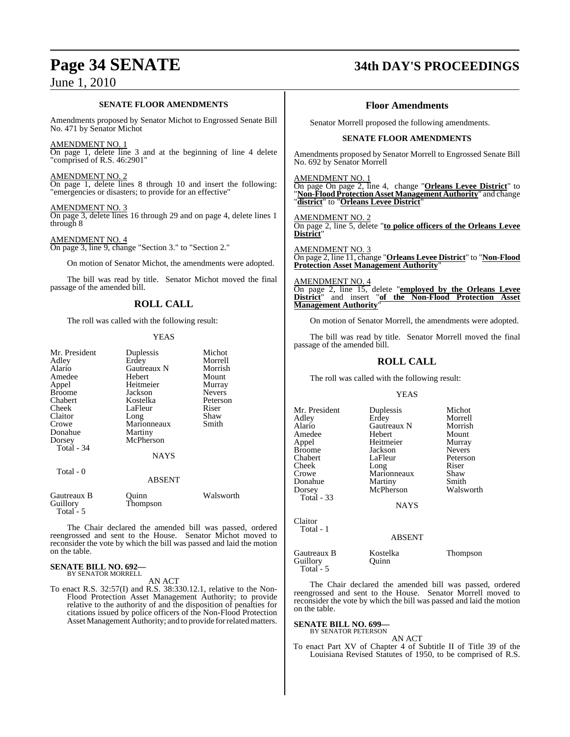**SENATE FLOOR AMENDMENTS**

Amendments proposed by Senator Michot to Engrossed Senate Bill No. 471 by Senator Michot

AMENDMENT NO. 1
On page 1, delete line 3 and at the beginning of line 4 delete "comprised of R.S. 46:2901"

AMENDMENT NO. 2
On page 1, delete lines 8 through 10 and insert the following: "emergencies or disasters; to provide for an effective"

AMENDMENT NO. 3
On page 3, delete lines 16 through 29 and on page 4, delete lines 1 through 8

AMENDMENT NO. 4
On page 3, line 9, change "Section 3." to "Section 2."

On motion of Senator Michot, the amendments were adopted.

The bill was read by title. Senator Michot moved the final passage of the amended bill.

## ROLL CALL

The roll was called with the following result:

YEAS

| | | |
|---|---|---|
| Mr. President | Duplessis | Michot |
| Adley | Erdey | Morrell |
| Alario | Gautreaux N | Morrish |
| Amedee | Hebert | Mount |
| Appel | Heitmeier | Murray |
| Broome | Jackson | Nevers |
| Chabert | Kostelka | Peterson |
| Cheek | LaFleur | Riser |
| Claitor | Long | Shaw |
| Crowe | Marionneaux | Smith |
| Donahue | Martiny | |
| Dorsey | McPherson | |
| Total - 34 | | |

NAYS

Total - 0

ABSENT

| | | |
|---|---|---|
| Gautreaux B | Quinn | Walsworth |
| Guillory | Thompson | |
| Total - 5 | | |

The Chair declared the amended bill was passed, ordered reengrossed and sent to the House. Senator Michot moved to reconsider the vote by which the bill was passed and laid the motion on the table.

**SENATE BILL NO. 692—**
BY SENATOR MORRELL

AN ACT

To enact R.S. 32:57(I) and R.S. 38:330.12.1, relative to the Non-Flood Protection Asset Management Authority; to provide relative to the authority of and the disposition of penalties for citations issued by police officers of the Non-Flood Protection Asset Management Authority; and to provide for related matters.

## Floor Amendments

Senator Morrell proposed the following amendments.

**SENATE FLOOR AMENDMENTS**

Amendments proposed by Senator Morrell to Engrossed Senate Bill No. 692 by Senator Morrell

AMENDMENT NO. 1
On page On page 2, line 4, change "**Orleans Levee District**" to "**Non-Flood Protection Asset Management Authority**" and change "**district**" to "**Orleans Levee District**"

AMENDMENT NO. 2
On page 2, line 5, delete "**to police officers of the Orleans Levee District**"

AMENDMENT NO. 3
On page 2, line 11, change "**Orleans Levee District**" to "**Non-Flood Protection Asset Management Authority**"

AMENDMENT NO. 4
On page 2, line 15, delete "**employed by the Orleans Levee District**" and insert "**of the Non-Flood Protection Asset Management Authority**"

On motion of Senator Morrell, the amendments were adopted.

The bill was read by title. Senator Morrell moved the final passage of the amended bill.

## ROLL CALL

The roll was called with the following result:

YEAS

| | | |
|---|---|---|
| Mr. President | Duplessis | Michot |
| Adley | Erdey | Morrell |
| Alario | Gautreaux N | Morrish |
| Amedee | Hebert | Mount |
| Appel | Heitmeier | Murray |
| Broome | Jackson | Nevers |
| Chabert | LaFleur | Peterson |
| Cheek | Long | Riser |
| Crowe | Marionneaux | Shaw |
| Donahue | Martiny | Smith |
| Dorsey | McPherson | Walsworth |
| Total - 33 | | |

NAYS

Claitor
Total - 1

ABSENT

| | | |
|---|---|---|
| Gautreaux B | Kostelka | Thompson |
| Guillory | Quinn | |
| Total - 5 | | |

The Chair declared the amended bill was passed, ordered reengrossed and sent to the House. Senator Morrell moved to reconsider the vote by which the bill was passed and laid the motion on the table.

**SENATE BILL NO. 699—**
BY SENATOR PETERSON

AN ACT

To enact Part XV of Chapter 4 of Subtitle II of Title 39 of the Louisiana Revised Statutes of 1950, to be comprised of R.S.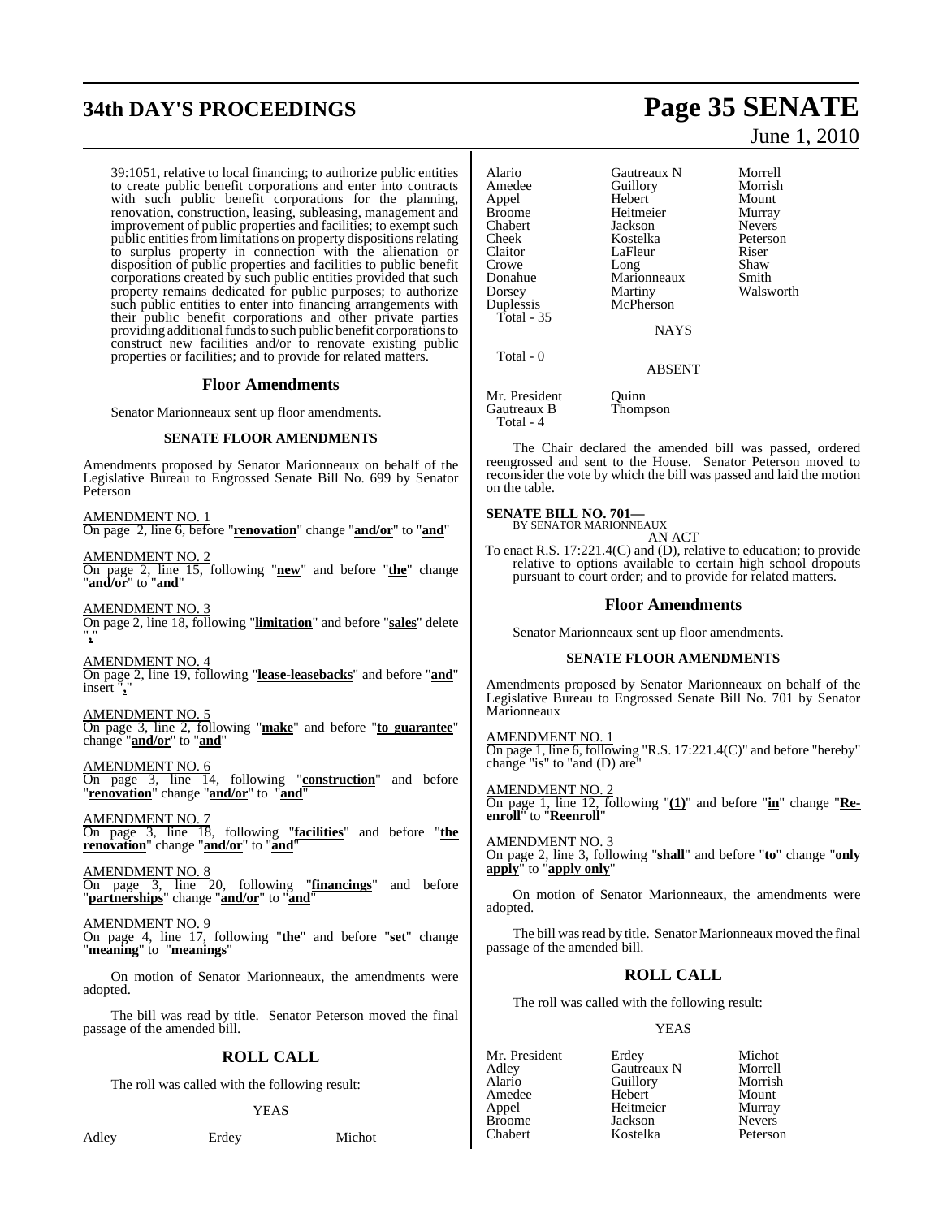39:1051, relative to local financing; to authorize public entities to create public benefit corporations and enter into contracts with such public benefit corporations for the planning, renovation, construction, leasing, subleasing, management and improvement of public properties and facilities; to exempt such public entities from limitations on property dispositions relating to surplus property in connection with the alienation or disposition of public properties and facilities to public benefit corporations created by such public entities provided that such property remains dedicated for public purposes; to authorize such public entities to enter into financing arrangements with their public benefit corporations and other private parties providing additional funds to such public benefit corporations to construct new facilities and/or to renovate existing public properties or facilities; and to provide for related matters.

## Floor Amendments

Senator Marionneaux sent up floor amendments.

### SENATE FLOOR AMENDMENTS

Amendments proposed by Senator Marionneaux on behalf of the Legislative Bureau to Engrossed Senate Bill No. 699 by Senator Peterson

AMENDMENT NO. 1
On page 2, line 6, before "**renovation**" change "**and/or**" to "**and**"

AMENDMENT NO. 2
On page 2, line 15, following "**new**" and before "**the**" change "**and/or**" to "**and**"

AMENDMENT NO. 3
On page 2, line 18, following "**limitation**" and before "**sales**" delete "**,**"

AMENDMENT NO. 4
On page 2, line 19, following "**lease-leasebacks**" and before "**and**" insert "**,**"

AMENDMENT NO. 5
On page 3, line 2, following "**make**" and before "**to guarantee**" change "**and/or**" to "**and**"

AMENDMENT NO. 6
On page 3, line 14, following "**construction**" and before "**renovation**" change "**and/or**" to "**and**"

AMENDMENT NO. 7
On page 3, line 18, following "**facilities**" and before "**the renovation**" change "**and/or**" to "**and**"

AMENDMENT NO. 8
On page 3, line 20, following "**financings**" and before "**partnerships**" change "**and/or**" to "**and**"

AMENDMENT NO. 9
On page 4, line 17, following "**the**" and before "**set**" change "**meaning**" to "**meanings**"

On motion of Senator Marionneaux, the amendments were adopted.

The bill was read by title. Senator Peterson moved the final passage of the amended bill.

## ROLL CALL

The roll was called with the following result:

YEAS

| | | |
|---|---|---|
| Adley | Erdey | Michot |
| Alario | Gautreaux N | Morrell |
| Amedee | Guillory | Morrish |
| Appel | Hebert | Mount |
| Broome | Heitmeier | Murray |
| Chabert | Jackson | Nevers |
| Cheek | Kostelka | Peterson |
| Claitor | LaFleur | Riser |
| Crowe | Long | Shaw |
| Donahue | Marionneaux | Smith |
| Dorsey | Martiny | Walsworth |
| Duplessis | McPherson | |

Total - 35

NAYS

Total - 0

ABSENT

| | |
|---|---|
| Mr. President | Quinn |
| Gautreaux B | Thompson |

Total - 4

The Chair declared the amended bill was passed, ordered reengrossed and sent to the House. Senator Peterson moved to reconsider the vote by which the bill was passed and laid the motion on the table.

**SENATE BILL NO. 701—**
BY SENATOR MARIONNEAUX
AN ACT

To enact R.S. 17:221.4(C) and (D), relative to education; to provide relative to options available to certain high school dropouts pursuant to court order; and to provide for related matters.

## Floor Amendments

Senator Marionneaux sent up floor amendments.

### SENATE FLOOR AMENDMENTS

Amendments proposed by Senator Marionneaux on behalf of the Legislative Bureau to Engrossed Senate Bill No. 701 by Senator Marionneaux

AMENDMENT NO. 1
On page 1, line 6, following "R.S. 17:221.4(C)" and before "hereby" change "is" to "and (D) are"

AMENDMENT NO. 2
On page 1, line 12, following "**(1)**" and before "**in**" change "**Re-enroll**" to "**Reenroll**"

AMENDMENT NO. 3
On page 2, line 3, following "**shall**" and before "**to**" change "**only apply**" to "**apply only**"

On motion of Senator Marionneaux, the amendments were adopted.

The bill was read by title. Senator Marionneaux moved the final passage of the amended bill.

## ROLL CALL

The roll was called with the following result:

YEAS

| | | |
|---|---|---|
| Mr. President | Erdey | Michot |
| Adley | Gautreaux N | Morrell |
| Alario | Guillory | Morrish |
| Amedee | Hebert | Mount |
| Appel | Heitmeier | Murray |
| Broome | Jackson | Nevers |
| Chabert | Kostelka | Peterson |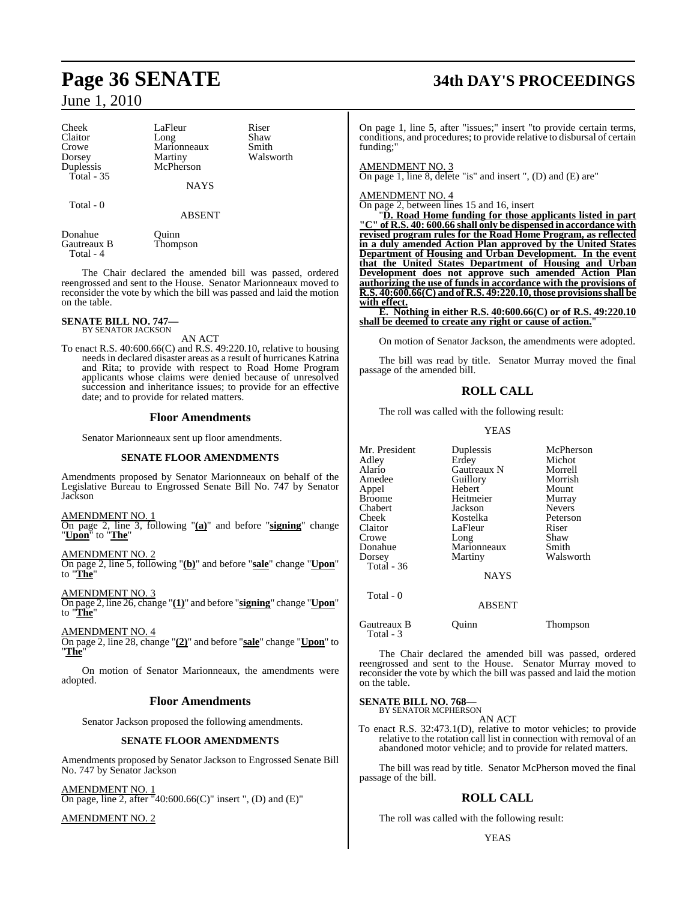| | | |
|---|---|---|
| Cheek | LaFleur | Riser |
| Claitor | Long | Shaw |
| Crowe | Marionneaux | Smith |
| Dorsey | Martiny | Walsworth |
| Duplessis | McPherson | |
| Total - 35 | | |

NAYS

Total - 0

ABSENT

| | |
|---|---|
| Donahue | Quinn |
| Gautreaux B | Thompson |
| Total - 4 | |

The Chair declared the amended bill was passed, ordered reengrossed and sent to the House. Senator Marionneaux moved to reconsider the vote by which the bill was passed and laid the motion on the table.

**SENATE BILL NO. 747—**
BY SENATOR JACKSON

AN ACT

To enact R.S. 40:600.66(C) and R.S. 49:220.10, relative to housing needs in declared disaster areas as a result of hurricanes Katrina and Rita; to provide with respect to Road Home Program applicants whose claims were denied because of unresolved succession and inheritance issues; to provide for an effective date; and to provide for related matters.

## Floor Amendments

Senator Marionneaux sent up floor amendments.

### SENATE FLOOR AMENDMENTS

Amendments proposed by Senator Marionneaux on behalf of the Legislative Bureau to Engrossed Senate Bill No. 747 by Senator Jackson

AMENDMENT NO. 1
On page 2, line 3, following "**(a)**" and before "**signing**" change "**Upon**" to "**The**"

AMENDMENT NO. 2
On page 2, line 5, following "**(b)**" and before "**sale**" change "**Upon**" to "**The**"

AMENDMENT NO. 3
On page 2, line 26, change "**(1)**" and before "**signing**" change "**Upon**" to "**The**"

AMENDMENT NO. 4
On page 2, line 28, change "**(2)**" and before "**sale**" change "**Upon**" to "**The**"

On motion of Senator Marionneaux, the amendments were adopted.

## Floor Amendments

Senator Jackson proposed the following amendments.

### SENATE FLOOR AMENDMENTS

Amendments proposed by Senator Jackson to Engrossed Senate Bill No. 747 by Senator Jackson

AMENDMENT NO. 1
On page, line 2, after "40:600.66(C)" insert ", (D) and (E)"

AMENDMENT NO. 2
On page 1, line 5, after "issues;" insert "to provide certain terms, conditions, and procedures; to provide relative to disbursal of certain funding;"

AMENDMENT NO. 3
On page 1, line 8, delete "is" and insert ", (D) and (E) are"

AMENDMENT NO. 4
On page 2, between lines 15 and 16, insert

"**D. Road Home funding for those applicants listed in part "C" of R.S. 40: 600.66 shall only be dispensed in accordance with revised program rules for the Road Home Program, as reflected in a duly amended Action Plan approved by the United States Department of Housing and Urban Development. In the event that the United States Department of Housing and Urban Development does not approve such amended Action Plan authorizing the use of funds in accordance with the provisions of R.S. 40:600.66(C) and of R.S. 49:220.10, those provisions shall be with effect.**

**E. Nothing in either R.S. 40:600.66(C) or of R.S. 49:220.10 shall be deemed to create any right or cause of action.**"

On motion of Senator Jackson, the amendments were adopted.

The bill was read by title. Senator Murray moved the final passage of the amended bill.

## ROLL CALL

The roll was called with the following result:

YEAS

| | | |
|---|---|---|
| Mr. President | Duplessis | McPherson |
| Adley | Erdey | Michot |
| Alario | Gautreaux N | Morrell |
| Amedee | Guillory | Morrish |
| Appel | Hebert | Mount |
| Broome | Heitmeier | Murray |
| Chabert | Jackson | Nevers |
| Cheek | Kostelka | Peterson |
| Claitor | LaFleur | Riser |
| Crowe | Long | Shaw |
| Donahue | Marionneaux | Smith |
| Dorsey | Martiny | Walsworth |
| Total - 36 | | |

NAYS

Total - 0

ABSENT

| | | |
|---|---|---|
| Gautreaux B | Quinn | Thompson |
| Total - 3 | | |

The Chair declared the amended bill was passed, ordered reengrossed and sent to the House. Senator Murray moved to reconsider the vote by which the bill was passed and laid the motion on the table.

**SENATE BILL NO. 768—**
BY SENATOR MCPHERSON

AN ACT

To enact R.S. 32:473.1(D), relative to motor vehicles; to provide relative to the rotation call list in connection with removal of an abandoned motor vehicle; and to provide for related matters.

The bill was read by title. Senator McPherson moved the final passage of the bill.

## ROLL CALL

The roll was called with the following result:

YEAS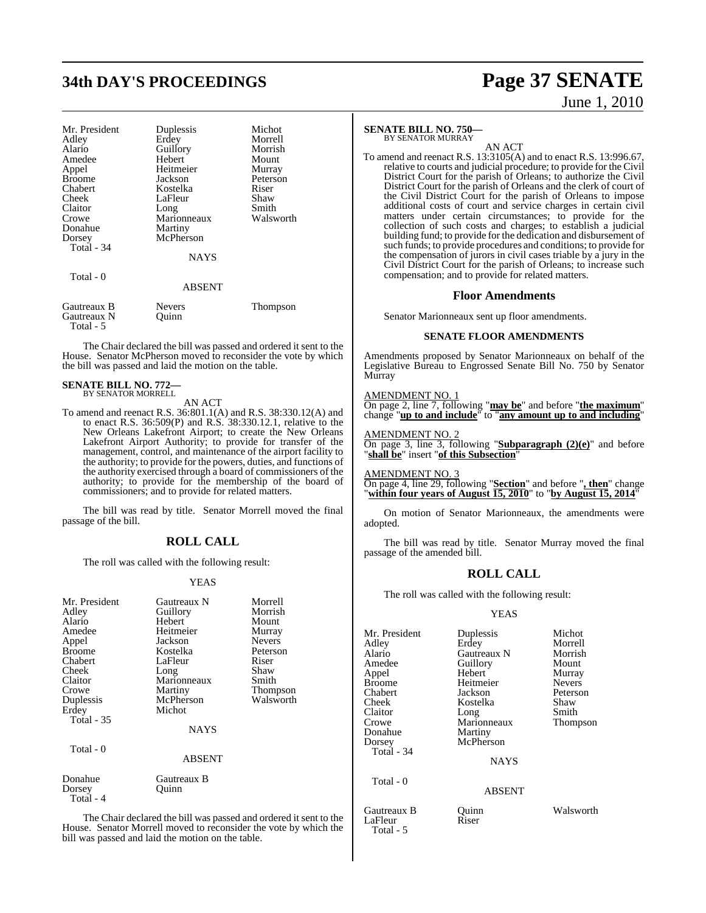| Mr. President | Duplessis | Michot |
|---|---|---|
| Adley | Erdey | Morrell |
| Alario | Guillory | Morrish |
| Amedee | Hebert | Mount |
| Appel | Heitmeier | Murray |
| Broome | Jackson | Peterson |
| Chabert | Kostelka | Riser |
| Cheek | LaFleur | Shaw |
| Claitor | Long | Smith |
| Crowe | Marionneaux | Walsworth |
| Donahue | Martiny | |
| Dorsey | McPherson | |

Total - 34

NAYS

Total - 0

ABSENT

| Gautreaux B | Nevers | Thompson |
|---|---|---|
| Gautreaux N | Quinn | |

Total - 5

The Chair declared the bill was passed and ordered it sent to the House. Senator McPherson moved to reconsider the vote by which the bill was passed and laid the motion on the table.

**SENATE BILL NO. 772—**
BY SENATOR MORRELL

AN ACT

To amend and reenact R.S. 36:801.1(A) and R.S. 38:330.12(A) and to enact R.S. 36:509(P) and R.S. 38:330.12.1, relative to the New Orleans Lakefront Airport; to create the New Orleans Lakefront Airport Authority; to provide for transfer of the management, control, and maintenance of the airport facility to the authority; to provide for the powers, duties, and functions of the authority exercised through a board of commissioners of the authority; to provide for the membership of the board of commissioners; and to provide for related matters.

The bill was read by title. Senator Morrell moved the final passage of the bill.

## ROLL CALL

The roll was called with the following result:

YEAS

| Mr. President | Gautreaux N | Morrell |
|---|---|---|
| Adley | Guillory | Morrish |
| Alario | Hebert | Mount |
| Amedee | Heitmeier | Murray |
| Appel | Jackson | Nevers |
| Broome | Kostelka | Peterson |
| Chabert | LaFleur | Riser |
| Cheek | Long | Shaw |
| Claitor | Marionneaux | Smith |
| Crowe | Martiny | Thompson |
| Duplessis | McPherson | Walsworth |
| Erdey | Michot | |

Total - 35

NAYS

Total - 0

ABSENT

| Donahue | Gautreaux B |
|---|---|
| Dorsey | Quinn |

Total - 4

The Chair declared the bill was passed and ordered it sent to the House. Senator Morrell moved to reconsider the vote by which the bill was passed and laid the motion on the table.

**SENATE BILL NO. 750—**
BY SENATOR MURRAY

AN ACT

To amend and reenact R.S. 13:3105(A) and to enact R.S. 13:996.67, relative to courts and judicial procedure; to provide for the Civil District Court for the parish of Orleans; to authorize the Civil District Court for the parish of Orleans and the clerk of court of the Civil District Court for the parish of Orleans to impose additional costs of court and service charges in certain civil matters under certain circumstances; to provide for the collection of such costs and charges; to establish a judicial building fund; to provide for the dedication and disbursement of such funds; to provide procedures and conditions; to provide for the compensation of jurors in civil cases triable by a jury in the Civil District Court for the parish of Orleans; to increase such compensation; and to provide for related matters.

## Floor Amendments

Senator Marionneaux sent up floor amendments.

### SENATE FLOOR AMENDMENTS

Amendments proposed by Senator Marionneaux on behalf of the Legislative Bureau to Engrossed Senate Bill No. 750 by Senator Murray

AMENDMENT NO. 1
On page 2, line 7, following "**may be**" and before "**the maximum**" change "**up to and include**" to "**any amount up to and including**"

AMENDMENT NO. 2
On page 3, line 3, following "**Subparagraph (2)(e)**" and before "**shall be**" insert "**of this Subsection**"

AMENDMENT NO. 3
On page 4, line 29, following "**Section**" and before "**, then**" change "**within four years of August 15, 2010**" to "**by August 15, 2014**"

On motion of Senator Marionneaux, the amendments were adopted.

The bill was read by title. Senator Murray moved the final passage of the amended bill.

## ROLL CALL

The roll was called with the following result:

YEAS

| Mr. President | Duplessis | Michot |
|---|---|---|
| Adley | Erdey | Morrell |
| Alario | Gautreaux N | Morrish |
| Amedee | Guillory | Mount |
| Appel | Hebert | Murray |
| Broome | Heitmeier | Nevers |
| Chabert | Jackson | Peterson |
| Cheek | Kostelka | Shaw |
| Claitor | Long | Smith |
| Crowe | Marionneaux | Thompson |
| Donahue | Martiny | |
| Dorsey | McPherson | |

Total - 34

NAYS

Total - 0

ABSENT

| Gautreaux B | Quinn | Walsworth |
|---|---|---|
| LaFleur | Riser | |

Total - 5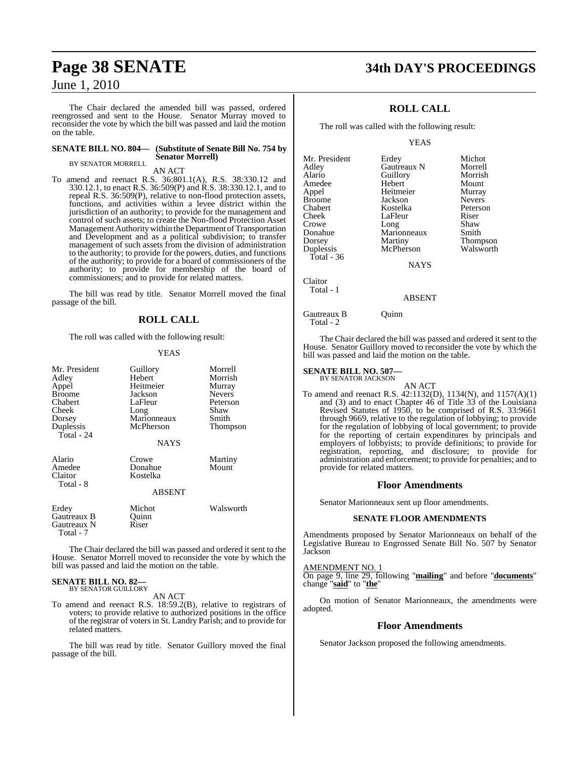The Chair declared the amended bill was passed, ordered reengrossed and sent to the House. Senator Murray moved to reconsider the vote by which the bill was passed and laid the motion on the table.

**SENATE BILL NO. 804— (Substitute of Senate Bill No. 754 by Senator Morrell)**
BY SENATOR MORRELL

AN ACT

To amend and reenact R.S. 36:801.1(A), R.S. 38:330.12 and 330.12.1, to enact R.S. 36:509(P) and R.S. 38:330.12.1, and to repeal R.S. 36:509(P), relative to non-flood protection assets, functions, and activities within a levee district within the jurisdiction of an authority; to provide for the management and control of such assets; to create the Non-flood Protection Asset Management Authority within the Department of Transportation and Development and as a political subdivision; to transfer management of such assets from the division of administration to the authority; to provide for the powers, duties, and functions of the authority; to provide for a board of commissioners of the authority; to provide for membership of the board of commissioners; and to provide for related matters.

The bill was read by title. Senator Morrell moved the final passage of the bill.

## ROLL CALL

The roll was called with the following result:

YEAS

| | | |
|---|---|---|
| Mr. President | Guillory | Morrell |
| Adley | Hebert | Morrish |
| Appel | Heitmeier | Murray |
| Broome | Jackson | Nevers |
| Chabert | LaFleur | Peterson |
| Cheek | Long | Shaw |
| Dorsey | Marionneaux | Smith |
| Duplessis | McPherson | Thompson |
| Total - 24 | | |

NAYS

| | | |
|---|---|---|
| Alario | Crowe | Martiny |
| Amedee | Donahue | Mount |
| Claitor | Kostelka | |
| Total - 8 | | |

ABSENT

| | | |
|---|---|---|
| Erdey | Michot | Walsworth |
| Gautreaux B | Quinn | |
| Gautreaux N | Riser | |
| Total - 7 | | |

The Chair declared the bill was passed and ordered it sent to the House. Senator Morrell moved to reconsider the vote by which the bill was passed and laid the motion on the table.

**SENATE BILL NO. 82—**
BY SENATOR GUILLORY

AN ACT

To amend and reenact R.S. 18:59.2(B), relative to registrars of voters; to provide relative to authorized positions in the office of the registrar of voters in St. Landry Parish; and to provide for related matters.

The bill was read by title. Senator Guillory moved the final passage of the bill.

## ROLL CALL

The roll was called with the following result:

YEAS

| | | |
|---|---|---|
| Mr. President | Erdey | Michot |
| Adley | Gautreaux N | Morrell |
| Alario | Guillory | Morrish |
| Amedee | Hebert | Mount |
| Appel | Heitmeier | Murray |
| Broome | Jackson | Nevers |
| Chabert | Kostelka | Peterson |
| Cheek | LaFleur | Riser |
| Crowe | Long | Shaw |
| Donahue | Marionneaux | Smith |
| Dorsey | Martiny | Thompson |
| Duplessis | McPherson | Walsworth |
| Total - 36 | | |

NAYS

| | |
|---|---|
| Claitor | |
| Total - 1 | |

ABSENT

| | |
|---|---|
| Gautreaux B | Quinn |
| Total - 2 | |

The Chair declared the bill was passed and ordered it sent to the House. Senator Guillory moved to reconsider the vote by which the bill was passed and laid the motion on the table.

**SENATE BILL NO. 507—**
BY SENATOR JACKSON

AN ACT

To amend and reenact R.S. 42:1132(D), 1134(N), and 1157(A)(1) and (3) and to enact Chapter 46 of Title 33 of the Louisiana Revised Statutes of 1950, to be comprised of R.S. 33:9661 through 9669, relative to the regulation of lobbying; to provide for the regulation of lobbying of local government; to provide for the reporting of certain expenditures by principals and employers of lobbyists; to provide definitions; to provide for registration, reporting, and disclosure; to provide for administration and enforcement; to provide for penalties; and to provide for related matters.

## Floor Amendments

Senator Marionneaux sent up floor amendments.

### SENATE FLOOR AMENDMENTS

Amendments proposed by Senator Marionneaux on behalf of the Legislative Bureau to Engrossed Senate Bill No. 507 by Senator Jackson

AMENDMENT NO. 1
On page 9, line 29, following "**mailing**" and before "**documents**" change "**said**" to "**the**"

On motion of Senator Marionneaux, the amendments were adopted.

## Floor Amendments

Senator Jackson proposed the following amendments.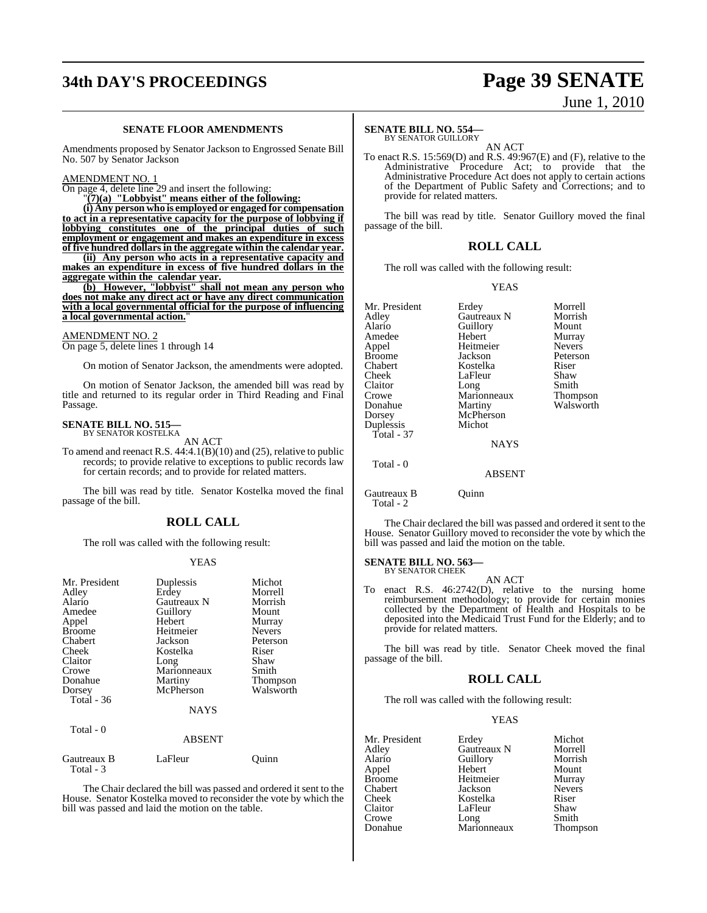**SENATE FLOOR AMENDMENTS**

Amendments proposed by Senator Jackson to Engrossed Senate Bill No. 507 by Senator Jackson

AMENDMENT NO. 1

On page 4, delete line 29 and insert the following:

"**(7)(a) "Lobbyist" means either of the following:**

**(i) Any person who is employed or engaged for compensation to act in a representative capacity for the purpose of lobbying if lobbying constitutes one of the principal duties of such employment or engagement and makes an expenditure in excess of five hundred dollars in the aggregate within the calendar year.**

**(ii) Any person who acts in a representative capacity and makes an expenditure in excess of five hundred dollars in the aggregate within the calendar year.**

**(b) However, "lobbyist" shall not mean any person who does not make any direct act or have any direct communication with a local governmental official for the purpose of influencing a local governmental action.**"

AMENDMENT NO. 2

On page 5, delete lines 1 through 14

On motion of Senator Jackson, the amendments were adopted.

On motion of Senator Jackson, the amended bill was read by title and returned to its regular order in Third Reading and Final Passage.

**SENATE BILL NO. 515—**
BY SENATOR KOSTELKA

AN ACT

To amend and reenact R.S. 44:4.1(B)(10) and (25), relative to public records; to provide relative to exceptions to public records law for certain records; and to provide for related matters.

The bill was read by title. Senator Kostelka moved the final passage of the bill.

## ROLL CALL

The roll was called with the following result:

YEAS

| | | |
|---|---|---|
| Mr. President | Duplessis | Michot |
| Adley | Erdey | Morrell |
| Alario | Gautreaux N | Morrish |
| Amedee | Guillory | Mount |
| Appel | Hebert | Murray |
| Broome | Heitmeier | Nevers |
| Chabert | Jackson | Peterson |
| Cheek | Kostelka | Riser |
| Claitor | Long | Shaw |
| Crowe | Marionneaux | Smith |
| Donahue | Martiny | Thompson |
| Dorsey | McPherson | Walsworth |
| Total - 36 | | |

NAYS

Total - 0

ABSENT

| | | |
|---|---|---|
| Gautreaux B | LaFleur | Quinn |
| Total - 3 | | |

The Chair declared the bill was passed and ordered it sent to the House. Senator Kostelka moved to reconsider the vote by which the bill was passed and laid the motion on the table.

**SENATE BILL NO. 554—**
BY SENATOR GUILLORY

AN ACT

To enact R.S. 15:569(D) and R.S. 49:967(E) and (F), relative to the Administrative Procedure Act; to provide that the Administrative Procedure Act does not apply to certain actions of the Department of Public Safety and Corrections; and to provide for related matters.

The bill was read by title. Senator Guillory moved the final passage of the bill.

## ROLL CALL

The roll was called with the following result:

YEAS

| | | |
|---|---|---|
| Mr. President | Erdey | Morrell |
| Adley | Gautreaux N | Morrish |
| Alario | Guillory | Mount |
| Amedee | Hebert | Murray |
| Appel | Heitmeier | Nevers |
| Broome | Jackson | Peterson |
| Chabert | Kostelka | Riser |
| Cheek | LaFleur | Shaw |
| Claitor | Long | Smith |
| Crowe | Marionneaux | Thompson |
| Donahue | Martiny | Walsworth |
| Dorsey | McPherson | |
| Duplessis | Michot | |
| Total - 37 | | |

NAYS

Total - 0

ABSENT

| | |
|---|---|
| Gautreaux B | Quinn |
| Total - 2 | |

The Chair declared the bill was passed and ordered it sent to the House. Senator Guillory moved to reconsider the vote by which the bill was passed and laid the motion on the table.

**SENATE BILL NO. 563—**
BY SENATOR CHEEK

AN ACT

To enact R.S. 46:2742(D), relative to the nursing home reimbursement methodology; to provide for certain monies collected by the Department of Health and Hospitals to be deposited into the Medicaid Trust Fund for the Elderly; and to provide for related matters.

The bill was read by title. Senator Cheek moved the final passage of the bill.

## ROLL CALL

The roll was called with the following result:

YEAS

| | | |
|---|---|---|
| Mr. President | Erdey | Michot |
| Adley | Gautreaux N | Morrell |
| Alario | Guillory | Morrish |
| Appel | Hebert | Mount |
| Broome | Heitmeier | Murray |
| Chabert | Jackson | Nevers |
| Cheek | Kostelka | Riser |
| Claitor | LaFleur | Shaw |
| Crowe | Long | Smith |
| Donahue | Marionneaux | Thompson |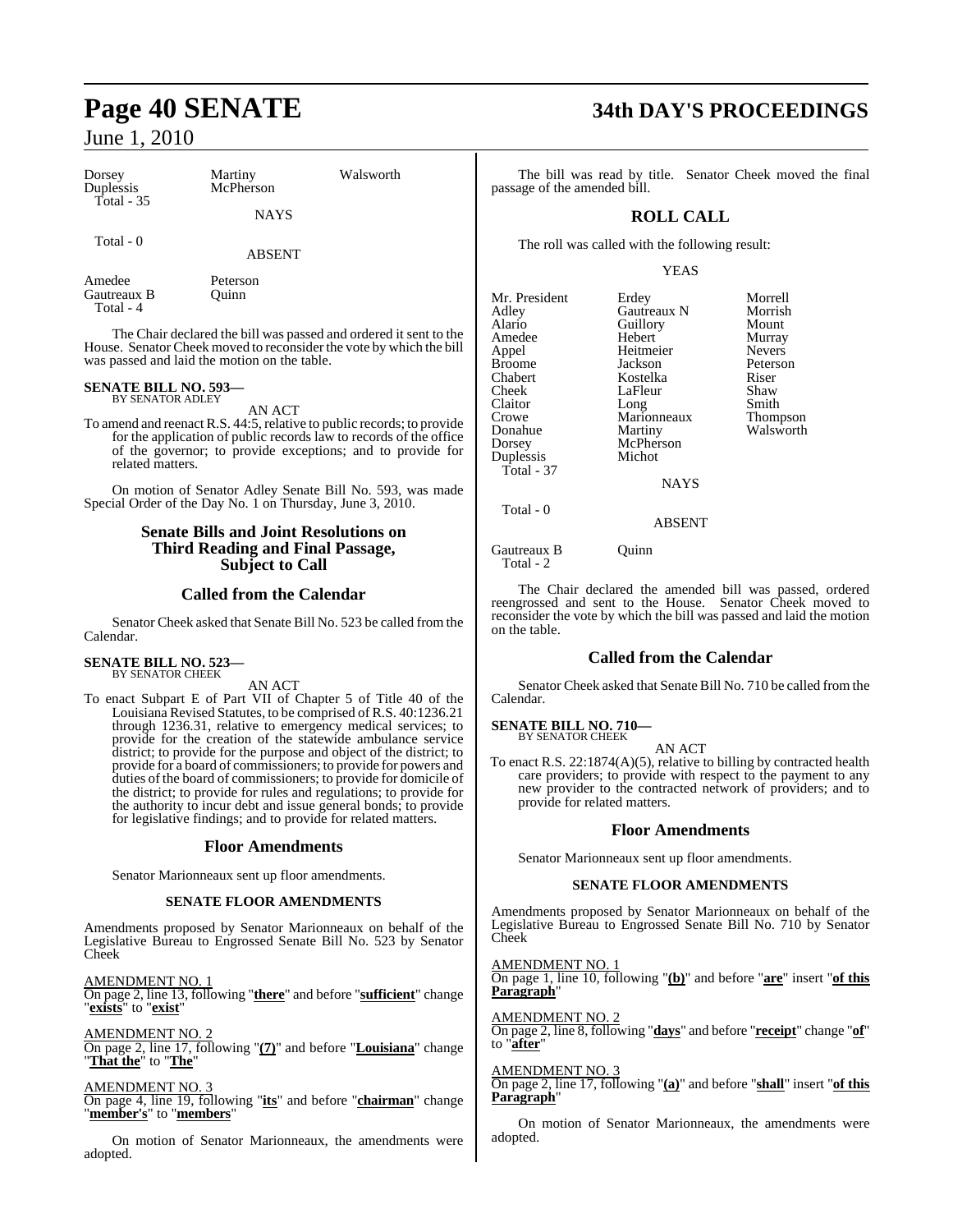| Dorsey | Martiny | Walsworth |
|---|---|---|
| Duplessis | McPherson | |
| Total - 35 | | |

NAYS

Total - 0

ABSENT

| Amedee | Peterson |
|---|---|
| Gautreaux B | Quinn |
| Total - 4 | |

The Chair declared the bill was passed and ordered it sent to the House. Senator Cheek moved to reconsider the vote by which the bill was passed and laid the motion on the table.

**SENATE BILL NO. 593—**
BY SENATOR ADLEY

AN ACT

To amend and reenact R.S. 44:5, relative to public records; to provide for the application of public records law to records of the office of the governor; to provide exceptions; and to provide for related matters.

On motion of Senator Adley Senate Bill No. 593, was made Special Order of the Day No. 1 on Thursday, June 3, 2010.

## Senate Bills and Joint Resolutions on Third Reading and Final Passage, Subject to Call

## Called from the Calendar

Senator Cheek asked that Senate Bill No. 523 be called from the Calendar.

**SENATE BILL NO. 523—**
BY SENATOR CHEEK

AN ACT

To enact Subpart E of Part VII of Chapter 5 of Title 40 of the Louisiana Revised Statutes, to be comprised of R.S. 40:1236.21 through 1236.31, relative to emergency medical services; to provide for the creation of the statewide ambulance service district; to provide for the purpose and object of the district; to provide for a board of commissioners; to provide for powers and duties of the board of commissioners; to provide for domicile of the district; to provide for rules and regulations; to provide for the authority to incur debt and issue general bonds; to provide for legislative findings; and to provide for related matters.

## Floor Amendments

Senator Marionneaux sent up floor amendments.

### SENATE FLOOR AMENDMENTS

Amendments proposed by Senator Marionneaux on behalf of the Legislative Bureau to Engrossed Senate Bill No. 523 by Senator Cheek

AMENDMENT NO. 1
On page 2, line 13, following "**there**" and before "**sufficient**" change "**exists**" to "**exist**"

AMENDMENT NO. 2
On page 2, line 17, following "**(7)**" and before "**Louisiana**" change "**That the**" to "**The**"

AMENDMENT NO. 3
On page 4, line 19, following "**its**" and before "**chairman**" change "**member's**" to "**members**"

On motion of Senator Marionneaux, the amendments were adopted.

The bill was read by title. Senator Cheek moved the final passage of the amended bill.

## ROLL CALL

The roll was called with the following result:

YEAS

| Mr. President | Erdey | Morrell |
|---|---|---|
| Adley | Gautreaux N | Morrish |
| Alario | Guillory | Mount |
| Amedee | Hebert | Murray |
| Appel | Heitmeier | Nevers |
| Broome | Jackson | Peterson |
| Chabert | Kostelka | Riser |
| Cheek | LaFleur | Shaw |
| Claitor | Long | Smith |
| Crowe | Marionneaux | Thompson |
| Donahue | Martiny | Walsworth |
| Dorsey | McPherson | |
| Duplessis | Michot | |
| Total - 37 | | |

NAYS

Total - 0

ABSENT

| Gautreaux B | Quinn |
|---|---|
| Total - 2 | |

The Chair declared the amended bill was passed, ordered reengrossed and sent to the House. Senator Cheek moved to reconsider the vote by which the bill was passed and laid the motion on the table.

## Called from the Calendar

Senator Cheek asked that Senate Bill No. 710 be called from the Calendar.

**SENATE BILL NO. 710—**
BY SENATOR CHEEK

AN ACT

To enact R.S. 22:1874(A)(5), relative to billing by contracted health care providers; to provide with respect to the payment to any new provider to the contracted network of providers; and to provide for related matters.

## Floor Amendments

Senator Marionneaux sent up floor amendments.

### SENATE FLOOR AMENDMENTS

Amendments proposed by Senator Marionneaux on behalf of the Legislative Bureau to Engrossed Senate Bill No. 710 by Senator Cheek

AMENDMENT NO. 1
On page 1, line 10, following "**(b)**" and before "**are**" insert "**of this Paragraph**"

AMENDMENT NO. 2
On page 2, line 8, following "**days**" and before "**receipt**" change "**of**" to "**after**"

AMENDMENT NO. 3
On page 2, line 17, following "**(a)**" and before "**shall**" insert "**of this Paragraph**"

On motion of Senator Marionneaux, the amendments were adopted.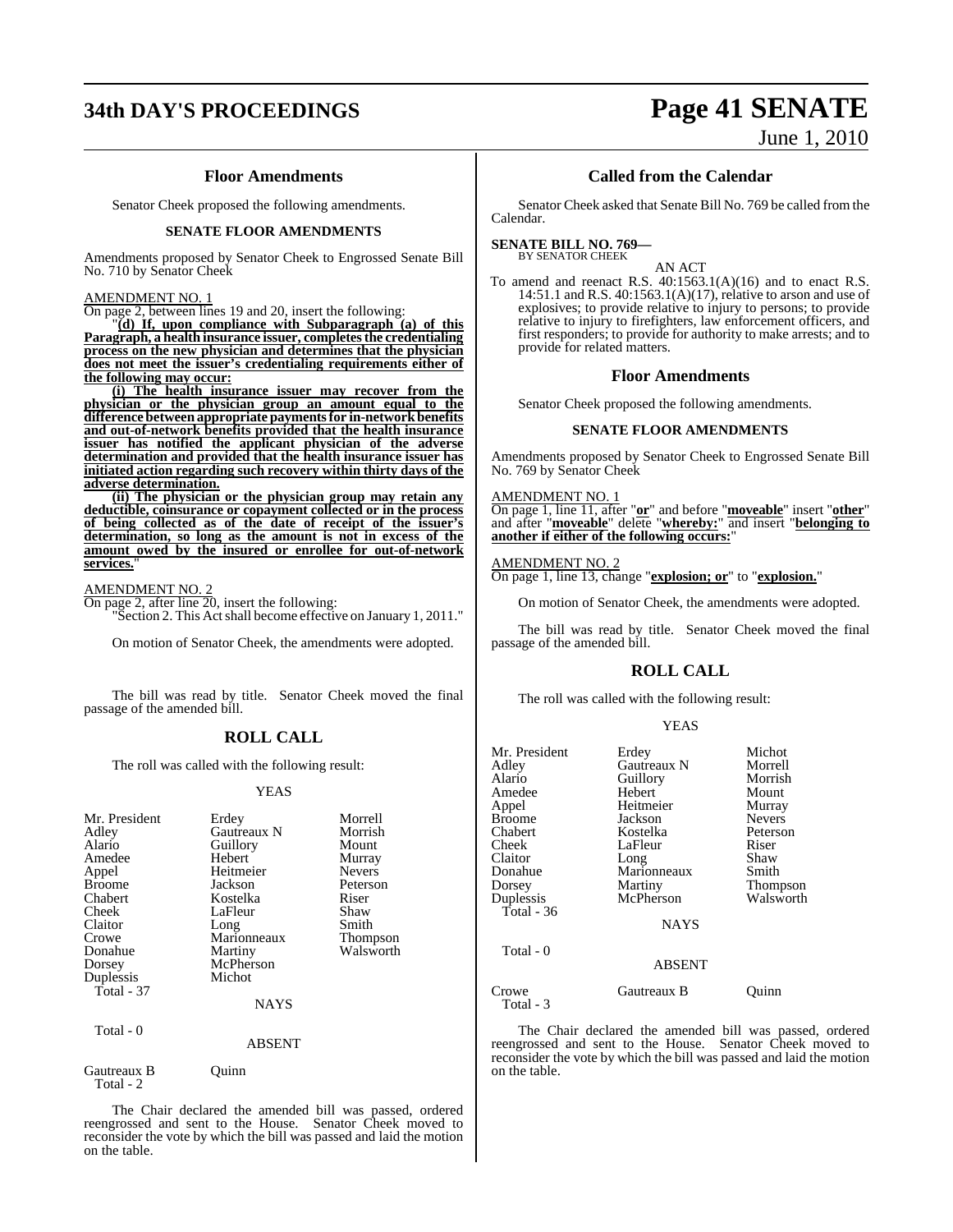## Floor Amendments

Senator Cheek proposed the following amendments.

### SENATE FLOOR AMENDMENTS

Amendments proposed by Senator Cheek to Engrossed Senate Bill No. 710 by Senator Cheek

AMENDMENT NO. 1

On page 2, between lines 19 and 20, insert the following:

"**(d) If, upon compliance with Subparagraph (a) of this Paragraph, a health insurance issuer, completes the credentialing process on the new physician and determines that the physician does not meet the issuer's credentialing requirements either of the following may occur:**

**(i) The health insurance issuer may recover from the physician or the physician group an amount equal to the difference between appropriate payments for in-network benefits and out-of-network benefits provided that the health insurance issuer has notified the applicant physician of the adverse determination and provided that the health insurance issuer has initiated action regarding such recovery within thirty days of the adverse determination.**

**(ii) The physician or the physician group may retain any deductible, coinsurance or copayment collected or in the process of being collected as of the date of receipt of the issuer's determination, so long as the amount is not in excess of the amount owed by the insured or enrollee for out-of-network services.**"

AMENDMENT NO. 2

On page 2, after line 20, insert the following:

"Section 2. This Act shall become effective on January 1, 2011."

On motion of Senator Cheek, the amendments were adopted.

The bill was read by title. Senator Cheek moved the final passage of the amended bill.

## ROLL CALL

The roll was called with the following result:

YEAS

| | | |
|---|---|---|
| Mr. President | Erdey | Morrell |
| Adley | Gautreaux N | Morrish |
| Alario | Guillory | Mount |
| Amedee | Hebert | Murray |
| Appel | Heitmeier | Nevers |
| Broome | Jackson | Peterson |
| Chabert | Kostelka | Riser |
| Cheek | LaFleur | Shaw |
| Claitor | Long | Smith |
| Crowe | Marionneaux | Thompson |
| Donahue | Martiny | Walsworth |
| Dorsey | McPherson | |
| Duplessis | Michot | |
| Total - 37 | | |

NAYS

Total - 0

ABSENT

| | |
|---|---|
| Gautreaux B | Quinn |
| Total - 2 | |

The Chair declared the amended bill was passed, ordered reengrossed and sent to the House. Senator Cheek moved to reconsider the vote by which the bill was passed and laid the motion on the table.

## Called from the Calendar

Senator Cheek asked that Senate Bill No. 769 be called from the Calendar.

**SENATE BILL NO. 769—**
BY SENATOR CHEEK

AN ACT

To amend and reenact R.S. 40:1563.1(A)(16) and to enact R.S. 14:51.1 and R.S. 40:1563.1(A)(17), relative to arson and use of explosives; to provide relative to injury to persons; to provide relative to injury to firefighters, law enforcement officers, and first responders; to provide for authority to make arrests; and to provide for related matters.

## Floor Amendments

Senator Cheek proposed the following amendments.

### SENATE FLOOR AMENDMENTS

Amendments proposed by Senator Cheek to Engrossed Senate Bill No. 769 by Senator Cheek

AMENDMENT NO. 1

On page 1, line 11, after "**or**" and before "**moveable**" insert "**other**" and after "**moveable**" delete "**whereby:**" and insert "**belonging to another if either of the following occurs:**"

AMENDMENT NO. 2

On page 1, line 13, change "**explosion; or**" to "**explosion.**"

On motion of Senator Cheek, the amendments were adopted.

The bill was read by title. Senator Cheek moved the final passage of the amended bill.

## ROLL CALL

The roll was called with the following result:

YEAS

| | | |
|---|---|---|
| Mr. President | Erdey | Michot |
| Adley | Gautreaux N | Morrell |
| Alario | Guillory | Morrish |
| Amedee | Hebert | Mount |
| Appel | Heitmeier | Murray |
| Broome | Jackson | Nevers |
| Chabert | Kostelka | Peterson |
| Cheek | LaFleur | Riser |
| Claitor | Long | Shaw |
| Donahue | Marionneaux | Smith |
| Dorsey | Martiny | Thompson |
| Duplessis | McPherson | Walsworth |
| Total - 36 | | |

NAYS

Total - 0

ABSENT

| | | |
|---|---|---|
| Crowe | Gautreaux B | Quinn |
| Total - 3 | | |

The Chair declared the amended bill was passed, ordered reengrossed and sent to the House. Senator Cheek moved to reconsider the vote by which the bill was passed and laid the motion on the table.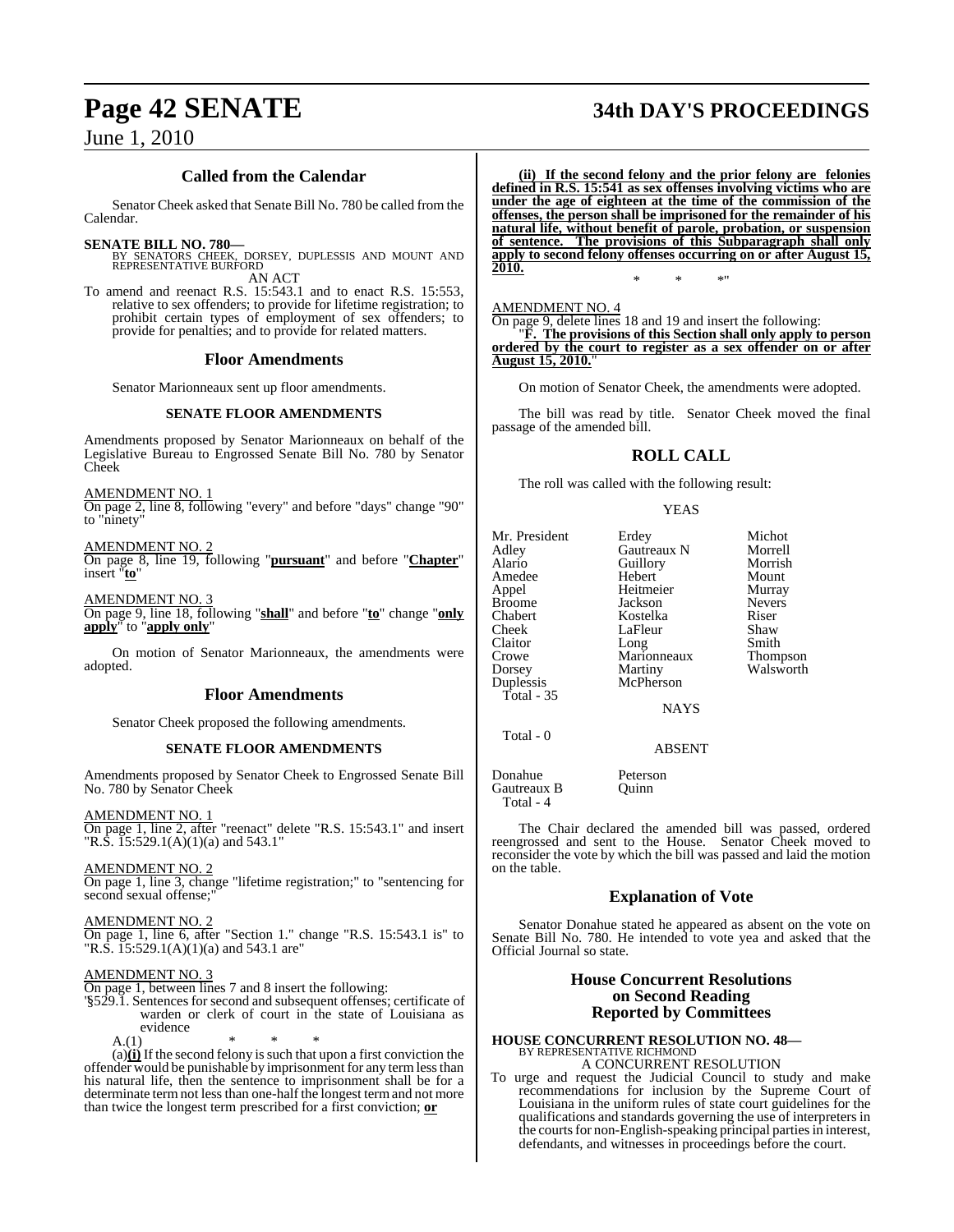## Called from the Calendar

Senator Cheek asked that Senate Bill No. 780 be called from the Calendar.

**SENATE BILL NO. 780—**
BY SENATORS CHEEK, DORSEY, DUPLESSIS AND MOUNT AND REPRESENTATIVE BURFORD

AN ACT

To amend and reenact R.S. 15:543.1 and to enact R.S. 15:553, relative to sex offenders; to provide for lifetime registration; to prohibit certain types of employment of sex offenders; to provide for penalties; and to provide for related matters.

## Floor Amendments

Senator Marionneaux sent up floor amendments.

### SENATE FLOOR AMENDMENTS

Amendments proposed by Senator Marionneaux on behalf of the Legislative Bureau to Engrossed Senate Bill No. 780 by Senator Cheek

AMENDMENT NO. 1
On page 2, line 8, following "every" and before "days" change "90" to "ninety"

AMENDMENT NO. 2
On page 8, line 19, following "**pursuant**" and before "**Chapter**" insert "**to**"

AMENDMENT NO. 3
On page 9, line 18, following "**shall**" and before "**to**" change "**only apply**" to "**apply only**"

On motion of Senator Marionneaux, the amendments were adopted.

## Floor Amendments

Senator Cheek proposed the following amendments.

### SENATE FLOOR AMENDMENTS

Amendments proposed by Senator Cheek to Engrossed Senate Bill No. 780 by Senator Cheek

AMENDMENT NO. 1
On page 1, line 2, after "reenact" delete "R.S. 15:543.1" and insert "R.S. 15:529.1(A)(1)(a) and 543.1"

AMENDMENT NO. 2
On page 1, line 3, change "lifetime registration;" to "sentencing for second sexual offense;"

AMENDMENT NO. 2
On page 1, line 6, after "Section 1." change "R.S. 15:543.1 is" to "R.S. 15:529.1(A)(1)(a) and 543.1 are"

AMENDMENT NO. 3
On page 1, between lines 7 and 8 insert the following:

"§529.1. Sentences for second and subsequent offenses; certificate of warden or clerk of court in the state of Louisiana as evidence

A.(1) * * *

(a)**(i)** If the second felony is such that upon a first conviction the offender would be punishable by imprisonment for any term less than his natural life, then the sentence to imprisonment shall be for a determinate term not less than one-half the longest term and not more than twice the longest term prescribed for a first conviction; **or**

**(ii) If the second felony and the prior felony are felonies defined in R.S. 15:541 as sex offenses involving victims who are under the age of eighteen at the time of the commission of the offenses, the person shall be imprisoned for the remainder of his natural life, without benefit of parole, probation, or suspension of sentence. The provisions of this Subparagraph shall only apply to second felony offenses occurring on or after August 15, 2010.**

\* \* \*"

AMENDMENT NO. 4
On page 9, delete lines 18 and 19 and insert the following:

"**F. The provisions of this Section shall only apply to person ordered by the court to register as a sex offender on or after August 15, 2010.**"

On motion of Senator Cheek, the amendments were adopted.

The bill was read by title. Senator Cheek moved the final passage of the amended bill.

## ROLL CALL

The roll was called with the following result:

YEAS

| | | |
|---|---|---|
| Mr. President | Erdey | Michot |
| Adley | Gautreaux N | Morrell |
| Alario | Guillory | Morrish |
| Amedee | Hebert | Mount |
| Appel | Heitmeier | Murray |
| Broome | Jackson | Nevers |
| Chabert | Kostelka | Riser |
| Cheek | LaFleur | Shaw |
| Claitor | Long | Smith |
| Crowe | Marionneaux | Thompson |
| Dorsey | Martiny | Walsworth |
| Duplessis | McPherson | |

Total - 35

NAYS

Total - 0

ABSENT

| | |
|---|---|
| Donahue | Peterson |
| Gautreaux B | Quinn |

Total - 4

The Chair declared the amended bill was passed, ordered reengrossed and sent to the House. Senator Cheek moved to reconsider the vote by which the bill was passed and laid the motion on the table.

## Explanation of Vote

Senator Donahue stated he appeared as absent on the vote on Senate Bill No. 780. He intended to vote yea and asked that the Official Journal so state.

## House Concurrent Resolutions on Second Reading Reported by Committees

**HOUSE CONCURRENT RESOLUTION NO. 48—**
BY REPRESENTATIVE RICHMOND

A CONCURRENT RESOLUTION

To urge and request the Judicial Council to study and make recommendations for inclusion by the Supreme Court of Louisiana in the uniform rules of state court guidelines for the qualifications and standards governing the use of interpreters in the courts for non-English-speaking principal parties in interest, defendants, and witnesses in proceedings before the court.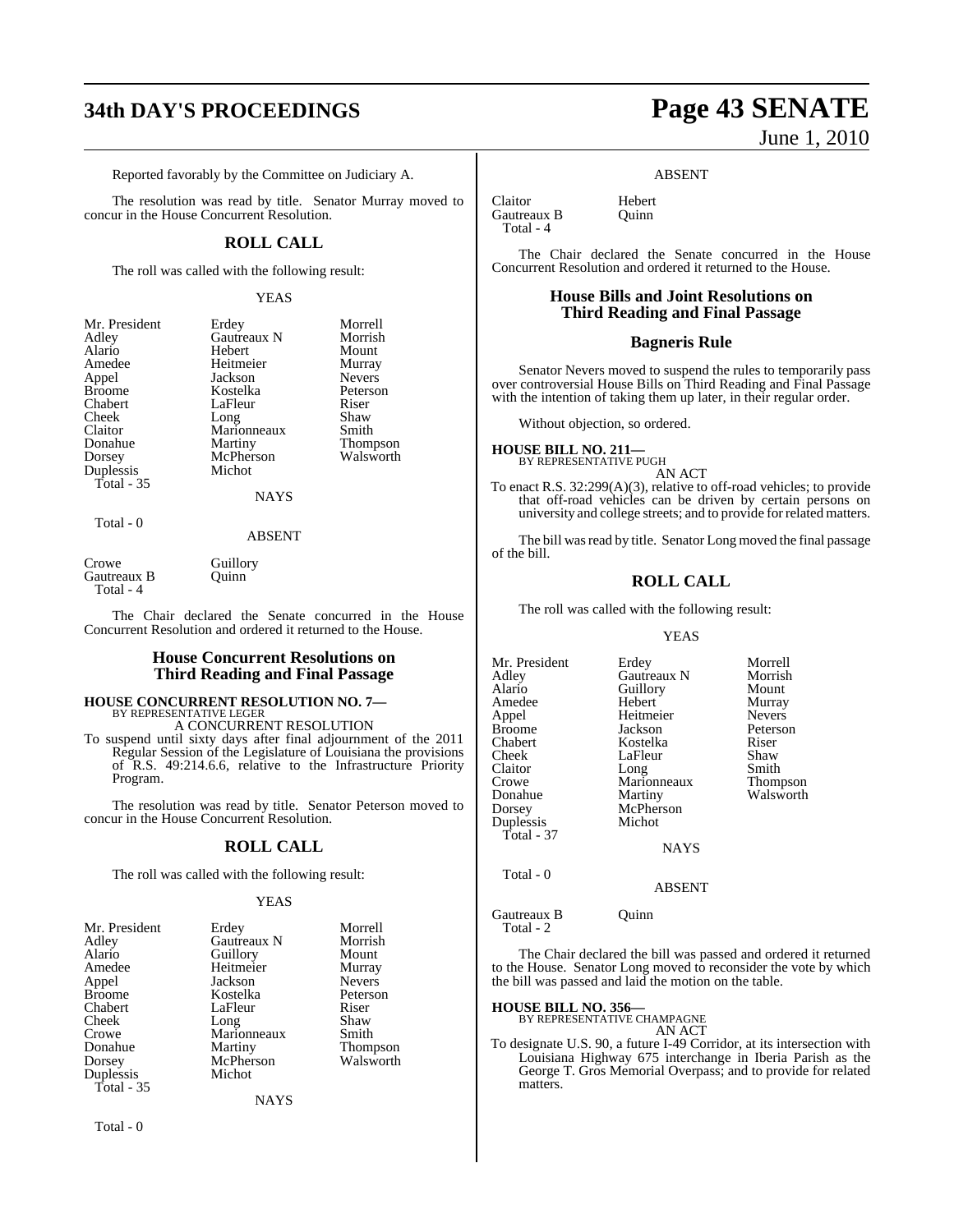Reported favorably by the Committee on Judiciary A.

The resolution was read by title. Senator Murray moved to concur in the House Concurrent Resolution.

## ROLL CALL

The roll was called with the following result:

YEAS

| | | |
|---|---|---|
| Mr. President | Erdey | Morrell |
| Adley | Gautreaux N | Morrish |
| Alario | Hebert | Mount |
| Amedee | Heitmeier | Murray |
| Appel | Jackson | Nevers |
| Broome | Kostelka | Peterson |
| Chabert | LaFleur | Riser |
| Cheek | Long | Shaw |
| Claitor | Marionneaux | Smith |
| Donahue | Martiny | Thompson |
| Dorsey | McPherson | Walsworth |
| Duplessis | Michot | |

Total - 35

NAYS

Total - 0

ABSENT

| | |
|---|---|
| Crowe | Guillory |
| Gautreaux B | Quinn |

Total - 4

The Chair declared the Senate concurred in the House Concurrent Resolution and ordered it returned to the House.

## House Concurrent Resolutions on Third Reading and Final Passage

**HOUSE CONCURRENT RESOLUTION NO. 7—**
BY REPRESENTATIVE LEGER
A CONCURRENT RESOLUTION

To suspend until sixty days after final adjournment of the 2011 Regular Session of the Legislature of Louisiana the provisions of R.S. 49:214.6.6, relative to the Infrastructure Priority Program.

The resolution was read by title. Senator Peterson moved to concur in the House Concurrent Resolution.

## ROLL CALL

The roll was called with the following result:

YEAS

| | | |
|---|---|---|
| Mr. President | Erdey | Morrell |
| Adley | Gautreaux N | Morrish |
| Alario | Guillory | Mount |
| Amedee | Heitmeier | Murray |
| Appel | Jackson | Nevers |
| Broome | Kostelka | Peterson |
| Chabert | LaFleur | Riser |
| Cheek | Long | Shaw |
| Crowe | Marionneaux | Smith |
| Donahue | Martiny | Thompson |
| Dorsey | McPherson | Walsworth |
| Duplessis | Michot | |

Total - 35

NAYS

Total - 0

ABSENT

| | |
|---|---|
| Claitor | Hebert |
| Gautreaux B | Quinn |

Total - 4

The Chair declared the Senate concurred in the House Concurrent Resolution and ordered it returned to the House.

## House Bills and Joint Resolutions on Third Reading and Final Passage

## Bagneris Rule

Senator Nevers moved to suspend the rules to temporarily pass over controversial House Bills on Third Reading and Final Passage with the intention of taking them up later, in their regular order.

Without objection, so ordered.

**HOUSE BILL NO. 211—**
BY REPRESENTATIVE PUGH
AN ACT

To enact R.S. 32:299(A)(3), relative to off-road vehicles; to provide that off-road vehicles can be driven by certain persons on university and college streets; and to provide for related matters.

The bill was read by title. Senator Long moved the final passage of the bill.

## ROLL CALL

The roll was called with the following result:

YEAS

| | | |
|---|---|---|
| Mr. President | Erdey | Morrell |
| Adley | Gautreaux N | Morrish |
| Alario | Guillory | Mount |
| Amedee | Hebert | Murray |
| Appel | Heitmeier | Nevers |
| Broome | Jackson | Peterson |
| Chabert | Kostelka | Riser |
| Cheek | LaFleur | Shaw |
| Claitor | Long | Smith |
| Crowe | Marionneaux | Thompson |
| Donahue | Martiny | Walsworth |
| Dorsey | McPherson | |
| Duplessis | Michot | |

Total - 37

NAYS

Total - 0

ABSENT

| | |
|---|---|
| Gautreaux B | Quinn |

Total - 2

The Chair declared the bill was passed and ordered it returned to the House. Senator Long moved to reconsider the vote by which the bill was passed and laid the motion on the table.

**HOUSE BILL NO. 356—**
BY REPRESENTATIVE CHAMPAGNE
AN ACT

To designate U.S. 90, a future I-49 Corridor, at its intersection with Louisiana Highway 675 interchange in Iberia Parish as the George T. Gros Memorial Overpass; and to provide for related matters.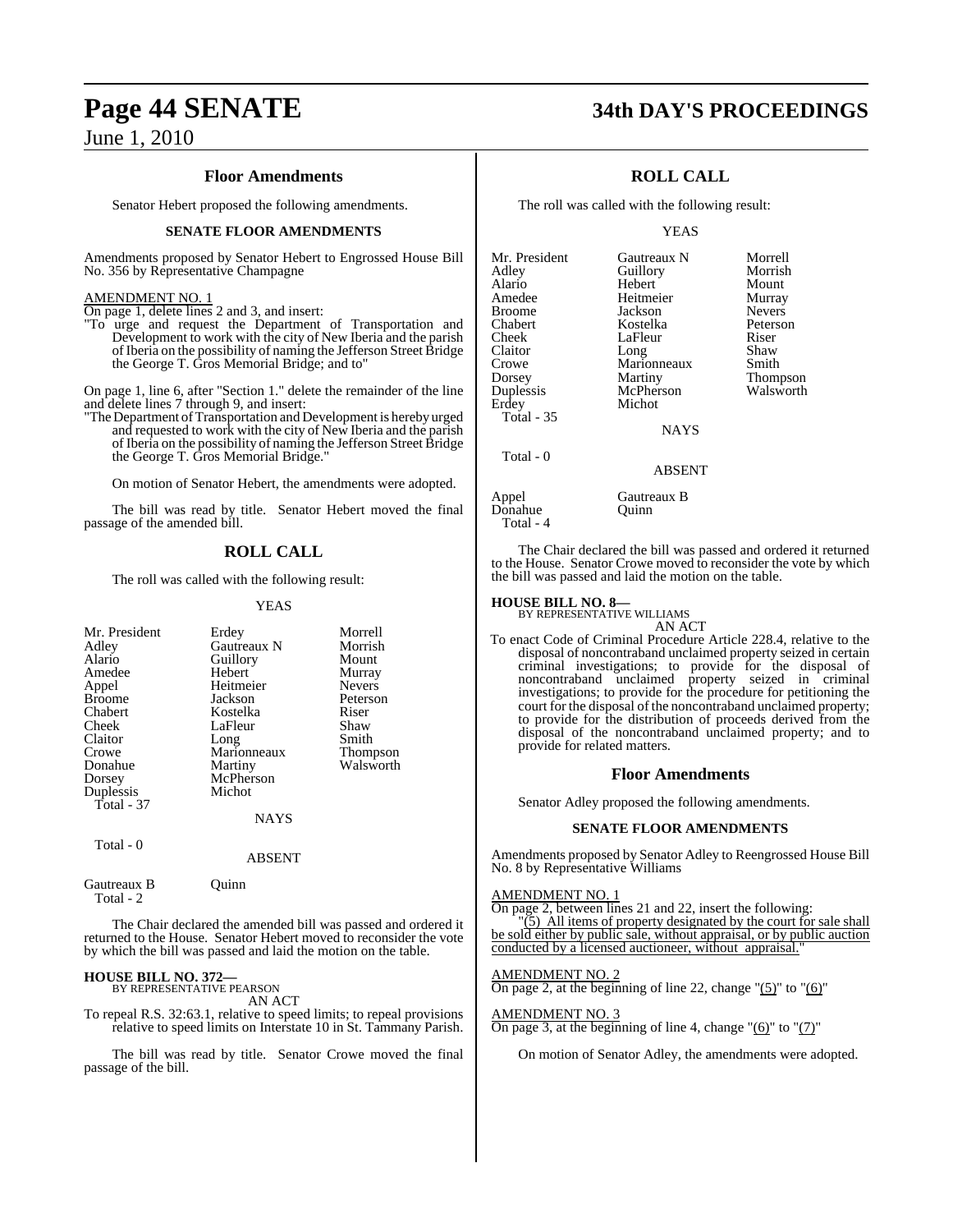## Floor Amendments

Senator Hebert proposed the following amendments.

### SENATE FLOOR AMENDMENTS

Amendments proposed by Senator Hebert to Engrossed House Bill No. 356 by Representative Champagne

AMENDMENT NO. 1

On page 1, delete lines 2 and 3, and insert:

"To urge and request the Department of Transportation and Development to work with the city of New Iberia and the parish of Iberia on the possibility of naming the Jefferson Street Bridge the George T. Gros Memorial Bridge; and to"

On page 1, line 6, after "Section 1." delete the remainder of the line and delete lines 7 through 9, and insert:

"The Department of Transportation and Development is hereby urged and requested to work with the city of New Iberia and the parish of Iberia on the possibility of naming the Jefferson Street Bridge the George T. Gros Memorial Bridge."

On motion of Senator Hebert, the amendments were adopted.

The bill was read by title. Senator Hebert moved the final passage of the amended bill.

## ROLL CALL

The roll was called with the following result:

YEAS

| | | |
|---|---|---|
| Mr. President | Erdey | Morrell |
| Adley | Gautreaux N | Morrish |
| Alario | Guillory | Mount |
| Amedee | Hebert | Murray |
| Appel | Heitmeier | Nevers |
| Broome | Jackson | Peterson |
| Chabert | Kostelka | Riser |
| Cheek | LaFleur | Shaw |
| Claitor | Long | Smith |
| Crowe | Marionneaux | Thompson |
| Donahue | Martiny | Walsworth |
| Dorsey | McPherson | |
| Duplessis | Michot | |

Total - 37

NAYS

Total - 0

ABSENT

| | |
|---|---|
| Gautreaux B | Quinn |

Total - 2

The Chair declared the amended bill was passed and ordered it returned to the House. Senator Hebert moved to reconsider the vote by which the bill was passed and laid the motion on the table.

**HOUSE BILL NO. 372—**
BY REPRESENTATIVE PEARSON

AN ACT

To repeal R.S. 32:63.1, relative to speed limits; to repeal provisions relative to speed limits on Interstate 10 in St. Tammany Parish.

The bill was read by title. Senator Crowe moved the final passage of the bill.

## ROLL CALL

The roll was called with the following result:

YEAS

| | | |
|---|---|---|
| Mr. President | Gautreaux N | Morrell |
| Adley | Guillory | Morrish |
| Alario | Hebert | Mount |
| Amedee | Heitmeier | Murray |
| Broome | Jackson | Nevers |
| Chabert | Kostelka | Peterson |
| Cheek | LaFleur | Riser |
| Claitor | Long | Shaw |
| Crowe | Marionneaux | Smith |
| Dorsey | Martiny | Thompson |
| Duplessis | McPherson | Walsworth |
| Erdey | Michot | |

Total - 35

NAYS

Total - 0

ABSENT

| | |
|---|---|
| Appel | Gautreaux B |
| Donahue | Quinn |

Total - 4

The Chair declared the bill was passed and ordered it returned to the House. Senator Crowe moved to reconsider the vote by which the bill was passed and laid the motion on the table.

**HOUSE BILL NO. 8—**
BY REPRESENTATIVE WILLIAMS

AN ACT

To enact Code of Criminal Procedure Article 228.4, relative to the disposal of noncontraband unclaimed property seized in certain criminal investigations; to provide for the disposal of noncontraband unclaimed property seized in criminal investigations; to provide for the procedure for petitioning the court for the disposal of the noncontraband unclaimed property; to provide for the distribution of proceeds derived from the disposal of the noncontraband unclaimed property; and to provide for related matters.

## Floor Amendments

Senator Adley proposed the following amendments.

### SENATE FLOOR AMENDMENTS

Amendments proposed by Senator Adley to Reengrossed House Bill No. 8 by Representative Williams

AMENDMENT NO. 1

On page 2, between lines 21 and 22, insert the following:

"(5) All items of property designated by the court for sale shall be sold either by public sale, without appraisal, or by public auction conducted by a licensed auctioneer, without appraisal."

AMENDMENT NO. 2

On page 2, at the beginning of line 22, change "(5)" to "(6)"

AMENDMENT NO. 3

On page 3, at the beginning of line 4, change "(6)" to "(7)"

On motion of Senator Adley, the amendments were adopted.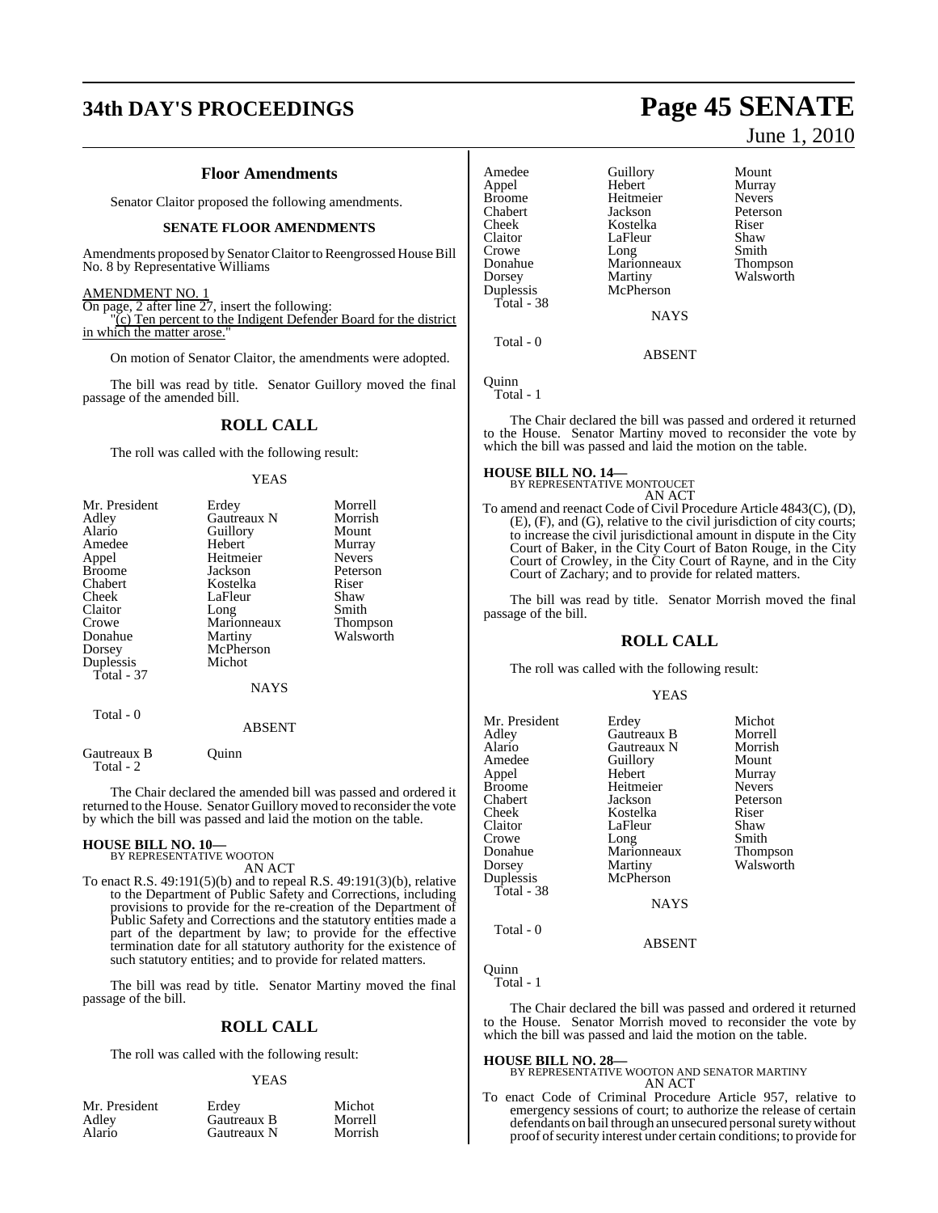### Floor Amendments

Senator Claitor proposed the following amendments.

#### SENATE FLOOR AMENDMENTS

Amendments proposed by Senator Claitor to Reengrossed House Bill No. 8 by Representative Williams

AMENDMENT NO. 1

On page, 2 after line 27, insert the following:

"(c) Ten percent to the Indigent Defender Board for the district in which the matter arose."

On motion of Senator Claitor, the amendments were adopted.

The bill was read by title. Senator Guillory moved the final passage of the amended bill.

## ROLL CALL

The roll was called with the following result:

YEAS

| | | |
|---|---|---|
| Mr. President | Erdey | Morrell |
| Adley | Gautreaux N | Morrish |
| Alario | Guillory | Mount |
| Amedee | Hebert | Murray |
| Appel | Heitmeier | Nevers |
| Broome | Jackson | Peterson |
| Chabert | Kostelka | Riser |
| Cheek | LaFleur | Shaw |
| Claitor | Long | Smith |
| Crowe | Marionneaux | Thompson |
| Donahue | Martiny | Walsworth |
| Dorsey | McPherson | |
| Duplessis | Michot | |

Total - 37

NAYS

Total - 0

ABSENT

Gautreaux B    Quinn

Total - 2

The Chair declared the amended bill was passed and ordered it returned to the House. Senator Guillory moved to reconsider the vote by which the bill was passed and laid the motion on the table.

**HOUSE BILL NO. 10—**
BY REPRESENTATIVE WOOTON

AN ACT

To enact R.S. 49:191(5)(b) and to repeal R.S. 49:191(3)(b), relative to the Department of Public Safety and Corrections, including provisions to provide for the re-creation of the Department of Public Safety and Corrections and the statutory entities made a part of the department by law; to provide for the effective termination date for all statutory authority for the existence of such statutory entities; and to provide for related matters.

The bill was read by title. Senator Martiny moved the final passage of the bill.

## ROLL CALL

The roll was called with the following result:

YEAS

| | | |
|---|---|---|
| Mr. President | Erdey | Michot |
| Adley | Gautreaux B | Morrell |
| Alario | Gautreaux N | Morrish |
| Amedee | Guillory | Mount |
| Appel | Hebert | Murray |
| Broome | Heitmeier | Nevers |
| Chabert | Jackson | Peterson |
| Cheek | Kostelka | Riser |
| Claitor | LaFleur | Shaw |
| Crowe | Long | Smith |
| Donahue | Marionneaux | Thompson |
| Dorsey | Martiny | Walsworth |
| Duplessis | McPherson | |

Total - 38

NAYS

Total - 0

ABSENT

Quinn

Total - 1

The Chair declared the bill was passed and ordered it returned to the House. Senator Martiny moved to reconsider the vote by which the bill was passed and laid the motion on the table.

**HOUSE BILL NO. 14—**
BY REPRESENTATIVE MONTOUCET

AN ACT

To amend and reenact Code of Civil Procedure Article 4843(C), (D), (E), (F), and (G), relative to the civil jurisdiction of city courts; to increase the civil jurisdictional amount in dispute in the City Court of Baker, in the City Court of Baton Rouge, in the City Court of Crowley, in the City Court of Rayne, and in the City Court of Zachary; and to provide for related matters.

The bill was read by title. Senator Morrish moved the final passage of the bill.

## ROLL CALL

The roll was called with the following result:

YEAS

| | | |
|---|---|---|
| Mr. President | Erdey | Michot |
| Adley | Gautreaux B | Morrell |
| Alario | Gautreaux N | Morrish |
| Amedee | Guillory | Mount |
| Appel | Hebert | Murray |
| Broome | Heitmeier | Nevers |
| Chabert | Jackson | Peterson |
| Cheek | Kostelka | Riser |
| Claitor | LaFleur | Shaw |
| Crowe | Long | Smith |
| Donahue | Marionneaux | Thompson |
| Dorsey | Martiny | Walsworth |
| Duplessis | McPherson | |

Total - 38

NAYS

Total - 0

ABSENT

Quinn

Total - 1

The Chair declared the bill was passed and ordered it returned to the House. Senator Morrish moved to reconsider the vote by which the bill was passed and laid the motion on the table.

**HOUSE BILL NO. 28—**
BY REPRESENTATIVE WOOTON AND SENATOR MARTINY

AN ACT

To enact Code of Criminal Procedure Article 957, relative to emergency sessions of court; to authorize the release of certain defendants on bail through an unsecured personal surety without proof of security interest under certain conditions; to provide for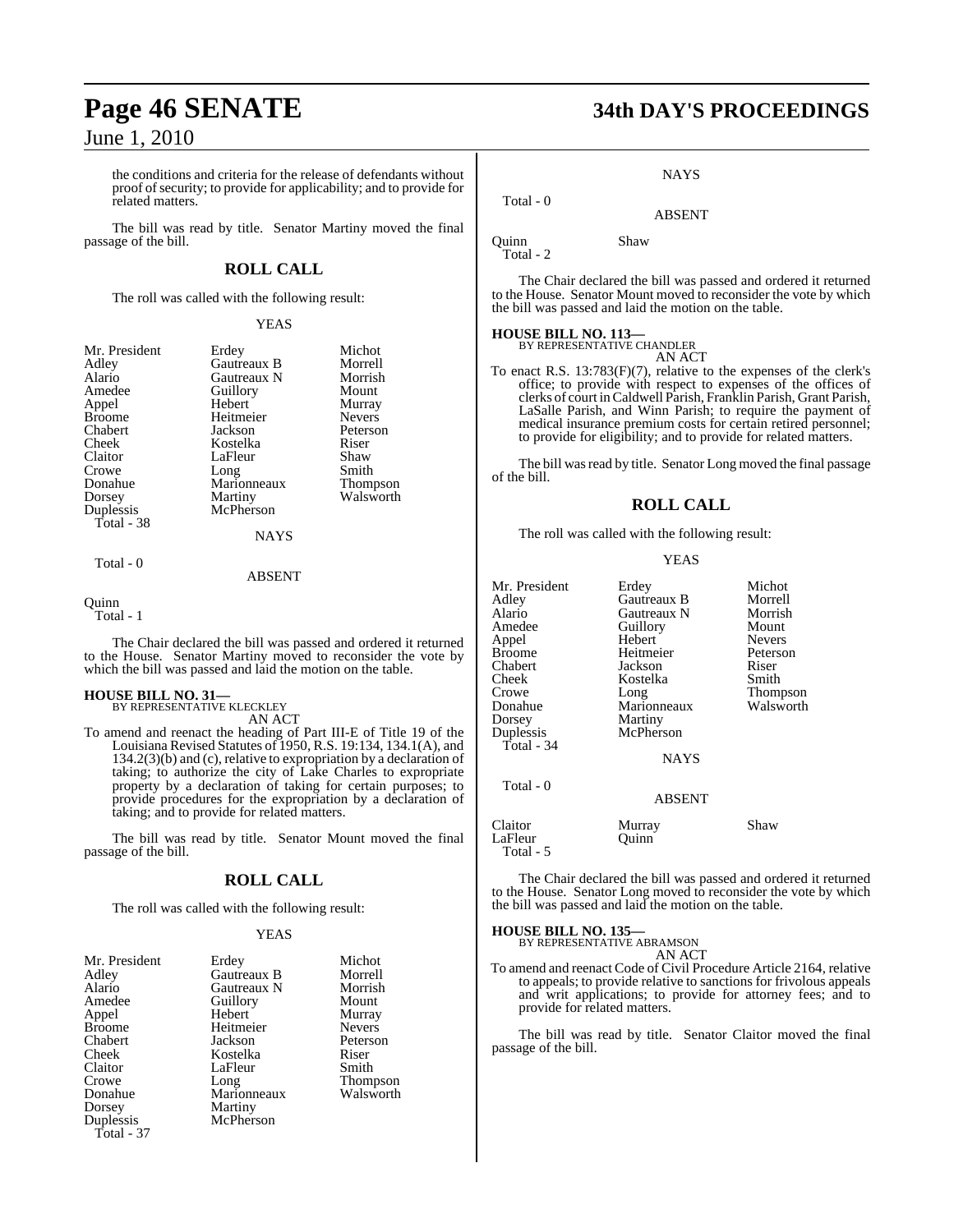the conditions and criteria for the release of defendants without proof of security; to provide for applicability; and to provide for related matters.

The bill was read by title. Senator Martiny moved the final passage of the bill.

## ROLL CALL

The roll was called with the following result:

YEAS

| | | |
|---|---|---|
| Mr. President | Erdey | Michot |
| Adley | Gautreaux B | Morrell |
| Alario | Gautreaux N | Morrish |
| Amedee | Guillory | Mount |
| Appel | Hebert | Murray |
| Broome | Heitmeier | Nevers |
| Chabert | Jackson | Peterson |
| Cheek | Kostelka | Riser |
| Claitor | LaFleur | Shaw |
| Crowe | Long | Smith |
| Donahue | Marionneaux | Thompson |
| Dorsey | Martiny | Walsworth |
| Duplessis | McPherson | |

Total - 38

NAYS

Total - 0

ABSENT

Quinn

Total - 1

The Chair declared the bill was passed and ordered it returned to the House. Senator Martiny moved to reconsider the vote by which the bill was passed and laid the motion on the table.

**HOUSE BILL NO. 31—**
BY REPRESENTATIVE KLECKLEY

AN ACT

To amend and reenact the heading of Part III-E of Title 19 of the Louisiana Revised Statutes of 1950, R.S. 19:134, 134.1(A), and 134.2(3)(b) and (c), relative to expropriation by a declaration of taking; to authorize the city of Lake Charles to expropriate property by a declaration of taking for certain purposes; to provide procedures for the expropriation by a declaration of taking; and to provide for related matters.

The bill was read by title. Senator Mount moved the final passage of the bill.

## ROLL CALL

The roll was called with the following result:

YEAS

| | | |
|---|---|---|
| Mr. President | Erdey | Michot |
| Adley | Gautreaux B | Morrell |
| Alario | Gautreaux N | Morrish |
| Amedee | Guillory | Mount |
| Appel | Hebert | Murray |
| Broome | Heitmeier | Nevers |
| Chabert | Jackson | Peterson |
| Cheek | Kostelka | Riser |
| Claitor | LaFleur | Smith |
| Crowe | Long | Thompson |
| Donahue | Marionneaux | Walsworth |
| Dorsey | Martiny | |
| Duplessis | McPherson | |

Total - 37

NAYS

Total - 0

ABSENT

Quinn Shaw

Total - 2

The Chair declared the bill was passed and ordered it returned to the House. Senator Mount moved to reconsider the vote by which the bill was passed and laid the motion on the table.

**HOUSE BILL NO. 113—**
BY REPRESENTATIVE CHANDLER

AN ACT

To enact R.S. 13:783(F)(7), relative to the expenses of the clerk's office; to provide with respect to expenses of the offices of clerks of court in Caldwell Parish, Franklin Parish, Grant Parish, LaSalle Parish, and Winn Parish; to require the payment of medical insurance premium costs for certain retired personnel; to provide for eligibility; and to provide for related matters.

The bill was read by title. Senator Long moved the final passage of the bill.

## ROLL CALL

The roll was called with the following result:

YEAS

| | | |
|---|---|---|
| Mr. President | Erdey | Michot |
| Adley | Gautreaux B | Morrell |
| Alario | Gautreaux N | Morrish |
| Amedee | Guillory | Mount |
| Appel | Hebert | Nevers |
| Broome | Heitmeier | Peterson |
| Chabert | Jackson | Riser |
| Cheek | Kostelka | Smith |
| Crowe | Long | Thompson |
| Donahue | Marionneaux | Walsworth |
| Dorsey | Martiny | |
| Duplessis | McPherson | |

Total - 34

NAYS

Total - 0

ABSENT

| | | |
|---|---|---|
| Claitor | Murray | Shaw |
| LaFleur | Quinn | |

Total - 5

The Chair declared the bill was passed and ordered it returned to the House. Senator Long moved to reconsider the vote by which the bill was passed and laid the motion on the table.

**HOUSE BILL NO. 135—**
BY REPRESENTATIVE ABRAMSON

AN ACT

To amend and reenact Code of Civil Procedure Article 2164, relative to appeals; to provide relative to sanctions for frivolous appeals and writ applications; to provide for attorney fees; and to provide for related matters.

The bill was read by title. Senator Claitor moved the final passage of the bill.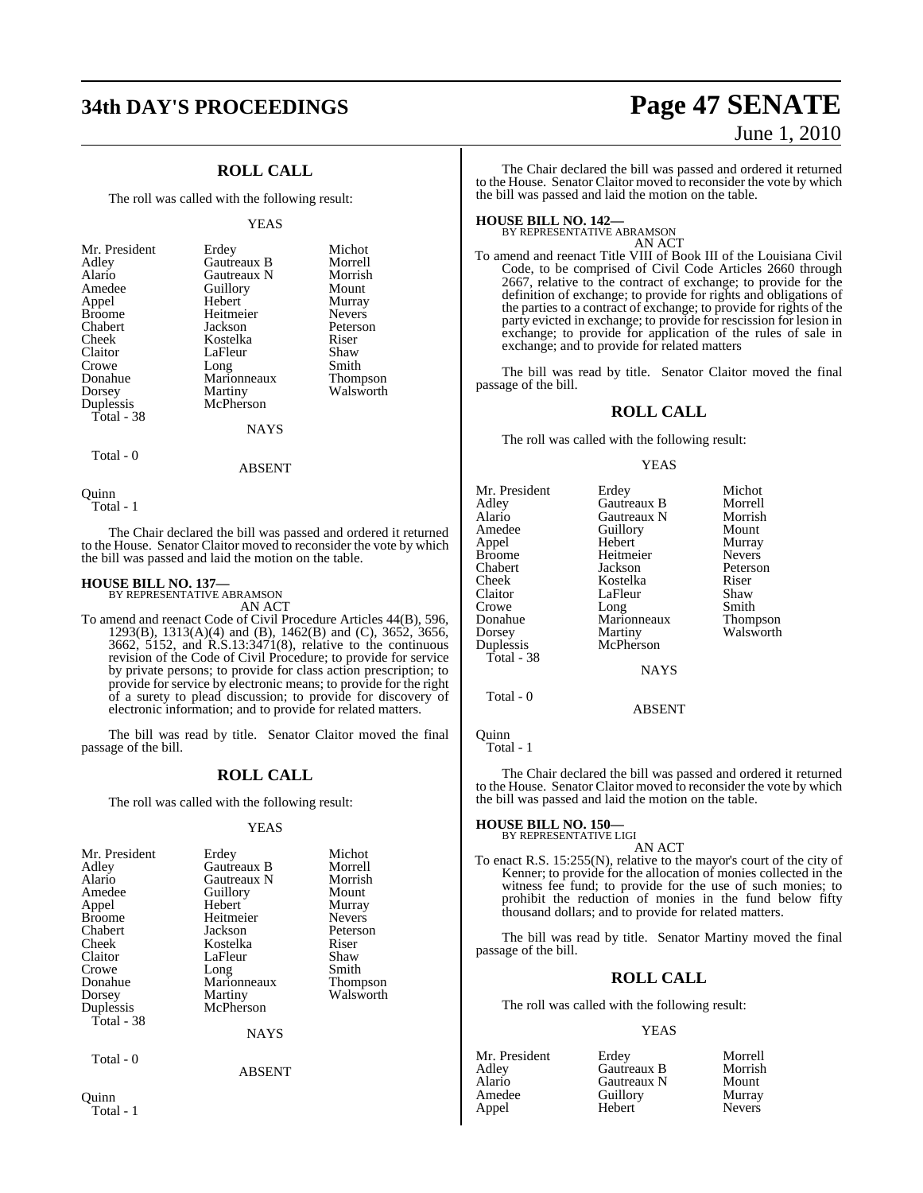## ROLL CALL

The roll was called with the following result:

YEAS

| | | |
|---|---|---|
| Mr. President | Erdey | Michot |
| Adley | Gautreaux B | Morrell |
| Alario | Gautreaux N | Morrish |
| Amedee | Guillory | Mount |
| Appel | Hebert | Murray |
| Broome | Heitmeier | Nevers |
| Chabert | Jackson | Peterson |
| Cheek | Kostelka | Riser |
| Claitor | LaFleur | Shaw |
| Crowe | Long | Smith |
| Donahue | Marionneaux | Thompson |
| Dorsey | Martiny | Walsworth |
| Duplessis | McPherson | |

Total - 38

NAYS

Total - 0

ABSENT

Quinn

Total - 1

The Chair declared the bill was passed and ordered it returned to the House. Senator Claitor moved to reconsider the vote by which the bill was passed and laid the motion on the table.

**HOUSE BILL NO. 137—**
BY REPRESENTATIVE ABRAMSON

AN ACT

To amend and reenact Code of Civil Procedure Articles 44(B), 596, 1293(B), 1313(A)(4) and (B), 1462(B) and (C), 3652, 3656, 3662, 5152, and R.S.13:3471(8), relative to the continuous revision of the Code of Civil Procedure; to provide for service by private persons; to provide for class action prescription; to provide for service by electronic means; to provide for the right of a surety to plead discussion; to provide for discovery of electronic information; and to provide for related matters.

The bill was read by title. Senator Claitor moved the final passage of the bill.

## ROLL CALL

The roll was called with the following result:

YEAS

| | | |
|---|---|---|
| Mr. President | Erdey | Michot |
| Adley | Gautreaux B | Morrell |
| Alario | Gautreaux N | Morrish |
| Amedee | Guillory | Mount |
| Appel | Hebert | Murray |
| Broome | Heitmeier | Nevers |
| Chabert | Jackson | Peterson |
| Cheek | Kostelka | Riser |
| Claitor | LaFleur | Shaw |
| Crowe | Long | Smith |
| Donahue | Marionneaux | Thompson |
| Dorsey | Martiny | Walsworth |
| Duplessis | McPherson | |

Total - 38

NAYS

Total - 0

ABSENT

Quinn

Total - 1

The Chair declared the bill was passed and ordered it returned to the House. Senator Claitor moved to reconsider the vote by which the bill was passed and laid the motion on the table.

**HOUSE BILL NO. 142—**
BY REPRESENTATIVE ABRAMSON

AN ACT

To amend and reenact Title VIII of Book III of the Louisiana Civil Code, to be comprised of Civil Code Articles 2660 through 2667, relative to the contract of exchange; to provide for the definition of exchange; to provide for rights and obligations of the parties to a contract of exchange; to provide for rights of the party evicted in exchange; to provide for rescission for lesion in exchange; to provide for application of the rules of sale in exchange; and to provide for related matters

The bill was read by title. Senator Claitor moved the final passage of the bill.

## ROLL CALL

The roll was called with the following result:

YEAS

| | | |
|---|---|---|
| Mr. President | Erdey | Michot |
| Adley | Gautreaux B | Morrell |
| Alario | Gautreaux N | Morrish |
| Amedee | Guillory | Mount |
| Appel | Hebert | Murray |
| Broome | Heitmeier | Nevers |
| Chabert | Jackson | Peterson |
| Cheek | Kostelka | Riser |
| Claitor | LaFleur | Shaw |
| Crowe | Long | Smith |
| Donahue | Marionneaux | Thompson |
| Dorsey | Martiny | Walsworth |
| Duplessis | McPherson | |

Total - 38

NAYS

Total - 0

ABSENT

Quinn

Total - 1

The Chair declared the bill was passed and ordered it returned to the House. Senator Claitor moved to reconsider the vote by which the bill was passed and laid the motion on the table.

**HOUSE BILL NO. 150—**
BY REPRESENTATIVE LIGI

AN ACT

To enact R.S. 15:255(N), relative to the mayor's court of the city of Kenner; to provide for the allocation of monies collected in the witness fee fund; to provide for the use of such monies; to prohibit the reduction of monies in the fund below fifty thousand dollars; and to provide for related matters.

The bill was read by title. Senator Martiny moved the final passage of the bill.

## ROLL CALL

The roll was called with the following result:

YEAS

| | | |
|---|---|---|
| Mr. President | Erdey | Morrell |
| Adley | Gautreaux B | Morrish |
| Alario | Gautreaux N | Mount |
| Amedee | Guillory | Murray |
| Appel | Hebert | Nevers |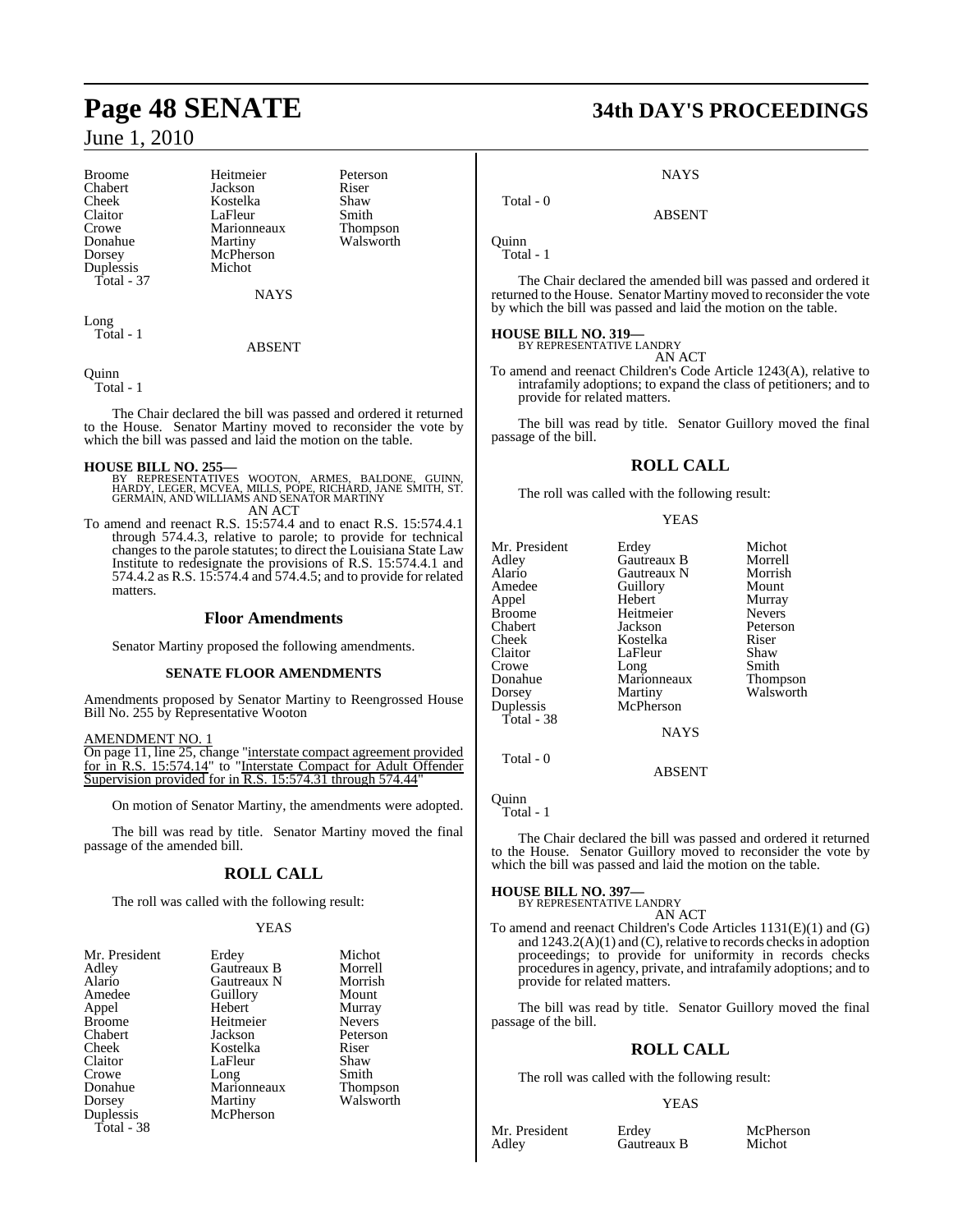| | | |
|---|---|---|
| Broome | Heitmeier | Peterson |
| Chabert | Jackson | Riser |
| Cheek | Kostelka | Shaw |
| Claitor | LaFleur | Smith |
| Crowe | Marionneaux | Thompson |
| Donahue | Martiny | Walsworth |
| Dorsey | McPherson | |
| Duplessis | Michot | |
| Total - 37 | | |

NAYS

Long
Total - 1

ABSENT

Quinn
Total - 1

The Chair declared the bill was passed and ordered it returned to the House. Senator Martiny moved to reconsider the vote by which the bill was passed and laid the motion on the table.

**HOUSE BILL NO. 255—**
BY REPRESENTATIVES WOOTON, ARMES, BALDONE, GUINN, HARDY, LEGER, MCVEA, MILLS, POPE, RICHARD, JANE SMITH, ST. GERMAIN, AND WILLIAMS AND SENATOR MARTINY
AN ACT

To amend and reenact R.S. 15:574.4 and to enact R.S. 15:574.4.1 through 574.4.3, relative to parole; to provide for technical changes to the parole statutes; to direct the Louisiana State Law Institute to redesignate the provisions of R.S. 15:574.4.1 and 574.4.2 as R.S. 15:574.4 and 574.4.5; and to provide for related matters.

## Floor Amendments

Senator Martiny proposed the following amendments.

### SENATE FLOOR AMENDMENTS

Amendments proposed by Senator Martiny to Reengrossed House Bill No. 255 by Representative Wooton

AMENDMENT NO. 1
On page 11, line 25, change "interstate compact agreement provided for in R.S. 15:574.14" to "Interstate Compact for Adult Offender Supervision provided for in R.S. 15:574.31 through 574.44"

On motion of Senator Martiny, the amendments were adopted.

The bill was read by title. Senator Martiny moved the final passage of the amended bill.

## ROLL CALL

The roll was called with the following result:

YEAS

| | | |
|---|---|---|
| Mr. President | Erdey | Michot |
| Adley | Gautreaux B | Morrell |
| Alario | Gautreaux N | Morrish |
| Amedee | Guillory | Mount |
| Appel | Hebert | Murray |
| Broome | Heitmeier | Nevers |
| Chabert | Jackson | Peterson |
| Cheek | Kostelka | Riser |
| Claitor | LaFleur | Shaw |
| Crowe | Long | Smith |
| Donahue | Marionneaux | Thompson |
| Dorsey | Martiny | Walsworth |
| Duplessis | McPherson | |
| Total - 38 | | |

NAYS

Total - 0

ABSENT

Quinn
Total - 1

The Chair declared the amended bill was passed and ordered it returned to the House. Senator Martiny moved to reconsider the vote by which the bill was passed and laid the motion on the table.

**HOUSE BILL NO. 319—**
BY REPRESENTATIVE LANDRY
AN ACT

To amend and reenact Children's Code Article 1243(A), relative to intrafamily adoptions; to expand the class of petitioners; and to provide for related matters.

The bill was read by title. Senator Guillory moved the final passage of the bill.

## ROLL CALL

The roll was called with the following result:

YEAS

| | | |
|---|---|---|
| Mr. President | Erdey | Michot |
| Adley | Gautreaux B | Morrell |
| Alario | Gautreaux N | Morrish |
| Amedee | Guillory | Mount |
| Appel | Hebert | Murray |
| Broome | Heitmeier | Nevers |
| Chabert | Jackson | Peterson |
| Cheek | Kostelka | Riser |
| Claitor | LaFleur | Shaw |
| Crowe | Long | Smith |
| Donahue | Marionneaux | Thompson |
| Dorsey | Martiny | Walsworth |
| Duplessis | McPherson | |
| Total - 38 | | |

NAYS

Total - 0

ABSENT

Quinn
Total - 1

The Chair declared the bill was passed and ordered it returned to the House. Senator Guillory moved to reconsider the vote by which the bill was passed and laid the motion on the table.

**HOUSE BILL NO. 397—**
BY REPRESENTATIVE LANDRY
AN ACT

To amend and reenact Children's Code Articles 1131(E)(1) and (G) and 1243.2(A)(1) and (C), relative to records checks in adoption proceedings; to provide for uniformity in records checks procedures in agency, private, and intrafamily adoptions; and to provide for related matters.

The bill was read by title. Senator Guillory moved the final passage of the bill.

## ROLL CALL

The roll was called with the following result:

YEAS

| | | |
|---|---|---|
| Mr. President | Erdey | McPherson |
| Adley | Gautreaux B | Michot |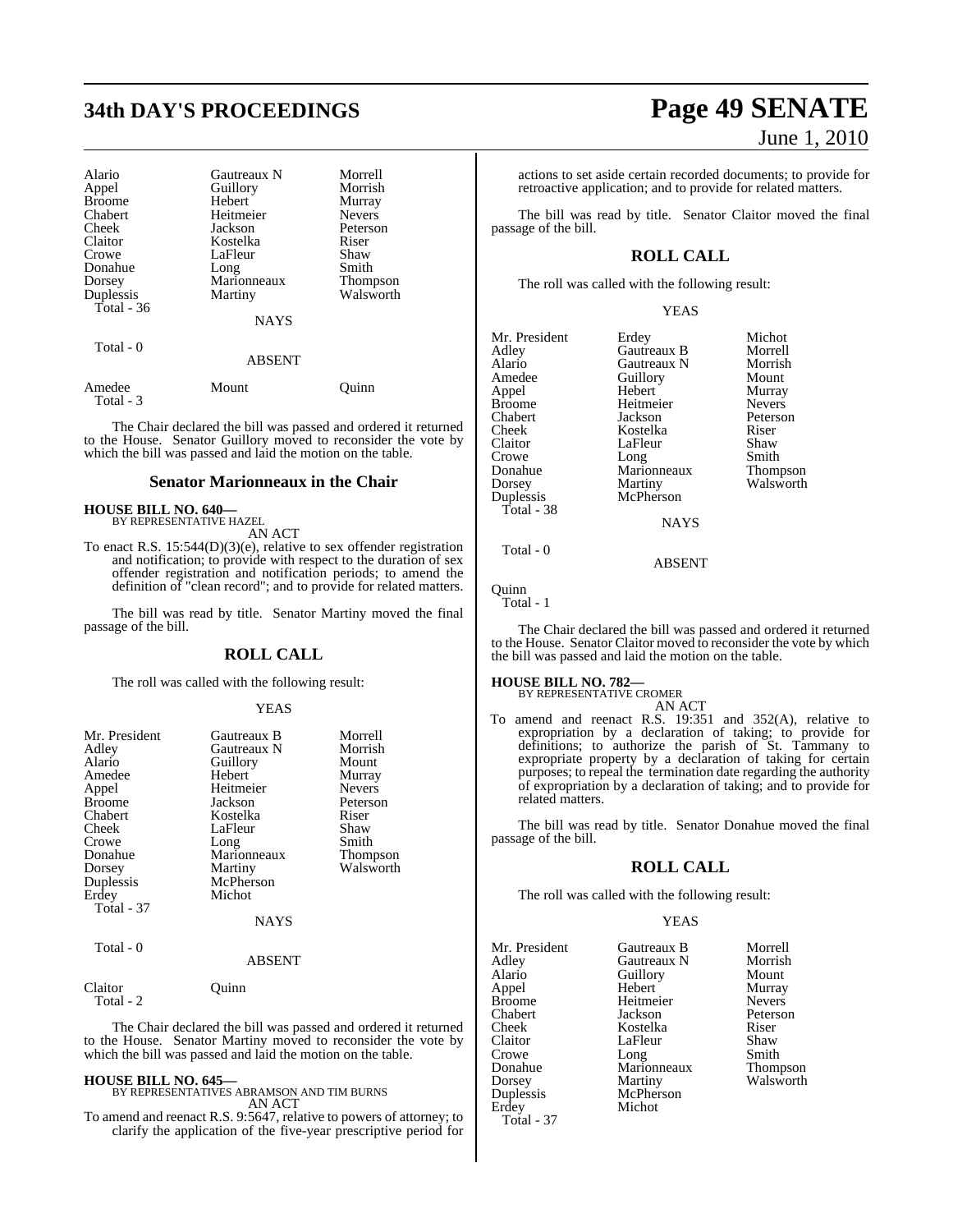| Alario | Gautreaux N | Morrell |
|---|---|---|
| Appel | Guillory | Morrish |
| Broome | Hebert | Murray |
| Chabert | Heitmeier | Nevers |
| Cheek | Jackson | Peterson |
| Claitor | Kostelka | Riser |
| Crowe | LaFleur | Shaw |
| Donahue | Long | Smith |
| Dorsey | Marionneaux | Thompson |
| Duplessis | Martiny | Walsworth |

Total - 36

NAYS

Total - 0

ABSENT

| Amedee | Mount | Quinn |
|---|---|---|

Total - 3

The Chair declared the bill was passed and ordered it returned to the House. Senator Guillory moved to reconsider the vote by which the bill was passed and laid the motion on the table.

## Senator Marionneaux in the Chair

**HOUSE BILL NO. 640—**
BY REPRESENTATIVE HAZEL
AN ACT

To enact R.S. 15:544(D)(3)(e), relative to sex offender registration and notification; to provide with respect to the duration of sex offender registration and notification periods; to amend the definition of "clean record"; and to provide for related matters.

The bill was read by title. Senator Martiny moved the final passage of the bill.

## ROLL CALL

The roll was called with the following result:

YEAS

| Mr. President | Gautreaux B | Morrell |
|---|---|---|
| Adley | Gautreaux N | Morrish |
| Alario | Guillory | Mount |
| Amedee | Hebert | Murray |
| Appel | Heitmeier | Nevers |
| Broome | Jackson | Peterson |
| Chabert | Kostelka | Riser |
| Cheek | LaFleur | Shaw |
| Crowe | Long | Smith |
| Donahue | Marionneaux | Thompson |
| Dorsey | Martiny | Walsworth |
| Duplessis | McPherson | |
| Erdey | Michot | |

Total - 37

NAYS

Total - 0

ABSENT

| Claitor | Quinn |
|---|---|

Total - 2

The Chair declared the bill was passed and ordered it returned to the House. Senator Martiny moved to reconsider the vote by which the bill was passed and laid the motion on the table.

**HOUSE BILL NO. 645—**
BY REPRESENTATIVES ABRAMSON AND TIM BURNS
AN ACT

To amend and reenact R.S. 9:5647, relative to powers of attorney; to clarify the application of the five-year prescriptive period for actions to set aside certain recorded documents; to provide for retroactive application; and to provide for related matters.

The bill was read by title. Senator Claitor moved the final passage of the bill.

## ROLL CALL

The roll was called with the following result:

YEAS

| Mr. President | Erdey | Michot |
|---|---|---|
| Adley | Gautreaux B | Morrell |
| Alario | Gautreaux N | Morrish |
| Amedee | Guillory | Mount |
| Appel | Hebert | Murray |
| Broome | Heitmeier | Nevers |
| Chabert | Jackson | Peterson |
| Cheek | Kostelka | Riser |
| Claitor | LaFleur | Shaw |
| Crowe | Long | Smith |
| Donahue | Marionneaux | Thompson |
| Dorsey | Martiny | Walsworth |
| Duplessis | McPherson | |

Total - 38

NAYS

Total - 0

ABSENT

Quinn

Total - 1

The Chair declared the bill was passed and ordered it returned to the House. Senator Claitor moved to reconsider the vote by which the bill was passed and laid the motion on the table.

**HOUSE BILL NO. 782—**
BY REPRESENTATIVE CROMER
AN ACT

To amend and reenact R.S. 19:351 and 352(A), relative to expropriation by a declaration of taking; to provide for definitions; to authorize the parish of St. Tammany to expropriate property by a declaration of taking for certain purposes; to repeal the termination date regarding the authority of expropriation by a declaration of taking; and to provide for related matters.

The bill was read by title. Senator Donahue moved the final passage of the bill.

## ROLL CALL

The roll was called with the following result:

YEAS

| Mr. President | Gautreaux B | Morrell |
|---|---|---|
| Adley | Gautreaux N | Morrish |
| Alario | Guillory | Mount |
| Appel | Hebert | Murray |
| Broome | Heitmeier | Nevers |
| Chabert | Jackson | Peterson |
| Cheek | Kostelka | Riser |
| Claitor | LaFleur | Shaw |
| Crowe | Long | Smith |
| Donahue | Marionneaux | Thompson |
| Dorsey | Martiny | Walsworth |
| Duplessis | McPherson | |
| Erdey | Michot | |

Total - 37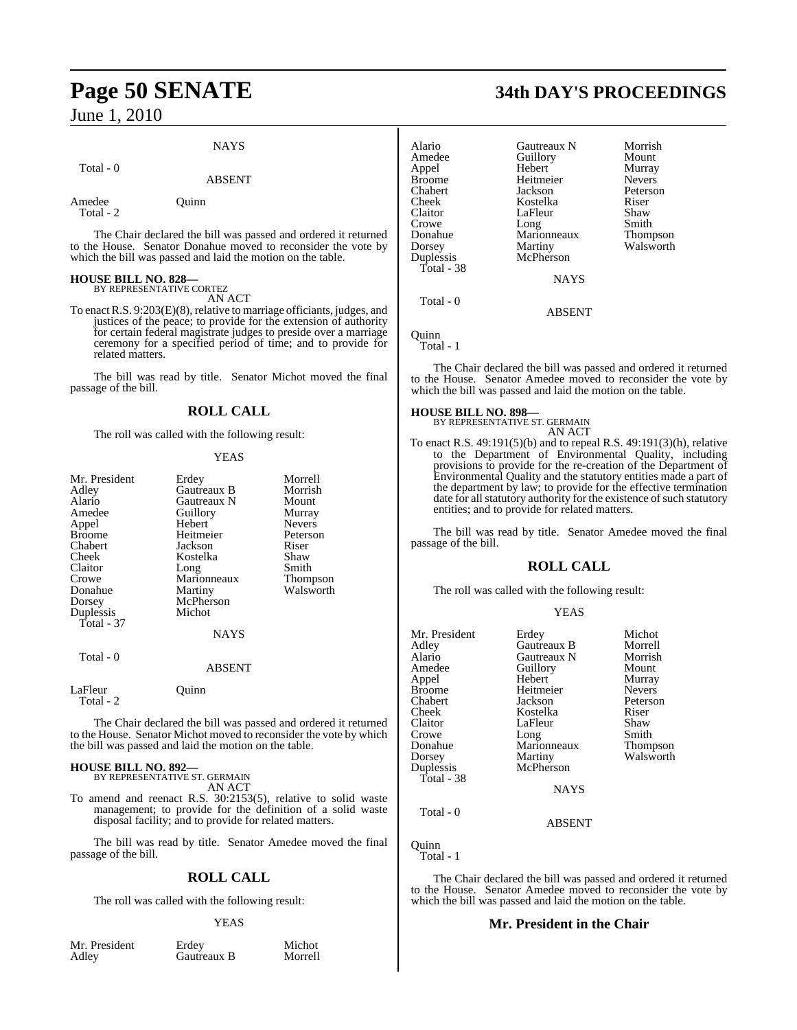NAYS

Total - 0

ABSENT

Amedee Quinn
Total - 2

The Chair declared the bill was passed and ordered it returned to the House. Senator Donahue moved to reconsider the vote by which the bill was passed and laid the motion on the table.

**HOUSE BILL NO. 828—**
BY REPRESENTATIVE CORTEZ
AN ACT

To enact R.S. 9:203(E)(8), relative to marriage officiants, judges, and justices of the peace; to provide for the extension of authority for certain federal magistrate judges to preside over a marriage ceremony for a specified period of time; and to provide for related matters.

The bill was read by title. Senator Michot moved the final passage of the bill.

## ROLL CALL

The roll was called with the following result:

YEAS

| | | |
|---|---|---|
| Mr. President | Erdey | Morrell |
| Adley | Gautreaux B | Morrish |
| Alario | Gautreaux N | Mount |
| Amedee | Guillory | Murray |
| Appel | Hebert | Nevers |
| Broome | Heitmeier | Peterson |
| Chabert | Jackson | Riser |
| Cheek | Kostelka | Shaw |
| Claitor | Long | Smith |
| Crowe | Marionneaux | Thompson |
| Donahue | Martiny | Walsworth |
| Dorsey | McPherson | |
| Duplessis | Michot | |

Total - 37

NAYS

Total - 0

ABSENT

LaFleur Quinn
Total - 2

The Chair declared the bill was passed and ordered it returned to the House. Senator Michot moved to reconsider the vote by which the bill was passed and laid the motion on the table.

**HOUSE BILL NO. 892—**
BY REPRESENTATIVE ST. GERMAIN
AN ACT

To amend and reenact R.S. 30:2153(5), relative to solid waste management; to provide for the definition of a solid waste disposal facility; and to provide for related matters.

The bill was read by title. Senator Amedee moved the final passage of the bill.

## ROLL CALL

The roll was called with the following result:

YEAS

| | | |
|---|---|---|
| Mr. President | Erdey | Michot |
| Adley | Gautreaux B | Morrell |
| Alario | Gautreaux N | Morrish |
| Amedee | Guillory | Mount |
| Appel | Hebert | Murray |
| Broome | Heitmeier | Nevers |
| Chabert | Jackson | Peterson |
| Cheek | Kostelka | Riser |
| Claitor | LaFleur | Shaw |
| Crowe | Long | Smith |
| Donahue | Marionneaux | Thompson |
| Dorsey | Martiny | Walsworth |
| Duplessis | McPherson | |

Total - 38

NAYS

Total - 0

ABSENT

Quinn
Total - 1

The Chair declared the bill was passed and ordered it returned to the House. Senator Amedee moved to reconsider the vote by which the bill was passed and laid the motion on the table.

**HOUSE BILL NO. 898—**
BY REPRESENTATIVE ST. GERMAIN
AN ACT

To enact R.S. 49:191(5)(b) and to repeal R.S. 49:191(3)(h), relative to the Department of Environmental Quality, including provisions to provide for the re-creation of the Department of Environmental Quality and the statutory entities made a part of the department by law; to provide for the effective termination date for all statutory authority for the existence of such statutory entities; and to provide for related matters.

The bill was read by title. Senator Amedee moved the final passage of the bill.

## ROLL CALL

The roll was called with the following result:

YEAS

| | | |
|---|---|---|
| Mr. President | Erdey | Michot |
| Adley | Gautreaux B | Morrell |
| Alario | Gautreaux N | Morrish |
| Amedee | Guillory | Mount |
| Appel | Hebert | Murray |
| Broome | Heitmeier | Nevers |
| Chabert | Jackson | Peterson |
| Cheek | Kostelka | Riser |
| Claitor | LaFleur | Shaw |
| Crowe | Long | Smith |
| Donahue | Marionneaux | Thompson |
| Dorsey | Martiny | Walsworth |
| Duplessis | McPherson | |

Total - 38

NAYS

Total - 0

ABSENT

Quinn
Total - 1

The Chair declared the bill was passed and ordered it returned to the House. Senator Amedee moved to reconsider the vote by which the bill was passed and laid the motion on the table.

## Mr. President in the Chair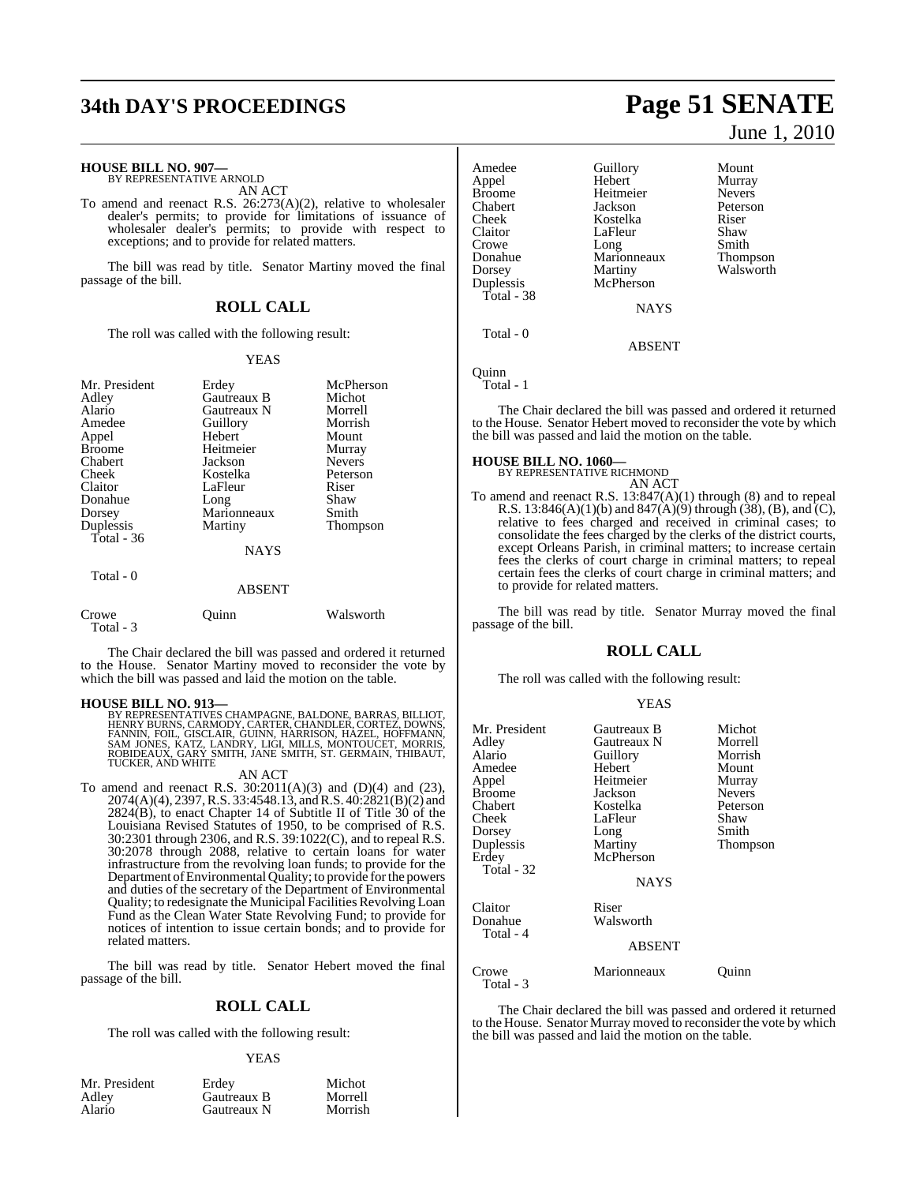**HOUSE BILL NO. 907—**
BY REPRESENTATIVE ARNOLD

AN ACT

To amend and reenact R.S. 26:273(A)(2), relative to wholesaler dealer's permits; to provide for limitations of issuance of wholesaler dealer's permits; to provide with respect to exceptions; and to provide for related matters.

The bill was read by title. Senator Martiny moved the final passage of the bill.

## ROLL CALL

The roll was called with the following result:

YEAS

| | | |
|---|---|---|
| Mr. President | Erdey | McPherson |
| Adley | Gautreaux B | Michot |
| Alario | Gautreaux N | Morrell |
| Amedee | Guillory | Morrish |
| Appel | Hebert | Mount |
| Broome | Heitmeier | Murray |
| Chabert | Jackson | Nevers |
| Cheek | Kostelka | Peterson |
| Claitor | LaFleur | Riser |
| Donahue | Long | Shaw |
| Dorsey | Marionneaux | Smith |
| Duplessis | Martiny | Thompson |

Total - 36

NAYS

Total - 0

ABSENT

| | | |
|---|---|---|
| Crowe | Quinn | Walsworth |

Total - 3

The Chair declared the bill was passed and ordered it returned to the House. Senator Martiny moved to reconsider the vote by which the bill was passed and laid the motion on the table.

**HOUSE BILL NO. 913—**
BY REPRESENTATIVES CHAMPAGNE, BALDONE, BARRAS, BILLIOT, HENRY BURNS, CARMODY, CARTER, CHANDLER, CORTEZ, DOWNS, FANNIN, FOIL, GISCLAIR, GUINN, HARRISON, HAZEL, HOFFMANN, SAM JONES, KATZ, LANDRY, LIGI, MILLS, MONTOUCET, MORRIS, ROBIDEAUX, GARY SMITH, JANE SMITH, ST. GERMAIN, THIBAUT, TUCKER, AND WHITE

AN ACT

To amend and reenact R.S. 30:2011(A)(3) and (D)(4) and (23), 2074(A)(4), 2397, R.S. 33:4548.13, and R.S. 40:2821(B)(2) and 2824(B), to enact Chapter 14 of Subtitle II of Title 30 of the Louisiana Revised Statutes of 1950, to be comprised of R.S. 30:2301 through 2306, and R.S. 39:1022(C), and to repeal R.S. 30:2078 through 2088, relative to certain loans for water infrastructure from the revolving loan funds; to provide for the Department of Environmental Quality; to provide for the powers and duties of the secretary of the Department of Environmental Quality; to redesignate the Municipal Facilities Revolving Loan Fund as the Clean Water State Revolving Fund; to provide for notices of intention to issue certain bonds; and to provide for related matters.

The bill was read by title. Senator Hebert moved the final passage of the bill.

## ROLL CALL

The roll was called with the following result:

YEAS

| | | |
|---|---|---|
| Mr. President | Erdey | Michot |
| Adley | Gautreaux B | Morrell |
| Alario | Gautreaux N | Morrish |
| Amedee | Guillory | Mount |
| Appel | Hebert | Murray |
| Broome | Heitmeier | Nevers |
| Chabert | Jackson | Peterson |
| Cheek | Kostelka | Riser |
| Claitor | LaFleur | Shaw |
| Crowe | Long | Smith |
| Donahue | Marionneaux | Thompson |
| Dorsey | Martiny | Walsworth |
| Duplessis | McPherson | |

Total - 38

NAYS

Total - 0

ABSENT

Quinn

Total - 1

The Chair declared the bill was passed and ordered it returned to the House. Senator Hebert moved to reconsider the vote by which the bill was passed and laid the motion on the table.

**HOUSE BILL NO. 1060—**
BY REPRESENTATIVE RICHMOND

AN ACT

To amend and reenact R.S. 13:847(A)(1) through (8) and to repeal R.S. 13:846(A)(1)(b) and 847(A)(9) through (38), (B), and (C), relative to fees charged and received in criminal cases; to consolidate the fees charged by the clerks of the district courts, except Orleans Parish, in criminal matters; to increase certain fees the clerks of court charge in criminal matters; to repeal certain fees the clerks of court charge in criminal matters; and to provide for related matters.

The bill was read by title. Senator Murray moved the final passage of the bill.

## ROLL CALL

The roll was called with the following result:

YEAS

| | | |
|---|---|---|
| Mr. President | Gautreaux B | Michot |
| Adley | Gautreaux N | Morrell |
| Alario | Guillory | Morrish |
| Amedee | Hebert | Mount |
| Appel | Heitmeier | Murray |
| Broome | Jackson | Nevers |
| Chabert | Kostelka | Peterson |
| Cheek | LaFleur | Shaw |
| Dorsey | Long | Smith |
| Duplessis | Martiny | Thompson |
| Erdey | McPherson | |

Total - 32

NAYS

| | |
|---|---|
| Claitor | Riser |
| Donahue | Walsworth |

Total - 4

ABSENT

| | | |
|---|---|---|
| Crowe | Marionneaux | Quinn |

Total - 3

The Chair declared the bill was passed and ordered it returned to the House. Senator Murray moved to reconsider the vote by which the bill was passed and laid the motion on the table.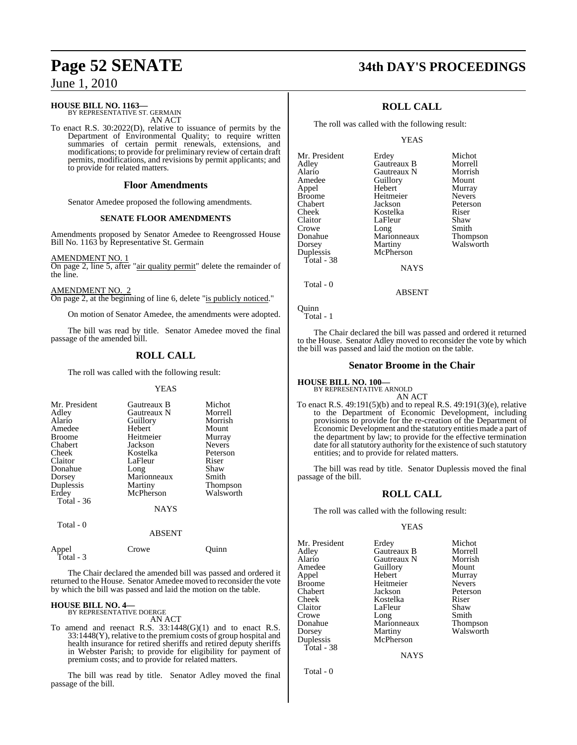**HOUSE BILL NO. 1163—**
BY REPRESENTATIVE ST. GERMAIN
AN ACT

To enact R.S. 30:2022(D), relative to issuance of permits by the Department of Environmental Quality; to require written summaries of certain permit renewals, extensions, and modifications; to provide for preliminary review of certain draft permits, modifications, and revisions by permit applicants; and to provide for related matters.

## Floor Amendments

Senator Amedee proposed the following amendments.

### SENATE FLOOR AMENDMENTS

Amendments proposed by Senator Amedee to Reengrossed House Bill No. 1163 by Representative St. Germain

AMENDMENT NO. 1
On page 2, line 5, after "air quality permit" delete the remainder of the line.

AMENDMENT NO. 2
On page 2, at the beginning of line 6, delete "is publicly noticed."

On motion of Senator Amedee, the amendments were adopted.

The bill was read by title. Senator Amedee moved the final passage of the amended bill.

## ROLL CALL

The roll was called with the following result:

YEAS

| | | |
|---|---|---|
| Mr. President | Gautreaux B | Michot |
| Adley | Gautreaux N | Morrell |
| Alario | Guillory | Morrish |
| Amedee | Hebert | Mount |
| Broome | Heitmeier | Murray |
| Chabert | Jackson | Nevers |
| Cheek | Kostelka | Peterson |
| Claitor | LaFleur | Riser |
| Donahue | Long | Shaw |
| Dorsey | Marionneaux | Smith |
| Duplessis | Martiny | Thompson |
| Erdey | McPherson | Walsworth |

Total - 36

NAYS

Total - 0

ABSENT

| | | |
|---|---|---|
| Appel | Crowe | Quinn |

Total - 3

The Chair declared the amended bill was passed and ordered it returned to the House. Senator Amedee moved to reconsider the vote by which the bill was passed and laid the motion on the table.

**HOUSE BILL NO. 4—**
BY REPRESENTATIVE DOERGE
AN ACT

To amend and reenact R.S. 33:1448(G)(1) and to enact R.S. 33:1448(Y), relative to the premium costs of group hospital and health insurance for retired sheriffs and retired deputy sheriffs in Webster Parish; to provide for eligibility for payment of premium costs; and to provide for related matters.

The bill was read by title. Senator Adley moved the final passage of the bill.

## ROLL CALL

The roll was called with the following result:

YEAS

| | | |
|---|---|---|
| Mr. President | Erdey | Michot |
| Adley | Gautreaux B | Morrell |
| Alario | Gautreaux N | Morrish |
| Amedee | Guillory | Mount |
| Appel | Hebert | Murray |
| Broome | Heitmeier | Nevers |
| Chabert | Jackson | Peterson |
| Cheek | Kostelka | Riser |
| Claitor | LaFleur | Shaw |
| Crowe | Long | Smith |
| Donahue | Marionneaux | Thompson |
| Dorsey | Martiny | Walsworth |
| Duplessis | McPherson | |

Total - 38

NAYS

Total - 0

ABSENT

Quinn

Total - 1

The Chair declared the bill was passed and ordered it returned to the House. Senator Adley moved to reconsider the vote by which the bill was passed and laid the motion on the table.

## Senator Broome in the Chair

**HOUSE BILL NO. 100—**
BY REPRESENTATIVE ARNOLD
AN ACT

To enact R.S. 49:191(5)(b) and to repeal R.S. 49:191(3)(e), relative to the Department of Economic Development, including provisions to provide for the re-creation of the Department of Economic Development and the statutory entities made a part of the department by law; to provide for the effective termination date for all statutory authority for the existence of such statutory entities; and to provide for related matters.

The bill was read by title. Senator Duplessis moved the final passage of the bill.

## ROLL CALL

The roll was called with the following result:

YEAS

| | | |
|---|---|---|
| Mr. President | Erdey | Michot |
| Adley | Gautreaux B | Morrell |
| Alario | Gautreaux N | Morrish |
| Amedee | Guillory | Mount |
| Appel | Hebert | Murray |
| Broome | Heitmeier | Nevers |
| Chabert | Jackson | Peterson |
| Cheek | Kostelka | Riser |
| Claitor | LaFleur | Shaw |
| Crowe | Long | Smith |
| Donahue | Marionneaux | Thompson |
| Dorsey | Martiny | Walsworth |
| Duplessis | McPherson | |

Total - 38

NAYS

Total - 0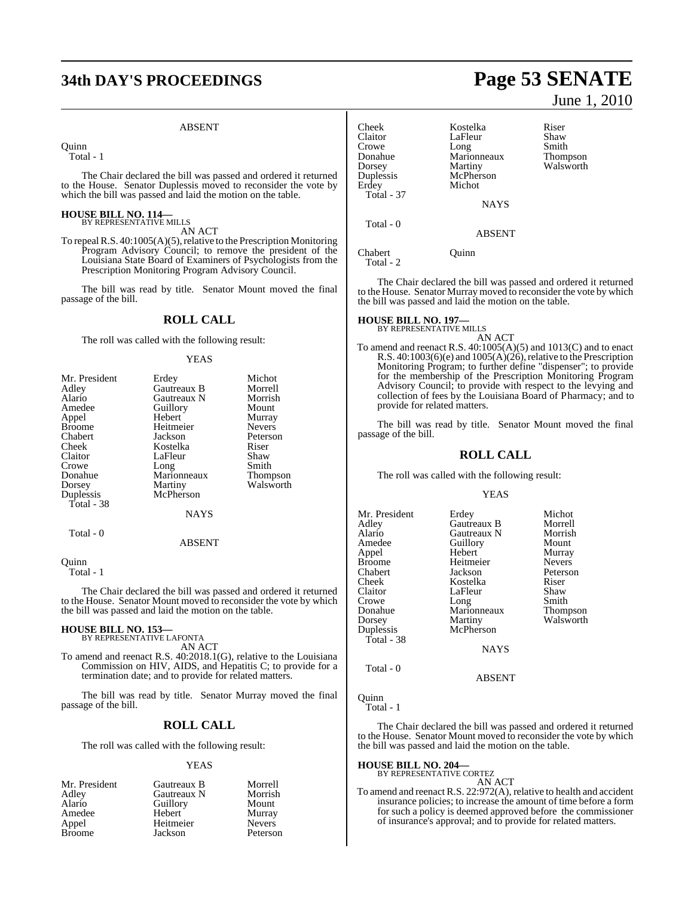ABSENT

Quinn
Total - 1

The Chair declared the bill was passed and ordered it returned to the House. Senator Duplessis moved to reconsider the vote by which the bill was passed and laid the motion on the table.

**HOUSE BILL NO. 114—**
BY REPRESENTATIVE MILLS
AN ACT

To repeal R.S. 40:1005(A)(5), relative to the Prescription Monitoring Program Advisory Council; to remove the president of the Louisiana State Board of Examiners of Psychologists from the Prescription Monitoring Program Advisory Council.

The bill was read by title. Senator Mount moved the final passage of the bill.

## ROLL CALL

The roll was called with the following result:

YEAS

| | | |
|---|---|---|
| Mr. President | Erdey | Michot |
| Adley | Gautreaux B | Morrell |
| Alario | Gautreaux N | Morrish |
| Amedee | Guillory | Mount |
| Appel | Hebert | Murray |
| Broome | Heitmeier | Nevers |
| Chabert | Jackson | Peterson |
| Cheek | Kostelka | Riser |
| Claitor | LaFleur | Shaw |
| Crowe | Long | Smith |
| Donahue | Marionneaux | Thompson |
| Dorsey | Martiny | Walsworth |
| Duplessis | McPherson | |

Total - 38

NAYS

Total - 0

ABSENT

Quinn
Total - 1

The Chair declared the bill was passed and ordered it returned to the House. Senator Mount moved to reconsider the vote by which the bill was passed and laid the motion on the table.

**HOUSE BILL NO. 153—**
BY REPRESENTATIVE LAFONTA
AN ACT

To amend and reenact R.S. 40:2018.1(G), relative to the Louisiana Commission on HIV, AIDS, and Hepatitis C; to provide for a termination date; and to provide for related matters.

The bill was read by title. Senator Murray moved the final passage of the bill.

## ROLL CALL

The roll was called with the following result:

YEAS

| | | |
|---|---|---|
| Mr. President | Gautreaux B | Morrell |
| Adley | Gautreaux N | Morrish |
| Alario | Guillory | Mount |
| Amedee | Hebert | Murray |
| Appel | Heitmeier | Nevers |
| Broome | Jackson | Peterson |
| Cheek | Kostelka | Riser |
| Claitor | LaFleur | Shaw |
| Crowe | Long | Smith |
| Donahue | Marionneaux | Thompson |
| Dorsey | Martiny | Walsworth |
| Duplessis | McPherson | |
| Erdey | Michot | |

Total - 37

NAYS

Total - 0

ABSENT

Chabert Quinn
Total - 2

The Chair declared the bill was passed and ordered it returned to the House. Senator Murray moved to reconsider the vote by which the bill was passed and laid the motion on the table.

**HOUSE BILL NO. 197—**
BY REPRESENTATIVE MILLS
AN ACT

To amend and reenact R.S. 40:1005(A)(5) and 1013(C) and to enact R.S. 40:1003(6)(e) and 1005(A)(26), relative to the Prescription Monitoring Program; to further define "dispenser"; to provide for the membership of the Prescription Monitoring Program Advisory Council; to provide with respect to the levying and collection of fees by the Louisiana Board of Pharmacy; and to provide for related matters.

The bill was read by title. Senator Mount moved the final passage of the bill.

## ROLL CALL

The roll was called with the following result:

YEAS

| | | |
|---|---|---|
| Mr. President | Erdey | Michot |
| Adley | Gautreaux B | Morrell |
| Alario | Gautreaux N | Morrish |
| Amedee | Guillory | Mount |
| Appel | Hebert | Murray |
| Broome | Heitmeier | Nevers |
| Chabert | Jackson | Peterson |
| Cheek | Kostelka | Riser |
| Claitor | LaFleur | Shaw |
| Crowe | Long | Smith |
| Donahue | Marionneaux | Thompson |
| Dorsey | Martiny | Walsworth |
| Duplessis | McPherson | |

Total - 38

NAYS

Total - 0

ABSENT

Quinn
Total - 1

The Chair declared the bill was passed and ordered it returned to the House. Senator Mount moved to reconsider the vote by which the bill was passed and laid the motion on the table.

**HOUSE BILL NO. 204—**
BY REPRESENTATIVE CORTEZ
AN ACT

To amend and reenact R.S. 22:972(A), relative to health and accident insurance policies; to increase the amount of time before a form for such a policy is deemed approved before the commissioner of insurance's approval; and to provide for related matters.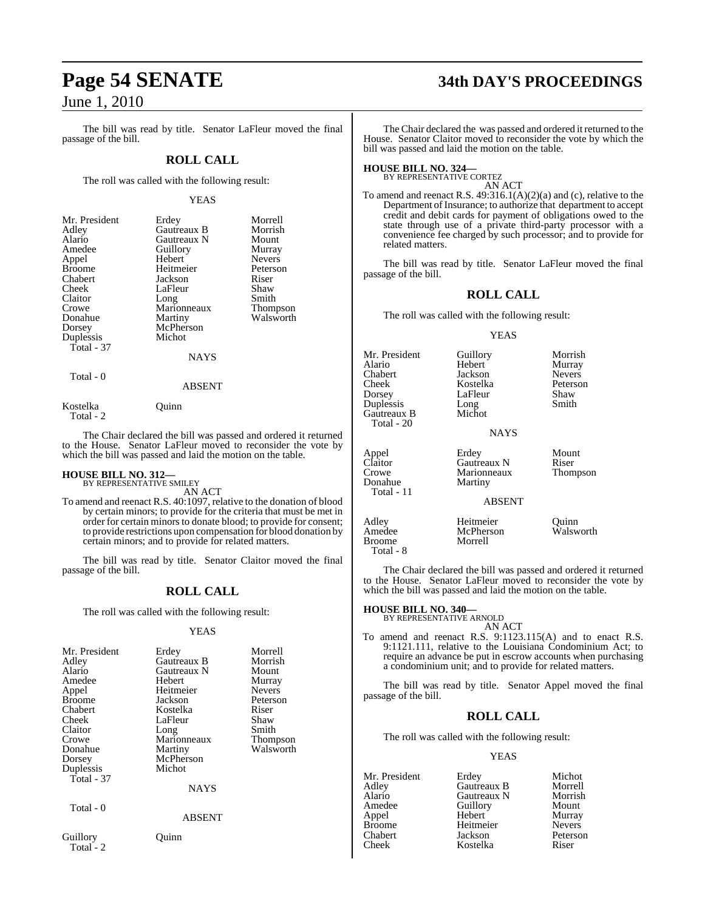The bill was read by title. Senator LaFleur moved the final passage of the bill.

## ROLL CALL

The roll was called with the following result:

YEAS

| | | |
|---|---|---|
| Mr. President | Erdey | Morrell |
| Adley | Gautreaux B | Morrish |
| Alario | Gautreaux N | Mount |
| Amedee | Guillory | Murray |
| Appel | Hebert | Nevers |
| Broome | Heitmeier | Peterson |
| Chabert | Jackson | Riser |
| Cheek | LaFleur | Shaw |
| Claitor | Long | Smith |
| Crowe | Marionneaux | Thompson |
| Donahue | Martiny | Walsworth |
| Dorsey | McPherson | |
| Duplessis | Michot | |
| Total - 37 | | |

NAYS

Total - 0

ABSENT

| | |
|---|---|
| Kostelka | Quinn |
| Total - 2 | |

The Chair declared the bill was passed and ordered it returned to the House. Senator LaFleur moved to reconsider the vote by which the bill was passed and laid the motion on the table.

**HOUSE BILL NO. 312—**
BY REPRESENTATIVE SMILEY
AN ACT

To amend and reenact R.S. 40:1097, relative to the donation of blood by certain minors; to provide for the criteria that must be met in order for certain minors to donate blood; to provide for consent; to provide restrictions upon compensation for blood donation by certain minors; and to provide for related matters.

The bill was read by title. Senator Claitor moved the final passage of the bill.

## ROLL CALL

The roll was called with the following result:

YEAS

| | | |
|---|---|---|
| Mr. President | Erdey | Morrell |
| Adley | Gautreaux B | Morrish |
| Alario | Gautreaux N | Mount |
| Amedee | Hebert | Murray |
| Appel | Heitmeier | Nevers |
| Broome | Jackson | Peterson |
| Chabert | Kostelka | Riser |
| Cheek | LaFleur | Shaw |
| Claitor | Long | Smith |
| Crowe | Marionneaux | Thompson |
| Donahue | Martiny | Walsworth |
| Dorsey | McPherson | |
| Duplessis | Michot | |
| Total - 37 | | |

NAYS

Total - 0

ABSENT

| | |
|---|---|
| Guillory | Quinn |
| Total - 2 | |

The Chair declared the was passed and ordered it returned to the House. Senator Claitor moved to reconsider the vote by which the bill was passed and laid the motion on the table.

**HOUSE BILL NO. 324—**
BY REPRESENTATIVE CORTEZ
AN ACT

To amend and reenact R.S. 49:316.1(A)(2)(a) and (c), relative to the Department of Insurance; to authorize that department to accept credit and debit cards for payment of obligations owed to the state through use of a private third-party processor with a convenience fee charged by such processor; and to provide for related matters.

The bill was read by title. Senator LaFleur moved the final passage of the bill.

## ROLL CALL

The roll was called with the following result:

YEAS

| | | |
|---|---|---|
| Mr. President | Guillory | Morrish |
| Alario | Hebert | Murray |
| Chabert | Jackson | Nevers |
| Cheek | Kostelka | Peterson |
| Dorsey | LaFleur | Shaw |
| Duplessis | Long | Smith |
| Gautreaux B | Michot | |
| Total - 20 | | |

NAYS

| | | |
|---|---|---|
| Appel | Erdey | Mount |
| Claitor | Gautreaux N | Riser |
| Crowe | Marionneaux | Thompson |
| Donahue | Martiny | |
| Total - 11 | | |

ABSENT

| | | |
|---|---|---|
| Adley | Heitmeier | Quinn |
| Amedee | McPherson | Walsworth |
| Broome | Morrell | |
| Total - 8 | | |

The Chair declared the bill was passed and ordered it returned to the House. Senator LaFleur moved to reconsider the vote by which the bill was passed and laid the motion on the table.

**HOUSE BILL NO. 340—**
BY REPRESENTATIVE ARNOLD
AN ACT

To amend and reenact R.S. 9:1123.115(A) and to enact R.S. 9:1121.111, relative to the Louisiana Condominium Act; to require an advance be put in escrow accounts when purchasing a condominium unit; and to provide for related matters.

The bill was read by title. Senator Appel moved the final passage of the bill.

## ROLL CALL

The roll was called with the following result:

YEAS

| | | |
|---|---|---|
| Mr. President | Erdey | Michot |
| Adley | Gautreaux B | Morrell |
| Alario | Gautreaux N | Morrish |
| Amedee | Guillory | Mount |
| Appel | Hebert | Murray |
| Broome | Heitmeier | Nevers |
| Chabert | Jackson | Peterson |
| Cheek | Kostelka | Riser |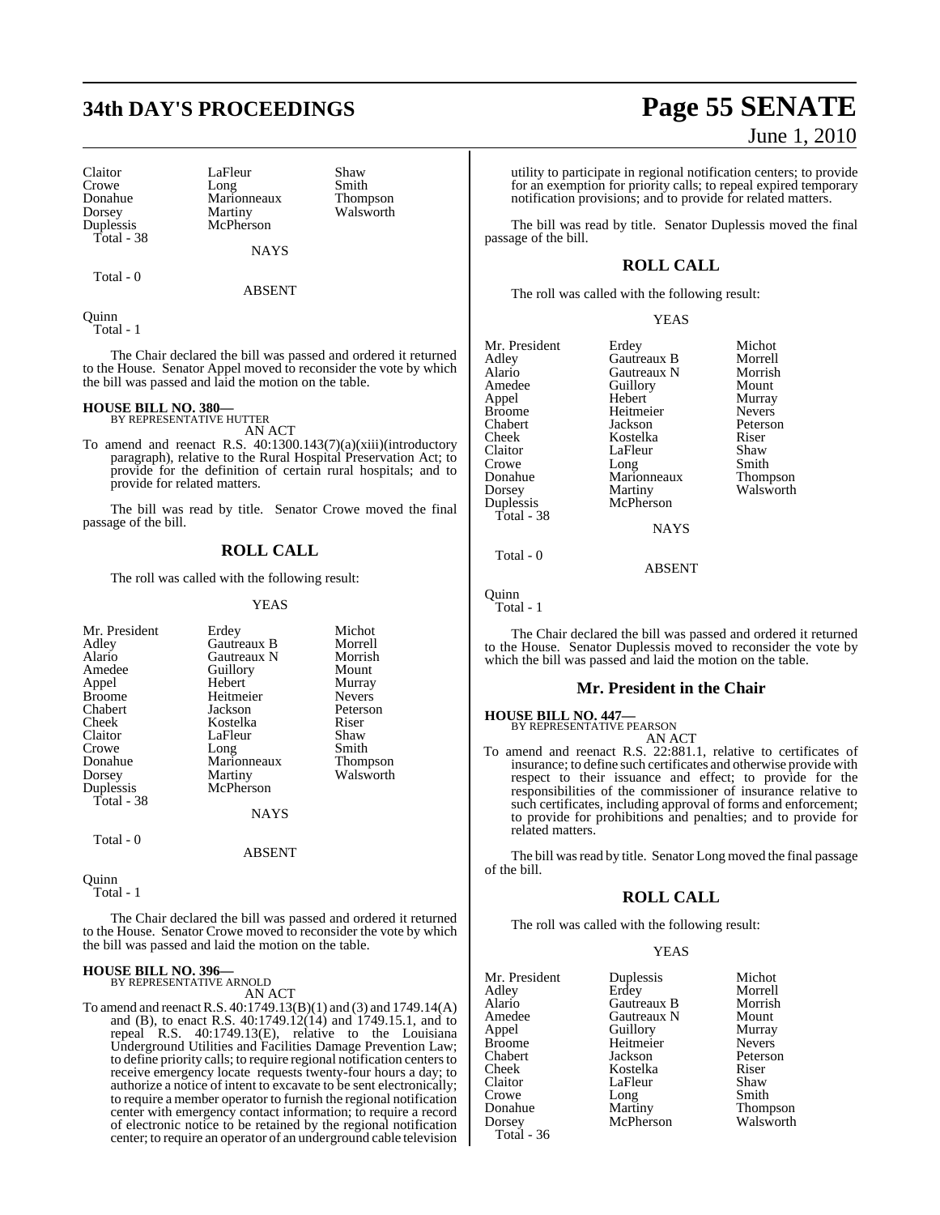| Claitor | LaFleur | Shaw |
|---|---|---|
| Crowe | Long | Smith |
| Donahue | Marionneaux | Thompson |
| Dorsey | Martiny | Walsworth |
| Duplessis | McPherson | |
| Total - 38 | | |

NAYS

Total - 0

ABSENT

Quinn
Total - 1

The Chair declared the bill was passed and ordered it returned to the House. Senator Appel moved to reconsider the vote by which the bill was passed and laid the motion on the table.

**HOUSE BILL NO. 380—**
BY REPRESENTATIVE HUTTER

AN ACT

To amend and reenact R.S. 40:1300.143(7)(a)(xiii)(introductory paragraph), relative to the Rural Hospital Preservation Act; to provide for the definition of certain rural hospitals; and to provide for related matters.

The bill was read by title. Senator Crowe moved the final passage of the bill.

## ROLL CALL

The roll was called with the following result:

YEAS

| Mr. President | Erdey | Michot |
|---|---|---|
| Adley | Gautreaux B | Morrell |
| Alario | Gautreaux N | Morrish |
| Amedee | Guillory | Mount |
| Appel | Hebert | Murray |
| Broome | Heitmeier | Nevers |
| Chabert | Jackson | Peterson |
| Cheek | Kostelka | Riser |
| Claitor | LaFleur | Shaw |
| Crowe | Long | Smith |
| Donahue | Marionneaux | Thompson |
| Dorsey | Martiny | Walsworth |
| Duplessis | McPherson | |
| Total - 38 | | |

NAYS

Total - 0

ABSENT

Quinn
Total - 1

The Chair declared the bill was passed and ordered it returned to the House. Senator Crowe moved to reconsider the vote by which the bill was passed and laid the motion on the table.

**HOUSE BILL NO. 396—**
BY REPRESENTATIVE ARNOLD

AN ACT

To amend and reenact R.S. 40:1749.13(B)(1) and (3) and 1749.14(A) and (B), to enact R.S. 40:1749.12(14) and 1749.15.1, and to repeal R.S. 40:1749.13(E), relative to the Louisiana Underground Utilities and Facilities Damage Prevention Law; to define priority calls; to require regional notification centers to receive emergency locate requests twenty-four hours a day; to authorize a notice of intent to excavate to be sent electronically; to require a member operator to furnish the regional notification center with emergency contact information; to require a record of electronic notice to be retained by the regional notification center; to require an operator of an underground cable television utility to participate in regional notification centers; to provide for an exemption for priority calls; to repeal expired temporary notification provisions; and to provide for related matters.

The bill was read by title. Senator Duplessis moved the final passage of the bill.

## ROLL CALL

The roll was called with the following result:

YEAS

| Mr. President | Erdey | Michot |
|---|---|---|
| Adley | Gautreaux B | Morrell |
| Alario | Gautreaux N | Morrish |
| Amedee | Guillory | Mount |
| Appel | Hebert | Murray |
| Broome | Heitmeier | Nevers |
| Chabert | Jackson | Peterson |
| Cheek | Kostelka | Riser |
| Claitor | LaFleur | Shaw |
| Crowe | Long | Smith |
| Donahue | Marionneaux | Thompson |
| Dorsey | Martiny | Walsworth |
| Duplessis | McPherson | |
| Total - 38 | | |

NAYS

Total - 0

ABSENT

Quinn
Total - 1

The Chair declared the bill was passed and ordered it returned to the House. Senator Duplessis moved to reconsider the vote by which the bill was passed and laid the motion on the table.

## Mr. President in the Chair

**HOUSE BILL NO. 447—**
BY REPRESENTATIVE PEARSON

AN ACT

To amend and reenact R.S. 22:881.1, relative to certificates of insurance; to define such certificates and otherwise provide with respect to their issuance and effect; to provide for the responsibilities of the commissioner of insurance relative to such certificates, including approval of forms and enforcement; to provide for prohibitions and penalties; and to provide for related matters.

The bill was read by title. Senator Long moved the final passage of the bill.

## ROLL CALL

The roll was called with the following result:

YEAS

| Mr. President | Duplessis | Michot |
|---|---|---|
| Adley | Erdey | Morrell |
| Alario | Gautreaux B | Morrish |
| Amedee | Gautreaux N | Mount |
| Appel | Guillory | Murray |
| Broome | Heitmeier | Nevers |
| Chabert | Jackson | Peterson |
| Cheek | Kostelka | Riser |
| Claitor | LaFleur | Shaw |
| Crowe | Long | Smith |
| Donahue | Martiny | Thompson |
| Dorsey | McPherson | Walsworth |
| Total - 36 | | |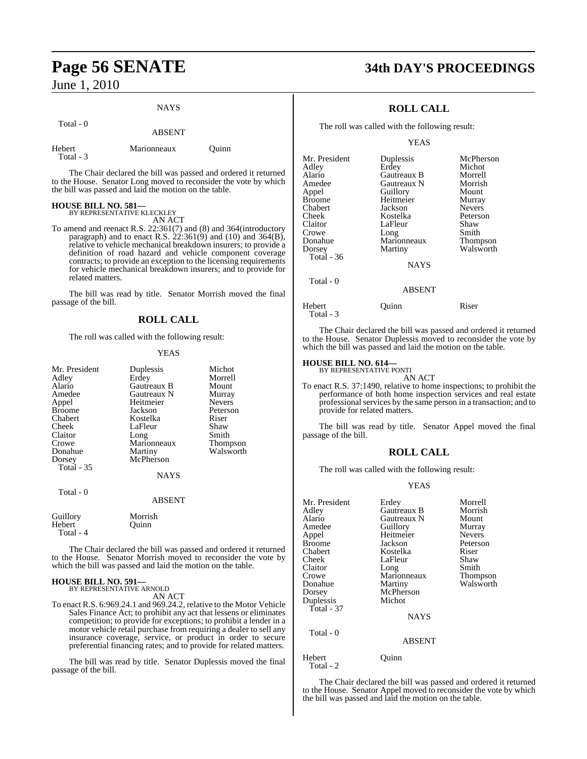NAYS

Total - 0

ABSENT

| | | |
|---|---|---|
| Hebert | Marionneaux | Quinn |
| Total - 3 | | |

The Chair declared the bill was passed and ordered it returned to the House. Senator Long moved to reconsider the vote by which the bill was passed and laid the motion on the table.

**HOUSE BILL NO. 581—**
BY REPRESENTATIVE KLECKLEY
AN ACT

To amend and reenact R.S. 22:361(7) and (8) and 364(introductory paragraph) and to enact R.S. 22:361(9) and (10) and 364(B), relative to vehicle mechanical breakdown insurers; to provide a definition of road hazard and vehicle component coverage contracts; to provide an exception to the licensing requirements for vehicle mechanical breakdown insurers; and to provide for related matters.

The bill was read by title. Senator Morrish moved the final passage of the bill.

## ROLL CALL

The roll was called with the following result:

YEAS

| | | |
|---|---|---|
| Mr. President | Duplessis | Michot |
| Adley | Erdey | Morrell |
| Alario | Gautreaux B | Mount |
| Amedee | Gautreaux N | Murray |
| Appel | Heitmeier | Nevers |
| Broome | Jackson | Peterson |
| Chabert | Kostelka | Riser |
| Cheek | LaFleur | Shaw |
| Claitor | Long | Smith |
| Crowe | Marionneaux | Thompson |
| Donahue | Martiny | Walsworth |
| Dorsey | McPherson | |
| Total - 35 | | |

NAYS

Total - 0

ABSENT

| | |
|---|---|
| Guillory | Morrish |
| Hebert | Quinn |
| Total - 4 | |

The Chair declared the bill was passed and ordered it returned to the House. Senator Morrish moved to reconsider the vote by which the bill was passed and laid the motion on the table.

**HOUSE BILL NO. 591—**
BY REPRESENTATIVE ARNOLD
AN ACT

To enact R.S. 6:969.24.1 and 969.24.2, relative to the Motor Vehicle Sales Finance Act; to prohibit any act that lessens or eliminates competition; to provide for exceptions; to prohibit a lender in a motor vehicle retail purchase from requiring a dealer to sell any insurance coverage, service, or product in order to secure preferential financing rates; and to provide for related matters.

The bill was read by title. Senator Duplessis moved the final passage of the bill.

## ROLL CALL

The roll was called with the following result:

YEAS

| | | |
|---|---|---|
| Mr. President | Duplessis | McPherson |
| Adley | Erdey | Michot |
| Alario | Gautreaux B | Morrell |
| Amedee | Gautreaux N | Morrish |
| Appel | Guillory | Mount |
| Broome | Heitmeier | Murray |
| Chabert | Jackson | Nevers |
| Cheek | Kostelka | Peterson |
| Claitor | LaFleur | Shaw |
| Crowe | Long | Smith |
| Donahue | Marionneaux | Thompson |
| Dorsey | Martiny | Walsworth |
| Total - 36 | | |

NAYS

Total - 0

ABSENT

| | | |
|---|---|---|
| Hebert | Quinn | Riser |
| Total - 3 | | |

The Chair declared the bill was passed and ordered it returned to the House. Senator Duplessis moved to reconsider the vote by which the bill was passed and laid the motion on the table.

**HOUSE BILL NO. 614—**
BY REPRESENTATIVE PONTI
AN ACT

To enact R.S. 37:1490, relative to home inspections; to prohibit the performance of both home inspection services and real estate professional services by the same person in a transaction; and to provide for related matters.

The bill was read by title. Senator Appel moved the final passage of the bill.

## ROLL CALL

The roll was called with the following result:

YEAS

| | | |
|---|---|---|
| Mr. President | Erdey | Morrell |
| Adley | Gautreaux B | Morrish |
| Alario | Gautreaux N | Mount |
| Amedee | Guillory | Murray |
| Appel | Heitmeier | Nevers |
| Broome | Jackson | Peterson |
| Chabert | Kostelka | Riser |
| Cheek | LaFleur | Shaw |
| Claitor | Long | Smith |
| Crowe | Marionneaux | Thompson |
| Donahue | Martiny | Walsworth |
| Dorsey | McPherson | |
| Duplessis | Michot | |
| Total - 37 | | |

NAYS

Total - 0

ABSENT

| | |
|---|---|
| Hebert | Quinn |
| Total - 2 | |

The Chair declared the bill was passed and ordered it returned to the House. Senator Appel moved to reconsider the vote by which the bill was passed and laid the motion on the table.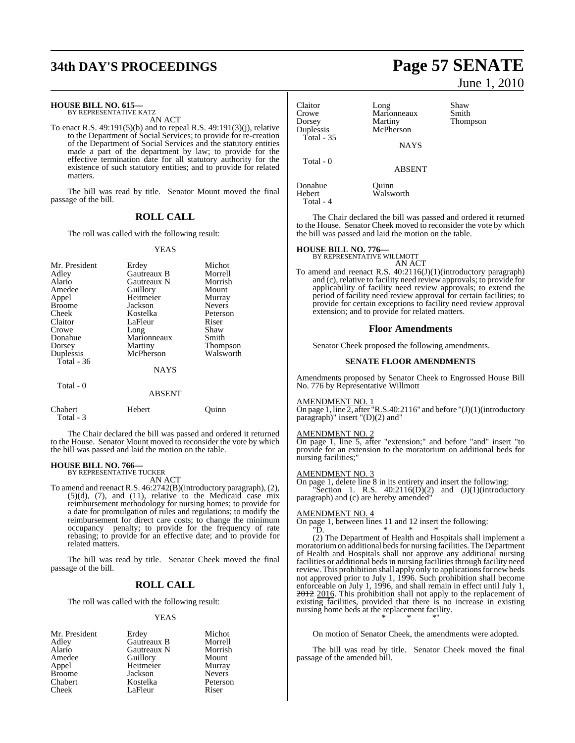**HOUSE BILL NO. 615—**
BY REPRESENTATIVE KATZ

AN ACT

To enact R.S. 49:191(5)(b) and to repeal R.S. 49:191(3)(j), relative to the Department of Social Services; to provide for re-creation of the Department of Social Services and the statutory entities made a part of the department by law; to provide for the effective termination date for all statutory authority for the existence of such statutory entities; and to provide for related matters.

The bill was read by title. Senator Mount moved the final passage of the bill.

## ROLL CALL

The roll was called with the following result:

YEAS

| | | |
|---|---|---|
| Mr. President | Erdey | Michot |
| Adley | Gautreaux B | Morrell |
| Alario | Gautreaux N | Morrish |
| Amedee | Guillory | Mount |
| Appel | Heitmeier | Murray |
| Broome | Jackson | Nevers |
| Cheek | Kostelka | Peterson |
| Claitor | LaFleur | Riser |
| Crowe | Long | Shaw |
| Donahue | Marionneaux | Smith |
| Dorsey | Martiny | Thompson |
| Duplessis | McPherson | Walsworth |

Total - 36

NAYS

Total - 0

ABSENT

| | | |
|---|---|---|
| Chabert | Hebert | Quinn |

Total - 3

The Chair declared the bill was passed and ordered it returned to the House. Senator Mount moved to reconsider the vote by which the bill was passed and laid the motion on the table.

**HOUSE BILL NO. 766—**
BY REPRESENTATIVE TUCKER

AN ACT

To amend and reenact R.S. 46:2742(B)(introductory paragraph), (2), (5)(d), (7), and (11), relative to the Medicaid case mix reimbursement methodology for nursing homes; to provide for a date for promulgation of rules and regulations; to modify the reimbursement for direct care costs; to change the minimum occupancy penalty; to provide for the frequency of rate rebasing; to provide for an effective date; and to provide for related matters.

The bill was read by title. Senator Cheek moved the final passage of the bill.

## ROLL CALL

The roll was called with the following result:

YEAS

| | | |
|---|---|---|
| Mr. President | Erdey | Michot |
| Adley | Gautreaux B | Morrell |
| Alario | Gautreaux N | Morrish |
| Amedee | Guillory | Mount |
| Appel | Heitmeier | Murray |
| Broome | Jackson | Nevers |
| Chabert | Kostelka | Peterson |
| Cheek | LaFleur | Riser |
| Claitor | Long | Shaw |
| Crowe | Marionneaux | Smith |
| Dorsey | Martiny | Thompson |
| Duplessis | McPherson | |

Total - 35

NAYS

Total - 0

ABSENT

| | |
|---|---|
| Donahue | Quinn |
| Hebert | Walsworth |

Total - 4

The Chair declared the bill was passed and ordered it returned to the House. Senator Cheek moved to reconsider the vote by which the bill was passed and laid the motion on the table.

**HOUSE BILL NO. 776—**
BY REPRESENTATIVE WILLMOTT

AN ACT

To amend and reenact R.S. 40:2116(J)(1)(introductory paragraph) and (c), relative to facility need review approvals; to provide for applicability of facility need review approvals; to extend the period of facility need review approval for certain facilities; to provide for certain exceptions to facility need review approval extension; and to provide for related matters.

## Floor Amendments

Senator Cheek proposed the following amendments.

### SENATE FLOOR AMENDMENTS

Amendments proposed by Senator Cheek to Engrossed House Bill No. 776 by Representative Willmott

AMENDMENT NO. 1

On page 1, line 2, after "R.S.40:2116" and before "(J)(1)(introductory paragraph)" insert "(D)(2) and"

AMENDMENT NO. 2

On page 1, line 5, after "extension;" and before "and" insert "to provide for an extension to the moratorium on additional beds for nursing facilities;"

AMENDMENT NO. 3

On page 1, delete line 8 in its entirety and insert the following:

"Section 1. R.S. 40:2116(D)(2) and (J)(1)(introductory paragraph) and (c) are hereby amended"

AMENDMENT NO. 4

On page 1, between lines 11 and 12 insert the following:

"D. * * *

(2) The Department of Health and Hospitals shall implement a moratorium on additional beds for nursing facilities. The Department of Health and Hospitals shall not approve any additional nursing facilities or additional beds in nursing facilities through facility need review. This prohibition shall apply only to applications for new beds not approved prior to July 1, 1996. Such prohibition shall become enforceable on July 1, 1996, and shall remain in effect until July 1, ~~2012~~ 2016. This prohibition shall not apply to the replacement of existing facilities, provided that there is no increase in existing nursing home beds at the replacement facility.

\* * *"

On motion of Senator Cheek, the amendments were adopted.

The bill was read by title. Senator Cheek moved the final passage of the amended bill.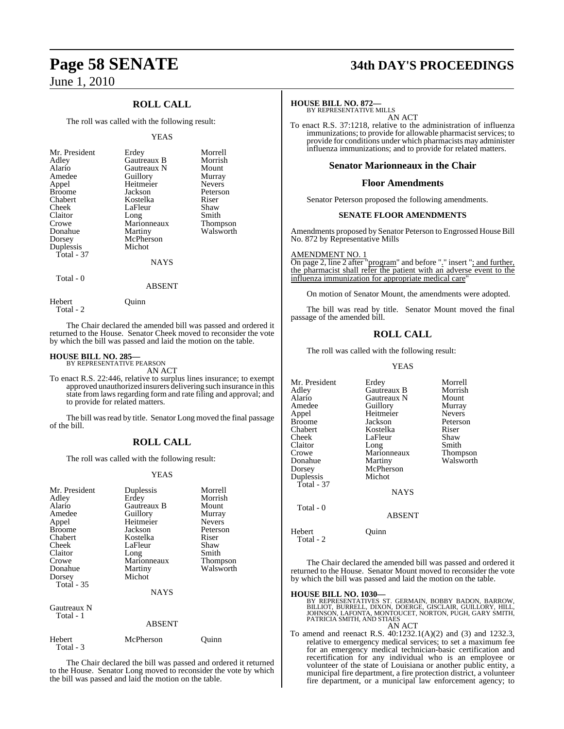## ROLL CALL

The roll was called with the following result:

YEAS

| | | |
|---|---|---|
| Mr. President | Erdey | Morrell |
| Adley | Gautreaux B | Morrish |
| Alario | Gautreaux N | Mount |
| Amedee | Guillory | Murray |
| Appel | Heitmeier | Nevers |
| Broome | Jackson | Peterson |
| Chabert | Kostelka | Riser |
| Cheek | LaFleur | Shaw |
| Claitor | Long | Smith |
| Crowe | Marionneaux | Thompson |
| Donahue | Martiny | Walsworth |
| Dorsey | McPherson | |
| Duplessis | Michot | |

Total - 37

NAYS

Total - 0

ABSENT

| | |
|---|---|
| Hebert | Quinn |

Total - 2

The Chair declared the amended bill was passed and ordered it returned to the House. Senator Cheek moved to reconsider the vote by which the bill was passed and laid the motion on the table.

**HOUSE BILL NO. 285—**
BY REPRESENTATIVE PEARSON
AN ACT
To enact R.S. 22:446, relative to surplus lines insurance; to exempt approved unauthorized insurers delivering such insurance in this state from laws regarding form and rate filing and approval; and to provide for related matters.

The bill was read by title. Senator Long moved the final passage of the bill.

## ROLL CALL

The roll was called with the following result:

YEAS

| | | |
|---|---|---|
| Mr. President | Duplessis | Morrell |
| Adley | Erdey | Morrish |
| Alario | Gautreaux B | Mount |
| Amedee | Guillory | Murray |
| Appel | Heitmeier | Nevers |
| Broome | Jackson | Peterson |
| Chabert | Kostelka | Riser |
| Cheek | LaFleur | Shaw |
| Claitor | Long | Smith |
| Crowe | Marionneaux | Thompson |
| Donahue | Martiny | Walsworth |
| Dorsey | Michot | |

Total - 35

NAYS

Gautreaux N

Total - 1

ABSENT

| | | |
|---|---|---|
| Hebert | McPherson | Quinn |

Total - 3

The Chair declared the bill was passed and ordered it returned to the House. Senator Long moved to reconsider the vote by which the bill was passed and laid the motion on the table.

**HOUSE BILL NO. 872—**
BY REPRESENTATIVE MILLS
AN ACT
To enact R.S. 37:1218, relative to the administration of influenza immunizations; to provide for allowable pharmacist services; to provide for conditions under which pharmacists may administer influenza immunizations; and to provide for related matters.

## Senator Marionneaux in the Chair

## Floor Amendments

Senator Peterson proposed the following amendments.

### SENATE FLOOR AMENDMENTS

Amendments proposed by Senator Peterson to Engrossed House Bill No. 872 by Representative Mills

AMENDMENT NO. 1
On page 2, line 2 after "program" and before "." insert "; and further, the pharmacist shall refer the patient with an adverse event to the influenza immunization for appropriate medical care"

On motion of Senator Mount, the amendments were adopted.

The bill was read by title. Senator Mount moved the final passage of the amended bill.

## ROLL CALL

The roll was called with the following result:

YEAS

| | | |
|---|---|---|
| Mr. President | Erdey | Morrell |
| Adley | Gautreaux B | Morrish |
| Alario | Gautreaux N | Mount |
| Amedee | Guillory | Murray |
| Appel | Heitmeier | Nevers |
| Broome | Jackson | Peterson |
| Chabert | Kostelka | Riser |
| Cheek | LaFleur | Shaw |
| Claitor | Long | Smith |
| Crowe | Marionneaux | Thompson |
| Donahue | Martiny | Walsworth |
| Dorsey | McPherson | |
| Duplessis | Michot | |

Total - 37

NAYS

Total - 0

ABSENT

| | |
|---|---|
| Hebert | Quinn |

Total - 2

The Chair declared the amended bill was passed and ordered it returned to the House. Senator Mount moved to reconsider the vote by which the bill was passed and laid the motion on the table.

**HOUSE BILL NO. 1030—**
BY REPRESENTATIVES ST. GERMAIN, BOBBY BADON, BARROW, BILLIOT, BURRELL, DIXON, DOERGE, GISCLAIR, GUILLORY, HILL, JOHNSON, LAFONTA, MONTOUCET, NORTON, PUGH, GARY SMITH, PATRICIA SMITH, AND STIAES
AN ACT
To amend and reenact R.S. 40:1232.1(A)(2) and (3) and 1232.3, relative to emergency medical services; to set a maximum fee for an emergency medical technician-basic certification and recertification for any individual who is an employee or volunteer of the state of Louisiana or another public entity, a municipal fire department, a fire protection district, a volunteer fire department, or a municipal law enforcement agency; to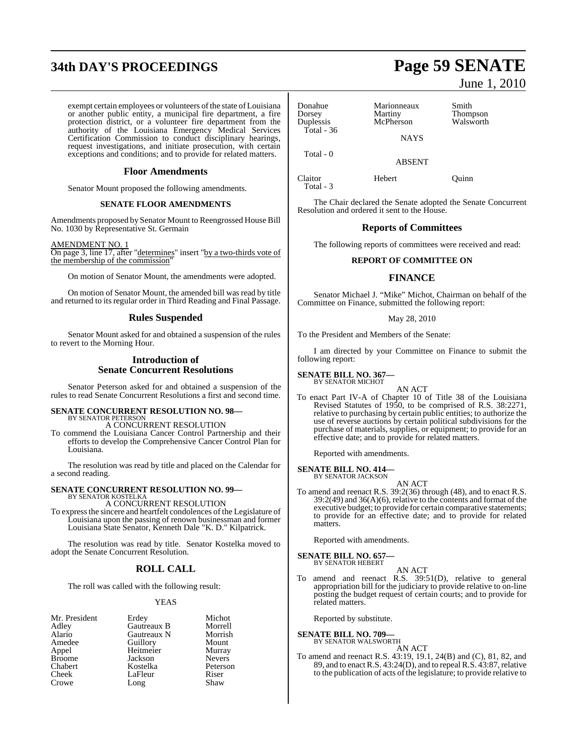exempt certain employees or volunteers of the state of Louisiana or another public entity, a municipal fire department, a fire protection district, or a volunteer fire department from the authority of the Louisiana Emergency Medical Services Certification Commission to conduct disciplinary hearings, request investigations, and initiate prosecution, with certain exceptions and conditions; and to provide for related matters.

## Floor Amendments

Senator Mount proposed the following amendments.

### SENATE FLOOR AMENDMENTS

Amendments proposed by Senator Mount to Reengrossed House Bill No. 1030 by Representative St. Germain

AMENDMENT NO. 1
On page 3, line 17, after "determines" insert "by a two-thirds vote of the membership of the commission"

On motion of Senator Mount, the amendments were adopted.

On motion of Senator Mount, the amended bill was read by title and returned to its regular order in Third Reading and Final Passage.

## Rules Suspended

Senator Mount asked for and obtained a suspension of the rules to revert to the Morning Hour.

## Introduction of Senate Concurrent Resolutions

Senator Peterson asked for and obtained a suspension of the rules to read Senate Concurrent Resolutions a first and second time.

**SENATE CONCURRENT RESOLUTION NO. 98—**
BY SENATOR PETERSON
A CONCURRENT RESOLUTION
To commend the Louisiana Cancer Control Partnership and their efforts to develop the Comprehensive Cancer Control Plan for Louisiana.

The resolution was read by title and placed on the Calendar for a second reading.

**SENATE CONCURRENT RESOLUTION NO. 99—**
BY SENATOR KOSTELKA
A CONCURRENT RESOLUTION
To express the sincere and heartfelt condolences of the Legislature of Louisiana upon the passing of renown businessman and former Louisiana State Senator, Kenneth Dale "K. D." Kilpatrick.

The resolution was read by title. Senator Kostelka moved to adopt the Senate Concurrent Resolution.

## ROLL CALL

The roll was called with the following result:

YEAS

| | | |
|---|---|---|
| Mr. President | Erdey | Michot |
| Adley | Gautreaux B | Morrell |
| Alario | Gautreaux N | Morrish |
| Amedee | Guillory | Mount |
| Appel | Heitmeier | Murray |
| Broome | Jackson | Nevers |
| Chabert | Kostelka | Peterson |
| Cheek | LaFleur | Riser |
| Crowe | Long | Shaw |
| Donahue | Marionneaux | Smith |
| Dorsey | Martiny | Thompson |
| Duplessis | McPherson | Walsworth |

Total - 36

NAYS

Total - 0

ABSENT

| | | |
|---|---|---|
| Claitor | Hebert | Quinn |

Total - 3

The Chair declared the Senate adopted the Senate Concurrent Resolution and ordered it sent to the House.

## Reports of Committees

The following reports of committees were received and read:

### REPORT OF COMMITTEE ON

## FINANCE

Senator Michael J. "Mike" Michot, Chairman on behalf of the Committee on Finance, submitted the following report:

May 28, 2010

To the President and Members of the Senate:

I am directed by your Committee on Finance to submit the following report:

**SENATE BILL NO. 367—**
BY SENATOR MICHOT
AN ACT
To enact Part IV-A of Chapter 10 of Title 38 of the Louisiana Revised Statutes of 1950, to be comprised of R.S. 38:2271, relative to purchasing by certain public entities; to authorize the use of reverse auctions by certain political subdivisions for the purchase of materials, supplies, or equipment; to provide for an effective date; and to provide for related matters.

Reported with amendments.

**SENATE BILL NO. 414—**
BY SENATOR JACKSON
AN ACT
To amend and reenact R.S. 39:2(36) through (48), and to enact R.S. 39:2(49) and 36(A)(6), relative to the contents and format of the executive budget; to provide for certain comparative statements; to provide for an effective date; and to provide for related matters.

Reported with amendments.

**SENATE BILL NO. 657—**
BY SENATOR HEBERT
AN ACT
To amend and reenact R.S. 39:51(D), relative to general appropriation bill for the judiciary to provide relative to on-line posting the budget request of certain courts; and to provide for related matters.

Reported by substitute.

**SENATE BILL NO. 709—**
BY SENATOR WALSWORTH
AN ACT
To amend and reenact R.S. 43:19, 19.1, 24(B) and (C), 81, 82, and 89, and to enact R.S. 43:24(D), and to repeal R.S. 43:87, relative to the publication of acts of the legislature; to provide relative to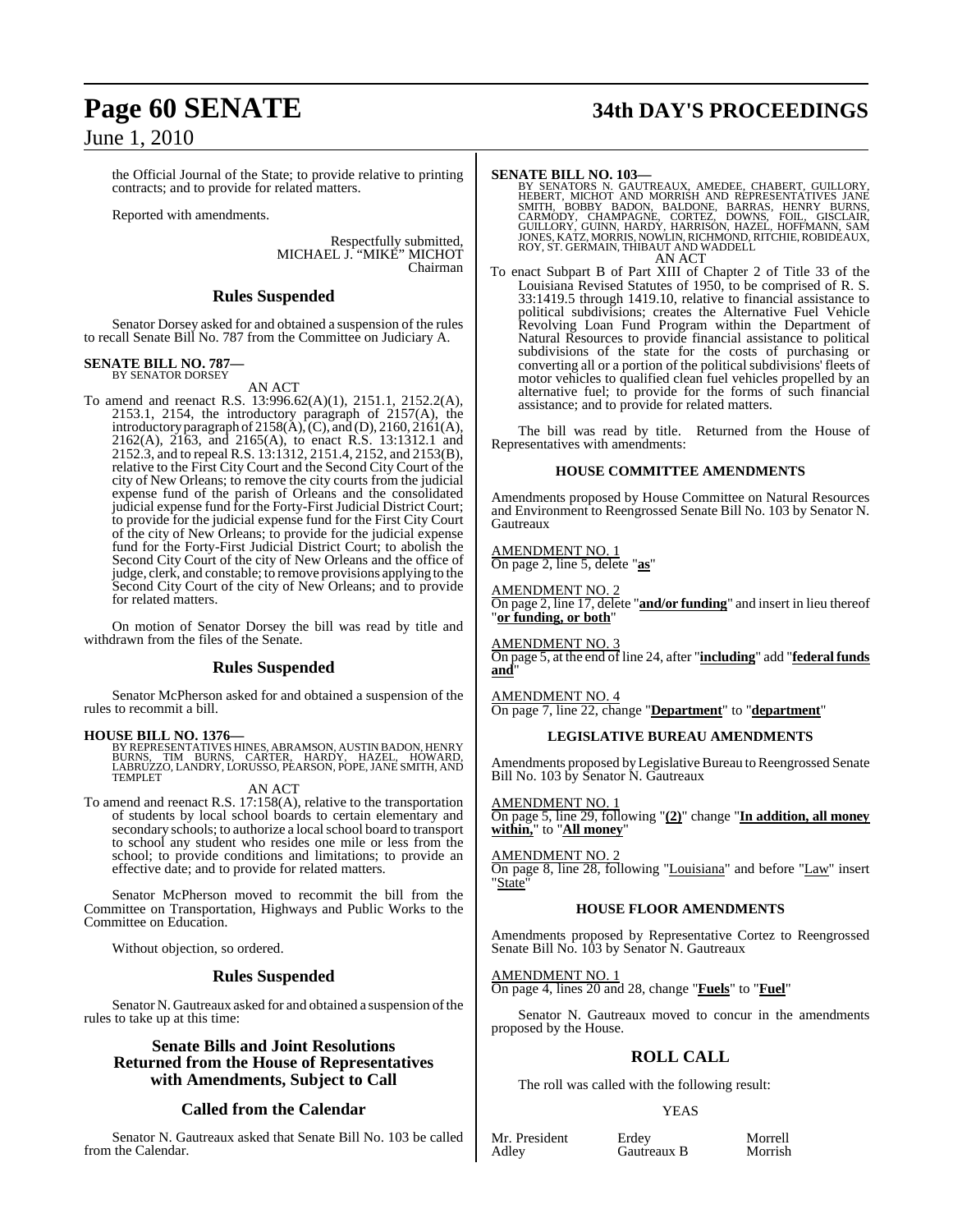the Official Journal of the State; to provide relative to printing contracts; and to provide for related matters.

Reported with amendments.

Respectfully submitted,
MICHAEL J. "MIKE" MICHOT
Chairman

## Rules Suspended

Senator Dorsey asked for and obtained a suspension of the rules to recall Senate Bill No. 787 from the Committee on Judiciary A.

**SENATE BILL NO. 787—**
BY SENATOR DORSEY

AN ACT

To amend and reenact R.S. 13:996.62(A)(1), 2151.1, 2152.2(A), 2153.1, 2154, the introductory paragraph of 2157(A), the introductory paragraph of 2158(A), (C), and (D), 2160, 2161(A), 2162(A), 2163, and 2165(A), to enact R.S. 13:1312.1 and 2152.3, and to repeal R.S. 13:1312, 2151.4, 2152, and 2153(B), relative to the First City Court and the Second City Court of the city of New Orleans; to remove the city courts from the judicial expense fund of the parish of Orleans and the consolidated judicial expense fund for the Forty-First Judicial District Court; to provide for the judicial expense fund for the First City Court of the city of New Orleans; to provide for the judicial expense fund for the Forty-First Judicial District Court; to abolish the Second City Court of the city of New Orleans and the office of judge, clerk, and constable; to remove provisions applying to the Second City Court of the city of New Orleans; and to provide for related matters.

On motion of Senator Dorsey the bill was read by title and withdrawn from the files of the Senate.

## Rules Suspended

Senator McPherson asked for and obtained a suspension of the rules to recommit a bill.

**HOUSE BILL NO. 1376—**
BY REPRESENTATIVES HINES, ABRAMSON, AUSTIN BADON, HENRY BURNS, TIM BURNS, CARTER, HARDY, HAZEL, HOWARD, LABRUZZO, LANDRY, LORUSSO, PEARSON, POPE, JANE SMITH, AND TEMPLET

AN ACT

To amend and reenact R.S. 17:158(A), relative to the transportation of students by local school boards to certain elementary and secondary schools; to authorize a local school board to transport to school any student who resides one mile or less from the school; to provide conditions and limitations; to provide an effective date; and to provide for related matters.

Senator McPherson moved to recommit the bill from the Committee on Transportation, Highways and Public Works to the Committee on Education.

Without objection, so ordered.

## Rules Suspended

Senator N. Gautreaux asked for and obtained a suspension of the rules to take up at this time:

## Senate Bills and Joint Resolutions Returned from the House of Representatives with Amendments, Subject to Call

## Called from the Calendar

Senator N. Gautreaux asked that Senate Bill No. 103 be called from the Calendar.

**SENATE BILL NO. 103—**
BY SENATORS N. GAUTREAUX, AMEDEE, CHABERT, GUILLORY, HEBERT, MICHOT AND MORRISH AND REPRESENTATIVES JANE SMITH, BOBBY BADON, BALDONE, BARRAS, HENRY BURNS, CARMODY, CHAMPAGNE, CORTEZ, DOWNS, FOIL, GISCLAIR, GUILLORY, GUINN, HARDY, HARRISON, HAZEL, HOFFMANN, SAM JONES, KATZ, MORRIS, NOWLIN, RICHMOND, RITCHIE, ROBIDEAUX, ROY, ST. GERMAIN, THIBAUT AND WADDELL

AN ACT

To enact Subpart B of Part XIII of Chapter 2 of Title 33 of the Louisiana Revised Statutes of 1950, to be comprised of R. S. 33:1419.5 through 1419.10, relative to financial assistance to political subdivisions; creates the Alternative Fuel Vehicle Revolving Loan Fund Program within the Department of Natural Resources to provide financial assistance to political subdivisions of the state for the costs of purchasing or converting all or a portion of the political subdivisions' fleets of motor vehicles to qualified clean fuel vehicles propelled by an alternative fuel; to provide for the forms of such financial assistance; and to provide for related matters.

The bill was read by title. Returned from the House of Representatives with amendments:

### HOUSE COMMITTEE AMENDMENTS

Amendments proposed by House Committee on Natural Resources and Environment to Reengrossed Senate Bill No. 103 by Senator N. Gautreaux

AMENDMENT NO. 1
On page 2, line 5, delete "**as**"

AMENDMENT NO. 2
On page 2, line 17, delete "**and/or funding**" and insert in lieu thereof "**or funding, or both**"

AMENDMENT NO. 3
On page 5, at the end of line 24, after "**including**" add "**federal funds and**"

AMENDMENT NO. 4
On page 7, line 22, change "**Department**" to "**department**"

### LEGISLATIVE BUREAU AMENDMENTS

Amendments proposed by Legislative Bureau to Reengrossed Senate Bill No. 103 by Senator N. Gautreaux

AMENDMENT NO. 1
On page 5, line 29, following "**(2)**" change "**In addition, all money within,**" to "**All money**"

AMENDMENT NO. 2
On page 8, line 28, following "Louisiana" and before "Law" insert "State"

### HOUSE FLOOR AMENDMENTS

Amendments proposed by Representative Cortez to Reengrossed Senate Bill No. 103 by Senator N. Gautreaux

AMENDMENT NO. 1
On page 4, lines 20 and 28, change "**Fuels**" to "**Fuel**"

Senator N. Gautreaux moved to concur in the amendments proposed by the House.

## ROLL CALL

The roll was called with the following result:

YEAS

| | | |
|---|---|---|
| Mr. President | Erdey | Morrell |
| Adley | Gautreaux B | Morrish |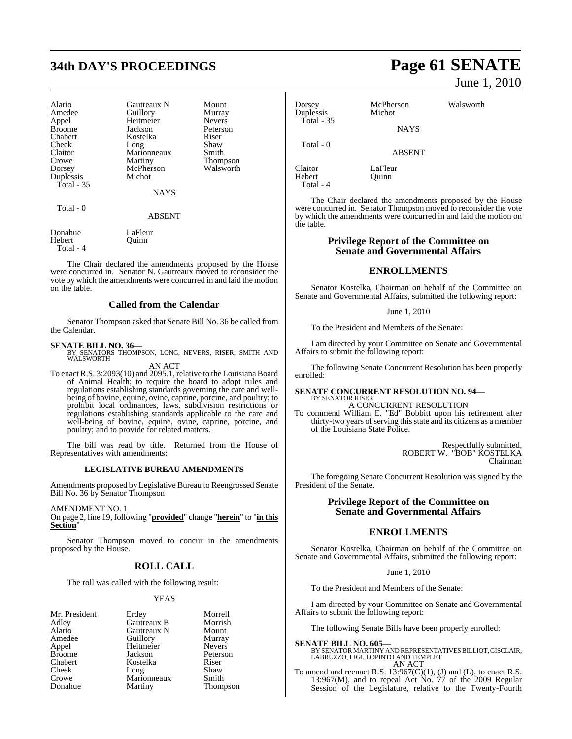| Alario | Gautreaux N | Mount |
|---|---|---|
| Amedee | Guillory | Murray |
| Appel | Heitmeier | Nevers |
| Broome | Jackson | Peterson |
| Chabert | Kostelka | Riser |
| Cheek | Long | Shaw |
| Claitor | Marionneaux | Smith |
| Crowe | Martiny | Thompson |
| Dorsey | McPherson | Walsworth |
| Duplessis | Michot | |

Total - 35

NAYS

Total - 0

ABSENT

| Donahue | LaFleur |
|---|---|
| Hebert | Quinn |

Total - 4

The Chair declared the amendments proposed by the House were concurred in. Senator N. Gautreaux moved to reconsider the vote by which the amendments were concurred in and laid the motion on the table.

## Called from the Calendar

Senator Thompson asked that Senate Bill No. 36 be called from the Calendar.

**SENATE BILL NO. 36—**
BY SENATORS THOMPSON, LONG, NEVERS, RISER, SMITH AND WALSWORTH

AN ACT

To enact R.S. 3:2093(10) and 2095.1, relative to the Louisiana Board of Animal Health; to require the board to adopt rules and regulations establishing standards governing the care and well-being of bovine, equine, ovine, caprine, porcine, and poultry; to prohibit local ordinances, laws, subdivision restrictions or regulations establishing standards applicable to the care and well-being of bovine, equine, ovine, caprine, porcine, and poultry; and to provide for related matters.

The bill was read by title. Returned from the House of Representatives with amendments:

**LEGISLATIVE BUREAU AMENDMENTS**

Amendments proposed by Legislative Bureau to Reengrossed Senate Bill No. 36 by Senator Thompson

AMENDMENT NO. 1

On page 2, line 19, following "**provided**" change "**herein**" to "**in this Section**"

Senator Thompson moved to concur in the amendments proposed by the House.

## ROLL CALL

The roll was called with the following result:

YEAS

| Mr. President | Erdey | Morrell |
|---|---|---|
| Adley | Gautreaux B | Morrish |
| Alario | Gautreaux N | Mount |
| Amedee | Guillory | Murray |
| Appel | Heitmeier | Nevers |
| Broome | Jackson | Peterson |
| Chabert | Kostelka | Riser |
| Cheek | Long | Shaw |
| Crowe | Marionneaux | Smith |
| Donahue | Martiny | Thompson |
| Dorsey | McPherson | Walsworth |
| Duplessis | Michot | |

Total - 35

NAYS

Total - 0

ABSENT

| Claitor | LaFleur |
|---|---|
| Hebert | Quinn |

Total - 4

The Chair declared the amendments proposed by the House were concurred in. Senator Thompson moved to reconsider the vote by which the amendments were concurred in and laid the motion on the table.

## Privilege Report of the Committee on Senate and Governmental Affairs

## ENROLLMENTS

Senator Kostelka, Chairman on behalf of the Committee on Senate and Governmental Affairs, submitted the following report:

June 1, 2010

To the President and Members of the Senate:

I am directed by your Committee on Senate and Governmental Affairs to submit the following report:

The following Senate Concurrent Resolution has been properly enrolled:

**SENATE CONCURRENT RESOLUTION NO. 94—**
BY SENATOR RISER

A CONCURRENT RESOLUTION

To commend William E. "Ed" Bobbitt upon his retirement after thirty-two years of serving this state and its citizens as a member of the Louisiana State Police.

Respectfully submitted,
ROBERT W. "BOB" KOSTELKA
Chairman

The foregoing Senate Concurrent Resolution was signed by the President of the Senate.

## Privilege Report of the Committee on Senate and Governmental Affairs

## ENROLLMENTS

Senator Kostelka, Chairman on behalf of the Committee on Senate and Governmental Affairs, submitted the following report:

June 1, 2010

To the President and Members of the Senate:

I am directed by your Committee on Senate and Governmental Affairs to submit the following report:

The following Senate Bills have been properly enrolled:

**SENATE BILL NO. 605—**
BY SENATOR MARTINY AND REPRESENTATIVES BILLIOT, GISCLAIR, LABRUZZO, LIGI, LOPINTO AND TEMPLET

AN ACT

To amend and reenact R.S. 13:967(C)(1), (J) and (L), to enact R.S. 13:967(M), and to repeal Act No. 77 of the 2009 Regular Session of the Legislature, relative to the Twenty-Fourth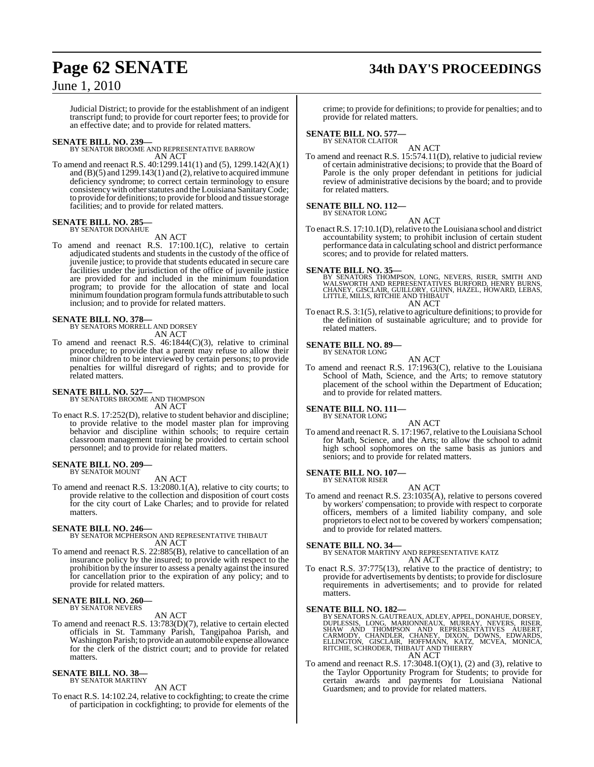Judicial District; to provide for the establishment of an indigent transcript fund; to provide for court reporter fees; to provide for an effective date; and to provide for related matters.

**SENATE BILL NO. 239—**
BY SENATOR BROOME AND REPRESENTATIVE BARROW
AN ACT

To amend and reenact R.S. 40:1299.141(1) and (5), 1299.142(A)(1) and (B)(5) and 1299.143(1) and (2), relative to acquired immune deficiency syndrome; to correct certain terminology to ensure consistency with other statutes and the Louisiana Sanitary Code; to provide for definitions; to provide for blood and tissue storage facilities; and to provide for related matters.

**SENATE BILL NO. 285—**
BY SENATOR DONAHUE
AN ACT

To amend and reenact R.S. 17:100.1(C), relative to certain adjudicated students and students in the custody of the office of juvenile justice; to provide that students educated in secure care facilities under the jurisdiction of the office of juvenile justice are provided for and included in the minimum foundation program; to provide for the allocation of state and local minimum foundation program formula funds attributable to such inclusion; and to provide for related matters.

**SENATE BILL NO. 378—**
BY SENATORS MORRELL AND DORSEY
AN ACT

To amend and reenact R.S. 46:1844(C)(3), relative to criminal procedure; to provide that a parent may refuse to allow their minor children to be interviewed by certain persons; to provide penalties for willful disregard of rights; and to provide for related matters.

**SENATE BILL NO. 527—**
BY SENATORS BROOME AND THOMPSON
AN ACT

To enact R.S. 17:252(D), relative to student behavior and discipline; to provide relative to the model master plan for improving behavior and discipline within schools; to require certain classroom management training be provided to certain school personnel; and to provide for related matters.

**SENATE BILL NO. 209—**
BY SENATOR MOUNT
AN ACT

To amend and reenact R.S. 13:2080.1(A), relative to city courts; to provide relative to the collection and disposition of court costs for the city court of Lake Charles; and to provide for related matters.

**SENATE BILL NO. 246—**
BY SENATOR MCPHERSON AND REPRESENTATIVE THIBAUT
AN ACT

To amend and reenact R.S. 22:885(B), relative to cancellation of an insurance policy by the insured; to provide with respect to the prohibition by the insurer to assess a penalty against the insured for cancellation prior to the expiration of any policy; and to provide for related matters.

**SENATE BILL NO. 260—**
BY SENATOR NEVERS
AN ACT

To amend and reenact R.S. 13:783(D)(7), relative to certain elected officials in St. Tammany Parish, Tangipahoa Parish, and Washington Parish; to provide an automobile expense allowance for the clerk of the district court; and to provide for related matters.

**SENATE BILL NO. 38—**
BY SENATOR MARTINY
AN ACT

To enact R.S. 14:102.24, relative to cockfighting; to create the crime of participation in cockfighting; to provide for elements of the crime; to provide for definitions; to provide for penalties; and to provide for related matters.

**SENATE BILL NO. 577—**
BY SENATOR CLAITOR
AN ACT

To amend and reenact R.S. 15:574.11(D), relative to judicial review of certain administrative decisions; to provide that the Board of Parole is the only proper defendant in petitions for judicial review of administrative decisions by the board; and to provide for related matters.

**SENATE BILL NO. 112—**
BY SENATOR LONG
AN ACT

To enact R.S. 17:10.1(D), relative to the Louisiana school and district accountability system; to prohibit inclusion of certain student performance data in calculating school and district performance scores; and to provide for related matters.

**SENATE BILL NO. 35—**
BY SENATORS THOMPSON, LONG, NEVERS, RISER, SMITH AND WALSWORTH AND REPRESENTATIVES BURFORD, HENRY BURNS, CHANEY, GISCLAIR, GUILLORY, GUINN, HAZEL, HOWARD, LEBAS, LITTLE, MILLS, RITCHIE AND THIBAUT
AN ACT

To enact R.S. 3:1(5), relative to agriculture definitions; to provide for the definition of sustainable agriculture; and to provide for related matters.

**SENATE BILL NO. 89—**
BY SENATOR LONG
AN ACT

To amend and reenact R.S. 17:1963(C), relative to the Louisiana School of Math, Science, and the Arts; to remove statutory placement of the school within the Department of Education; and to provide for related matters.

**SENATE BILL NO. 111—**
BY SENATOR LONG
AN ACT

To amend and reenact R. S. 17:1967, relative to the Louisiana School for Math, Science, and the Arts; to allow the school to admit high school sophomores on the same basis as juniors and seniors; and to provide for related matters.

**SENATE BILL NO. 107—**
BY SENATOR RISER
AN ACT

To amend and reenact R.S. 23:1035(A), relative to persons covered by workers' compensation; to provide with respect to corporate officers, members of a limited liability company, and sole proprietors to elect not to be covered by workers' compensation; and to provide for related matters.

**SENATE BILL NO. 34—**
BY SENATOR MARTINY AND REPRESENTATIVE KATZ
AN ACT

To enact R.S. 37:775(13), relative to the practice of dentistry; to provide for advertisements by dentists; to provide for disclosure requirements in advertisements; and to provide for related matters.

**SENATE BILL NO. 182—**
BY SENATORS N. GAUTREAUX, ADLEY, APPEL, DONAHUE, DORSEY, DUPLESSIS, LONG, MARIONNEAUX, MURRAY, NEVERS, RISER, SHAW AND THOMPSON AND REPRESENTATIVES AUBERT, CARMODY, CHANDLER, CHANEY, DIXON, DOWNS, EDWARDS, ELLINGTON, GISCLAIR, HOFFMANN, KATZ, MCVEA, MONICA, RITCHIE, SCHRODER, THIBAUT AND THIERRY
AN ACT

To amend and reenact R.S. 17:3048.1(O)(1), (2) and (3), relative to the Taylor Opportunity Program for Students; to provide for certain awards and payments for Louisiana National Guardsmen; and to provide for related matters.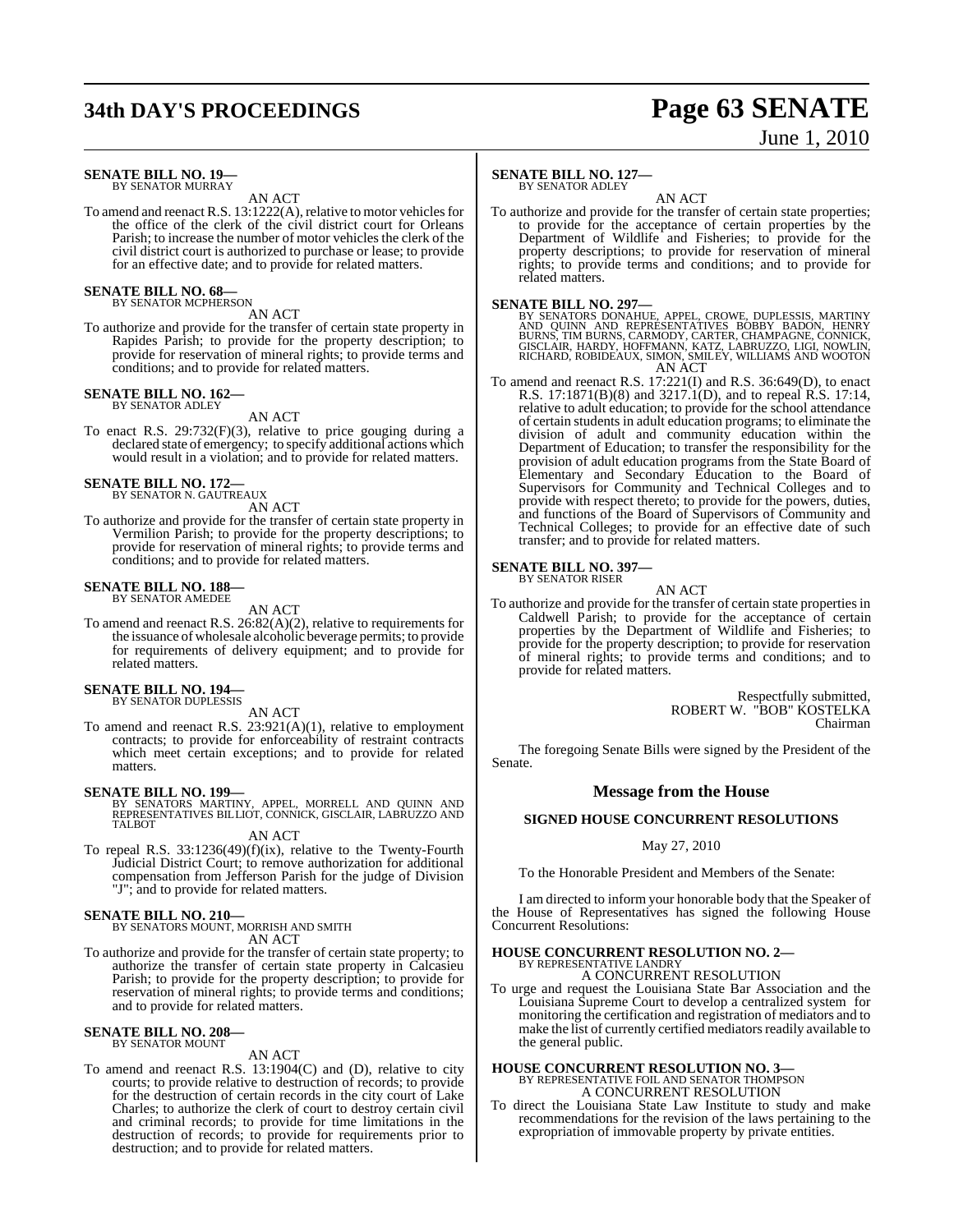**SENATE BILL NO. 19—**
BY SENATOR MURRAY

AN ACT

To amend and reenact R.S. 13:1222(A), relative to motor vehicles for the office of the clerk of the civil district court for Orleans Parish; to increase the number of motor vehicles the clerk of the civil district court is authorized to purchase or lease; to provide for an effective date; and to provide for related matters.

**SENATE BILL NO. 68—**
BY SENATOR MCPHERSON

AN ACT

To authorize and provide for the transfer of certain state property in Rapides Parish; to provide for the property description; to provide for reservation of mineral rights; to provide terms and conditions; and to provide for related matters.

**SENATE BILL NO. 162—**
BY SENATOR ADLEY

AN ACT

To enact R.S. 29:732(F)(3), relative to price gouging during a declared state of emergency; to specify additional actions which would result in a violation; and to provide for related matters.

**SENATE BILL NO. 172—**
BY SENATOR N. GAUTREAUX

AN ACT

To authorize and provide for the transfer of certain state property in Vermilion Parish; to provide for the property descriptions; to provide for reservation of mineral rights; to provide terms and conditions; and to provide for related matters.

**SENATE BILL NO. 188—**
BY SENATOR AMEDEE

AN ACT

To amend and reenact R.S. 26:82(A)(2), relative to requirements for the issuance of wholesale alcoholic beverage permits; to provide for requirements of delivery equipment; and to provide for related matters.

**SENATE BILL NO. 194—**
BY SENATOR DUPLESSIS

AN ACT

To amend and reenact R.S. 23:921(A)(1), relative to employment contracts; to provide for enforceability of restraint contracts which meet certain exceptions; and to provide for related matters.

**SENATE BILL NO. 199—**
BY SENATORS MARTINY, APPEL, MORRELL AND QUINN AND REPRESENTATIVES BILLIOT, CONNICK, GISCLAIR, LABRUZZO AND TALBOT

AN ACT

To repeal R.S. 33:1236(49)(f)(ix), relative to the Twenty-Fourth Judicial District Court; to remove authorization for additional compensation from Jefferson Parish for the judge of Division "J"; and to provide for related matters.

**SENATE BILL NO. 210—**
BY SENATORS MOUNT, MORRISH AND SMITH

AN ACT

To authorize and provide for the transfer of certain state property; to authorize the transfer of certain state property in Calcasieu Parish; to provide for the property description; to provide for reservation of mineral rights; to provide terms and conditions; and to provide for related matters.

**SENATE BILL NO. 208—**
BY SENATOR MOUNT

AN ACT

To amend and reenact R.S. 13:1904(C) and (D), relative to city courts; to provide relative to destruction of records; to provide for the destruction of certain records in the city court of Lake Charles; to authorize the clerk of court to destroy certain civil and criminal records; to provide for time limitations in the destruction of records; to provide for requirements prior to destruction; and to provide for related matters.

**SENATE BILL NO. 127—**
BY SENATOR ADLEY

AN ACT

To authorize and provide for the transfer of certain state properties; to provide for the acceptance of certain properties by the Department of Wildlife and Fisheries; to provide for the property descriptions; to provide for reservation of mineral rights; to provide terms and conditions; and to provide for related matters.

**SENATE BILL NO. 297—**
BY SENATORS DONAHUE, APPEL, CROWE, DUPLESSIS, MARTINY AND QUINN AND REPRESENTATIVES BOBBY BADON, HENRY BURNS, TIM BURNS, CARMODY, CARTER, CHAMPAGNE, CONNICK, GISCLAIR, HARDY, HOFFMANN, KATZ, LABRUZZO, LIGI, NOWLIN, RICHARD, ROBIDEAUX, SIMON, SMILEY, WILLIAMS AND WOOTON

AN ACT

To amend and reenact R.S. 17:221(I) and R.S. 36:649(D), to enact R.S. 17:1871(B)(8) and 3217.1(D), and to repeal R.S. 17:14, relative to adult education; to provide for the school attendance of certain students in adult education programs; to eliminate the division of adult and community education within the Department of Education; to transfer the responsibility for the provision of adult education programs from the State Board of Elementary and Secondary Education to the Board of Supervisors for Community and Technical Colleges and to provide with respect thereto; to provide for the powers, duties, and functions of the Board of Supervisors of Community and Technical Colleges; to provide for an effective date of such transfer; and to provide for related matters.

**SENATE BILL NO. 397—**
BY SENATOR RISER

AN ACT

To authorize and provide for the transfer of certain state properties in Caldwell Parish; to provide for the acceptance of certain properties by the Department of Wildlife and Fisheries; to provide for the property description; to provide for reservation of mineral rights; to provide terms and conditions; and to provide for related matters.

Respectfully submitted,
ROBERT W. "BOB" KOSTELKA
Chairman

The foregoing Senate Bills were signed by the President of the Senate.

## Message from the House

### SIGNED HOUSE CONCURRENT RESOLUTIONS

May 27, 2010

To the Honorable President and Members of the Senate:

I am directed to inform your honorable body that the Speaker of the House of Representatives has signed the following House Concurrent Resolutions:

**HOUSE CONCURRENT RESOLUTION NO. 2—**
BY REPRESENTATIVE LANDRY

A CONCURRENT RESOLUTION

To urge and request the Louisiana State Bar Association and the Louisiana Supreme Court to develop a centralized system for monitoring the certification and registration of mediators and to make the list of currently certified mediators readily available to the general public.

**HOUSE CONCURRENT RESOLUTION NO. 3—**
BY REPRESENTATIVE FOIL AND SENATOR THOMPSON

A CONCURRENT RESOLUTION

To direct the Louisiana State Law Institute to study and make recommendations for the revision of the laws pertaining to the expropriation of immovable property by private entities.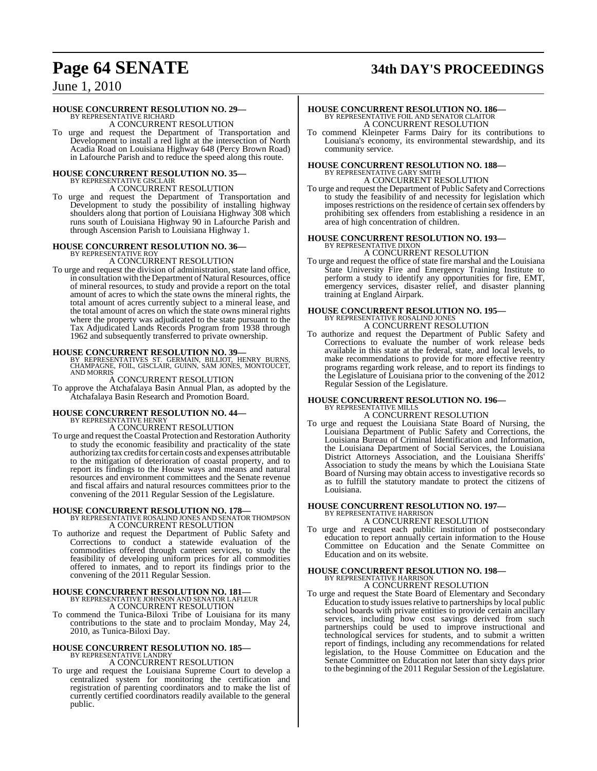**HOUSE CONCURRENT RESOLUTION NO. 29—**
BY REPRESENTATIVE RICHARD
A CONCURRENT RESOLUTION

To urge and request the Department of Transportation and Development to install a red light at the intersection of North Acadia Road on Louisiana Highway 648 (Percy Brown Road) in Lafourche Parish and to reduce the speed along this route.

**HOUSE CONCURRENT RESOLUTION NO. 35—**
BY REPRESENTATIVE GISCLAIR
A CONCURRENT RESOLUTION

To urge and request the Department of Transportation and Development to study the possibility of installing highway shoulders along that portion of Louisiana Highway 308 which runs south of Louisiana Highway 90 in Lafourche Parish and through Ascension Parish to Louisiana Highway 1.

**HOUSE CONCURRENT RESOLUTION NO. 36—**
BY REPRESENTATIVE ROY
A CONCURRENT RESOLUTION

To urge and request the division of administration, state land office, in consultation with the Department of Natural Resources, office of mineral resources, to study and provide a report on the total amount of acres to which the state owns the mineral rights, the total amount of acres currently subject to a mineral lease, and the total amount of acres on which the state owns mineral rights where the property was adjudicated to the state pursuant to the Tax Adjudicated Lands Records Program from 1938 through 1962 and subsequently transferred to private ownership.

**HOUSE CONCURRENT RESOLUTION NO. 39—**
BY REPRESENTATIVES ST. GERMAIN, BILLIOT, HENRY BURNS, CHAMPAGNE, FOIL, GISCLAIR, GUINN, SAM JONES, MONTOUCET, AND MORRIS
A CONCURRENT RESOLUTION

To approve the Atchafalaya Basin Annual Plan, as adopted by the Atchafalaya Basin Research and Promotion Board.

**HOUSE CONCURRENT RESOLUTION NO. 44—**
BY REPRESENTATIVE HENRY
A CONCURRENT RESOLUTION

To urge and request the Coastal Protection and Restoration Authority to study the economic feasibility and practicality of the state authorizing tax credits for certain costs and expenses attributable to the mitigation of deterioration of coastal property, and to report its findings to the House ways and means and natural resources and environment committees and the Senate revenue and fiscal affairs and natural resources committees prior to the convening of the 2011 Regular Session of the Legislature.

**HOUSE CONCURRENT RESOLUTION NO. 178—**
BY REPRESENTATIVE ROSALIND JONES AND SENATOR THOMPSON
A CONCURRENT RESOLUTION

To authorize and request the Department of Public Safety and Corrections to conduct a statewide evaluation of the commodities offered through canteen services, to study the feasibility of developing uniform prices for all commodities offered to inmates, and to report its findings prior to the convening of the 2011 Regular Session.

**HOUSE CONCURRENT RESOLUTION NO. 181—**
BY REPRESENTATIVE JOHNSON AND SENATOR LAFLEUR
A CONCURRENT RESOLUTION

To commend the Tunica-Biloxi Tribe of Louisiana for its many contributions to the state and to proclaim Monday, May 24, 2010, as Tunica-Biloxi Day.

**HOUSE CONCURRENT RESOLUTION NO. 185—**
BY REPRESENTATIVE LANDRY
A CONCURRENT RESOLUTION

To urge and request the Louisiana Supreme Court to develop a centralized system for monitoring the certification and registration of parenting coordinators and to make the list of currently certified coordinators readily available to the general public.

**HOUSE CONCURRENT RESOLUTION NO. 186—**
BY REPRESENTATIVE FOIL AND SENATOR CLAITOR
A CONCURRENT RESOLUTION

To commend Kleinpeter Farms Dairy for its contributions to Louisiana's economy, its environmental stewardship, and its community service.

**HOUSE CONCURRENT RESOLUTION NO. 188—**
BY REPRESENTATIVE GARY SMITH
A CONCURRENT RESOLUTION

To urge and request the Department of Public Safety and Corrections to study the feasibility of and necessity for legislation which imposes restrictions on the residence of certain sex offenders by prohibiting sex offenders from establishing a residence in an area of high concentration of children.

**HOUSE CONCURRENT RESOLUTION NO. 193—**
BY REPRESENTATIVE DIXON
A CONCURRENT RESOLUTION

To urge and request the office of state fire marshal and the Louisiana State University Fire and Emergency Training Institute to perform a study to identify any opportunities for fire, EMT, emergency services, disaster relief, and disaster planning training at England Airpark.

**HOUSE CONCURRENT RESOLUTION NO. 195—**
BY REPRESENTATIVE ROSALIND JONES
A CONCURRENT RESOLUTION

To authorize and request the Department of Public Safety and Corrections to evaluate the number of work release beds available in this state at the federal, state, and local levels, to make recommendations to provide for more effective reentry programs regarding work release, and to report its findings to the Legislature of Louisiana prior to the convening of the 2012 Regular Session of the Legislature.

**HOUSE CONCURRENT RESOLUTION NO. 196—**
BY REPRESENTATIVE MILLS
A CONCURRENT RESOLUTION

To urge and request the Louisiana State Board of Nursing, the Louisiana Department of Public Safety and Corrections, the Louisiana Bureau of Criminal Identification and Information, the Louisiana Department of Social Services, the Louisiana District Attorneys Association, and the Louisiana Sheriffs' Association to study the means by which the Louisiana State Board of Nursing may obtain access to investigative records so as to fulfill the statutory mandate to protect the citizens of Louisiana.

**HOUSE CONCURRENT RESOLUTION NO. 197—**
BY REPRESENTATIVE HARRISON
A CONCURRENT RESOLUTION

To urge and request each public institution of postsecondary education to report annually certain information to the House Committee on Education and the Senate Committee on Education and on its website.

**HOUSE CONCURRENT RESOLUTION NO. 198—**
BY REPRESENTATIVE HARRISON
A CONCURRENT RESOLUTION

To urge and request the State Board of Elementary and Secondary Education to study issues relative to partnerships by local public school boards with private entities to provide certain ancillary services, including how cost savings derived from such partnerships could be used to improve instructional and technological services for students, and to submit a written report of findings, including any recommendations for related legislation, to the House Committee on Education and the Senate Committee on Education not later than sixty days prior to the beginning of the 2011 Regular Session of the Legislature.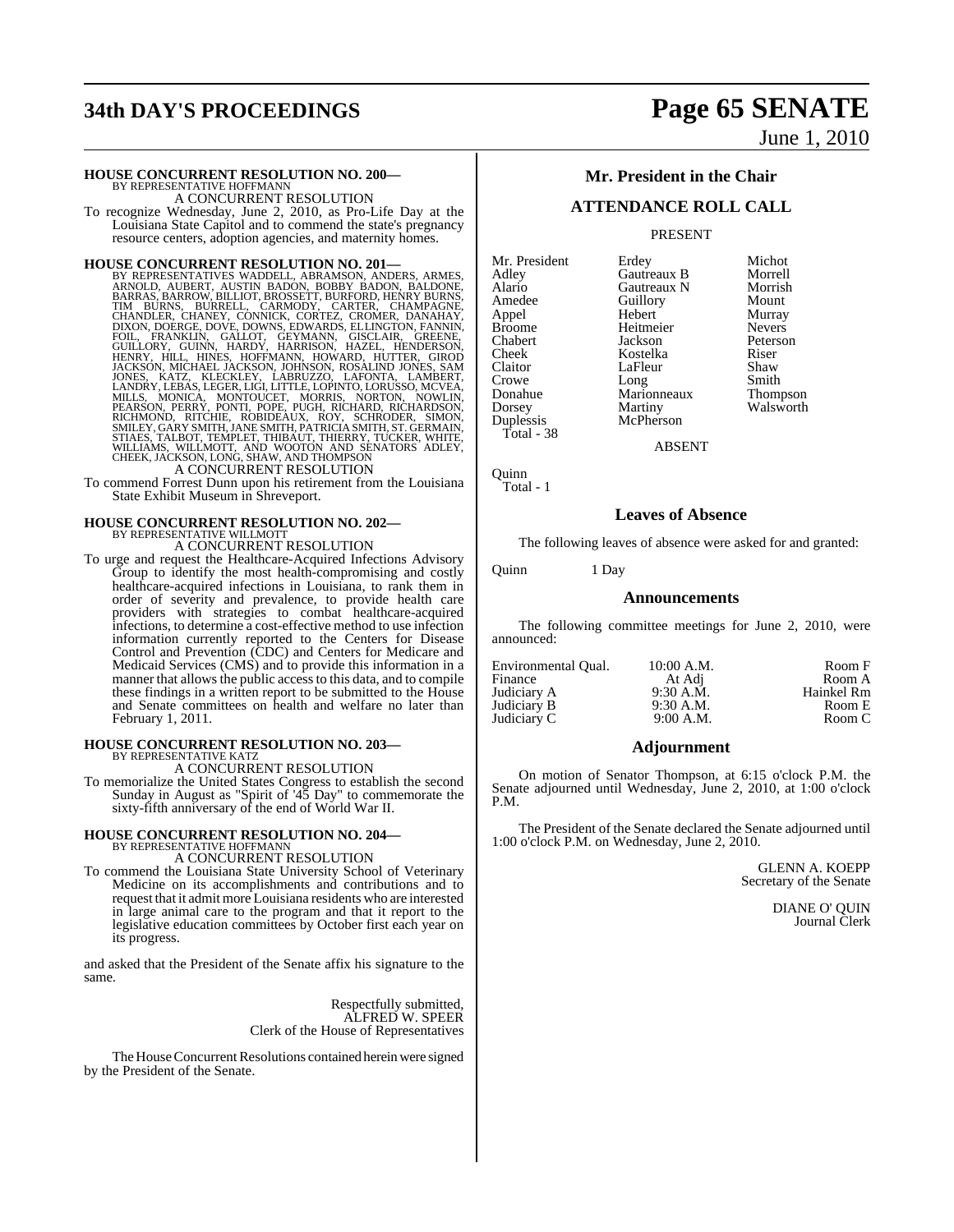**HOUSE CONCURRENT RESOLUTION NO. 200—**
BY REPRESENTATIVE HOFFMANN
A CONCURRENT RESOLUTION

To recognize Wednesday, June 2, 2010, as Pro-Life Day at the Louisiana State Capitol and to commend the state's pregnancy resource centers, adoption agencies, and maternity homes.

**HOUSE CONCURRENT RESOLUTION NO. 201—**
BY REPRESENTATIVES WADDELL, ABRAMSON, ANDERS, ARMES, ARNOLD, AUBERT, AUSTIN BADON, BOBBY BADON, BALDONE, BARRAS, BARROW, BILLIOT, BROSSETT, BURFORD, HENRY BURNS, TIM BURNS, BURRELL, CARMODY, CARTER, CHAMPAGNE, CHANDLER, CHANEY, CONNICK, CORTEZ, CROMER, DANAHAY, DIXON, DOERGE, DOVE, DOWNS, EDWARDS, ELLINGTON, FANNIN, FOIL, FRANKLIN, GALLOT, GEYMANN, GISCLAIR, GREENE, GUILLORY, GUINN, HARDY, HARRISON, HAZEL, HENDERSON, HENRY, HILL, HINES, HOFFMANN, HOWARD, HUTTER, GIROD JACKSON, MICHAEL JACKSON, JOHNSON, ROSALIND JONES, SAM JONES, KATZ, KLECKLEY, LABRUZZO, LAFONTA, LAMBERT, LANDRY, LEBAS, LEGER, LIGI, LITTLE, LOPINTO, LORUSSO, MCVEA, MILLS, MONICA, MONTOUCET, MORRIS, NORTON, NOWLIN, PEARSON, PERRY, PONTI, POPE, PUGH, RICHARD, RICHARDSON, RICHMOND, RITCHIE, ROBIDEAUX, ROY, SCHRODER, SIMON, SMILEY, GARY SMITH, JANE SMITH, PATRICIA SMITH, ST. GERMAIN, STIAES, TALBOT, TEMPLET, THIBAUT, THIERRY, TUCKER, WHITE, WILLIAMS, WILLMOTT, AND WOOTON AND SENATORS ADLEY, CHEEK, JACKSON, LONG, SHAW, AND THOMPSON
A CONCURRENT RESOLUTION

To commend Forrest Dunn upon his retirement from the Louisiana State Exhibit Museum in Shreveport.

**HOUSE CONCURRENT RESOLUTION NO. 202—**
BY REPRESENTATIVE WILLMOTT
A CONCURRENT RESOLUTION

To urge and request the Healthcare-Acquired Infections Advisory Group to identify the most health-compromising and costly healthcare-acquired infections in Louisiana, to rank them in order of severity and prevalence, to provide health care providers with strategies to combat healthcare-acquired infections, to determine a cost-effective method to use infection information currently reported to the Centers for Disease Control and Prevention (CDC) and Centers for Medicare and Medicaid Services (CMS) and to provide this information in a manner that allows the public access to this data, and to compile these findings in a written report to be submitted to the House and Senate committees on health and welfare no later than February 1, 2011.

**HOUSE CONCURRENT RESOLUTION NO. 203—**
BY REPRESENTATIVE KATZ
A CONCURRENT RESOLUTION

To memorialize the United States Congress to establish the second Sunday in August as "Spirit of '45 Day" to commemorate the sixty-fifth anniversary of the end of World War II.

**HOUSE CONCURRENT RESOLUTION NO. 204—**
BY REPRESENTATIVE HOFFMANN
A CONCURRENT RESOLUTION

To commend the Louisiana State University School of Veterinary Medicine on its accomplishments and contributions and to request that it admit more Louisiana residents who are interested in large animal care to the program and that it report to the legislative education committees by October first each year on its progress.

and asked that the President of the Senate affix his signature to the same.

Respectfully submitted,
ALFRED W. SPEER
Clerk of the House of Representatives

The House Concurrent Resolutions contained herein were signed by the President of the Senate.

## Mr. President in the Chair

## ATTENDANCE ROLL CALL

PRESENT

| | | |
|---|---|---|
| Mr. President | Erdey | Michot |
| Adley | Gautreaux B | Morrell |
| Alario | Gautreaux N | Morrish |
| Amedee | Guillory | Mount |
| Appel | Hebert | Murray |
| Broome | Heitmeier | Nevers |
| Chabert | Jackson | Peterson |
| Cheek | Kostelka | Riser |
| Claitor | LaFleur | Shaw |
| Crowe | Long | Smith |
| Donahue | Marionneaux | Thompson |
| Dorsey | Martiny | Walsworth |
| Duplessis | McPherson | |

Total - 38

ABSENT

Quinn
Total - 1

## Leaves of Absence

The following leaves of absence were asked for and granted:

Quinn 1 Day

## Announcements

The following committee meetings for June 2, 2010, were announced:

| | | |
|---|---|---|
| Environmental Qual. | 10:00 A.M. | Room F |
| Finance | At Adj | Room A |
| Judiciary A | 9:30 A.M. | Hainkel Rm |
| Judiciary B | 9:30 A.M. | Room E |
| Judiciary C | 9:00 A.M. | Room C |

## Adjournment

On motion of Senator Thompson, at 6:15 o'clock P.M. the Senate adjourned until Wednesday, June 2, 2010, at 1:00 o'clock P.M.

The President of the Senate declared the Senate adjourned until 1:00 o'clock P.M. on Wednesday, June 2, 2010.

GLENN A. KOEPP
Secretary of the Senate

DIANE O' QUIN
Journal Clerk